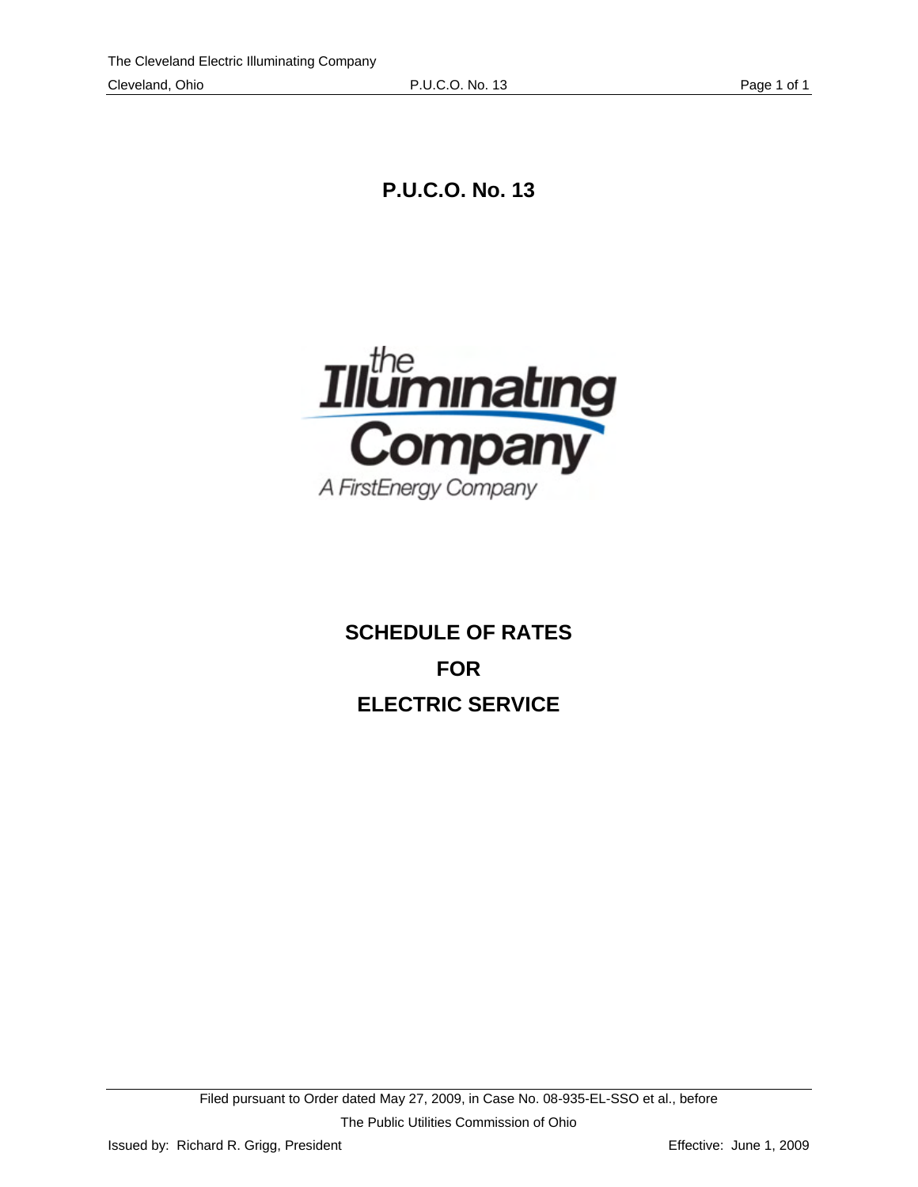# P.U.C.O. No. 13

the Illuminating Company

A FirstEnergy Company

# SCHEDULE OF RATES

# FOR

# ELECTRIC SERVICE

Filed pursuant to Order dated May 27, 2009, in Case No. 08-935-EL-SSO et al., before

The Public Utilities Commission of Ohio

Issued by: Richard R. Grigg, President

Effective: June 1, 2009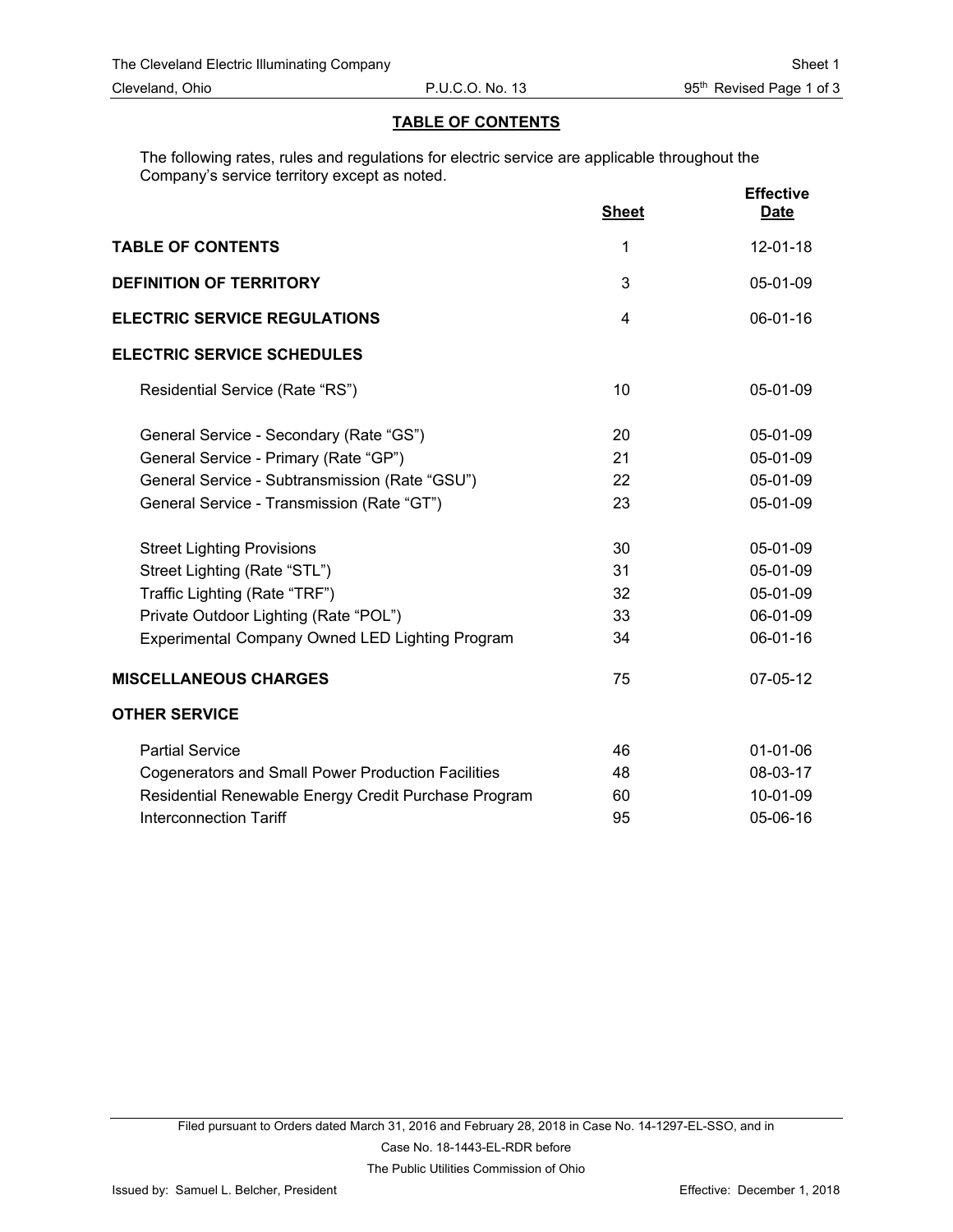## TABLE OF CONTENTS

The following rates, rules and regulations for electric service are applicable throughout the Company's service territory except as noted.

| | Sheet | Effective Date |
|---|---|---|
| **TABLE OF CONTENTS** | 1 | 12-01-18 |
| **DEFINITION OF TERRITORY** | 3 | 05-01-09 |
| **ELECTRIC SERVICE REGULATIONS** | 4 | 06-01-16 |
| **ELECTRIC SERVICE SCHEDULES** | | |
| Residential Service (Rate "RS") | 10 | 05-01-09 |
| General Service - Secondary (Rate "GS") | 20 | 05-01-09 |
| General Service - Primary (Rate "GP") | 21 | 05-01-09 |
| General Service - Subtransmission (Rate "GSU") | 22 | 05-01-09 |
| General Service - Transmission (Rate "GT") | 23 | 05-01-09 |
| Street Lighting Provisions | 30 | 05-01-09 |
| Street Lighting (Rate "STL") | 31 | 05-01-09 |
| Traffic Lighting (Rate "TRF") | 32 | 05-01-09 |
| Private Outdoor Lighting (Rate "POL") | 33 | 06-01-09 |
| Experimental Company Owned LED Lighting Program | 34 | 06-01-16 |
| **MISCELLANEOUS CHARGES** | 75 | 07-05-12 |
| **OTHER SERVICE** | | |
| Partial Service | 46 | 01-01-06 |
| Cogenerators and Small Power Production Facilities | 48 | 08-03-17 |
| Residential Renewable Energy Credit Purchase Program | 60 | 10-01-09 |
| Interconnection Tariff | 95 | 05-06-16 |

Filed pursuant to Orders dated March 31, 2016 and February 28, 2018 in Case No. 14-1297-EL-SSO, and in Case No. 18-1443-EL-RDR before The Public Utilities Commission of Ohio

Issued by: Samuel L. Belcher, President

Effective: December 1, 2018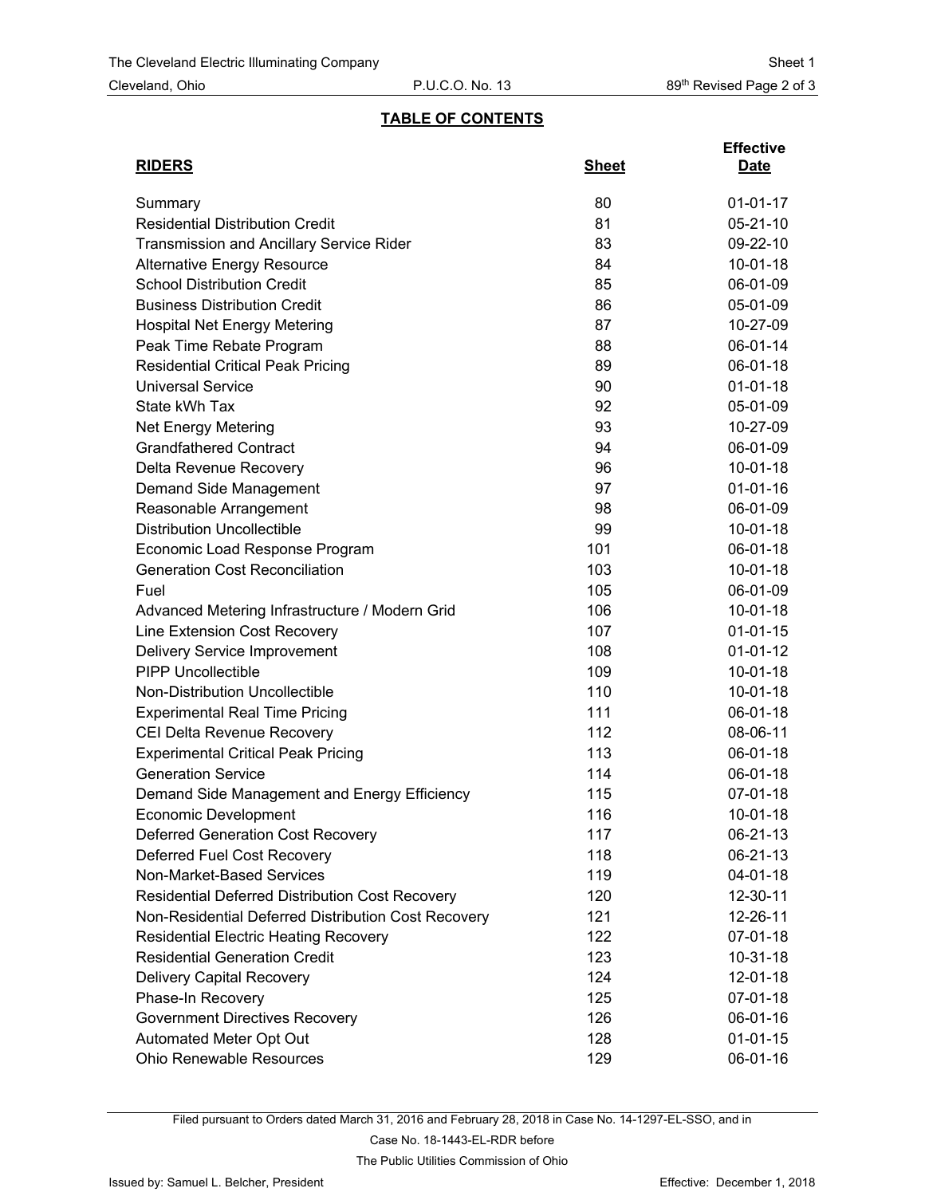## TABLE OF CONTENTS

| RIDERS | Sheet | Effective Date |
|---|---|---|
| Summary | 80 | 01-01-17 |
| Residential Distribution Credit | 81 | 05-21-10 |
| Transmission and Ancillary Service Rider | 83 | 09-22-10 |
| Alternative Energy Resource | 84 | 10-01-18 |
| School Distribution Credit | 85 | 06-01-09 |
| Business Distribution Credit | 86 | 05-01-09 |
| Hospital Net Energy Metering | 87 | 10-27-09 |
| Peak Time Rebate Program | 88 | 06-01-14 |
| Residential Critical Peak Pricing | 89 | 06-01-18 |
| Universal Service | 90 | 01-01-18 |
| State kWh Tax | 92 | 05-01-09 |
| Net Energy Metering | 93 | 10-27-09 |
| Grandfathered Contract | 94 | 06-01-09 |
| Delta Revenue Recovery | 96 | 10-01-18 |
| Demand Side Management | 97 | 01-01-16 |
| Reasonable Arrangement | 98 | 06-01-09 |
| Distribution Uncollectible | 99 | 10-01-18 |
| Economic Load Response Program | 101 | 06-01-18 |
| Generation Cost Reconciliation | 103 | 10-01-18 |
| Fuel | 105 | 06-01-09 |
| Advanced Metering Infrastructure / Modern Grid | 106 | 10-01-18 |
| Line Extension Cost Recovery | 107 | 01-01-15 |
| Delivery Service Improvement | 108 | 01-01-12 |
| PIPP Uncollectible | 109 | 10-01-18 |
| Non-Distribution Uncollectible | 110 | 10-01-18 |
| Experimental Real Time Pricing | 111 | 06-01-18 |
| CEI Delta Revenue Recovery | 112 | 08-06-11 |
| Experimental Critical Peak Pricing | 113 | 06-01-18 |
| Generation Service | 114 | 06-01-18 |
| Demand Side Management and Energy Efficiency | 115 | 07-01-18 |
| Economic Development | 116 | 10-01-18 |
| Deferred Generation Cost Recovery | 117 | 06-21-13 |
| Deferred Fuel Cost Recovery | 118 | 06-21-13 |
| Non-Market-Based Services | 119 | 04-01-18 |
| Residential Deferred Distribution Cost Recovery | 120 | 12-30-11 |
| Non-Residential Deferred Distribution Cost Recovery | 121 | 12-26-11 |
| Residential Electric Heating Recovery | 122 | 07-01-18 |
| Residential Generation Credit | 123 | 10-31-18 |
| Delivery Capital Recovery | 124 | 12-01-18 |
| Phase-In Recovery | 125 | 07-01-18 |
| Government Directives Recovery | 126 | 06-01-16 |
| Automated Meter Opt Out | 128 | 01-01-15 |
| Ohio Renewable Resources | 129 | 06-01-16 |

Filed pursuant to Orders dated March 31, 2016 and February 28, 2018 in Case No. 14-1297-EL-SSO, and in Case No. 18-1443-EL-RDR before The Public Utilities Commission of Ohio

Issued by: Samuel L. Belcher, President

Effective: December 1, 2018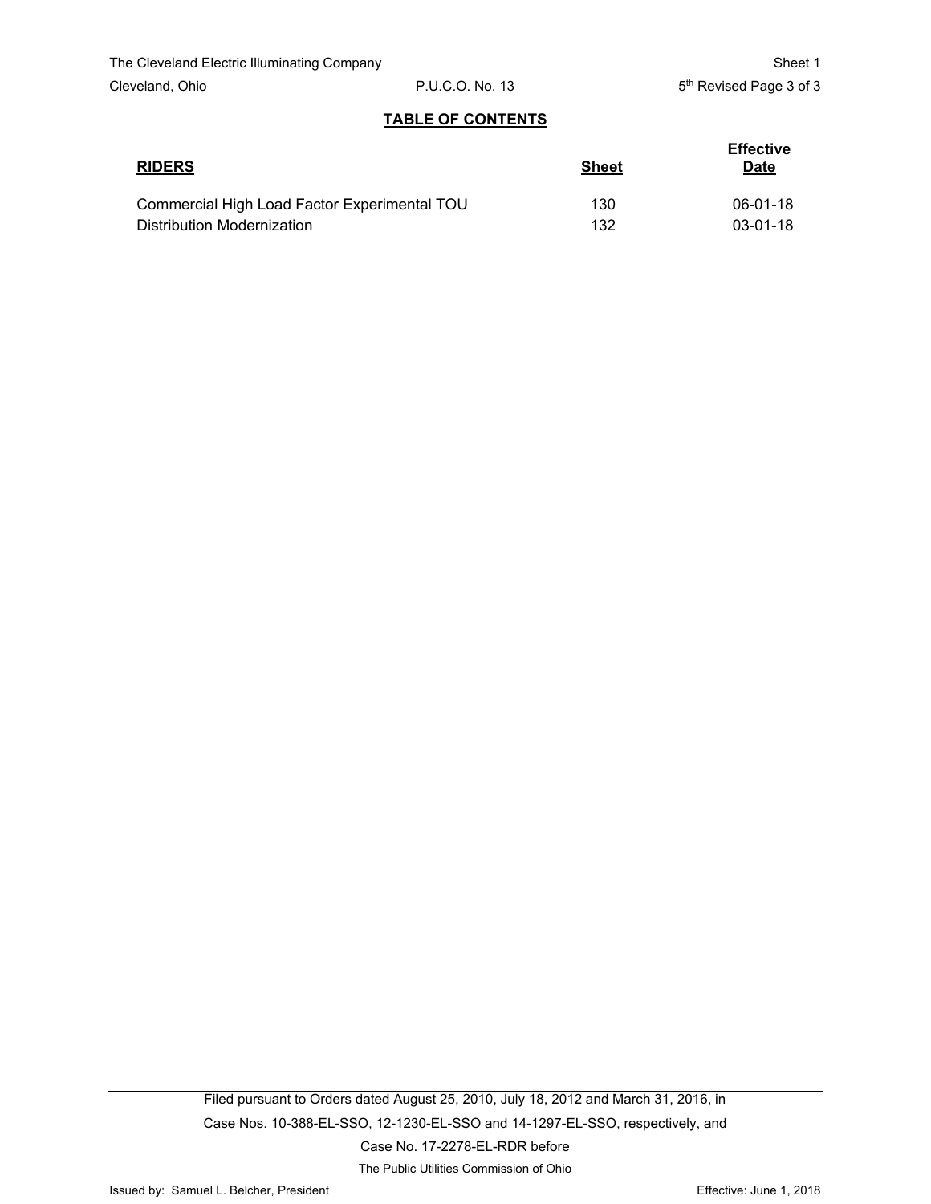## TABLE OF CONTENTS

| RIDERS | Sheet | Effective Date |
|---|---|---|
| Commercial High Load Factor Experimental TOU | 130 | 06-01-18 |
| Distribution Modernization | 132 | 03-01-18 |

Filed pursuant to Orders dated August 25, 2010, July 18, 2012 and March 31, 2016, in Case Nos. 10-388-EL-SSO, 12-1230-EL-SSO and 14-1297-EL-SSO, respectively, and Case No. 17-2278-EL-RDR before The Public Utilities Commission of Ohio

Issued by: Samuel L. Belcher, President

Effective: June 1, 2018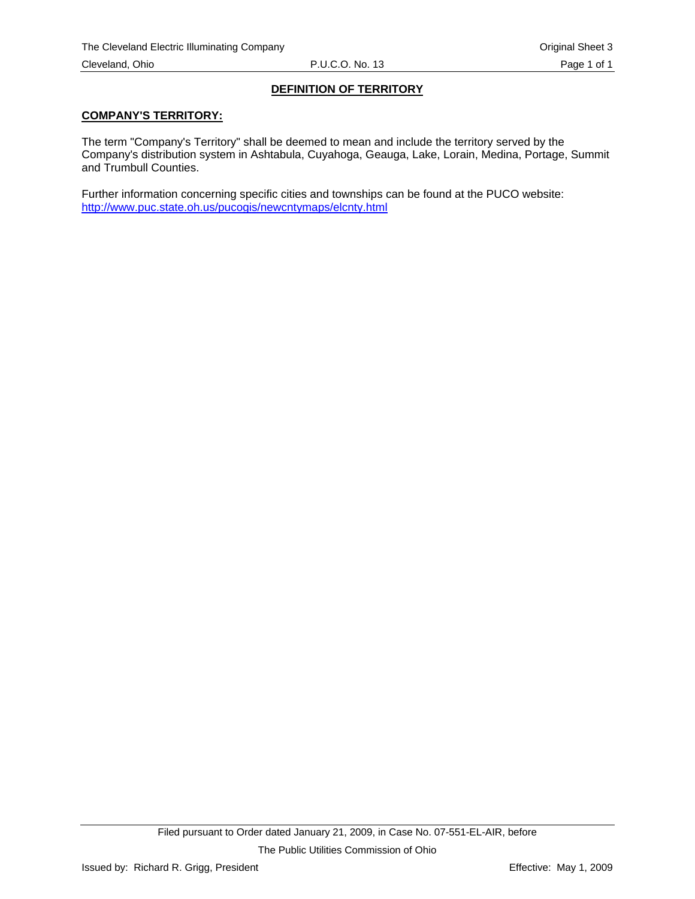# DEFINITION OF TERRITORY

## COMPANY'S TERRITORY:

The term "Company's Territory" shall be deemed to mean and include the territory served by the Company's distribution system in Ashtabula, Cuyahoga, Geauga, Lake, Lorain, Medina, Portage, Summit and Trumbull Counties.

Further information concerning specific cities and townships can be found at the PUCO website: http://www.puc.state.oh.us/pucogis/newcntymaps/elcnty.html

Filed pursuant to Order dated January 21, 2009, in Case No. 07-551-EL-AIR, before The Public Utilities Commission of Ohio

Issued by: Richard R. Grigg, President

Effective: May 1, 2009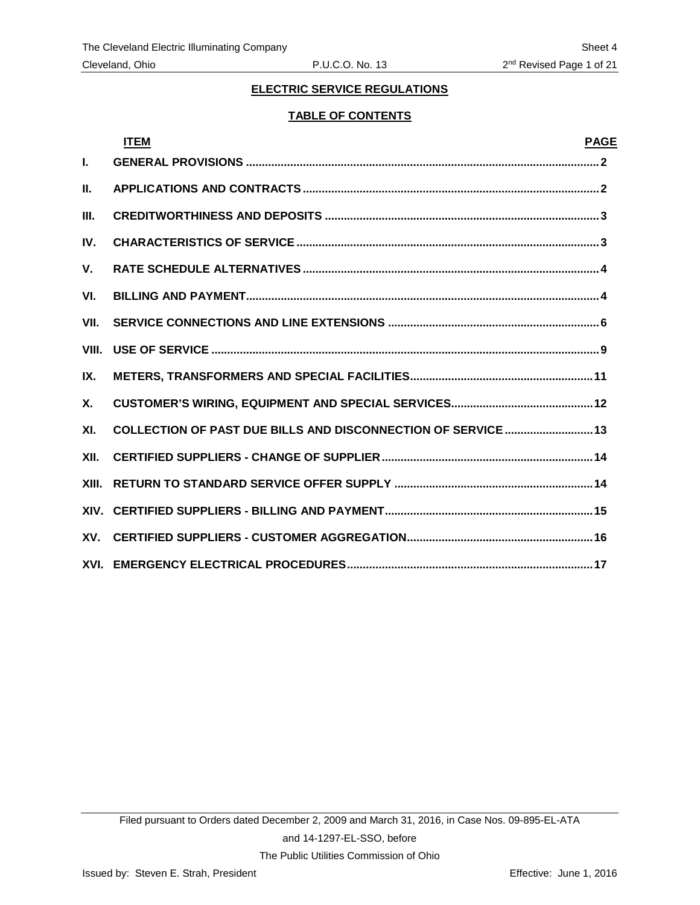## ELECTRIC SERVICE REGULATIONS

### TABLE OF CONTENTS

| | ITEM | PAGE |
|---|---|---|
| I. | GENERAL PROVISIONS | 2 |
| II. | APPLICATIONS AND CONTRACTS | 2 |
| III. | CREDITWORTHINESS AND DEPOSITS | 3 |
| IV. | CHARACTERISTICS OF SERVICE | 3 |
| V. | RATE SCHEDULE ALTERNATIVES | 4 |
| VI. | BILLING AND PAYMENT | 4 |
| VII. | SERVICE CONNECTIONS AND LINE EXTENSIONS | 6 |
| VIII. | USE OF SERVICE | 9 |
| IX. | METERS, TRANSFORMERS AND SPECIAL FACILITIES | 11 |
| X. | CUSTOMER'S WIRING, EQUIPMENT AND SPECIAL SERVICES | 12 |
| XI. | COLLECTION OF PAST DUE BILLS AND DISCONNECTION OF SERVICE | 13 |
| XII. | CERTIFIED SUPPLIERS - CHANGE OF SUPPLIER | 14 |
| XIII. | RETURN TO STANDARD SERVICE OFFER SUPPLY | 14 |
| XIV. | CERTIFIED SUPPLIERS - BILLING AND PAYMENT | 15 |
| XV. | CERTIFIED SUPPLIERS - CUSTOMER AGGREGATION | 16 |
| XVI. | EMERGENCY ELECTRICAL PROCEDURES | 17 |

Filed pursuant to Orders dated December 2, 2009 and March 31, 2016, in Case Nos. 09-895-EL-ATA and 14-1297-EL-SSO, before The Public Utilities Commission of Ohio

Issued by: Steven E. Strah, President

Effective: June 1, 2016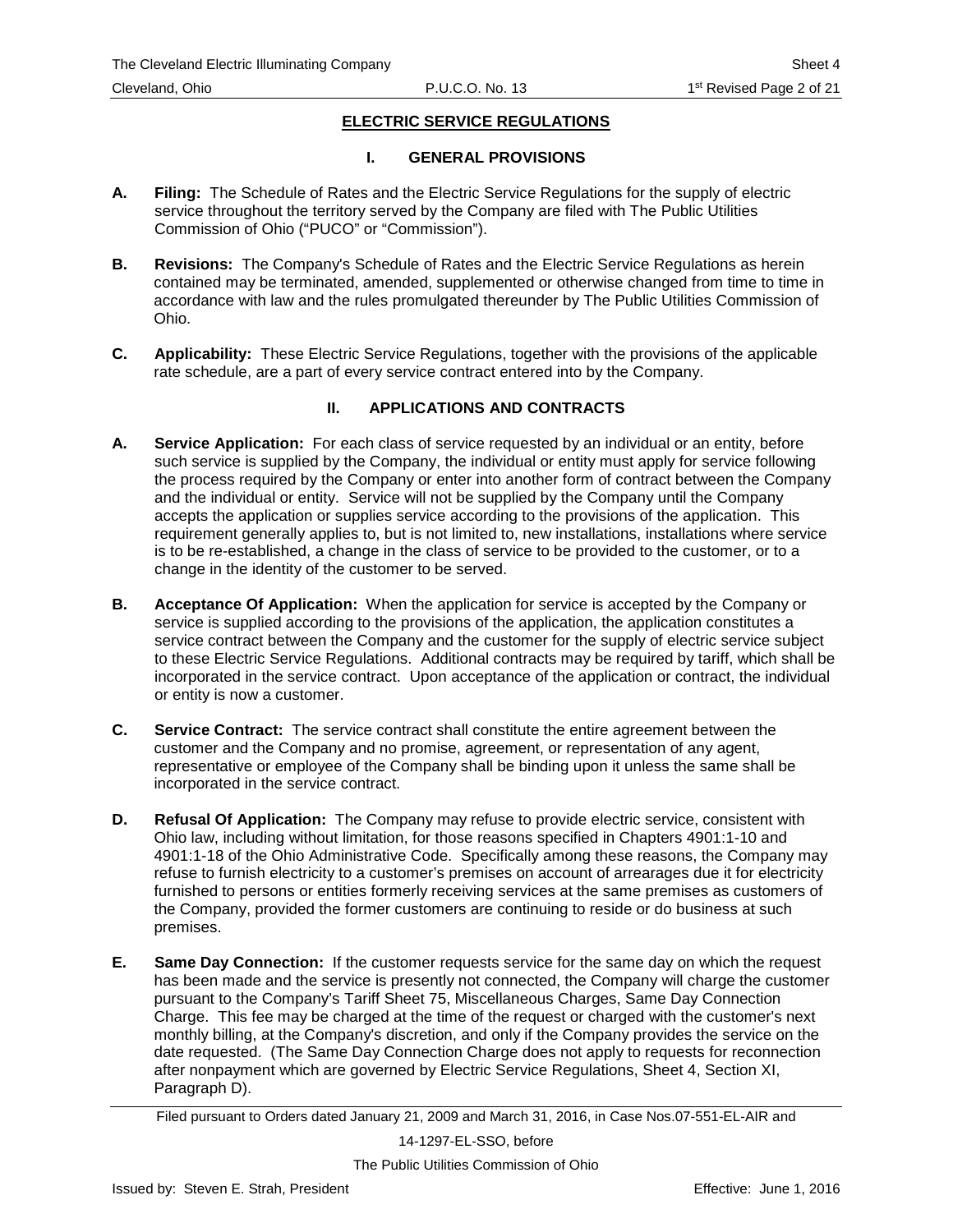## ELECTRIC SERVICE REGULATIONS

### I. GENERAL PROVISIONS

**A. Filing:** The Schedule of Rates and the Electric Service Regulations for the supply of electric service throughout the territory served by the Company are filed with The Public Utilities Commission of Ohio ("PUCO" or "Commission").

**B. Revisions:** The Company's Schedule of Rates and the Electric Service Regulations as herein contained may be terminated, amended, supplemented or otherwise changed from time to time in accordance with law and the rules promulgated thereunder by The Public Utilities Commission of Ohio.

**C. Applicability:** These Electric Service Regulations, together with the provisions of the applicable rate schedule, are a part of every service contract entered into by the Company.

### II. APPLICATIONS AND CONTRACTS

**A. Service Application:** For each class of service requested by an individual or an entity, before such service is supplied by the Company, the individual or entity must apply for service following the process required by the Company or enter into another form of contract between the Company and the individual or entity. Service will not be supplied by the Company until the Company accepts the application or supplies service according to the provisions of the application. This requirement generally applies to, but is not limited to, new installations, installations where service is to be re-established, a change in the class of service to be provided to the customer, or to a change in the identity of the customer to be served.

**B. Acceptance Of Application:** When the application for service is accepted by the Company or service is supplied according to the provisions of the application, the application constitutes a service contract between the Company and the customer for the supply of electric service subject to these Electric Service Regulations. Additional contracts may be required by tariff, which shall be incorporated in the service contract. Upon acceptance of the application or contract, the individual or entity is now a customer.

**C. Service Contract:** The service contract shall constitute the entire agreement between the customer and the Company and no promise, agreement, or representation of any agent, representative or employee of the Company shall be binding upon it unless the same shall be incorporated in the service contract.

**D. Refusal Of Application:** The Company may refuse to provide electric service, consistent with Ohio law, including without limitation, for those reasons specified in Chapters 4901:1-10 and 4901:1-18 of the Ohio Administrative Code. Specifically among these reasons, the Company may refuse to furnish electricity to a customer's premises on account of arrearages due it for electricity furnished to persons or entities formerly receiving services at the same premises as customers of the Company, provided the former customers are continuing to reside or do business at such premises.

**E. Same Day Connection:** If the customer requests service for the same day on which the request has been made and the service is presently not connected, the Company will charge the customer pursuant to the Company's Tariff Sheet 75, Miscellaneous Charges, Same Day Connection Charge. This fee may be charged at the time of the request or charged with the customer's next monthly billing, at the Company's discretion, and only if the Company provides the service on the date requested. (The Same Day Connection Charge does not apply to requests for reconnection after nonpayment which are governed by Electric Service Regulations, Sheet 4, Section XI, Paragraph D).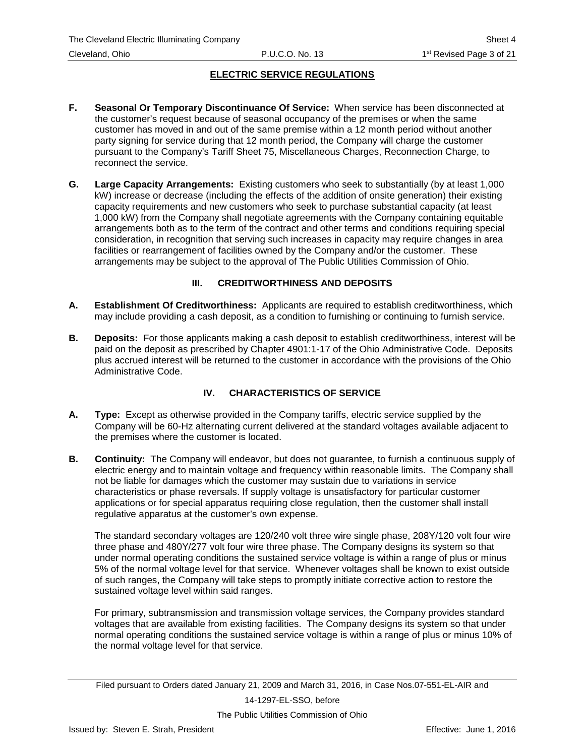## ELECTRIC SERVICE REGULATIONS

**F. Seasonal Or Temporary Discontinuance Of Service:** When service has been disconnected at the customer's request because of seasonal occupancy of the premises or when the same customer has moved in and out of the same premise within a 12 month period without another party signing for service during that 12 month period, the Company will charge the customer pursuant to the Company's Tariff Sheet 75, Miscellaneous Charges, Reconnection Charge, to reconnect the service.

**G. Large Capacity Arrangements:** Existing customers who seek to substantially (by at least 1,000 kW) increase or decrease (including the effects of the addition of onsite generation) their existing capacity requirements and new customers who seek to purchase substantial capacity (at least 1,000 kW) from the Company shall negotiate agreements with the Company containing equitable arrangements both as to the term of the contract and other terms and conditions requiring special consideration, in recognition that serving such increases in capacity may require changes in area facilities or rearrangement of facilities owned by the Company and/or the customer. These arrangements may be subject to the approval of The Public Utilities Commission of Ohio.

### III. CREDITWORTHINESS AND DEPOSITS

**A. Establishment Of Creditworthiness:** Applicants are required to establish creditworthiness, which may include providing a cash deposit, as a condition to furnishing or continuing to furnish service.

**B. Deposits:** For those applicants making a cash deposit to establish creditworthiness, interest will be paid on the deposit as prescribed by Chapter 4901:1-17 of the Ohio Administrative Code. Deposits plus accrued interest will be returned to the customer in accordance with the provisions of the Ohio Administrative Code.

### IV. CHARACTERISTICS OF SERVICE

**A. Type:** Except as otherwise provided in the Company tariffs, electric service supplied by the Company will be 60-Hz alternating current delivered at the standard voltages available adjacent to the premises where the customer is located.

**B. Continuity:** The Company will endeavor, but does not guarantee, to furnish a continuous supply of electric energy and to maintain voltage and frequency within reasonable limits. The Company shall not be liable for damages which the customer may sustain due to variations in service characteristics or phase reversals. If supply voltage is unsatisfactory for particular customer applications or for special apparatus requiring close regulation, then the customer shall install regulative apparatus at the customer's own expense.

The standard secondary voltages are 120/240 volt three wire single phase, 208Y/120 volt four wire three phase and 480Y/277 volt four wire three phase. The Company designs its system so that under normal operating conditions the sustained service voltage is within a range of plus or minus 5% of the normal voltage level for that service. Whenever voltages shall be known to exist outside of such ranges, the Company will take steps to promptly initiate corrective action to restore the sustained voltage level within said ranges.

For primary, subtransmission and transmission voltage services, the Company provides standard voltages that are available from existing facilities. The Company designs its system so that under normal operating conditions the sustained service voltage is within a range of plus or minus 10% of the normal voltage level for that service.

Filed pursuant to Orders dated January 21, 2009 and March 31, 2016, in Case Nos.07-551-EL-AIR and 14-1297-EL-SSO, before The Public Utilities Commission of Ohio

Issued by: Steven E. Strah, President Effective: June 1, 2016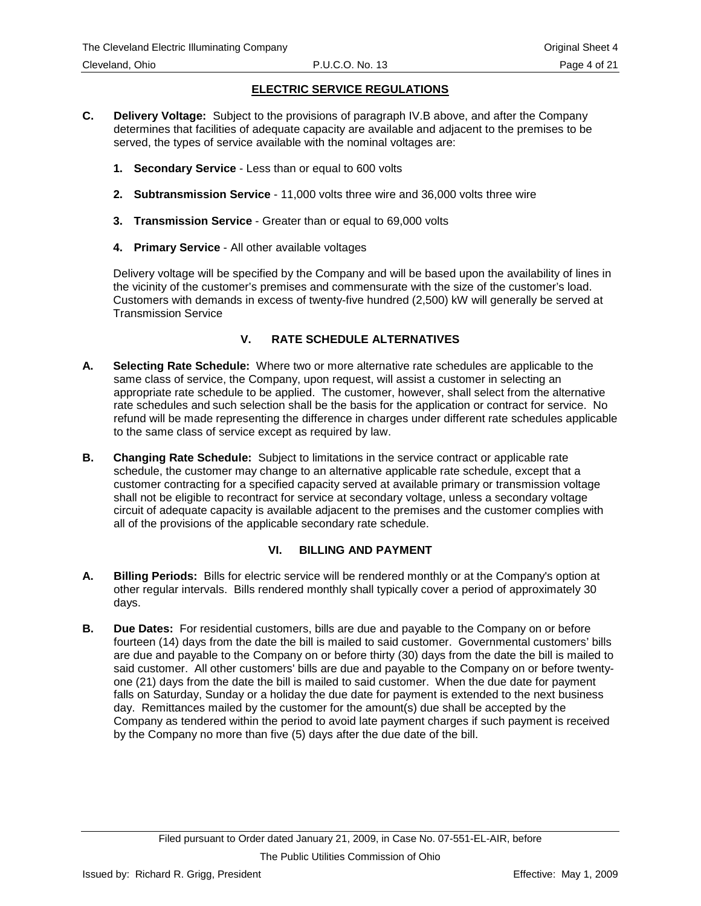## ELECTRIC SERVICE REGULATIONS

**C. Delivery Voltage:** Subject to the provisions of paragraph IV.B above, and after the Company determines that facilities of adequate capacity are available and adjacent to the premises to be served, the types of service available with the nominal voltages are:

1. **Secondary Service** - Less than or equal to 600 volts

2. **Subtransmission Service** - 11,000 volts three wire and 36,000 volts three wire

3. **Transmission Service** - Greater than or equal to 69,000 volts

4. **Primary Service** - All other available voltages

Delivery voltage will be specified by the Company and will be based upon the availability of lines in the vicinity of the customer's premises and commensurate with the size of the customer's load. Customers with demands in excess of twenty-five hundred (2,500) kW will generally be served at Transmission Service

## V. RATE SCHEDULE ALTERNATIVES

**A. Selecting Rate Schedule:** Where two or more alternative rate schedules are applicable to the same class of service, the Company, upon request, will assist a customer in selecting an appropriate rate schedule to be applied. The customer, however, shall select from the alternative rate schedules and such selection shall be the basis for the application or contract for service. No refund will be made representing the difference in charges under different rate schedules applicable to the same class of service except as required by law.

**B. Changing Rate Schedule:** Subject to limitations in the service contract or applicable rate schedule, the customer may change to an alternative applicable rate schedule, except that a customer contracting for a specified capacity served at available primary or transmission voltage shall not be eligible to recontract for service at secondary voltage, unless a secondary voltage circuit of adequate capacity is available adjacent to the premises and the customer complies with all of the provisions of the applicable secondary rate schedule.

## VI. BILLING AND PAYMENT

**A. Billing Periods:** Bills for electric service will be rendered monthly or at the Company's option at other regular intervals. Bills rendered monthly shall typically cover a period of approximately 30 days.

**B. Due Dates:** For residential customers, bills are due and payable to the Company on or before fourteen (14) days from the date the bill is mailed to said customer. Governmental customers' bills are due and payable to the Company on or before thirty (30) days from the date the bill is mailed to said customer. All other customers' bills are due and payable to the Company on or before twenty-one (21) days from the date the bill is mailed to said customer. When the due date for payment falls on Saturday, Sunday or a holiday the due date for payment is extended to the next business day. Remittances mailed by the customer for the amount(s) due shall be accepted by the Company as tendered within the period to avoid late payment charges if such payment is received by the Company no more than five (5) days after the due date of the bill.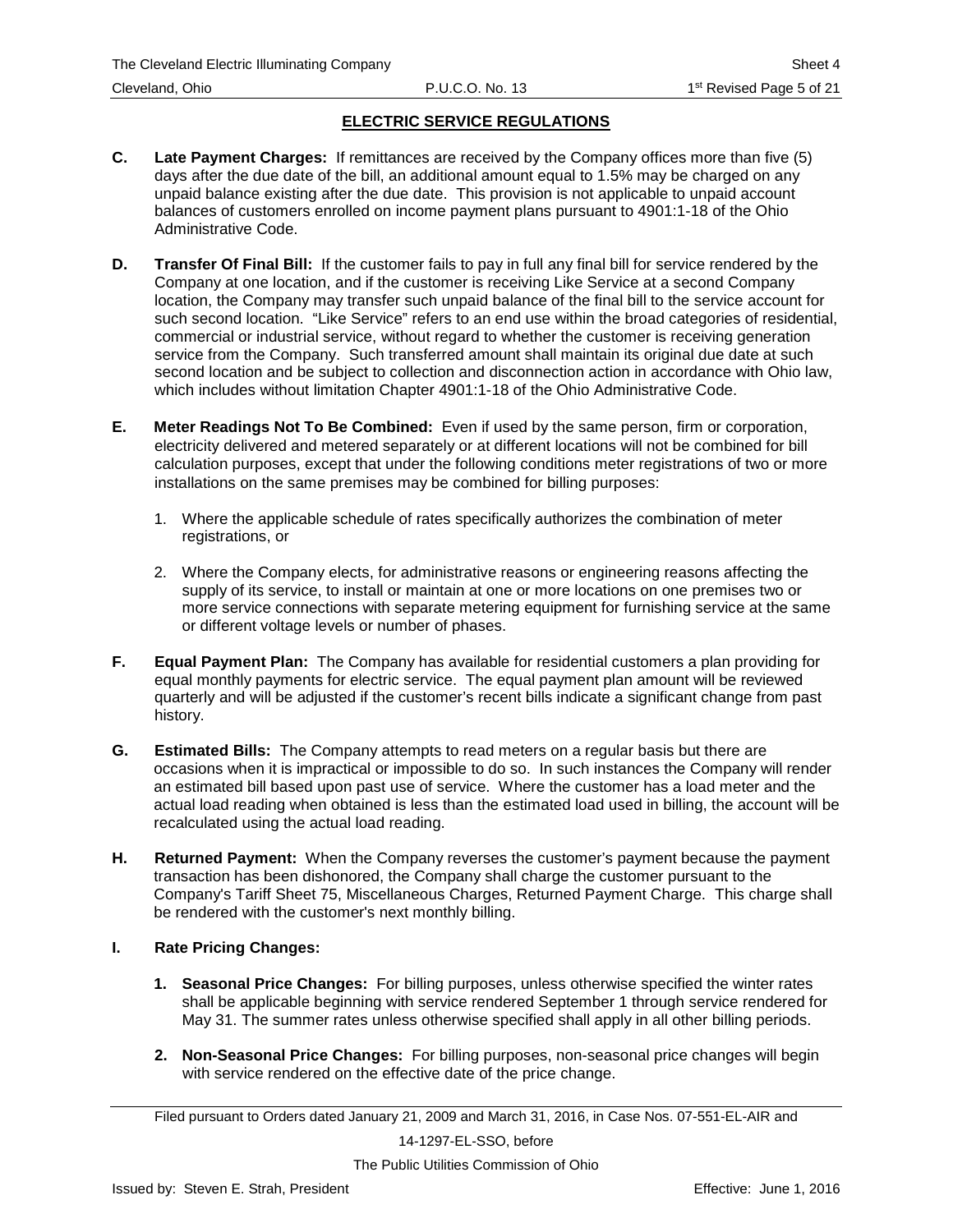## ELECTRIC SERVICE REGULATIONS

**C. Late Payment Charges:** If remittances are received by the Company offices more than five (5) days after the due date of the bill, an additional amount equal to 1.5% may be charged on any unpaid balance existing after the due date. This provision is not applicable to unpaid account balances of customers enrolled on income payment plans pursuant to 4901:1-18 of the Ohio Administrative Code.

**D. Transfer Of Final Bill:** If the customer fails to pay in full any final bill for service rendered by the Company at one location, and if the customer is receiving Like Service at a second Company location, the Company may transfer such unpaid balance of the final bill to the service account for such second location. "Like Service" refers to an end use within the broad categories of residential, commercial or industrial service, without regard to whether the customer is receiving generation service from the Company. Such transferred amount shall maintain its original due date at such second location and be subject to collection and disconnection action in accordance with Ohio law, which includes without limitation Chapter 4901:1-18 of the Ohio Administrative Code.

**E. Meter Readings Not To Be Combined:** Even if used by the same person, firm or corporation, electricity delivered and metered separately or at different locations will not be combined for bill calculation purposes, except that under the following conditions meter registrations of two or more installations on the same premises may be combined for billing purposes:

1. Where the applicable schedule of rates specifically authorizes the combination of meter registrations, or

2. Where the Company elects, for administrative reasons or engineering reasons affecting the supply of its service, to install or maintain at one or more locations on one premises two or more service connections with separate metering equipment for furnishing service at the same or different voltage levels or number of phases.

**F. Equal Payment Plan:** The Company has available for residential customers a plan providing for equal monthly payments for electric service. The equal payment plan amount will be reviewed quarterly and will be adjusted if the customer's recent bills indicate a significant change from past history.

**G. Estimated Bills:** The Company attempts to read meters on a regular basis but there are occasions when it is impractical or impossible to do so. In such instances the Company will render an estimated bill based upon past use of service. Where the customer has a load meter and the actual load reading when obtained is less than the estimated load used in billing, the account will be recalculated using the actual load reading.

**H. Returned Payment:** When the Company reverses the customer's payment because the payment transaction has been dishonored, the Company shall charge the customer pursuant to the Company's Tariff Sheet 75, Miscellaneous Charges, Returned Payment Charge. This charge shall be rendered with the customer's next monthly billing.

**I. Rate Pricing Changes:**

1. **Seasonal Price Changes:** For billing purposes, unless otherwise specified the winter rates shall be applicable beginning with service rendered September 1 through service rendered for May 31. The summer rates unless otherwise specified shall apply in all other billing periods.

2. **Non-Seasonal Price Changes:** For billing purposes, non-seasonal price changes will begin with service rendered on the effective date of the price change.

Filed pursuant to Orders dated January 21, 2009 and March 31, 2016, in Case Nos. 07-551-EL-AIR and 14-1297-EL-SSO, before The Public Utilities Commission of Ohio

Issued by: Steven E. Strah, President

Effective: June 1, 2016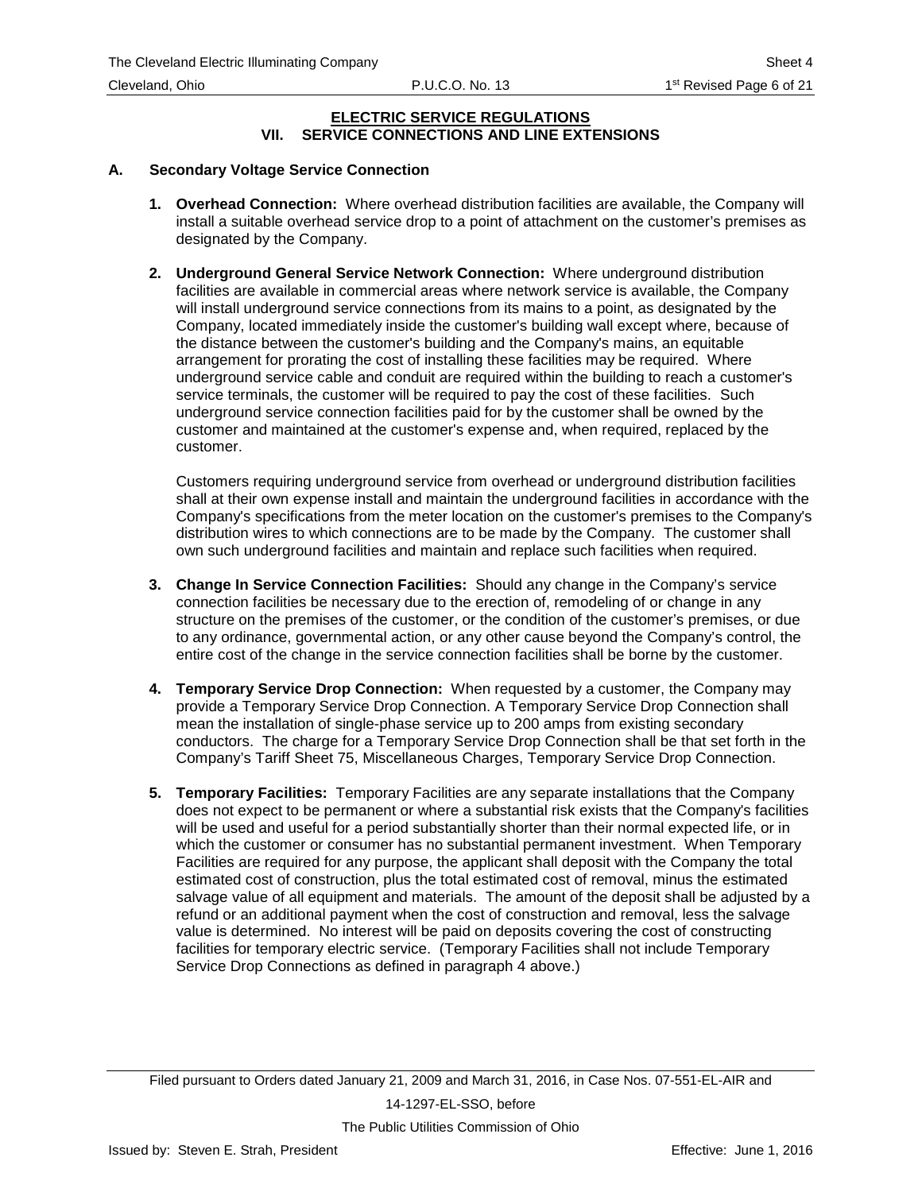## ELECTRIC SERVICE REGULATIONS
## VII. SERVICE CONNECTIONS AND LINE EXTENSIONS

### A. Secondary Voltage Service Connection

1. **Overhead Connection:** Where overhead distribution facilities are available, the Company will install a suitable overhead service drop to a point of attachment on the customer's premises as designated by the Company.

2. **Underground General Service Network Connection:** Where underground distribution facilities are available in commercial areas where network service is available, the Company will install underground service connections from its mains to a point, as designated by the Company, located immediately inside the customer's building wall except where, because of the distance between the customer's building and the Company's mains, an equitable arrangement for prorating the cost of installing these facilities may be required. Where underground service cable and conduit are required within the building to reach a customer's service terminals, the customer will be required to pay the cost of these facilities. Such underground service connection facilities paid for by the customer shall be owned by the customer and maintained at the customer's expense and, when required, replaced by the customer.

   Customers requiring underground service from overhead or underground distribution facilities shall at their own expense install and maintain the underground facilities in accordance with the Company's specifications from the meter location on the customer's premises to the Company's distribution wires to which connections are to be made by the Company. The customer shall own such underground facilities and maintain and replace such facilities when required.

3. **Change In Service Connection Facilities:** Should any change in the Company's service connection facilities be necessary due to the erection of, remodeling of or change in any structure on the premises of the customer, or the condition of the customer's premises, or due to any ordinance, governmental action, or any other cause beyond the Company's control, the entire cost of the change in the service connection facilities shall be borne by the customer.

4. **Temporary Service Drop Connection:** When requested by a customer, the Company may provide a Temporary Service Drop Connection. A Temporary Service Drop Connection shall mean the installation of single-phase service up to 200 amps from existing secondary conductors. The charge for a Temporary Service Drop Connection shall be that set forth in the Company's Tariff Sheet 75, Miscellaneous Charges, Temporary Service Drop Connection.

5. **Temporary Facilities:** Temporary Facilities are any separate installations that the Company does not expect to be permanent or where a substantial risk exists that the Company's facilities will be used and useful for a period substantially shorter than their normal expected life, or in which the customer or consumer has no substantial permanent investment. When Temporary Facilities are required for any purpose, the applicant shall deposit with the Company the total estimated cost of construction, plus the total estimated cost of removal, minus the estimated salvage value of all equipment and materials. The amount of the deposit shall be adjusted by a refund or an additional payment when the cost of construction and removal, less the salvage value is determined. No interest will be paid on deposits covering the cost of constructing facilities for temporary electric service. (Temporary Facilities shall not include Temporary Service Drop Connections as defined in paragraph 4 above.)

Filed pursuant to Orders dated January 21, 2009 and March 31, 2016, in Case Nos. 07-551-EL-AIR and 14-1297-EL-SSO, before The Public Utilities Commission of Ohio

Issued by: Steven E. Strah, President — Effective: June 1, 2016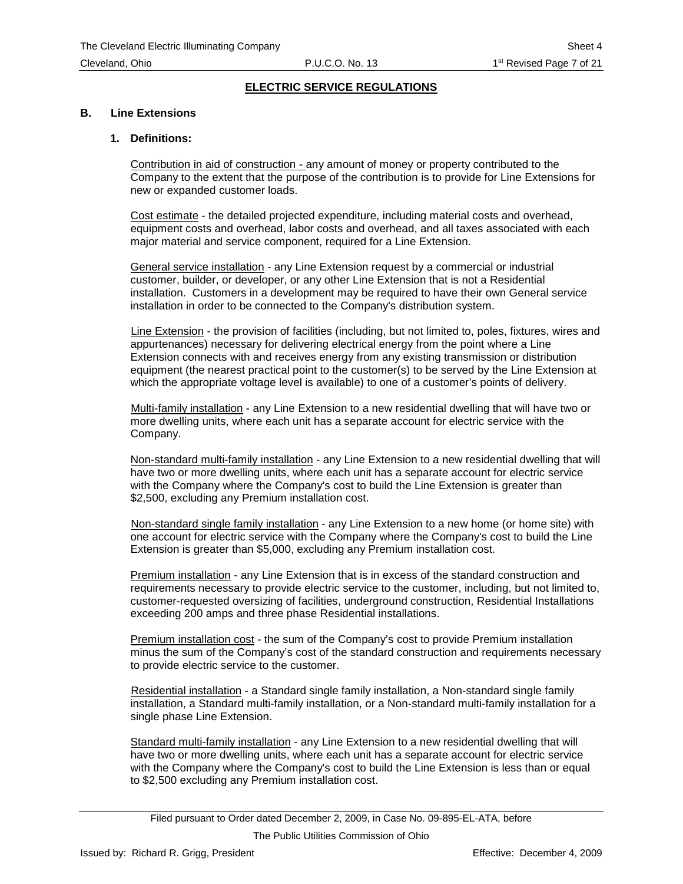## ELECTRIC SERVICE REGULATIONS

### B. Line Extensions

**1. Definitions:**

Contribution in aid of construction - any amount of money or property contributed to the Company to the extent that the purpose of the contribution is to provide for Line Extensions for new or expanded customer loads.

Cost estimate - the detailed projected expenditure, including material costs and overhead, equipment costs and overhead, labor costs and overhead, and all taxes associated with each major material and service component, required for a Line Extension.

General service installation - any Line Extension request by a commercial or industrial customer, builder, or developer, or any other Line Extension that is not a Residential installation. Customers in a development may be required to have their own General service installation in order to be connected to the Company's distribution system.

Line Extension - the provision of facilities (including, but not limited to, poles, fixtures, wires and appurtenances) necessary for delivering electrical energy from the point where a Line Extension connects with and receives energy from any existing transmission or distribution equipment (the nearest practical point to the customer(s) to be served by the Line Extension at which the appropriate voltage level is available) to one of a customer's points of delivery.

Multi-family installation - any Line Extension to a new residential dwelling that will have two or more dwelling units, where each unit has a separate account for electric service with the Company.

Non-standard multi-family installation - any Line Extension to a new residential dwelling that will have two or more dwelling units, where each unit has a separate account for electric service with the Company where the Company's cost to build the Line Extension is greater than $2,500, excluding any Premium installation cost.

Non-standard single family installation - any Line Extension to a new home (or home site) with one account for electric service with the Company where the Company's cost to build the Line Extension is greater than $5,000, excluding any Premium installation cost.

Premium installation - any Line Extension that is in excess of the standard construction and requirements necessary to provide electric service to the customer, including, but not limited to, customer-requested oversizing of facilities, underground construction, Residential Installations exceeding 200 amps and three phase Residential installations.

Premium installation cost - the sum of the Company's cost to provide Premium installation minus the sum of the Company's cost of the standard construction and requirements necessary to provide electric service to the customer.

Residential installation - a Standard single family installation, a Non-standard single family installation, a Standard multi-family installation, or a Non-standard multi-family installation for a single phase Line Extension.

Standard multi-family installation - any Line Extension to a new residential dwelling that will have two or more dwelling units, where each unit has a separate account for electric service with the Company where the Company's cost to build the Line Extension is less than or equal to $2,500 excluding any Premium installation cost.

Filed pursuant to Order dated December 2, 2009, in Case No. 09-895-EL-ATA, before The Public Utilities Commission of Ohio

Issued by: Richard R. Grigg, President — Effective: December 4, 2009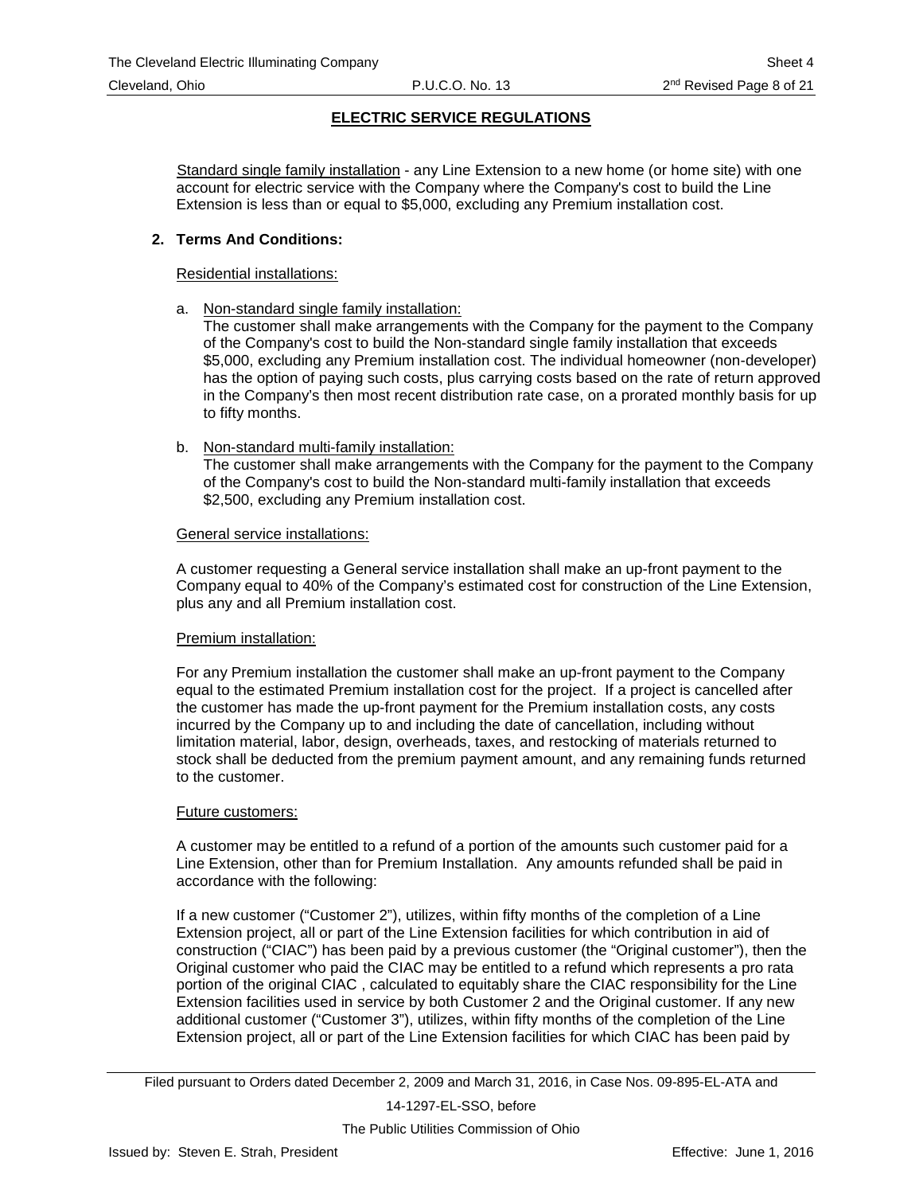## ELECTRIC SERVICE REGULATIONS

Standard single family installation - any Line Extension to a new home (or home site) with one account for electric service with the Company where the Company's cost to build the Line Extension is less than or equal to $5,000, excluding any Premium installation cost.

**2. Terms And Conditions:**

Residential installations:

a. Non-standard single family installation:
The customer shall make arrangements with the Company for the payment to the Company of the Company's cost to build the Non-standard single family installation that exceeds $5,000, excluding any Premium installation cost. The individual homeowner (non-developer) has the option of paying such costs, plus carrying costs based on the rate of return approved in the Company's then most recent distribution rate case, on a prorated monthly basis for up to fifty months.

b. Non-standard multi-family installation:
The customer shall make arrangements with the Company for the payment to the Company of the Company's cost to build the Non-standard multi-family installation that exceeds $2,500, excluding any Premium installation cost.

General service installations:

A customer requesting a General service installation shall make an up-front payment to the Company equal to 40% of the Company's estimated cost for construction of the Line Extension, plus any and all Premium installation cost.

Premium installation:

For any Premium installation the customer shall make an up-front payment to the Company equal to the estimated Premium installation cost for the project. If a project is cancelled after the customer has made the up-front payment for the Premium installation costs, any costs incurred by the Company up to and including the date of cancellation, including without limitation material, labor, design, overheads, taxes, and restocking of materials returned to stock shall be deducted from the premium payment amount, and any remaining funds returned to the customer.

Future customers:

A customer may be entitled to a refund of a portion of the amounts such customer paid for a Line Extension, other than for Premium Installation. Any amounts refunded shall be paid in accordance with the following:

If a new customer ("Customer 2"), utilizes, within fifty months of the completion of a Line Extension project, all or part of the Line Extension facilities for which contribution in aid of construction ("CIAC") has been paid by a previous customer (the "Original customer"), then the Original customer who paid the CIAC may be entitled to a refund which represents a pro rata portion of the original CIAC , calculated to equitably share the CIAC responsibility for the Line Extension facilities used in service by both Customer 2 and the Original customer. If any new additional customer ("Customer 3"), utilizes, within fifty months of the completion of the Line Extension project, all or part of the Line Extension facilities for which CIAC has been paid by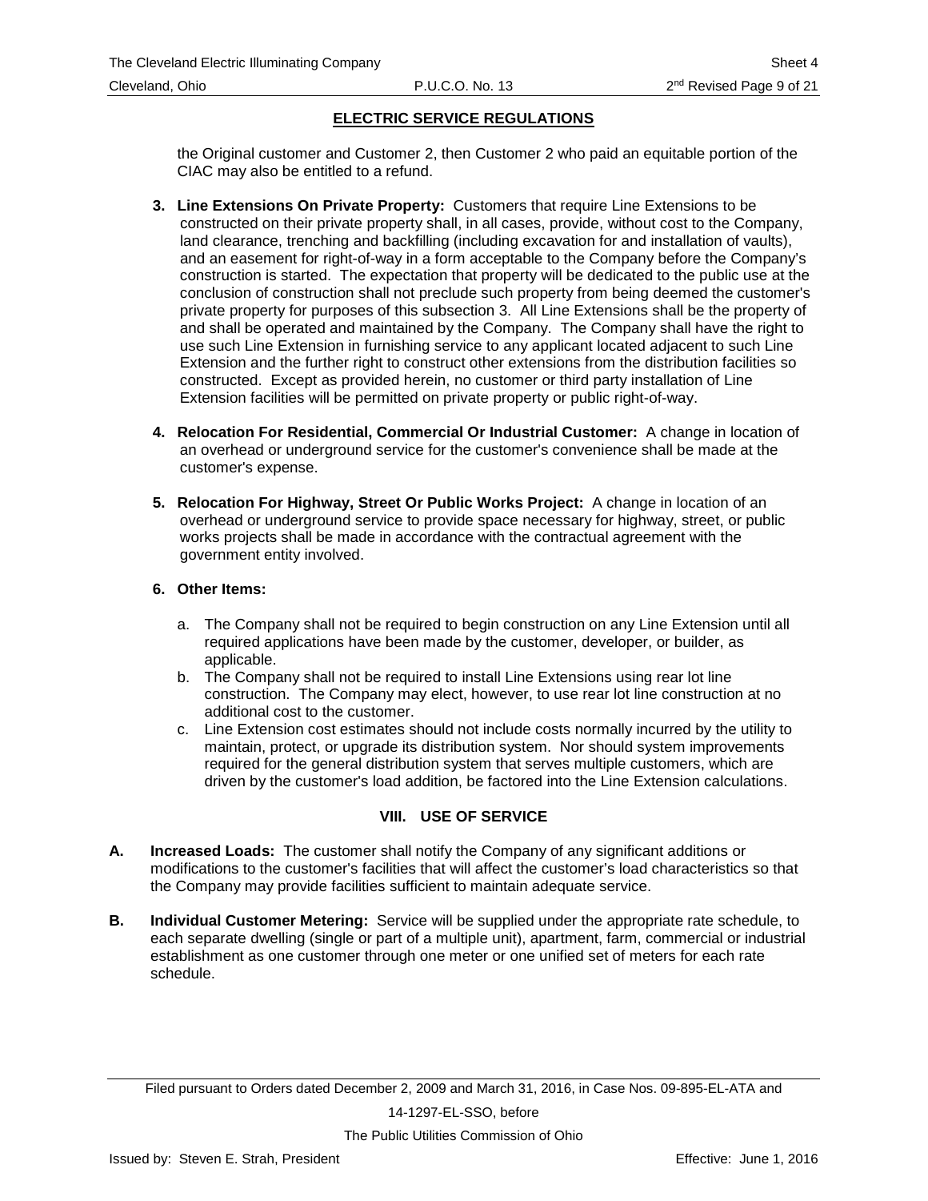## ELECTRIC SERVICE REGULATIONS

the Original customer and Customer 2, then Customer 2 who paid an equitable portion of the CIAC may also be entitled to a refund.

**3. Line Extensions On Private Property:** Customers that require Line Extensions to be constructed on their private property shall, in all cases, provide, without cost to the Company, land clearance, trenching and backfilling (including excavation for and installation of vaults), and an easement for right-of-way in a form acceptable to the Company before the Company's construction is started. The expectation that property will be dedicated to the public use at the conclusion of construction shall not preclude such property from being deemed the customer's private property for purposes of this subsection 3. All Line Extensions shall be the property of and shall be operated and maintained by the Company. The Company shall have the right to use such Line Extension in furnishing service to any applicant located adjacent to such Line Extension and the further right to construct other extensions from the distribution facilities so constructed. Except as provided herein, no customer or third party installation of Line Extension facilities will be permitted on private property or public right-of-way.

**4. Relocation For Residential, Commercial Or Industrial Customer:** A change in location of an overhead or underground service for the customer's convenience shall be made at the customer's expense.

**5. Relocation For Highway, Street Or Public Works Project:** A change in location of an overhead or underground service to provide space necessary for highway, street, or public works projects shall be made in accordance with the contractual agreement with the government entity involved.

**6. Other Items:**

a. The Company shall not be required to begin construction on any Line Extension until all required applications have been made by the customer, developer, or builder, as applicable.

b. The Company shall not be required to install Line Extensions using rear lot line construction. The Company may elect, however, to use rear lot line construction at no additional cost to the customer.

c. Line Extension cost estimates should not include costs normally incurred by the utility to maintain, protect, or upgrade its distribution system. Nor should system improvements required for the general distribution system that serves multiple customers, which are driven by the customer's load addition, be factored into the Line Extension calculations.

### VIII. USE OF SERVICE

**A. Increased Loads:** The customer shall notify the Company of any significant additions or modifications to the customer's facilities that will affect the customer's load characteristics so that the Company may provide facilities sufficient to maintain adequate service.

**B. Individual Customer Metering:** Service will be supplied under the appropriate rate schedule, to each separate dwelling (single or part of a multiple unit), apartment, farm, commercial or industrial establishment as one customer through one meter or one unified set of meters for each rate schedule.

Filed pursuant to Orders dated December 2, 2009 and March 31, 2016, in Case Nos. 09-895-EL-ATA and 14-1297-EL-SSO, before The Public Utilities Commission of Ohio

Issued by: Steven E. Strah, President Effective: June 1, 2016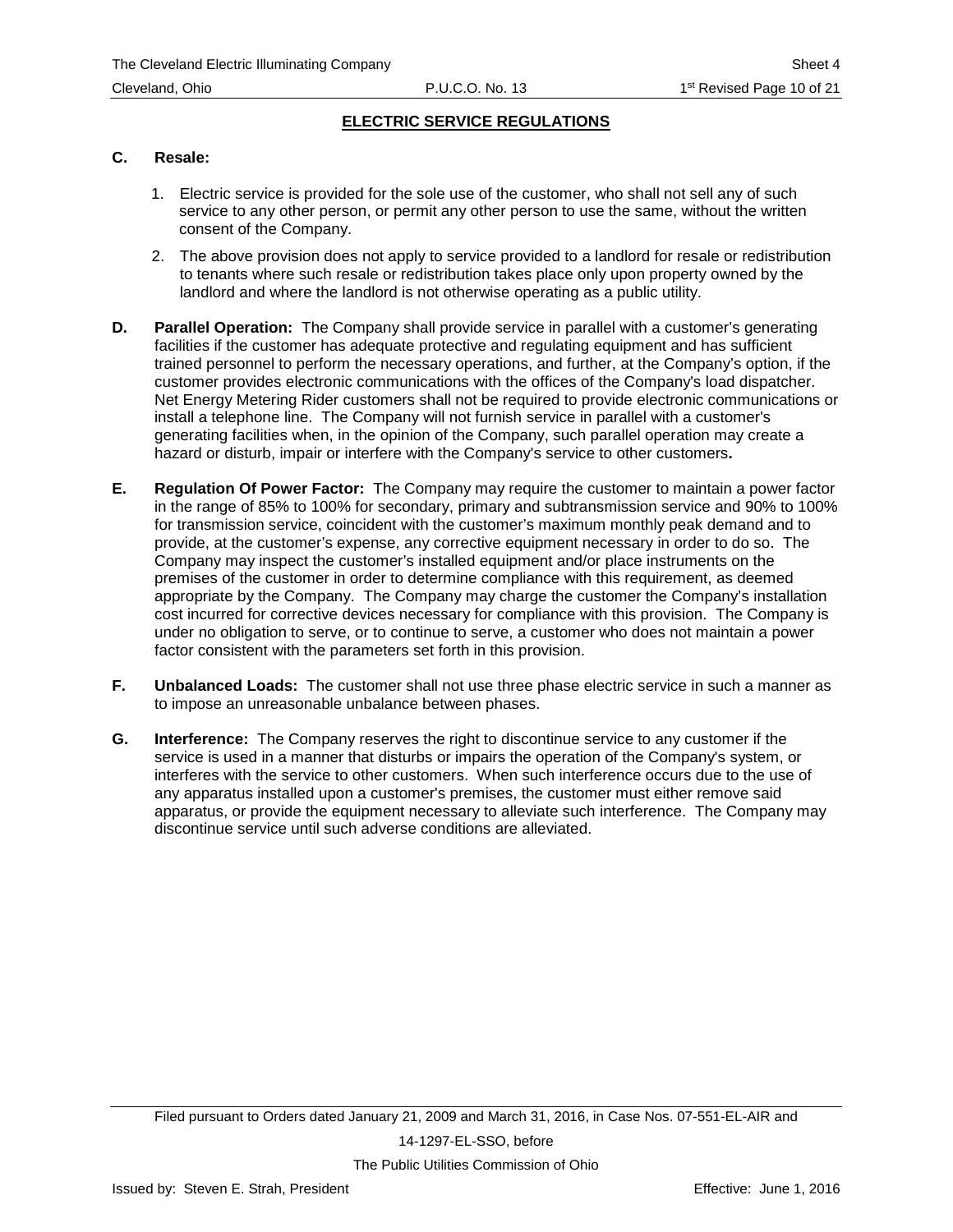## ELECTRIC SERVICE REGULATIONS

**C. Resale:**

1. Electric service is provided for the sole use of the customer, who shall not sell any of such service to any other person, or permit any other person to use the same, without the written consent of the Company.
2. The above provision does not apply to service provided to a landlord for resale or redistribution to tenants where such resale or redistribution takes place only upon property owned by the landlord and where the landlord is not otherwise operating as a public utility.

**D. Parallel Operation:** The Company shall provide service in parallel with a customer's generating facilities if the customer has adequate protective and regulating equipment and has sufficient trained personnel to perform the necessary operations, and further, at the Company's option, if the customer provides electronic communications with the offices of the Company's load dispatcher. Net Energy Metering Rider customers shall not be required to provide electronic communications or install a telephone line. The Company will not furnish service in parallel with a customer's generating facilities when, in the opinion of the Company, such parallel operation may create a hazard or disturb, impair or interfere with the Company's service to other customers**.**

**E. Regulation Of Power Factor:** The Company may require the customer to maintain a power factor in the range of 85% to 100% for secondary, primary and subtransmission service and 90% to 100% for transmission service, coincident with the customer's maximum monthly peak demand and to provide, at the customer's expense, any corrective equipment necessary in order to do so. The Company may inspect the customer's installed equipment and/or place instruments on the premises of the customer in order to determine compliance with this requirement, as deemed appropriate by the Company. The Company may charge the customer the Company's installation cost incurred for corrective devices necessary for compliance with this provision. The Company is under no obligation to serve, or to continue to serve, a customer who does not maintain a power factor consistent with the parameters set forth in this provision.

**F. Unbalanced Loads:** The customer shall not use three phase electric service in such a manner as to impose an unreasonable unbalance between phases.

**G. Interference:** The Company reserves the right to discontinue service to any customer if the service is used in a manner that disturbs or impairs the operation of the Company's system, or interferes with the service to other customers. When such interference occurs due to the use of any apparatus installed upon a customer's premises, the customer must either remove said apparatus, or provide the equipment necessary to alleviate such interference. The Company may discontinue service until such adverse conditions are alleviated.

Filed pursuant to Orders dated January 21, 2009 and March 31, 2016, in Case Nos. 07-551-EL-AIR and 14-1297-EL-SSO, before The Public Utilities Commission of Ohio

Issued by: Steven E. Strah, President

Effective: June 1, 2016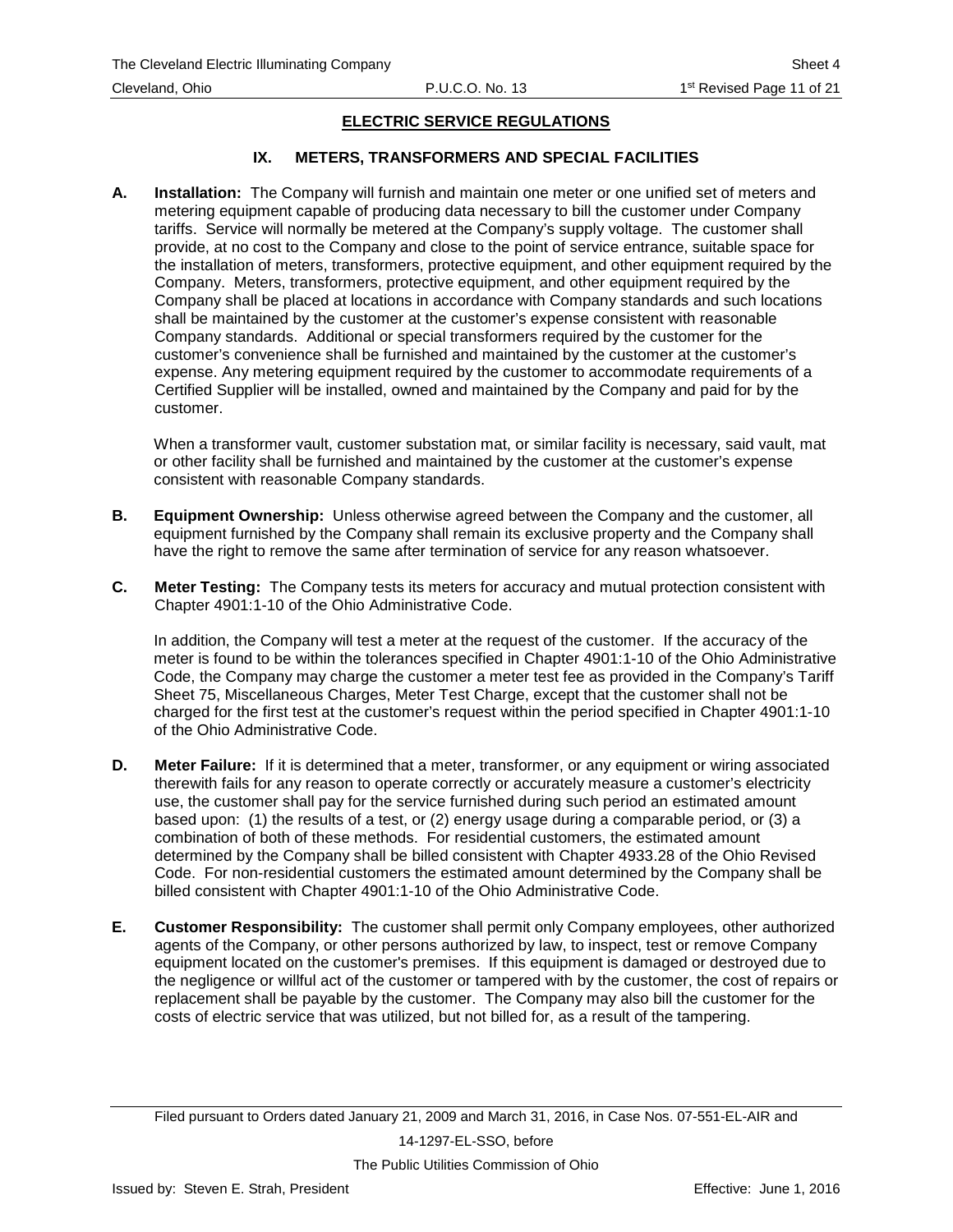## ELECTRIC SERVICE REGULATIONS

### IX. METERS, TRANSFORMERS AND SPECIAL FACILITIES

**A. Installation:** The Company will furnish and maintain one meter or one unified set of meters and metering equipment capable of producing data necessary to bill the customer under Company tariffs. Service will normally be metered at the Company's supply voltage. The customer shall provide, at no cost to the Company and close to the point of service entrance, suitable space for the installation of meters, transformers, protective equipment, and other equipment required by the Company. Meters, transformers, protective equipment, and other equipment required by the Company shall be placed at locations in accordance with Company standards and such locations shall be maintained by the customer at the customer's expense consistent with reasonable Company standards. Additional or special transformers required by the customer for the customer's convenience shall be furnished and maintained by the customer at the customer's expense. Any metering equipment required by the customer to accommodate requirements of a Certified Supplier will be installed, owned and maintained by the Company and paid for by the customer.

When a transformer vault, customer substation mat, or similar facility is necessary, said vault, mat or other facility shall be furnished and maintained by the customer at the customer's expense consistent with reasonable Company standards.

**B. Equipment Ownership:** Unless otherwise agreed between the Company and the customer, all equipment furnished by the Company shall remain its exclusive property and the Company shall have the right to remove the same after termination of service for any reason whatsoever.

**C. Meter Testing:** The Company tests its meters for accuracy and mutual protection consistent with Chapter 4901:1-10 of the Ohio Administrative Code.

In addition, the Company will test a meter at the request of the customer. If the accuracy of the meter is found to be within the tolerances specified in Chapter 4901:1-10 of the Ohio Administrative Code, the Company may charge the customer a meter test fee as provided in the Company's Tariff Sheet 75, Miscellaneous Charges, Meter Test Charge, except that the customer shall not be charged for the first test at the customer's request within the period specified in Chapter 4901:1-10 of the Ohio Administrative Code.

**D. Meter Failure:** If it is determined that a meter, transformer, or any equipment or wiring associated therewith fails for any reason to operate correctly or accurately measure a customer's electricity use, the customer shall pay for the service furnished during such period an estimated amount based upon: (1) the results of a test, or (2) energy usage during a comparable period, or (3) a combination of both of these methods. For residential customers, the estimated amount determined by the Company shall be billed consistent with Chapter 4933.28 of the Ohio Revised Code. For non-residential customers the estimated amount determined by the Company shall be billed consistent with Chapter 4901:1-10 of the Ohio Administrative Code.

**E. Customer Responsibility:** The customer shall permit only Company employees, other authorized agents of the Company, or other persons authorized by law, to inspect, test or remove Company equipment located on the customer's premises. If this equipment is damaged or destroyed due to the negligence or willful act of the customer or tampered with by the customer, the cost of repairs or replacement shall be payable by the customer. The Company may also bill the customer for the costs of electric service that was utilized, but not billed for, as a result of the tampering.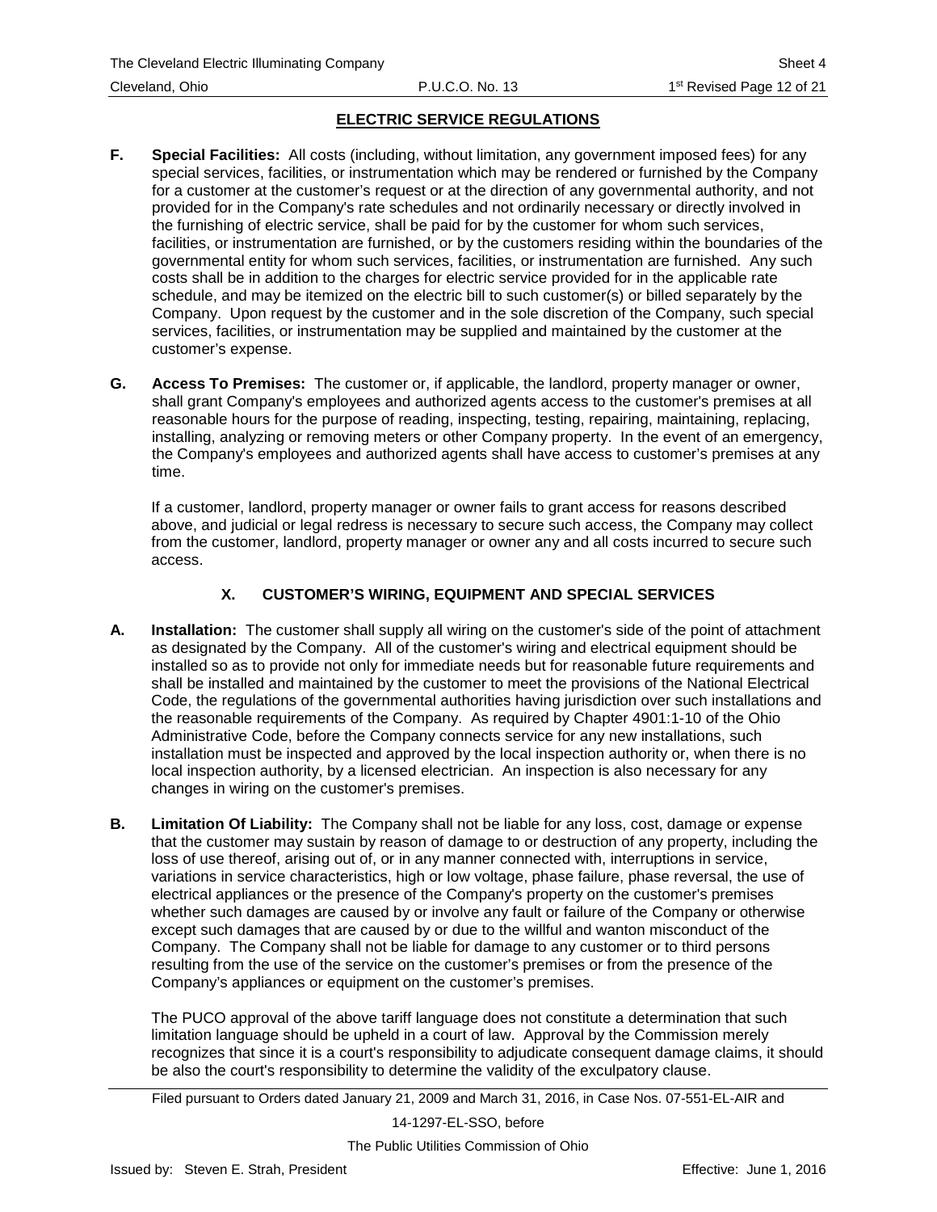## ELECTRIC SERVICE REGULATIONS

**F. Special Facilities:** All costs (including, without limitation, any government imposed fees) for any special services, facilities, or instrumentation which may be rendered or furnished by the Company for a customer at the customer's request or at the direction of any governmental authority, and not provided for in the Company's rate schedules and not ordinarily necessary or directly involved in the furnishing of electric service, shall be paid for by the customer for whom such services, facilities, or instrumentation are furnished, or by the customers residing within the boundaries of the governmental entity for whom such services, facilities, or instrumentation are furnished. Any such costs shall be in addition to the charges for electric service provided for in the applicable rate schedule, and may be itemized on the electric bill to such customer(s) or billed separately by the Company. Upon request by the customer and in the sole discretion of the Company, such special services, facilities, or instrumentation may be supplied and maintained by the customer at the customer's expense.

**G. Access To Premises:** The customer or, if applicable, the landlord, property manager or owner, shall grant Company's employees and authorized agents access to the customer's premises at all reasonable hours for the purpose of reading, inspecting, testing, repairing, maintaining, replacing, installing, analyzing or removing meters or other Company property. In the event of an emergency, the Company's employees and authorized agents shall have access to customer's premises at any time.

If a customer, landlord, property manager or owner fails to grant access for reasons described above, and judicial or legal redress is necessary to secure such access, the Company may collect from the customer, landlord, property manager or owner any and all costs incurred to secure such access.

### X. CUSTOMER'S WIRING, EQUIPMENT AND SPECIAL SERVICES

**A. Installation:** The customer shall supply all wiring on the customer's side of the point of attachment as designated by the Company. All of the customer's wiring and electrical equipment should be installed so as to provide not only for immediate needs but for reasonable future requirements and shall be installed and maintained by the customer to meet the provisions of the National Electrical Code, the regulations of the governmental authorities having jurisdiction over such installations and the reasonable requirements of the Company. As required by Chapter 4901:1-10 of the Ohio Administrative Code, before the Company connects service for any new installations, such installation must be inspected and approved by the local inspection authority or, when there is no local inspection authority, by a licensed electrician. An inspection is also necessary for any changes in wiring on the customer's premises.

**B. Limitation Of Liability:** The Company shall not be liable for any loss, cost, damage or expense that the customer may sustain by reason of damage to or destruction of any property, including the loss of use thereof, arising out of, or in any manner connected with, interruptions in service, variations in service characteristics, high or low voltage, phase failure, phase reversal, the use of electrical appliances or the presence of the Company's property on the customer's premises whether such damages are caused by or involve any fault or failure of the Company or otherwise except such damages that are caused by or due to the willful and wanton misconduct of the Company. The Company shall not be liable for damage to any customer or to third persons resulting from the use of the service on the customer's premises or from the presence of the Company's appliances or equipment on the customer's premises.

The PUCO approval of the above tariff language does not constitute a determination that such limitation language should be upheld in a court of law. Approval by the Commission merely recognizes that since it is a court's responsibility to adjudicate consequent damage claims, it should be also the court's responsibility to determine the validity of the exculpatory clause.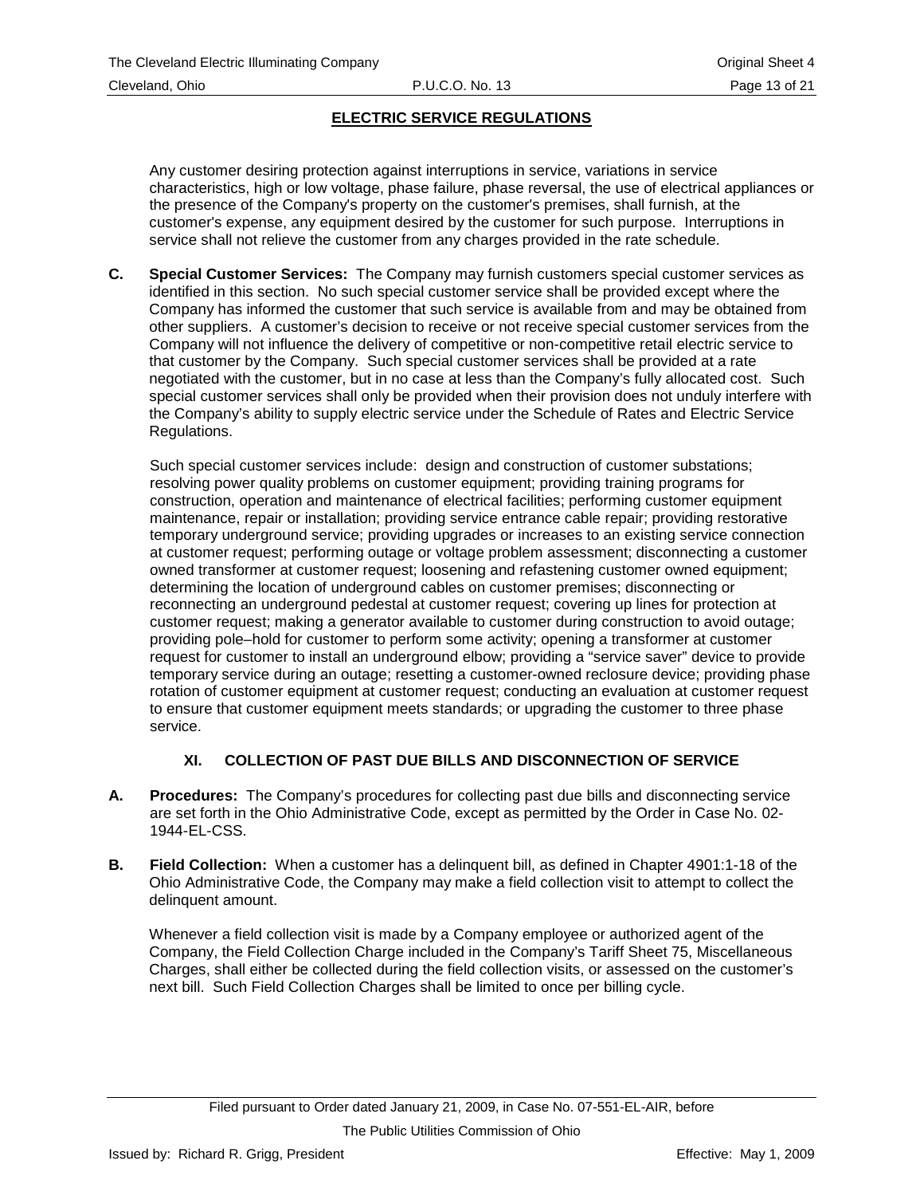## ELECTRIC SERVICE REGULATIONS

Any customer desiring protection against interruptions in service, variations in service characteristics, high or low voltage, phase failure, phase reversal, the use of electrical appliances or the presence of the Company's property on the customer's premises, shall furnish, at the customer's expense, any equipment desired by the customer for such purpose. Interruptions in service shall not relieve the customer from any charges provided in the rate schedule.

**C. Special Customer Services:** The Company may furnish customers special customer services as identified in this section. No such special customer service shall be provided except where the Company has informed the customer that such service is available from and may be obtained from other suppliers. A customer's decision to receive or not receive special customer services from the Company will not influence the delivery of competitive or non-competitive retail electric service to that customer by the Company. Such special customer services shall be provided at a rate negotiated with the customer, but in no case at less than the Company's fully allocated cost. Such special customer services shall only be provided when their provision does not unduly interfere with the Company's ability to supply electric service under the Schedule of Rates and Electric Service Regulations.

Such special customer services include: design and construction of customer substations; resolving power quality problems on customer equipment; providing training programs for construction, operation and maintenance of electrical facilities; performing customer equipment maintenance, repair or installation; providing service entrance cable repair; providing restorative temporary underground service; providing upgrades or increases to an existing service connection at customer request; performing outage or voltage problem assessment; disconnecting a customer owned transformer at customer request; loosening and refastening customer owned equipment; determining the location of underground cables on customer premises; disconnecting or reconnecting an underground pedestal at customer request; covering up lines for protection at customer request; making a generator available to customer during construction to avoid outage; providing pole–hold for customer to perform some activity; opening a transformer at customer request for customer to install an underground elbow; providing a "service saver" device to provide temporary service during an outage; resetting a customer-owned reclosure device; providing phase rotation of customer equipment at customer request; conducting an evaluation at customer request to ensure that customer equipment meets standards; or upgrading the customer to three phase service.

### XI. COLLECTION OF PAST DUE BILLS AND DISCONNECTION OF SERVICE

**A. Procedures:** The Company's procedures for collecting past due bills and disconnecting service are set forth in the Ohio Administrative Code, except as permitted by the Order in Case No. 02-1944-EL-CSS.

**B. Field Collection:** When a customer has a delinquent bill, as defined in Chapter 4901:1-18 of the Ohio Administrative Code, the Company may make a field collection visit to attempt to collect the delinquent amount.

Whenever a field collection visit is made by a Company employee or authorized agent of the Company, the Field Collection Charge included in the Company's Tariff Sheet 75, Miscellaneous Charges, shall either be collected during the field collection visits, or assessed on the customer's next bill. Such Field Collection Charges shall be limited to once per billing cycle.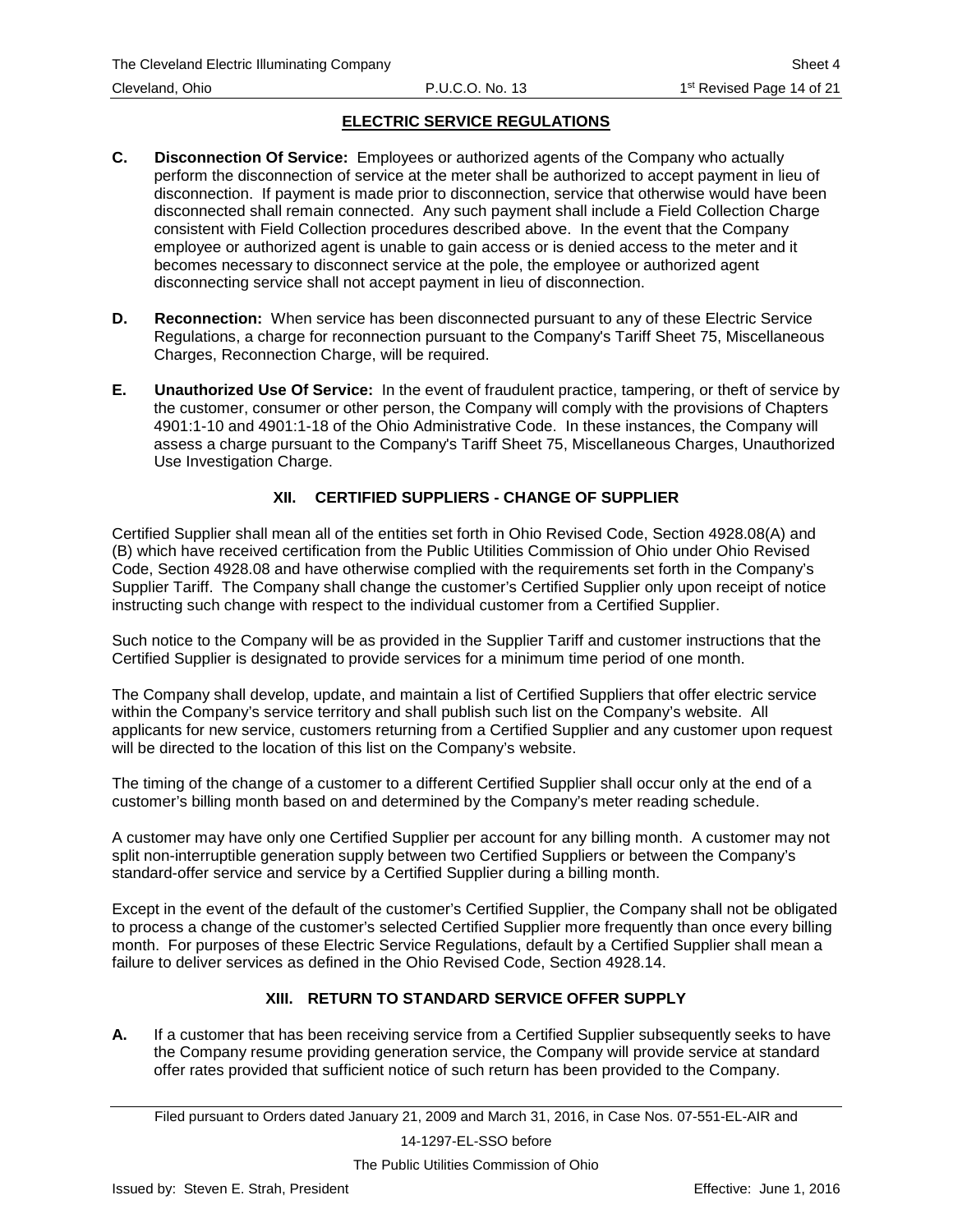## ELECTRIC SERVICE REGULATIONS

**C. Disconnection Of Service:** Employees or authorized agents of the Company who actually perform the disconnection of service at the meter shall be authorized to accept payment in lieu of disconnection. If payment is made prior to disconnection, service that otherwise would have been disconnected shall remain connected. Any such payment shall include a Field Collection Charge consistent with Field Collection procedures described above. In the event that the Company employee or authorized agent is unable to gain access or is denied access to the meter and it becomes necessary to disconnect service at the pole, the employee or authorized agent disconnecting service shall not accept payment in lieu of disconnection.

**D. Reconnection:** When service has been disconnected pursuant to any of these Electric Service Regulations, a charge for reconnection pursuant to the Company's Tariff Sheet 75, Miscellaneous Charges, Reconnection Charge, will be required.

**E. Unauthorized Use Of Service:** In the event of fraudulent practice, tampering, or theft of service by the customer, consumer or other person, the Company will comply with the provisions of Chapters 4901:1-10 and 4901:1-18 of the Ohio Administrative Code. In these instances, the Company will assess a charge pursuant to the Company's Tariff Sheet 75, Miscellaneous Charges, Unauthorized Use Investigation Charge.

### XII. CERTIFIED SUPPLIERS - CHANGE OF SUPPLIER

Certified Supplier shall mean all of the entities set forth in Ohio Revised Code, Section 4928.08(A) and (B) which have received certification from the Public Utilities Commission of Ohio under Ohio Revised Code, Section 4928.08 and have otherwise complied with the requirements set forth in the Company's Supplier Tariff. The Company shall change the customer's Certified Supplier only upon receipt of notice instructing such change with respect to the individual customer from a Certified Supplier.

Such notice to the Company will be as provided in the Supplier Tariff and customer instructions that the Certified Supplier is designated to provide services for a minimum time period of one month.

The Company shall develop, update, and maintain a list of Certified Suppliers that offer electric service within the Company's service territory and shall publish such list on the Company's website. All applicants for new service, customers returning from a Certified Supplier and any customer upon request will be directed to the location of this list on the Company's website.

The timing of the change of a customer to a different Certified Supplier shall occur only at the end of a customer's billing month based on and determined by the Company's meter reading schedule.

A customer may have only one Certified Supplier per account for any billing month. A customer may not split non-interruptible generation supply between two Certified Suppliers or between the Company's standard-offer service and service by a Certified Supplier during a billing month.

Except in the event of the default of the customer's Certified Supplier, the Company shall not be obligated to process a change of the customer's selected Certified Supplier more frequently than once every billing month. For purposes of these Electric Service Regulations, default by a Certified Supplier shall mean a failure to deliver services as defined in the Ohio Revised Code, Section 4928.14.

### XIII. RETURN TO STANDARD SERVICE OFFER SUPPLY

**A.** If a customer that has been receiving service from a Certified Supplier subsequently seeks to have the Company resume providing generation service, the Company will provide service at standard offer rates provided that sufficient notice of such return has been provided to the Company.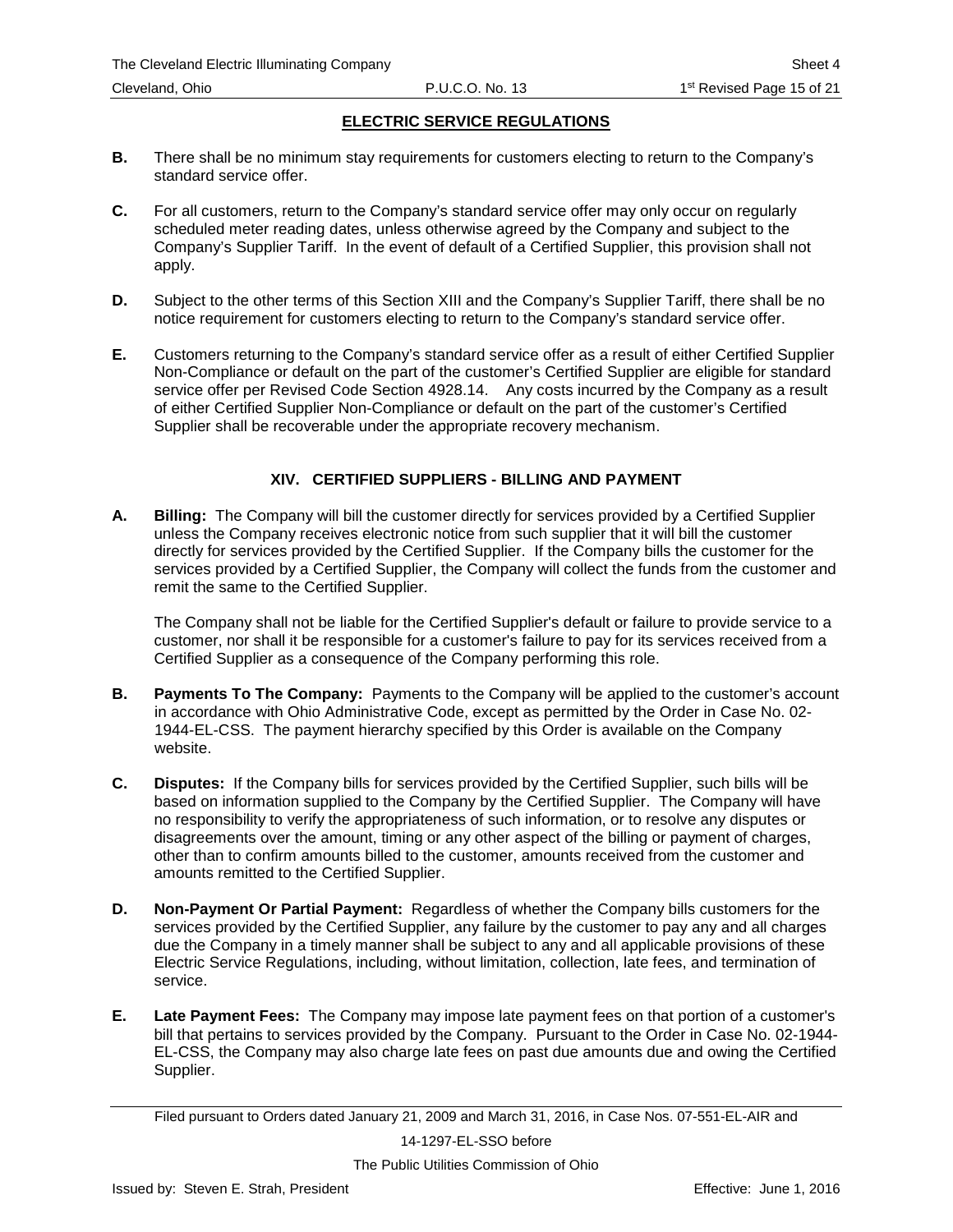## ELECTRIC SERVICE REGULATIONS

**B.** There shall be no minimum stay requirements for customers electing to return to the Company's standard service offer.

**C.** For all customers, return to the Company's standard service offer may only occur on regularly scheduled meter reading dates, unless otherwise agreed by the Company and subject to the Company's Supplier Tariff. In the event of default of a Certified Supplier, this provision shall not apply.

**D.** Subject to the other terms of this Section XIII and the Company's Supplier Tariff, there shall be no notice requirement for customers electing to return to the Company's standard service offer.

**E.** Customers returning to the Company's standard service offer as a result of either Certified Supplier Non-Compliance or default on the part of the customer's Certified Supplier are eligible for standard service offer per Revised Code Section 4928.14. Any costs incurred by the Company as a result of either Certified Supplier Non-Compliance or default on the part of the customer's Certified Supplier shall be recoverable under the appropriate recovery mechanism.

### XIV. CERTIFIED SUPPLIERS - BILLING AND PAYMENT

**A. Billing:** The Company will bill the customer directly for services provided by a Certified Supplier unless the Company receives electronic notice from such supplier that it will bill the customer directly for services provided by the Certified Supplier. If the Company bills the customer for the services provided by a Certified Supplier, the Company will collect the funds from the customer and remit the same to the Certified Supplier.

The Company shall not be liable for the Certified Supplier's default or failure to provide service to a customer, nor shall it be responsible for a customer's failure to pay for its services received from a Certified Supplier as a consequence of the Company performing this role.

**B. Payments To The Company:** Payments to the Company will be applied to the customer's account in accordance with Ohio Administrative Code, except as permitted by the Order in Case No. 02-1944-EL-CSS. The payment hierarchy specified by this Order is available on the Company website.

**C. Disputes:** If the Company bills for services provided by the Certified Supplier, such bills will be based on information supplied to the Company by the Certified Supplier. The Company will have no responsibility to verify the appropriateness of such information, or to resolve any disputes or disagreements over the amount, timing or any other aspect of the billing or payment of charges, other than to confirm amounts billed to the customer, amounts received from the customer and amounts remitted to the Certified Supplier.

**D. Non-Payment Or Partial Payment:** Regardless of whether the Company bills customers for the services provided by the Certified Supplier, any failure by the customer to pay any and all charges due the Company in a timely manner shall be subject to any and all applicable provisions of these Electric Service Regulations, including, without limitation, collection, late fees, and termination of service.

**E. Late Payment Fees:** The Company may impose late payment fees on that portion of a customer's bill that pertains to services provided by the Company. Pursuant to the Order in Case No. 02-1944-EL-CSS, the Company may also charge late fees on past due amounts due and owing the Certified Supplier.

Filed pursuant to Orders dated January 21, 2009 and March 31, 2016, in Case Nos. 07-551-EL-AIR and 14-1297-EL-SSO before The Public Utilities Commission of Ohio

Issued by: Steven E. Strah, President — Effective: June 1, 2016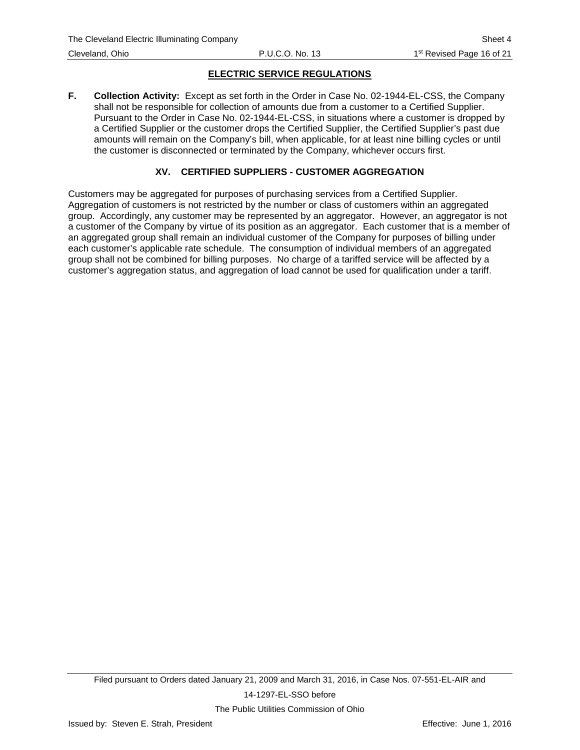## ELECTRIC SERVICE REGULATIONS

**F. Collection Activity:** Except as set forth in the Order in Case No. 02-1944-EL-CSS, the Company shall not be responsible for collection of amounts due from a customer to a Certified Supplier. Pursuant to the Order in Case No. 02-1944-EL-CSS, in situations where a customer is dropped by a Certified Supplier or the customer drops the Certified Supplier, the Certified Supplier's past due amounts will remain on the Company's bill, when applicable, for at least nine billing cycles or until the customer is disconnected or terminated by the Company, whichever occurs first.

### XV. CERTIFIED SUPPLIERS - CUSTOMER AGGREGATION

Customers may be aggregated for purposes of purchasing services from a Certified Supplier. Aggregation of customers is not restricted by the number or class of customers within an aggregated group. Accordingly, any customer may be represented by an aggregator. However, an aggregator is not a customer of the Company by virtue of its position as an aggregator. Each customer that is a member of an aggregated group shall remain an individual customer of the Company for purposes of billing under each customer's applicable rate schedule. The consumption of individual members of an aggregated group shall not be combined for billing purposes. No charge of a tariffed service will be affected by a customer's aggregation status, and aggregation of load cannot be used for qualification under a tariff.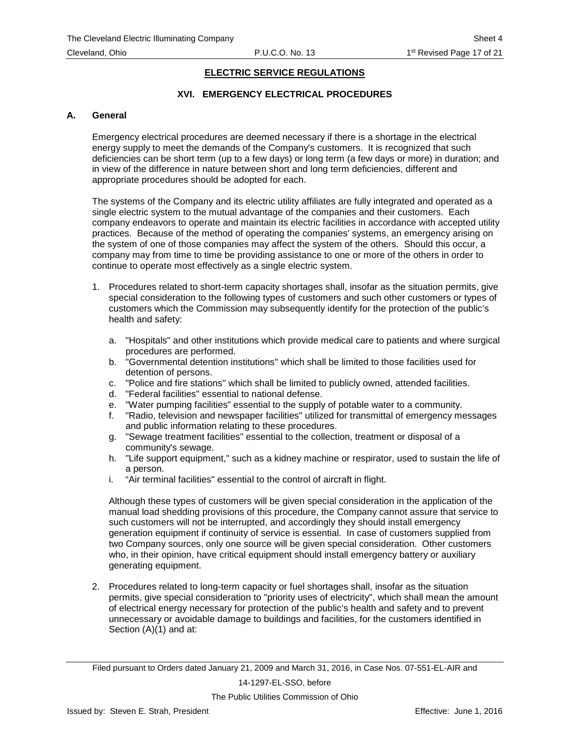## ELECTRIC SERVICE REGULATIONS

### XVI. EMERGENCY ELECTRICAL PROCEDURES

**A. General**

Emergency electrical procedures are deemed necessary if there is a shortage in the electrical energy supply to meet the demands of the Company's customers. It is recognized that such deficiencies can be short term (up to a few days) or long term (a few days or more) in duration; and in view of the difference in nature between short and long term deficiencies, different and appropriate procedures should be adopted for each.

The systems of the Company and its electric utility affiliates are fully integrated and operated as a single electric system to the mutual advantage of the companies and their customers. Each company endeavors to operate and maintain its electric facilities in accordance with accepted utility practices. Because of the method of operating the companies' systems, an emergency arising on the system of one of those companies may affect the system of the others. Should this occur, a company may from time to time be providing assistance to one or more of the others in order to continue to operate most effectively as a single electric system.

1. Procedures related to short-term capacity shortages shall, insofar as the situation permits, give special consideration to the following types of customers and such other customers or types of customers which the Commission may subsequently identify for the protection of the public's health and safety:

   a. "Hospitals" and other institutions which provide medical care to patients and where surgical procedures are performed.
   b. "Governmental detention institutions" which shall be limited to those facilities used for detention of persons.
   c. "Police and fire stations" which shall be limited to publicly owned, attended facilities.
   d. "Federal facilities" essential to national defense.
   e. "Water pumping facilities" essential to the supply of potable water to a community.
   f. "Radio, television and newspaper facilities" utilized for transmittal of emergency messages and public information relating to these procedures.
   g. "Sewage treatment facilities" essential to the collection, treatment or disposal of a community's sewage.
   h. "Life support equipment," such as a kidney machine or respirator, used to sustain the life of a person.
   i. "Air terminal facilities" essential to the control of aircraft in flight.

   Although these types of customers will be given special consideration in the application of the manual load shedding provisions of this procedure, the Company cannot assure that service to such customers will not be interrupted, and accordingly they should install emergency generation equipment if continuity of service is essential. In case of customers supplied from two Company sources, only one source will be given special consideration. Other customers who, in their opinion, have critical equipment should install emergency battery or auxiliary generating equipment.

2. Procedures related to long-term capacity or fuel shortages shall, insofar as the situation permits, give special consideration to "priority uses of electricity", which shall mean the amount of electrical energy necessary for protection of the public's health and safety and to prevent unnecessary or avoidable damage to buildings and facilities, for the customers identified in Section (A)(1) and at: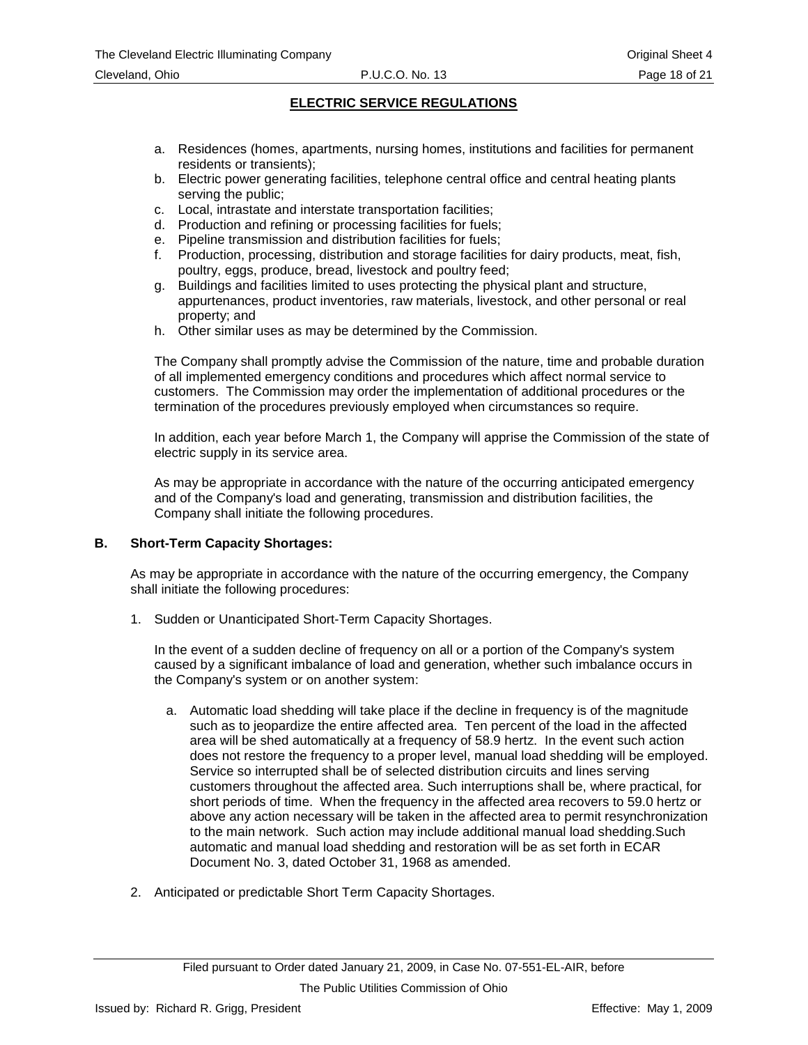## ELECTRIC SERVICE REGULATIONS

a. Residences (homes, apartments, nursing homes, institutions and facilities for permanent residents or transients);
b. Electric power generating facilities, telephone central office and central heating plants serving the public;
c. Local, intrastate and interstate transportation facilities;
d. Production and refining or processing facilities for fuels;
e. Pipeline transmission and distribution facilities for fuels;
f. Production, processing, distribution and storage facilities for dairy products, meat, fish, poultry, eggs, produce, bread, livestock and poultry feed;
g. Buildings and facilities limited to uses protecting the physical plant and structure, appurtenances, product inventories, raw materials, livestock, and other personal or real property; and
h. Other similar uses as may be determined by the Commission.

The Company shall promptly advise the Commission of the nature, time and probable duration of all implemented emergency conditions and procedures which affect normal service to customers. The Commission may order the implementation of additional procedures or the termination of the procedures previously employed when circumstances so require.

In addition, each year before March 1, the Company will apprise the Commission of the state of electric supply in its service area.

As may be appropriate in accordance with the nature of the occurring anticipated emergency and of the Company's load and generating, transmission and distribution facilities, the Company shall initiate the following procedures.

**B. Short-Term Capacity Shortages:**

As may be appropriate in accordance with the nature of the occurring emergency, the Company shall initiate the following procedures:

1. Sudden or Unanticipated Short-Term Capacity Shortages.

   In the event of a sudden decline of frequency on all or a portion of the Company's system caused by a significant imbalance of load and generation, whether such imbalance occurs in the Company's system or on another system:

   a. Automatic load shedding will take place if the decline in frequency is of the magnitude such as to jeopardize the entire affected area. Ten percent of the load in the affected area will be shed automatically at a frequency of 58.9 hertz. In the event such action does not restore the frequency to a proper level, manual load shedding will be employed. Service so interrupted shall be of selected distribution circuits and lines serving customers throughout the affected area. Such interruptions shall be, where practical, for short periods of time. When the frequency in the affected area recovers to 59.0 hertz or above any action necessary will be taken in the affected area to permit resynchronization to the main network. Such action may include additional manual load shedding.Such automatic and manual load shedding and restoration will be as set forth in ECAR Document No. 3, dated October 31, 1968 as amended.

2. Anticipated or predictable Short Term Capacity Shortages.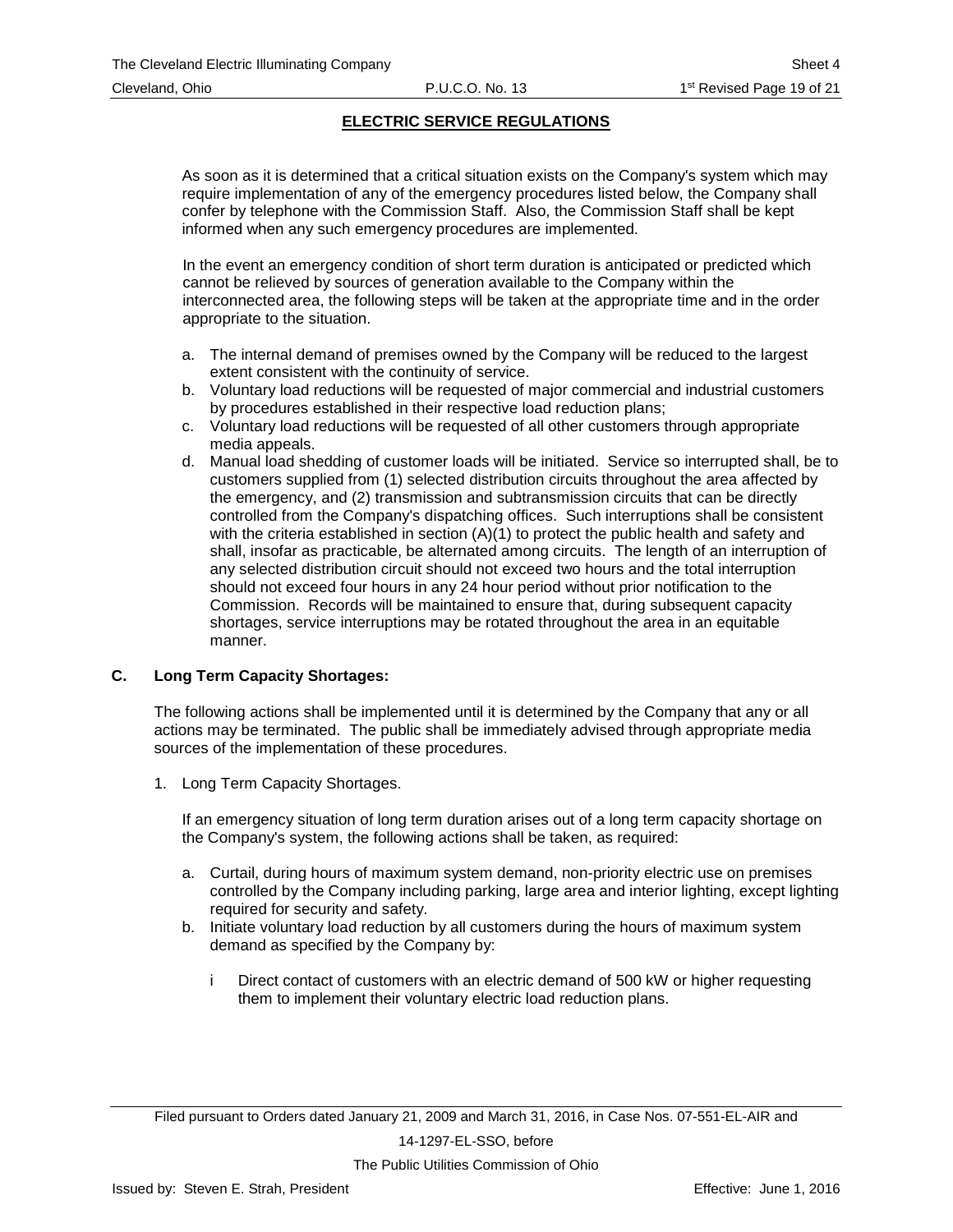## ELECTRIC SERVICE REGULATIONS

As soon as it is determined that a critical situation exists on the Company's system which may require implementation of any of the emergency procedures listed below, the Company shall confer by telephone with the Commission Staff. Also, the Commission Staff shall be kept informed when any such emergency procedures are implemented.

In the event an emergency condition of short term duration is anticipated or predicted which cannot be relieved by sources of generation available to the Company within the interconnected area, the following steps will be taken at the appropriate time and in the order appropriate to the situation.

a. The internal demand of premises owned by the Company will be reduced to the largest extent consistent with the continuity of service.
b. Voluntary load reductions will be requested of major commercial and industrial customers by procedures established in their respective load reduction plans;
c. Voluntary load reductions will be requested of all other customers through appropriate media appeals.
d. Manual load shedding of customer loads will be initiated. Service so interrupted shall, be to customers supplied from (1) selected distribution circuits throughout the area affected by the emergency, and (2) transmission and subtransmission circuits that can be directly controlled from the Company's dispatching offices. Such interruptions shall be consistent with the criteria established in section (A)(1) to protect the public health and safety and shall, insofar as practicable, be alternated among circuits. The length of an interruption of any selected distribution circuit should not exceed two hours and the total interruption should not exceed four hours in any 24 hour period without prior notification to the Commission. Records will be maintained to ensure that, during subsequent capacity shortages, service interruptions may be rotated throughout the area in an equitable manner.

### C. Long Term Capacity Shortages:

The following actions shall be implemented until it is determined by the Company that any or all actions may be terminated. The public shall be immediately advised through appropriate media sources of the implementation of these procedures.

1. Long Term Capacity Shortages.

   If an emergency situation of long term duration arises out of a long term capacity shortage on the Company's system, the following actions shall be taken, as required:

   a. Curtail, during hours of maximum system demand, non-priority electric use on premises controlled by the Company including parking, large area and interior lighting, except lighting required for security and safety.
   b. Initiate voluntary load reduction by all customers during the hours of maximum system demand as specified by the Company by:

      i Direct contact of customers with an electric demand of 500 kW or higher requesting them to implement their voluntary electric load reduction plans.

Filed pursuant to Orders dated January 21, 2009 and March 31, 2016, in Case Nos. 07-551-EL-AIR and 14-1297-EL-SSO, before The Public Utilities Commission of Ohio

Issued by: Steven E. Strah, President

Effective: June 1, 2016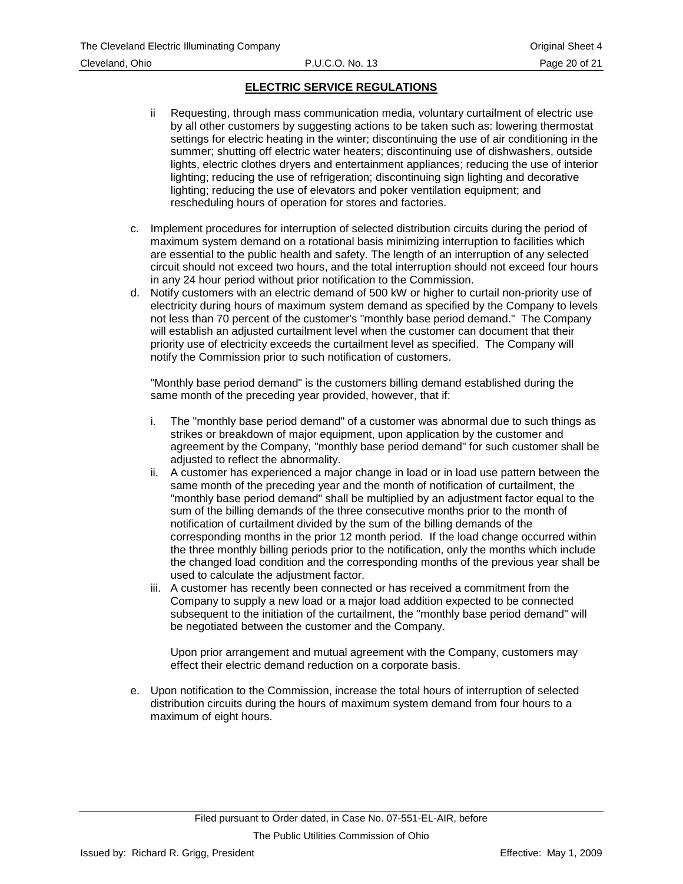## ELECTRIC SERVICE REGULATIONS

- ii Requesting, through mass communication media, voluntary curtailment of electric use by all other customers by suggesting actions to be taken such as: lowering thermostat settings for electric heating in the winter; discontinuing the use of air conditioning in the summer; shutting off electric water heaters; discontinuing use of dishwashers, outside lights, electric clothes dryers and entertainment appliances; reducing the use of interior lighting; reducing the use of refrigeration; discontinuing sign lighting and decorative lighting; reducing the use of elevators and poker ventilation equipment; and rescheduling hours of operation for stores and factories.

c. Implement procedures for interruption of selected distribution circuits during the period of maximum system demand on a rotational basis minimizing interruption to facilities which are essential to the public health and safety. The length of an interruption of any selected circuit should not exceed two hours, and the total interruption should not exceed four hours in any 24 hour period without prior notification to the Commission.

d. Notify customers with an electric demand of 500 kW or higher to curtail non-priority use of electricity during hours of maximum system demand as specified by the Company to levels not less than 70 percent of the customer's "monthly base period demand." The Company will establish an adjusted curtailment level when the customer can document that their priority use of electricity exceeds the curtailment level as specified. The Company will notify the Commission prior to such notification of customers.

   "Monthly base period demand" is the customers billing demand established during the same month of the preceding year provided, however, that if:

   i. The "monthly base period demand" of a customer was abnormal due to such things as strikes or breakdown of major equipment, upon application by the customer and agreement by the Company, "monthly base period demand" for such customer shall be adjusted to reflect the abnormality.
   ii. A customer has experienced a major change in load or in load use pattern between the same month of the preceding year and the month of notification of curtailment, the "monthly base period demand" shall be multiplied by an adjustment factor equal to the sum of the billing demands of the three consecutive months prior to the month of notification of curtailment divided by the sum of the billing demands of the corresponding months in the prior 12 month period. If the load change occurred within the three monthly billing periods prior to the notification, only the months which include the changed load condition and the corresponding months of the previous year shall be used to calculate the adjustment factor.
   iii. A customer has recently been connected or has received a commitment from the Company to supply a new load or a major load addition expected to be connected subsequent to the initiation of the curtailment, the "monthly base period demand" will be negotiated between the customer and the Company.

   Upon prior arrangement and mutual agreement with the Company, customers may effect their electric demand reduction on a corporate basis.

e. Upon notification to the Commission, increase the total hours of interruption of selected distribution circuits during the hours of maximum system demand from four hours to a maximum of eight hours.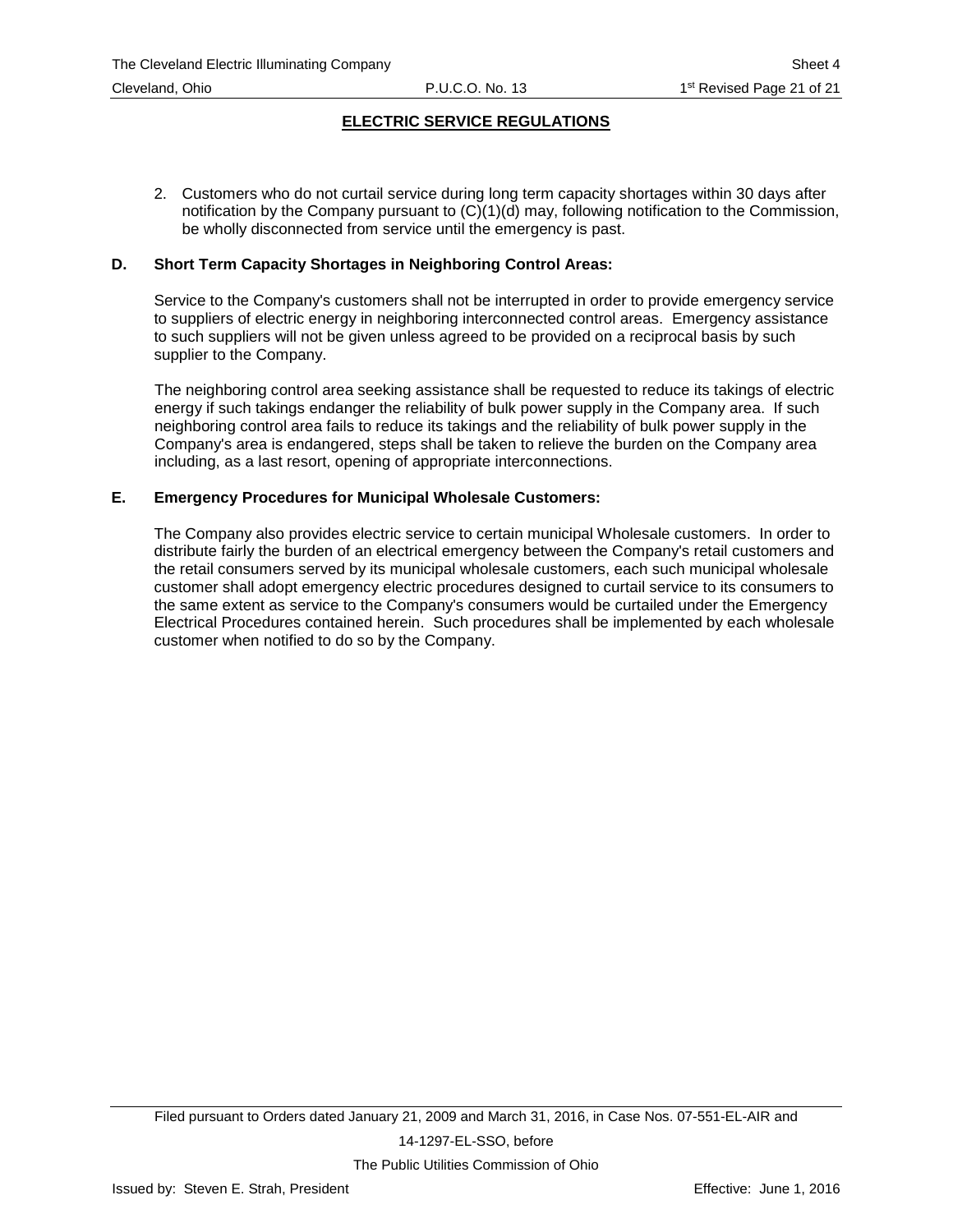## ELECTRIC SERVICE REGULATIONS

2. Customers who do not curtail service during long term capacity shortages within 30 days after notification by the Company pursuant to (C)(1)(d) may, following notification to the Commission, be wholly disconnected from service until the emergency is past.

**D. Short Term Capacity Shortages in Neighboring Control Areas:**

Service to the Company's customers shall not be interrupted in order to provide emergency service to suppliers of electric energy in neighboring interconnected control areas. Emergency assistance to such suppliers will not be given unless agreed to be provided on a reciprocal basis by such supplier to the Company.

The neighboring control area seeking assistance shall be requested to reduce its takings of electric energy if such takings endanger the reliability of bulk power supply in the Company area. If such neighboring control area fails to reduce its takings and the reliability of bulk power supply in the Company's area is endangered, steps shall be taken to relieve the burden on the Company area including, as a last resort, opening of appropriate interconnections.

**E. Emergency Procedures for Municipal Wholesale Customers:**

The Company also provides electric service to certain municipal Wholesale customers. In order to distribute fairly the burden of an electrical emergency between the Company's retail customers and the retail consumers served by its municipal wholesale customers, each such municipal wholesale customer shall adopt emergency electric procedures designed to curtail service to its consumers to the same extent as service to the Company's consumers would be curtailed under the Emergency Electrical Procedures contained herein. Such procedures shall be implemented by each wholesale customer when notified to do so by the Company.

Filed pursuant to Orders dated January 21, 2009 and March 31, 2016, in Case Nos. 07-551-EL-AIR and 14-1297-EL-SSO, before The Public Utilities Commission of Ohio

Issued by: Steven E. Strah, President

Effective: June 1, 2016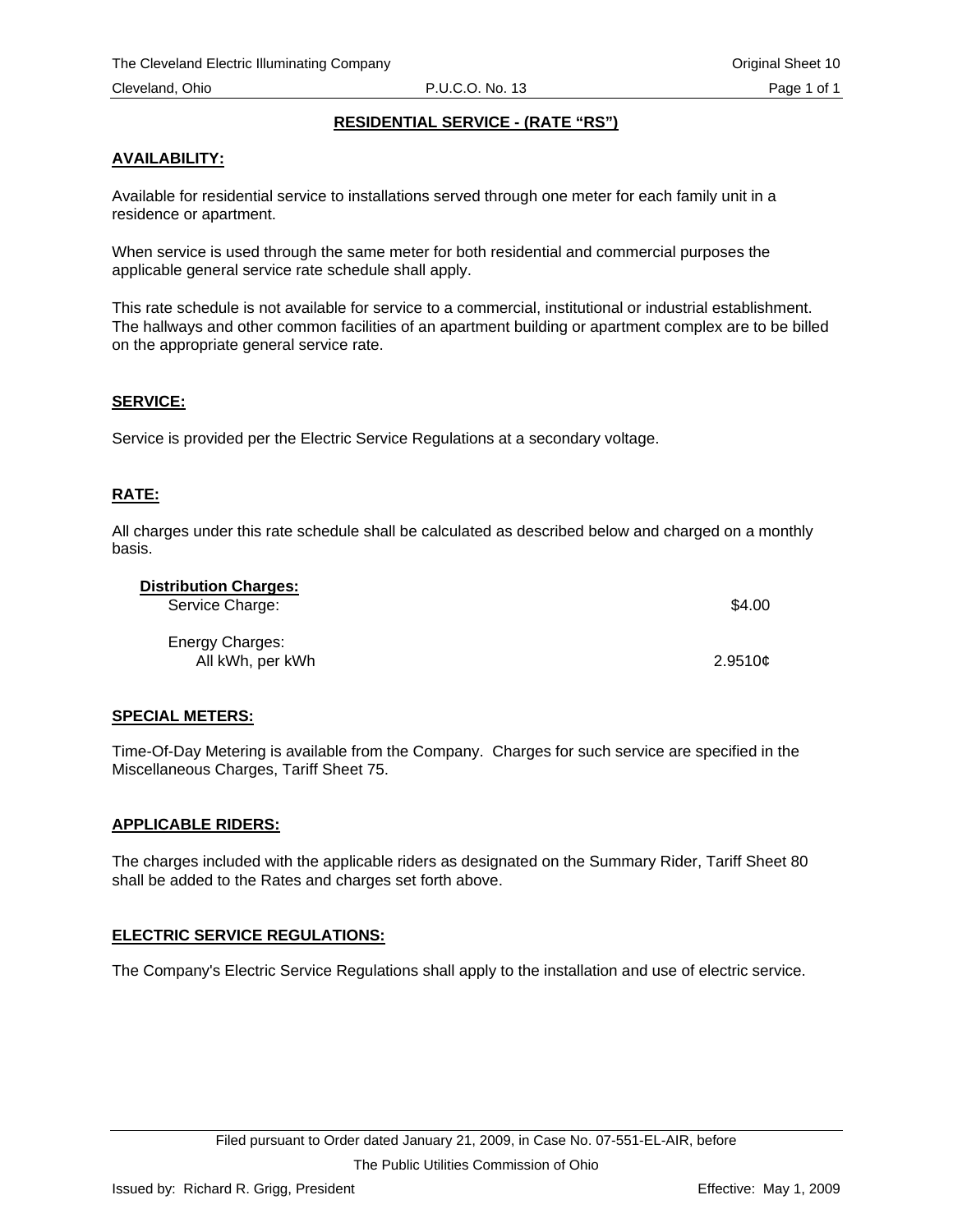## RESIDENTIAL SERVICE - (RATE "RS")

### AVAILABILITY:

Available for residential service to installations served through one meter for each family unit in a residence or apartment.

When service is used through the same meter for both residential and commercial purposes the applicable general service rate schedule shall apply.

This rate schedule is not available for service to a commercial, institutional or industrial establishment. The hallways and other common facilities of an apartment building or apartment complex are to be billed on the appropriate general service rate.

### SERVICE:

Service is provided per the Electric Service Regulations at a secondary voltage.

### RATE:

All charges under this rate schedule shall be calculated as described below and charged on a monthly basis.

**Distribution Charges:**

| | |
|---|---|
| Service Charge: | $4.00 |
| Energy Charges: | |
| All kWh, per kWh | 2.9510¢ |

### SPECIAL METERS:

Time-Of-Day Metering is available from the Company. Charges for such service are specified in the Miscellaneous Charges, Tariff Sheet 75.

### APPLICABLE RIDERS:

The charges included with the applicable riders as designated on the Summary Rider, Tariff Sheet 80 shall be added to the Rates and charges set forth above.

### ELECTRIC SERVICE REGULATIONS:

The Company's Electric Service Regulations shall apply to the installation and use of electric service.

Filed pursuant to Order dated January 21, 2009, in Case No. 07-551-EL-AIR, before The Public Utilities Commission of Ohio

Issued by: Richard R. Grigg, President — Effective: May 1, 2009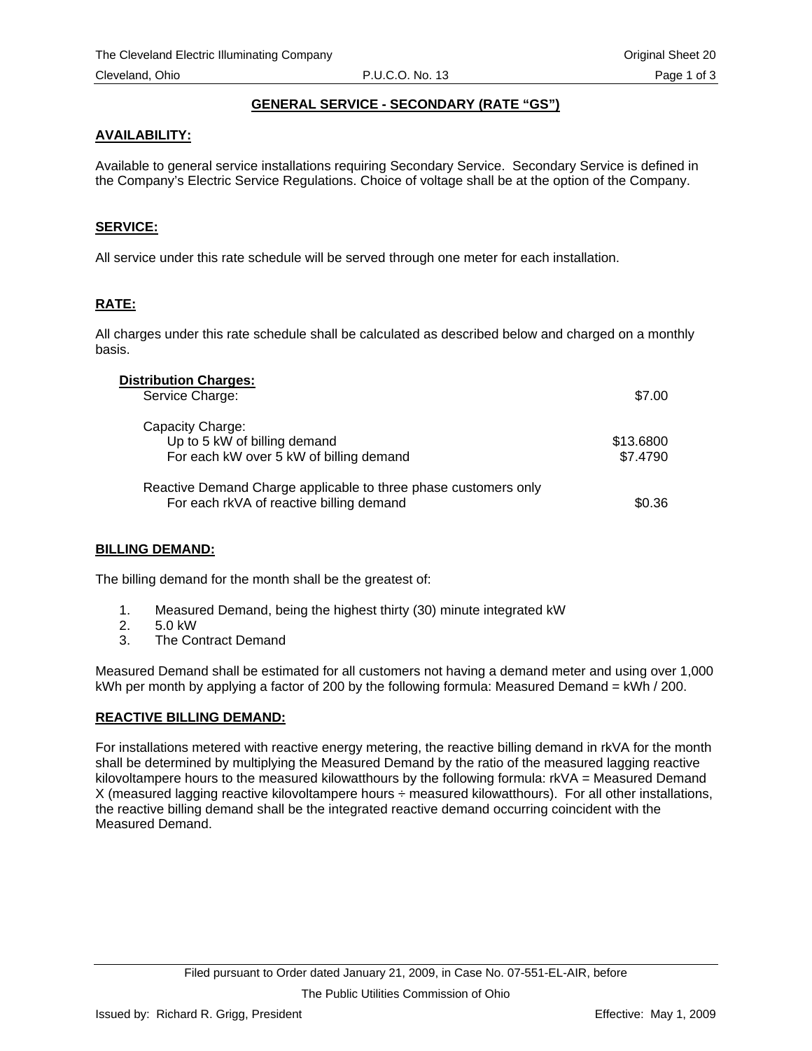## GENERAL SERVICE - SECONDARY (RATE "GS")

### AVAILABILITY:

Available to general service installations requiring Secondary Service. Secondary Service is defined in the Company's Electric Service Regulations. Choice of voltage shall be at the option of the Company.

### SERVICE:

All service under this rate schedule will be served through one meter for each installation.

### RATE:

All charges under this rate schedule shall be calculated as described below and charged on a monthly basis.

**Distribution Charges:**

| | |
|---|---|
| Service Charge: | $7.00 |
| Capacity Charge: | |
| Up to 5 kW of billing demand | $13.6800 |
| For each kW over 5 kW of billing demand | $7.4790 |
| Reactive Demand Charge applicable to three phase customers only | |
| For each rkVA of reactive billing demand | $0.36 |

### BILLING DEMAND:

The billing demand for the month shall be the greatest of:

1. Measured Demand, being the highest thirty (30) minute integrated kW
2. 5.0 kW
3. The Contract Demand

Measured Demand shall be estimated for all customers not having a demand meter and using over 1,000 kWh per month by applying a factor of 200 by the following formula: Measured Demand = kWh / 200.

### REACTIVE BILLING DEMAND:

For installations metered with reactive energy metering, the reactive billing demand in rkVA for the month shall be determined by multiplying the Measured Demand by the ratio of the measured lagging reactive kilovoltampere hours to the measured kilowatthours by the following formula: rkVA = Measured Demand X (measured lagging reactive kilovoltampere hours ÷ measured kilowatthours). For all other installations, the reactive billing demand shall be the integrated reactive demand occurring coincident with the Measured Demand.

Filed pursuant to Order dated January 21, 2009, in Case No. 07-551-EL-AIR, before The Public Utilities Commission of Ohio

Issued by: Richard R. Grigg, President

Effective: May 1, 2009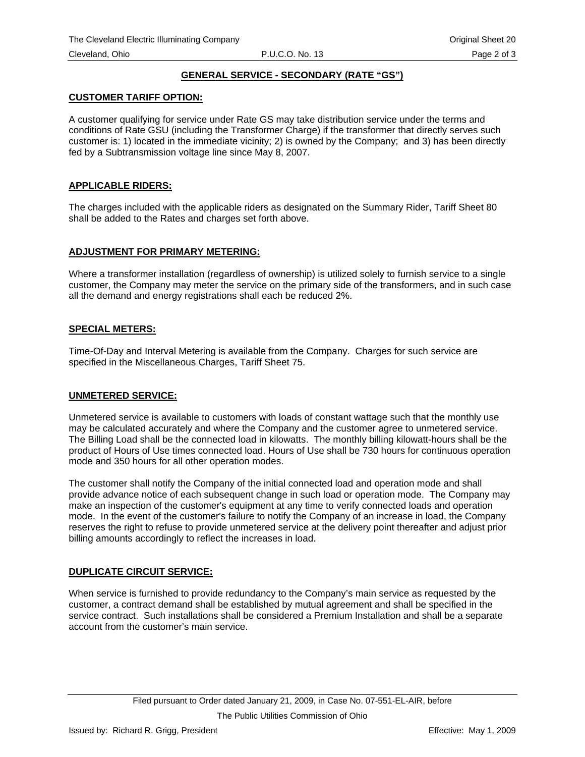## GENERAL SERVICE - SECONDARY (RATE "GS")

### CUSTOMER TARIFF OPTION:

A customer qualifying for service under Rate GS may take distribution service under the terms and conditions of Rate GSU (including the Transformer Charge) if the transformer that directly serves such customer is: 1) located in the immediate vicinity; 2) is owned by the Company; and 3) has been directly fed by a Subtransmission voltage line since May 8, 2007.

### APPLICABLE RIDERS:

The charges included with the applicable riders as designated on the Summary Rider, Tariff Sheet 80 shall be added to the Rates and charges set forth above.

### ADJUSTMENT FOR PRIMARY METERING:

Where a transformer installation (regardless of ownership) is utilized solely to furnish service to a single customer, the Company may meter the service on the primary side of the transformers, and in such case all the demand and energy registrations shall each be reduced 2%.

### SPECIAL METERS:

Time-Of-Day and Interval Metering is available from the Company. Charges for such service are specified in the Miscellaneous Charges, Tariff Sheet 75.

### UNMETERED SERVICE:

Unmetered service is available to customers with loads of constant wattage such that the monthly use may be calculated accurately and where the Company and the customer agree to unmetered service. The Billing Load shall be the connected load in kilowatts. The monthly billing kilowatt-hours shall be the product of Hours of Use times connected load. Hours of Use shall be 730 hours for continuous operation mode and 350 hours for all other operation modes.

The customer shall notify the Company of the initial connected load and operation mode and shall provide advance notice of each subsequent change in such load or operation mode. The Company may make an inspection of the customer's equipment at any time to verify connected loads and operation mode. In the event of the customer's failure to notify the Company of an increase in load, the Company reserves the right to refuse to provide unmetered service at the delivery point thereafter and adjust prior billing amounts accordingly to reflect the increases in load.

### DUPLICATE CIRCUIT SERVICE:

When service is furnished to provide redundancy to the Company's main service as requested by the customer, a contract demand shall be established by mutual agreement and shall be specified in the service contract. Such installations shall be considered a Premium Installation and shall be a separate account from the customer's main service.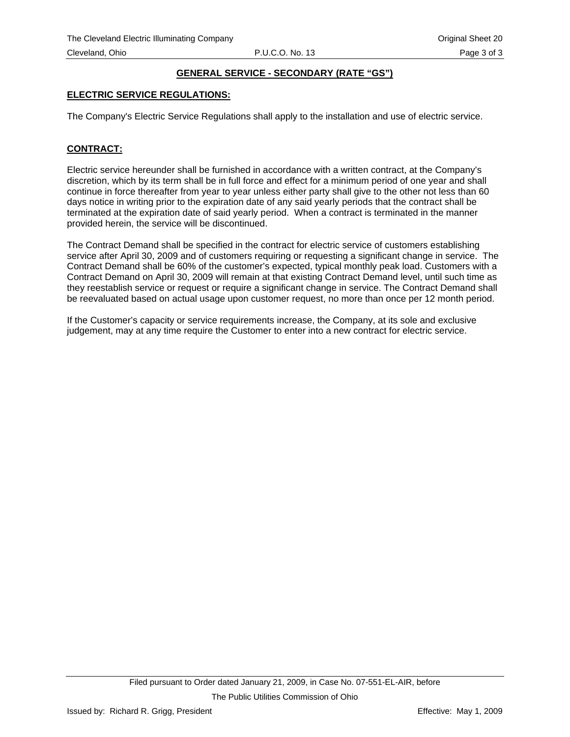## GENERAL SERVICE - SECONDARY (RATE "GS")

### ELECTRIC SERVICE REGULATIONS:

The Company's Electric Service Regulations shall apply to the installation and use of electric service.

### CONTRACT:

Electric service hereunder shall be furnished in accordance with a written contract, at the Company's discretion, which by its term shall be in full force and effect for a minimum period of one year and shall continue in force thereafter from year to year unless either party shall give to the other not less than 60 days notice in writing prior to the expiration date of any said yearly periods that the contract shall be terminated at the expiration date of said yearly period. When a contract is terminated in the manner provided herein, the service will be discontinued.

The Contract Demand shall be specified in the contract for electric service of customers establishing service after April 30, 2009 and of customers requiring or requesting a significant change in service. The Contract Demand shall be 60% of the customer's expected, typical monthly peak load. Customers with a Contract Demand on April 30, 2009 will remain at that existing Contract Demand level, until such time as they reestablish service or request or require a significant change in service. The Contract Demand shall be reevaluated based on actual usage upon customer request, no more than once per 12 month period.

If the Customer's capacity or service requirements increase, the Company, at its sole and exclusive judgement, may at any time require the Customer to enter into a new contract for electric service.

Filed pursuant to Order dated January 21, 2009, in Case No. 07-551-EL-AIR, before
The Public Utilities Commission of Ohio

Issued by: Richard R. Grigg, President

Effective: May 1, 2009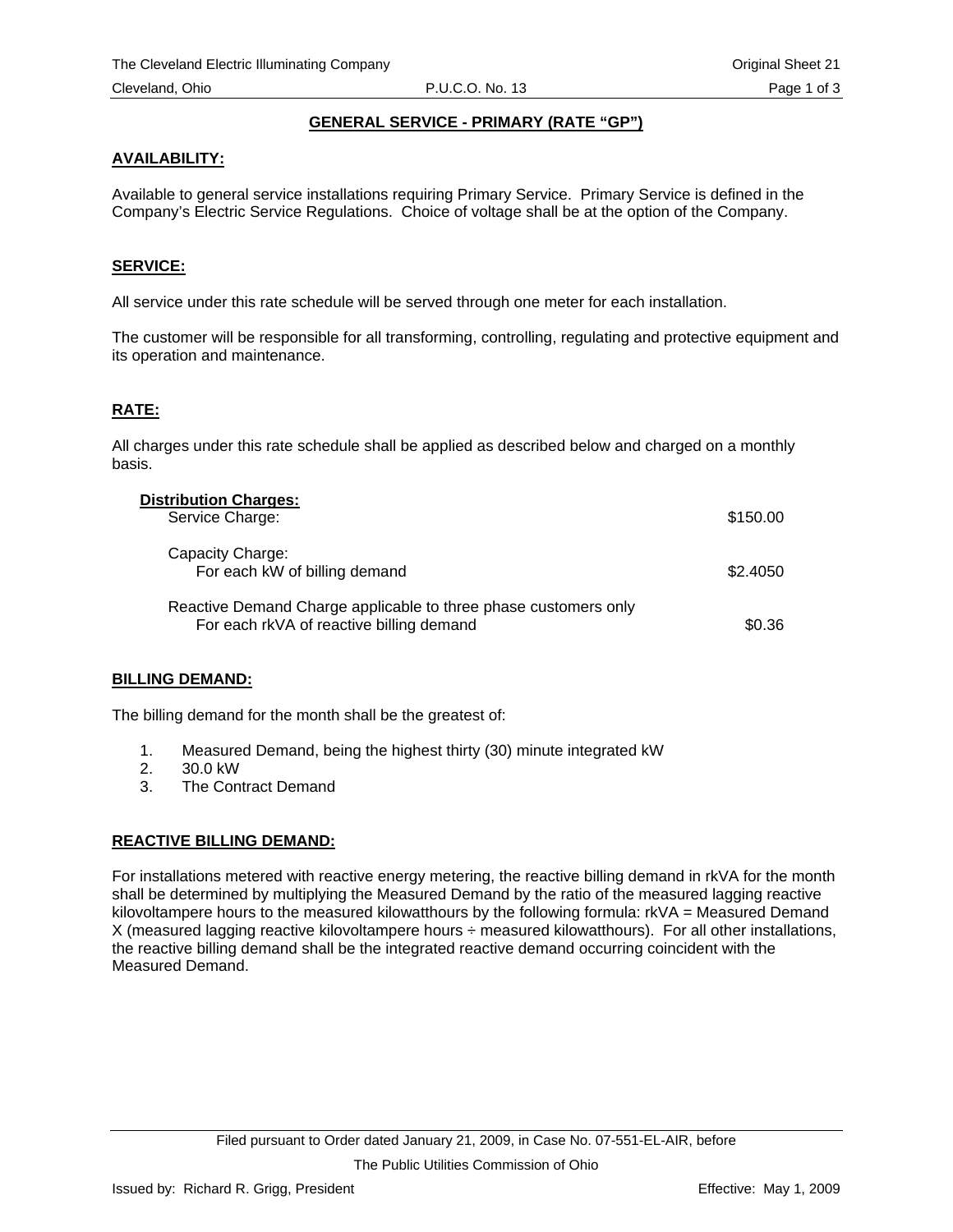## GENERAL SERVICE - PRIMARY (RATE "GP")

### AVAILABILITY:

Available to general service installations requiring Primary Service. Primary Service is defined in the Company's Electric Service Regulations. Choice of voltage shall be at the option of the Company.

### SERVICE:

All service under this rate schedule will be served through one meter for each installation.

The customer will be responsible for all transforming, controlling, regulating and protective equipment and its operation and maintenance.

### RATE:

All charges under this rate schedule shall be applied as described below and charged on a monthly basis.

**Distribution Charges:**

| | |
|---|---|
| Service Charge: | $150.00 |
| Capacity Charge: For each kW of billing demand | $2.4050 |
| Reactive Demand Charge applicable to three phase customers only For each rkVA of reactive billing demand | $0.36 |

### BILLING DEMAND:

The billing demand for the month shall be the greatest of:

1. Measured Demand, being the highest thirty (30) minute integrated kW
2. 30.0 kW
3. The Contract Demand

### REACTIVE BILLING DEMAND:

For installations metered with reactive energy metering, the reactive billing demand in rkVA for the month shall be determined by multiplying the Measured Demand by the ratio of the measured lagging reactive kilovoltampere hours to the measured kilowatthours by the following formula: rkVA = Measured Demand X (measured lagging reactive kilovoltampere hours ÷ measured kilowatthours). For all other installations, the reactive billing demand shall be the integrated reactive demand occurring coincident with the Measured Demand.

Filed pursuant to Order dated January 21, 2009, in Case No. 07-551-EL-AIR, before The Public Utilities Commission of Ohio

Issued by: Richard R. Grigg, President

Effective: May 1, 2009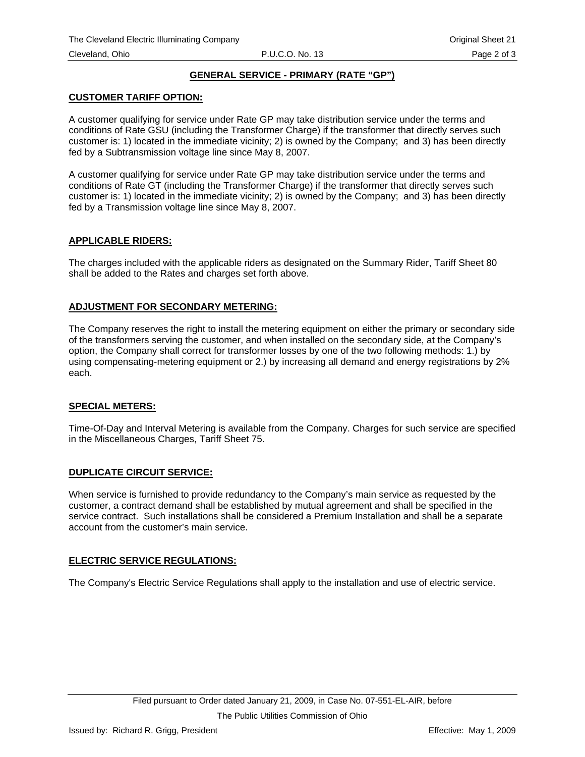## GENERAL SERVICE - PRIMARY (RATE "GP")

### CUSTOMER TARIFF OPTION:

A customer qualifying for service under Rate GP may take distribution service under the terms and conditions of Rate GSU (including the Transformer Charge) if the transformer that directly serves such customer is: 1) located in the immediate vicinity; 2) is owned by the Company; and 3) has been directly fed by a Subtransmission voltage line since May 8, 2007.

A customer qualifying for service under Rate GP may take distribution service under the terms and conditions of Rate GT (including the Transformer Charge) if the transformer that directly serves such customer is: 1) located in the immediate vicinity; 2) is owned by the Company; and 3) has been directly fed by a Transmission voltage line since May 8, 2007.

### APPLICABLE RIDERS:

The charges included with the applicable riders as designated on the Summary Rider, Tariff Sheet 80 shall be added to the Rates and charges set forth above.

### ADJUSTMENT FOR SECONDARY METERING:

The Company reserves the right to install the metering equipment on either the primary or secondary side of the transformers serving the customer, and when installed on the secondary side, at the Company's option, the Company shall correct for transformer losses by one of the two following methods: 1.) by using compensating-metering equipment or 2.) by increasing all demand and energy registrations by 2% each.

### SPECIAL METERS:

Time-Of-Day and Interval Metering is available from the Company. Charges for such service are specified in the Miscellaneous Charges, Tariff Sheet 75.

### DUPLICATE CIRCUIT SERVICE:

When service is furnished to provide redundancy to the Company's main service as requested by the customer, a contract demand shall be established by mutual agreement and shall be specified in the service contract. Such installations shall be considered a Premium Installation and shall be a separate account from the customer's main service.

### ELECTRIC SERVICE REGULATIONS:

The Company's Electric Service Regulations shall apply to the installation and use of electric service.

Filed pursuant to Order dated January 21, 2009, in Case No. 07-551-EL-AIR, before The Public Utilities Commission of Ohio

Issued by: Richard R. Grigg, President

Effective: May 1, 2009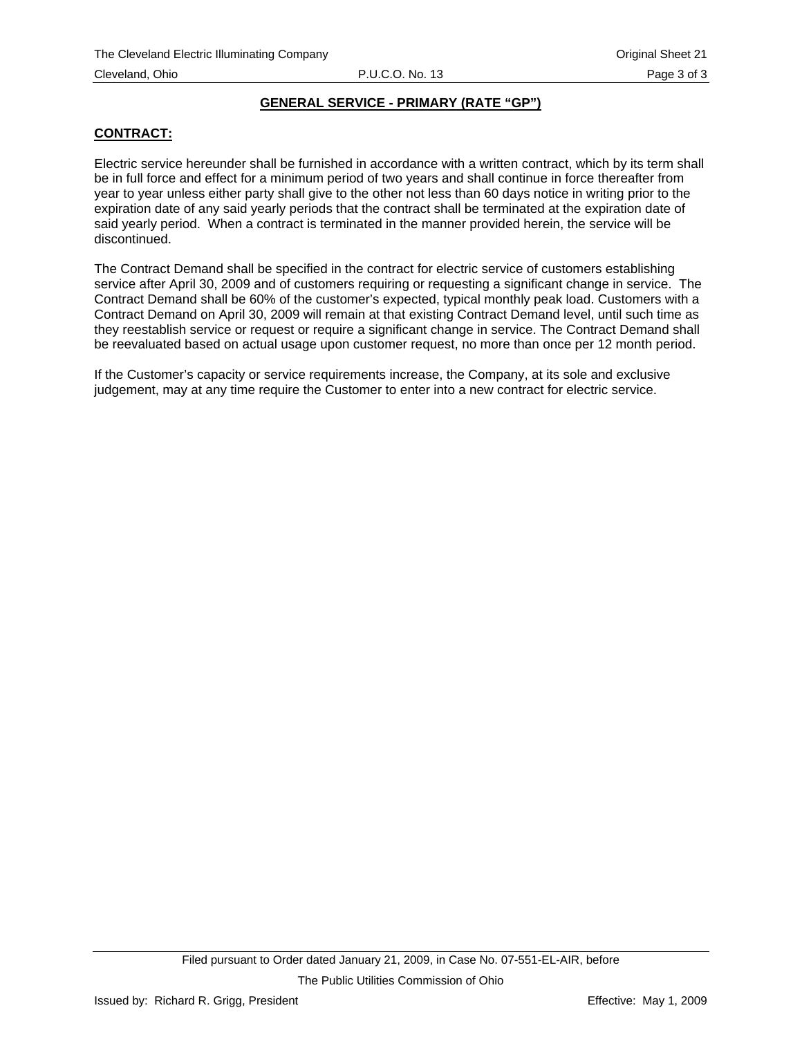## GENERAL SERVICE - PRIMARY (RATE "GP")

### CONTRACT:

Electric service hereunder shall be furnished in accordance with a written contract, which by its term shall be in full force and effect for a minimum period of two years and shall continue in force thereafter from year to year unless either party shall give to the other not less than 60 days notice in writing prior to the expiration date of any said yearly periods that the contract shall be terminated at the expiration date of said yearly period. When a contract is terminated in the manner provided herein, the service will be discontinued.

The Contract Demand shall be specified in the contract for electric service of customers establishing service after April 30, 2009 and of customers requiring or requesting a significant change in service. The Contract Demand shall be 60% of the customer's expected, typical monthly peak load. Customers with a Contract Demand on April 30, 2009 will remain at that existing Contract Demand level, until such time as they reestablish service or request or require a significant change in service. The Contract Demand shall be reevaluated based on actual usage upon customer request, no more than once per 12 month period.

If the Customer's capacity or service requirements increase, the Company, at its sole and exclusive judgement, may at any time require the Customer to enter into a new contract for electric service.

Filed pursuant to Order dated January 21, 2009, in Case No. 07-551-EL-AIR, before The Public Utilities Commission of Ohio

Issued by: Richard R. Grigg, President

Effective: May 1, 2009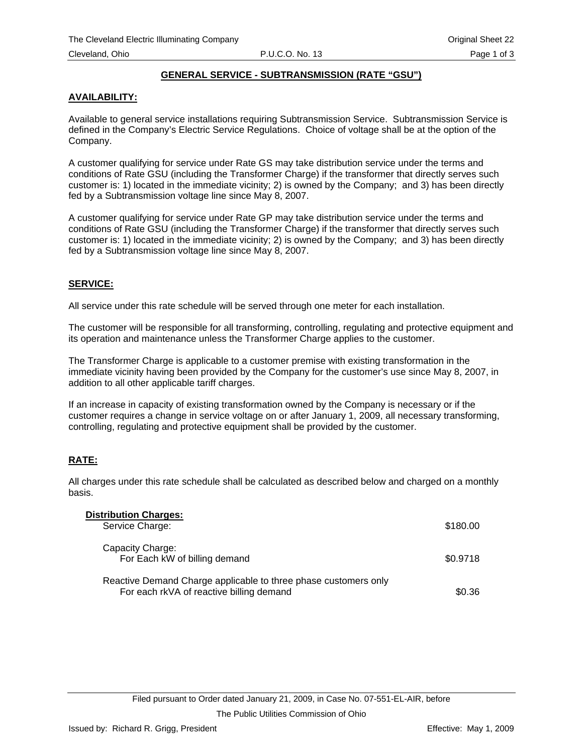# GENERAL SERVICE - SUBTRANSMISSION (RATE "GSU")

## AVAILABILITY:

Available to general service installations requiring Subtransmission Service. Subtransmission Service is defined in the Company's Electric Service Regulations. Choice of voltage shall be at the option of the Company.

A customer qualifying for service under Rate GS may take distribution service under the terms and conditions of Rate GSU (including the Transformer Charge) if the transformer that directly serves such customer is: 1) located in the immediate vicinity; 2) is owned by the Company; and 3) has been directly fed by a Subtransmission voltage line since May 8, 2007.

A customer qualifying for service under Rate GP may take distribution service under the terms and conditions of Rate GSU (including the Transformer Charge) if the transformer that directly serves such customer is: 1) located in the immediate vicinity; 2) is owned by the Company; and 3) has been directly fed by a Subtransmission voltage line since May 8, 2007.

## SERVICE:

All service under this rate schedule will be served through one meter for each installation.

The customer will be responsible for all transforming, controlling, regulating and protective equipment and its operation and maintenance unless the Transformer Charge applies to the customer.

The Transformer Charge is applicable to a customer premise with existing transformation in the immediate vicinity having been provided by the Company for the customer's use since May 8, 2007, in addition to all other applicable tariff charges.

If an increase in capacity of existing transformation owned by the Company is necessary or if the customer requires a change in service voltage on or after January 1, 2009, all necessary transforming, controlling, regulating and protective equipment shall be provided by the customer.

## RATE:

All charges under this rate schedule shall be calculated as described below and charged on a monthly basis.

**Distribution Charges:**

| | |
|---|---|
| Service Charge: | $180.00 |
| Capacity Charge:<br>For Each kW of billing demand | $0.9718 |
| Reactive Demand Charge applicable to three phase customers only<br>For each rkVA of reactive billing demand | $0.36 |

Filed pursuant to Order dated January 21, 2009, in Case No. 07-551-EL-AIR, before The Public Utilities Commission of Ohio

Issued by: Richard R. Grigg, President

Effective: May 1, 2009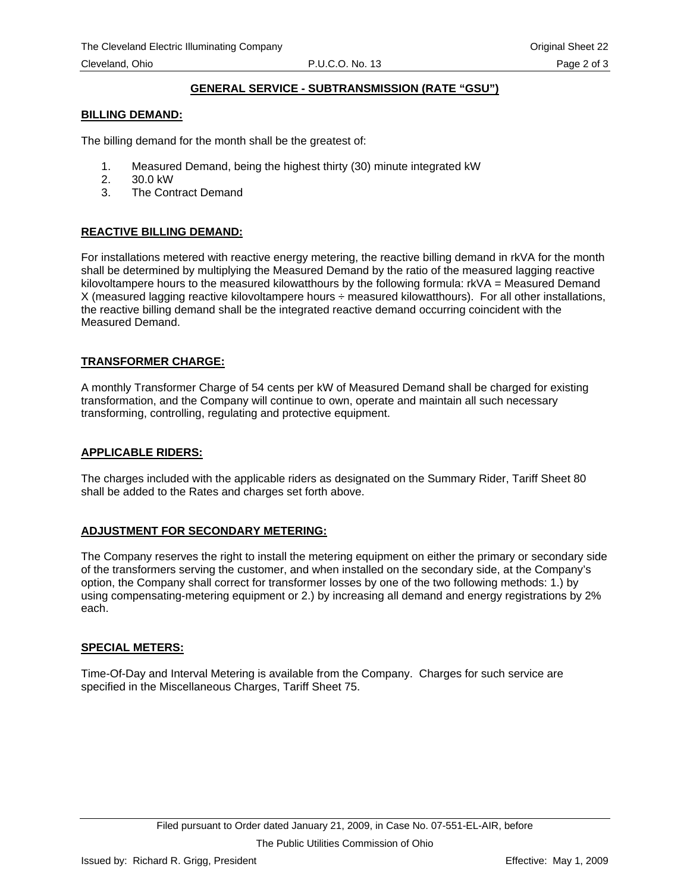## GENERAL SERVICE - SUBTRANSMISSION (RATE "GSU")

### BILLING DEMAND:

The billing demand for the month shall be the greatest of:

1. Measured Demand, being the highest thirty (30) minute integrated kW
2. 30.0 kW
3. The Contract Demand

### REACTIVE BILLING DEMAND:

For installations metered with reactive energy metering, the reactive billing demand in rkVA for the month shall be determined by multiplying the Measured Demand by the ratio of the measured lagging reactive kilovoltampere hours to the measured kilowatthours by the following formula: rkVA = Measured Demand X (measured lagging reactive kilovoltampere hours ÷ measured kilowatthours). For all other installations, the reactive billing demand shall be the integrated reactive demand occurring coincident with the Measured Demand.

### TRANSFORMER CHARGE:

A monthly Transformer Charge of 54 cents per kW of Measured Demand shall be charged for existing transformation, and the Company will continue to own, operate and maintain all such necessary transforming, controlling, regulating and protective equipment.

### APPLICABLE RIDERS:

The charges included with the applicable riders as designated on the Summary Rider, Tariff Sheet 80 shall be added to the Rates and charges set forth above.

### ADJUSTMENT FOR SECONDARY METERING:

The Company reserves the right to install the metering equipment on either the primary or secondary side of the transformers serving the customer, and when installed on the secondary side, at the Company's option, the Company shall correct for transformer losses by one of the two following methods: 1.) by using compensating-metering equipment or 2.) by increasing all demand and energy registrations by 2% each.

### SPECIAL METERS:

Time-Of-Day and Interval Metering is available from the Company. Charges for such service are specified in the Miscellaneous Charges, Tariff Sheet 75.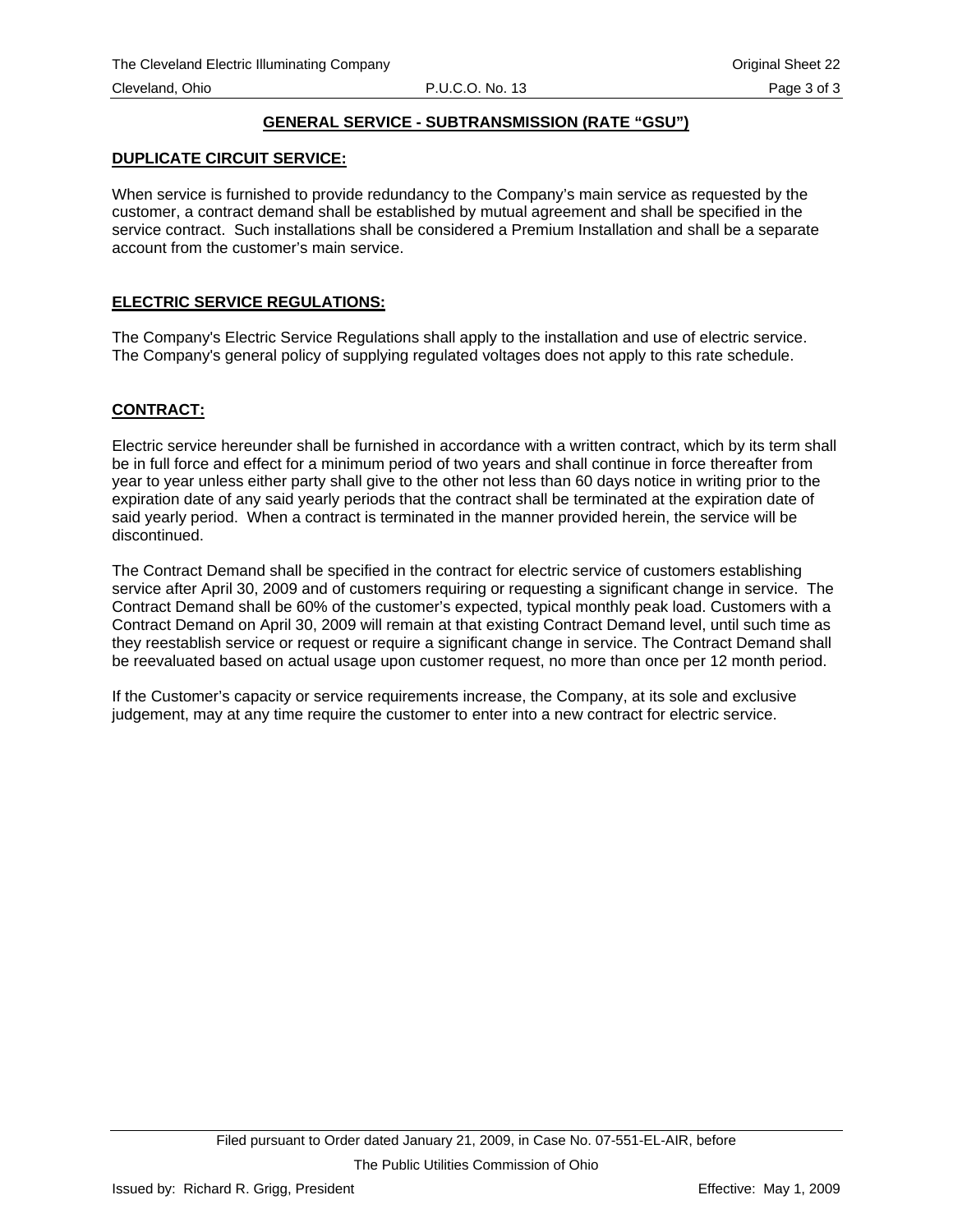## GENERAL SERVICE - SUBTRANSMISSION (RATE "GSU")

### DUPLICATE CIRCUIT SERVICE:

When service is furnished to provide redundancy to the Company's main service as requested by the customer, a contract demand shall be established by mutual agreement and shall be specified in the service contract. Such installations shall be considered a Premium Installation and shall be a separate account from the customer's main service.

### ELECTRIC SERVICE REGULATIONS:

The Company's Electric Service Regulations shall apply to the installation and use of electric service. The Company's general policy of supplying regulated voltages does not apply to this rate schedule.

### CONTRACT:

Electric service hereunder shall be furnished in accordance with a written contract, which by its term shall be in full force and effect for a minimum period of two years and shall continue in force thereafter from year to year unless either party shall give to the other not less than 60 days notice in writing prior to the expiration date of any said yearly periods that the contract shall be terminated at the expiration date of said yearly period. When a contract is terminated in the manner provided herein, the service will be discontinued.

The Contract Demand shall be specified in the contract for electric service of customers establishing service after April 30, 2009 and of customers requiring or requesting a significant change in service. The Contract Demand shall be 60% of the customer's expected, typical monthly peak load. Customers with a Contract Demand on April 30, 2009 will remain at that existing Contract Demand level, until such time as they reestablish service or request or require a significant change in service. The Contract Demand shall be reevaluated based on actual usage upon customer request, no more than once per 12 month period.

If the Customer's capacity or service requirements increase, the Company, at its sole and exclusive judgement, may at any time require the customer to enter into a new contract for electric service.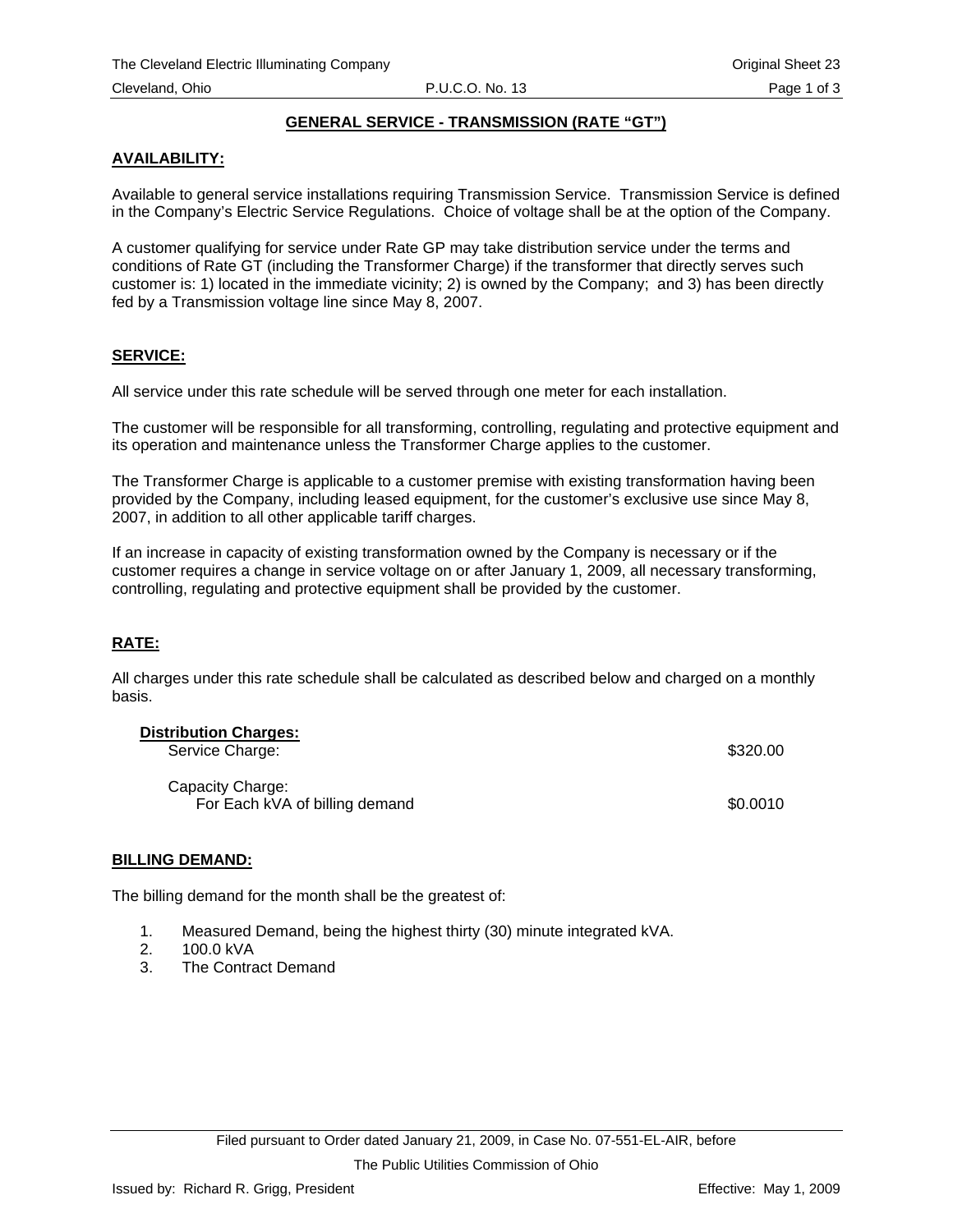## GENERAL SERVICE - TRANSMISSION (RATE "GT")

### AVAILABILITY:

Available to general service installations requiring Transmission Service. Transmission Service is defined in the Company's Electric Service Regulations. Choice of voltage shall be at the option of the Company.

A customer qualifying for service under Rate GP may take distribution service under the terms and conditions of Rate GT (including the Transformer Charge) if the transformer that directly serves such customer is: 1) located in the immediate vicinity; 2) is owned by the Company; and 3) has been directly fed by a Transmission voltage line since May 8, 2007.

### SERVICE:

All service under this rate schedule will be served through one meter for each installation.

The customer will be responsible for all transforming, controlling, regulating and protective equipment and its operation and maintenance unless the Transformer Charge applies to the customer.

The Transformer Charge is applicable to a customer premise with existing transformation having been provided by the Company, including leased equipment, for the customer's exclusive use since May 8, 2007, in addition to all other applicable tariff charges.

If an increase in capacity of existing transformation owned by the Company is necessary or if the customer requires a change in service voltage on or after January 1, 2009, all necessary transforming, controlling, regulating and protective equipment shall be provided by the customer.

### RATE:

All charges under this rate schedule shall be calculated as described below and charged on a monthly basis.

**Distribution Charges:**

| | |
|---|---|
| Service Charge: | $320.00 |
| Capacity Charge: | |
| For Each kVA of billing demand | $0.0010 |

### BILLING DEMAND:

The billing demand for the month shall be the greatest of:

1. Measured Demand, being the highest thirty (30) minute integrated kVA.
2. 100.0 kVA
3. The Contract Demand

Filed pursuant to Order dated January 21, 2009, in Case No. 07-551-EL-AIR, before The Public Utilities Commission of Ohio

Issued by: Richard R. Grigg, President

Effective: May 1, 2009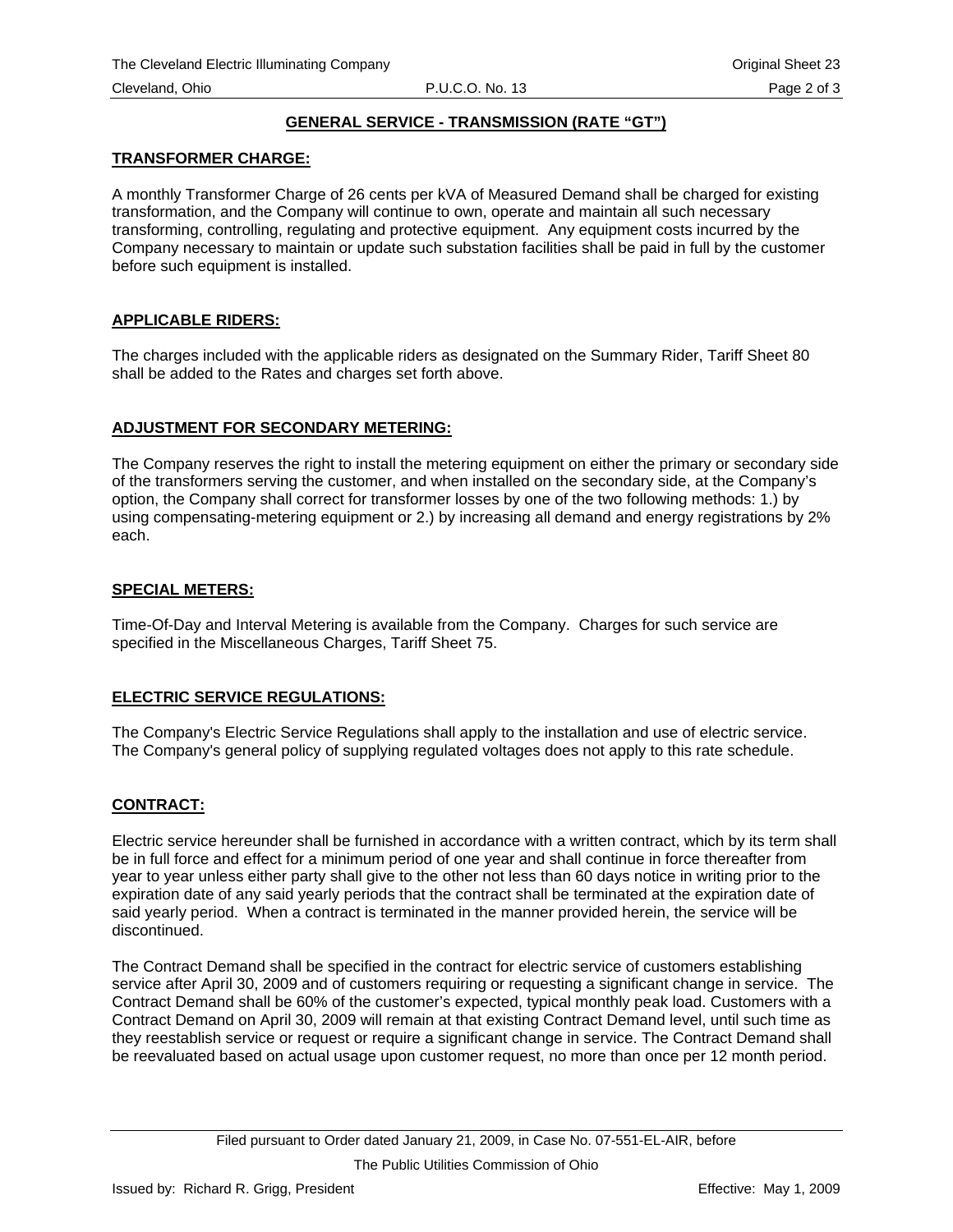## GENERAL SERVICE - TRANSMISSION (RATE "GT")

### TRANSFORMER CHARGE:

A monthly Transformer Charge of 26 cents per kVA of Measured Demand shall be charged for existing transformation, and the Company will continue to own, operate and maintain all such necessary transforming, controlling, regulating and protective equipment. Any equipment costs incurred by the Company necessary to maintain or update such substation facilities shall be paid in full by the customer before such equipment is installed.

### APPLICABLE RIDERS:

The charges included with the applicable riders as designated on the Summary Rider, Tariff Sheet 80 shall be added to the Rates and charges set forth above.

### ADJUSTMENT FOR SECONDARY METERING:

The Company reserves the right to install the metering equipment on either the primary or secondary side of the transformers serving the customer, and when installed on the secondary side, at the Company's option, the Company shall correct for transformer losses by one of the two following methods: 1.) by using compensating-metering equipment or 2.) by increasing all demand and energy registrations by 2% each.

### SPECIAL METERS:

Time-Of-Day and Interval Metering is available from the Company. Charges for such service are specified in the Miscellaneous Charges, Tariff Sheet 75.

### ELECTRIC SERVICE REGULATIONS:

The Company's Electric Service Regulations shall apply to the installation and use of electric service. The Company's general policy of supplying regulated voltages does not apply to this rate schedule.

### CONTRACT:

Electric service hereunder shall be furnished in accordance with a written contract, which by its term shall be in full force and effect for a minimum period of one year and shall continue in force thereafter from year to year unless either party shall give to the other not less than 60 days notice in writing prior to the expiration date of any said yearly periods that the contract shall be terminated at the expiration date of said yearly period. When a contract is terminated in the manner provided herein, the service will be discontinued.

The Contract Demand shall be specified in the contract for electric service of customers establishing service after April 30, 2009 and of customers requiring or requesting a significant change in service. The Contract Demand shall be 60% of the customer's expected, typical monthly peak load. Customers with a Contract Demand on April 30, 2009 will remain at that existing Contract Demand level, until such time as they reestablish service or request or require a significant change in service. The Contract Demand shall be reevaluated based on actual usage upon customer request, no more than once per 12 month period.

Filed pursuant to Order dated January 21, 2009, in Case No. 07-551-EL-AIR, before The Public Utilities Commission of Ohio

Issued by: Richard R. Grigg, President

Effective: May 1, 2009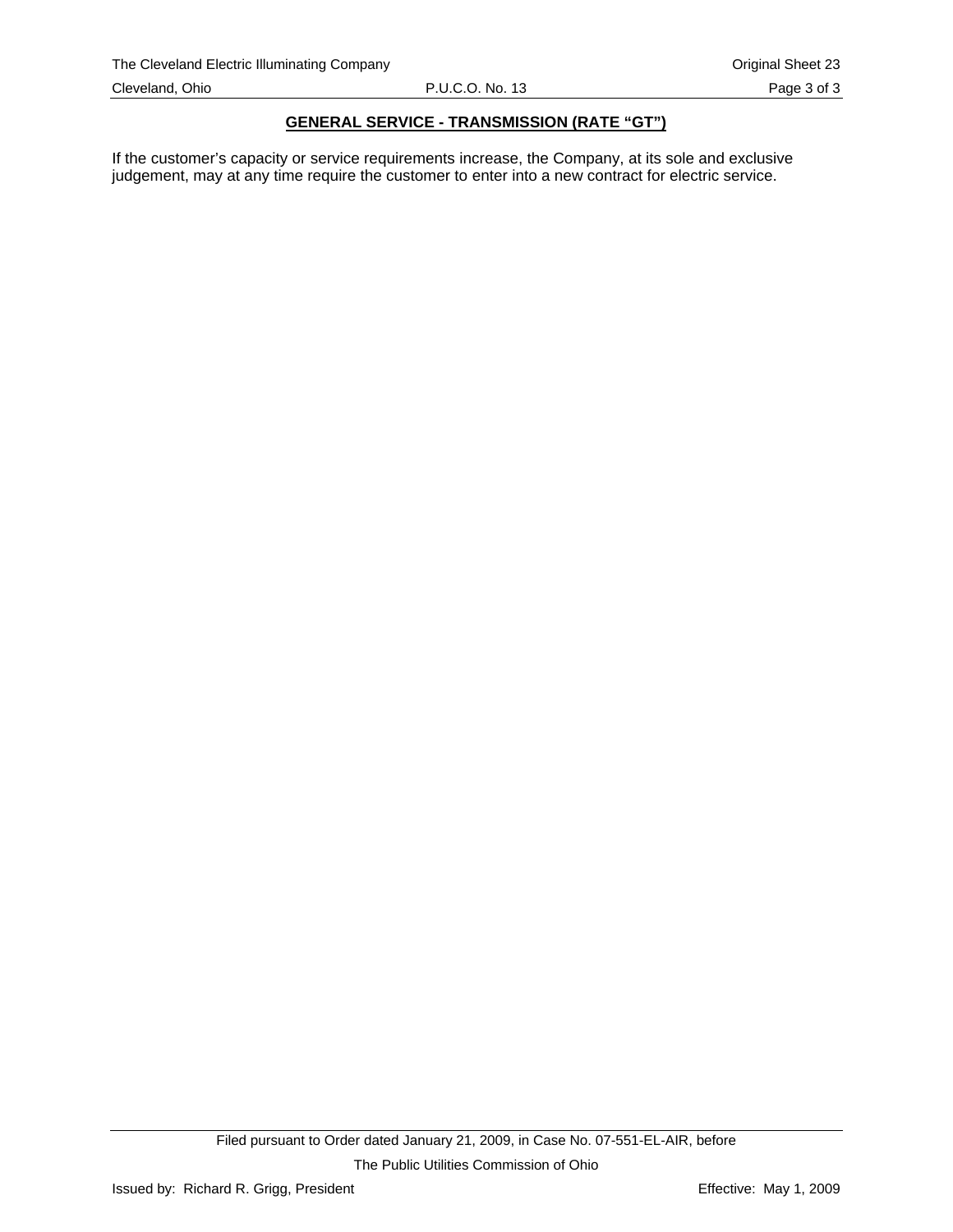**GENERAL SERVICE - TRANSMISSION (RATE "GT")**

If the customer's capacity or service requirements increase, the Company, at its sole and exclusive judgement, may at any time require the customer to enter into a new contract for electric service.

Filed pursuant to Order dated January 21, 2009, in Case No. 07-551-EL-AIR, before The Public Utilities Commission of Ohio

Issued by: Richard R. Grigg, President

Effective: May 1, 2009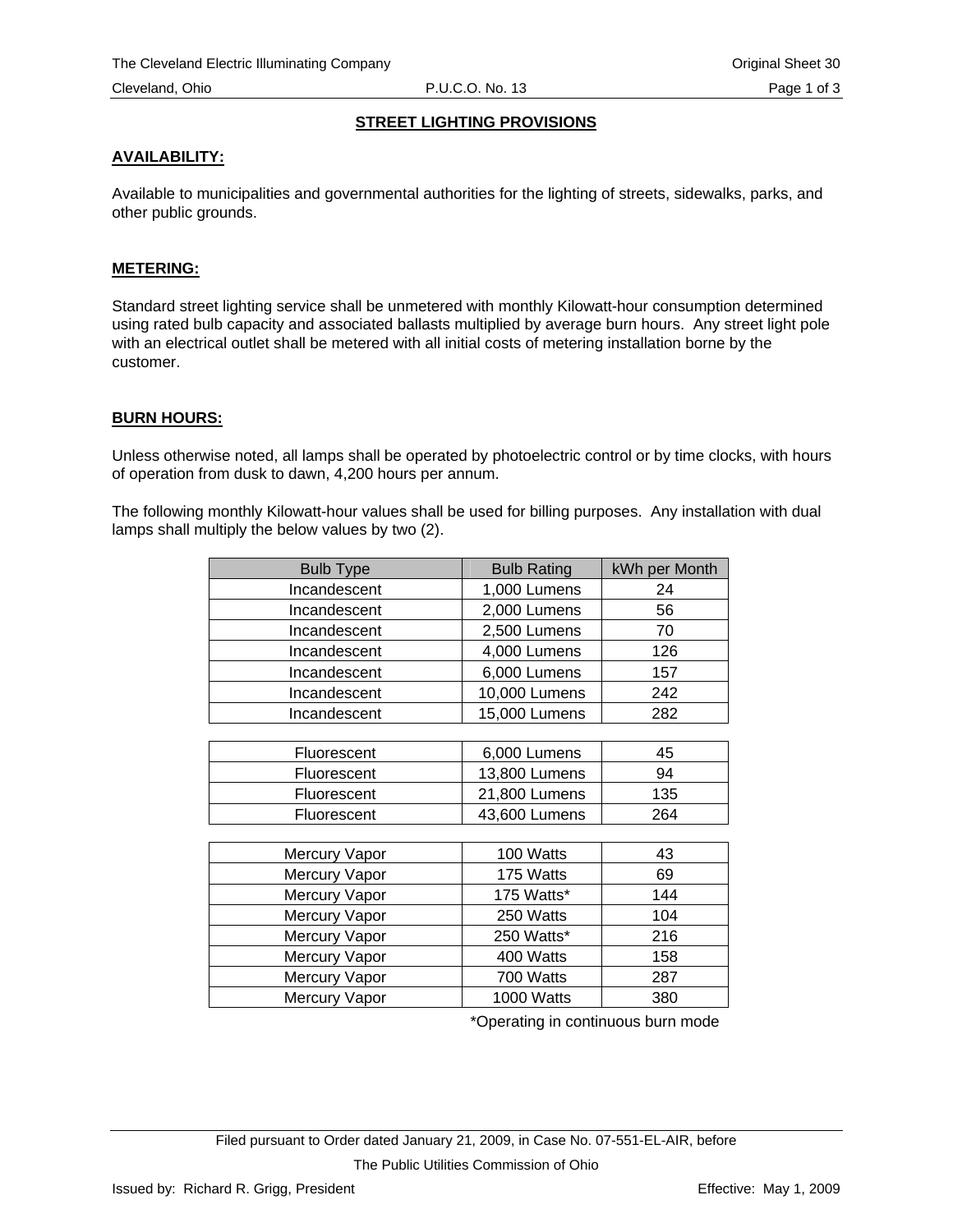## STREET LIGHTING PROVISIONS

### AVAILABILITY:

Available to municipalities and governmental authorities for the lighting of streets, sidewalks, parks, and other public grounds.

### METERING:

Standard street lighting service shall be unmetered with monthly Kilowatt-hour consumption determined using rated bulb capacity and associated ballasts multiplied by average burn hours. Any street light pole with an electrical outlet shall be metered with all initial costs of metering installation borne by the customer.

### BURN HOURS:

Unless otherwise noted, all lamps shall be operated by photoelectric control or by time clocks, with hours of operation from dusk to dawn, 4,200 hours per annum.

The following monthly Kilowatt-hour values shall be used for billing purposes. Any installation with dual lamps shall multiply the below values by two (2).

| Bulb Type | Bulb Rating | kWh per Month |
|---|---|---|
| Incandescent | 1,000 Lumens | 24 |
| Incandescent | 2,000 Lumens | 56 |
| Incandescent | 2,500 Lumens | 70 |
| Incandescent | 4,000 Lumens | 126 |
| Incandescent | 6,000 Lumens | 157 |
| Incandescent | 10,000 Lumens | 242 |
| Incandescent | 15,000 Lumens | 282 |
| Fluorescent | 6,000 Lumens | 45 |
| Fluorescent | 13,800 Lumens | 94 |
| Fluorescent | 21,800 Lumens | 135 |
| Fluorescent | 43,600 Lumens | 264 |
| Mercury Vapor | 100 Watts | 43 |
| Mercury Vapor | 175 Watts | 69 |
| Mercury Vapor | 175 Watts* | 144 |
| Mercury Vapor | 250 Watts | 104 |
| Mercury Vapor | 250 Watts* | 216 |
| Mercury Vapor | 400 Watts | 158 |
| Mercury Vapor | 700 Watts | 287 |
| Mercury Vapor | 1000 Watts | 380 |

*Operating in continuous burn mode

Filed pursuant to Order dated January 21, 2009, in Case No. 07-551-EL-AIR, before The Public Utilities Commission of Ohio

Issued by: Richard R. Grigg, President

Effective: May 1, 2009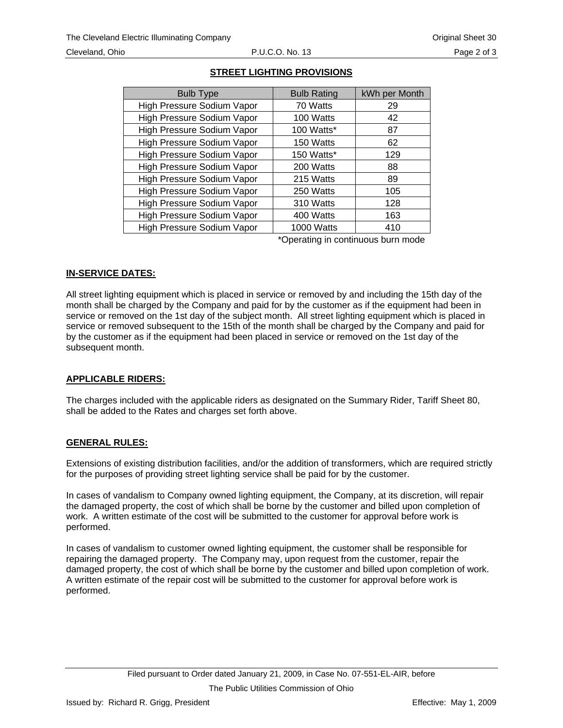## STREET LIGHTING PROVISIONS

| Bulb Type | Bulb Rating | kWh per Month |
|---|---|---|
| High Pressure Sodium Vapor | 70 Watts | 29 |
| High Pressure Sodium Vapor | 100 Watts | 42 |
| High Pressure Sodium Vapor | 100 Watts* | 87 |
| High Pressure Sodium Vapor | 150 Watts | 62 |
| High Pressure Sodium Vapor | 150 Watts* | 129 |
| High Pressure Sodium Vapor | 200 Watts | 88 |
| High Pressure Sodium Vapor | 215 Watts | 89 |
| High Pressure Sodium Vapor | 250 Watts | 105 |
| High Pressure Sodium Vapor | 310 Watts | 128 |
| High Pressure Sodium Vapor | 400 Watts | 163 |
| High Pressure Sodium Vapor | 1000 Watts | 410 |

*Operating in continuous burn mode

### IN-SERVICE DATES:

All street lighting equipment which is placed in service or removed by and including the 15th day of the month shall be charged by the Company and paid for by the customer as if the equipment had been in service or removed on the 1st day of the subject month. All street lighting equipment which is placed in service or removed subsequent to the 15th of the month shall be charged by the Company and paid for by the customer as if the equipment had been placed in service or removed on the 1st day of the subsequent month.

### APPLICABLE RIDERS:

The charges included with the applicable riders as designated on the Summary Rider, Tariff Sheet 80, shall be added to the Rates and charges set forth above.

### GENERAL RULES:

Extensions of existing distribution facilities, and/or the addition of transformers, which are required strictly for the purposes of providing street lighting service shall be paid for by the customer.

In cases of vandalism to Company owned lighting equipment, the Company, at its discretion, will repair the damaged property, the cost of which shall be borne by the customer and billed upon completion of work. A written estimate of the cost will be submitted to the customer for approval before work is performed.

In cases of vandalism to customer owned lighting equipment, the customer shall be responsible for repairing the damaged property. The Company may, upon request from the customer, repair the damaged property, the cost of which shall be borne by the customer and billed upon completion of work. A written estimate of the repair cost will be submitted to the customer for approval before work is performed.

Filed pursuant to Order dated January 21, 2009, in Case No. 07-551-EL-AIR, before The Public Utilities Commission of Ohio

Issued by: Richard R. Grigg, President

Effective: May 1, 2009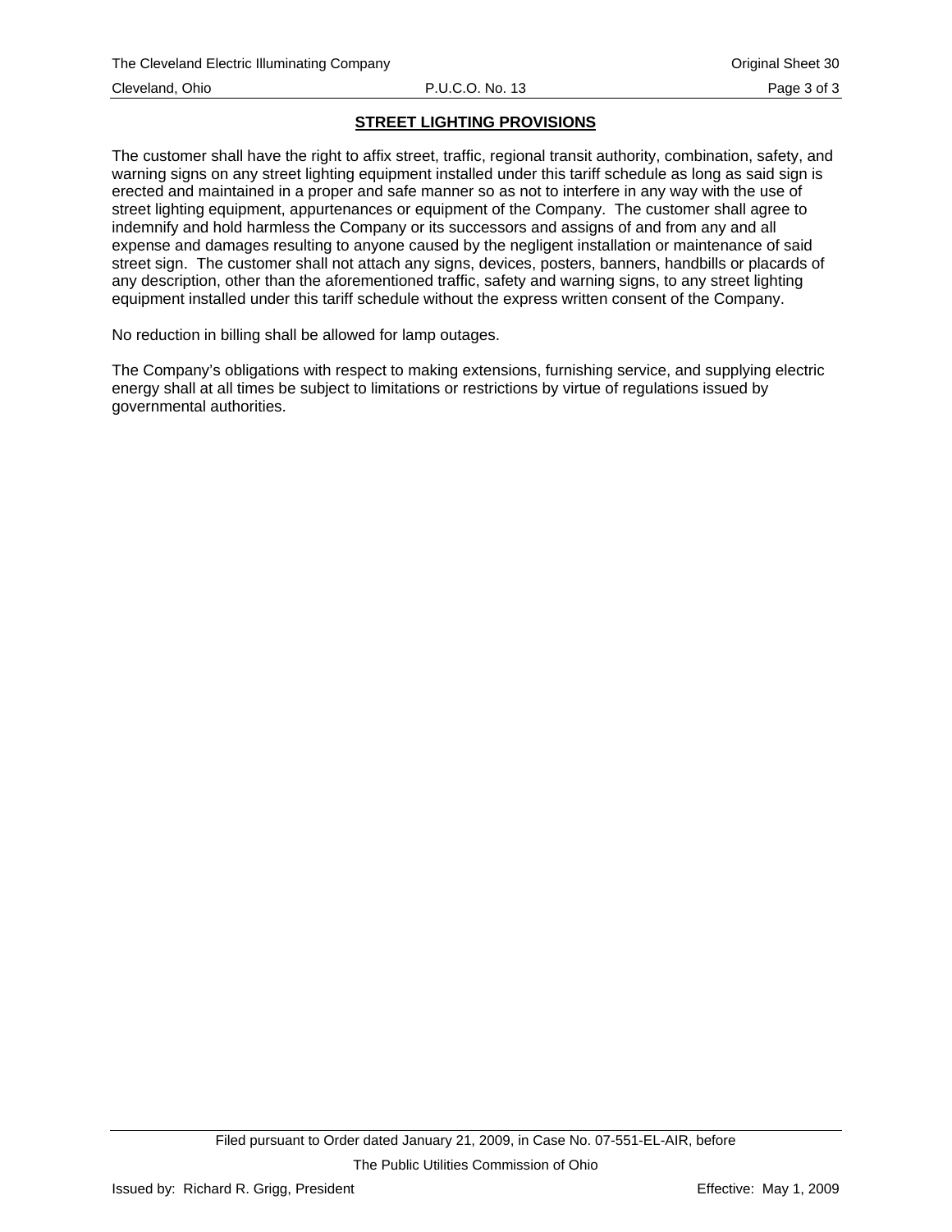**STREET LIGHTING PROVISIONS**

The customer shall have the right to affix street, traffic, regional transit authority, combination, safety, and warning signs on any street lighting equipment installed under this tariff schedule as long as said sign is erected and maintained in a proper and safe manner so as not to interfere in any way with the use of street lighting equipment, appurtenances or equipment of the Company. The customer shall agree to indemnify and hold harmless the Company or its successors and assigns of and from any and all expense and damages resulting to anyone caused by the negligent installation or maintenance of said street sign. The customer shall not attach any signs, devices, posters, banners, handbills or placards of any description, other than the aforementioned traffic, safety and warning signs, to any street lighting equipment installed under this tariff schedule without the express written consent of the Company.

No reduction in billing shall be allowed for lamp outages.

The Company's obligations with respect to making extensions, furnishing service, and supplying electric energy shall at all times be subject to limitations or restrictions by virtue of regulations issued by governmental authorities.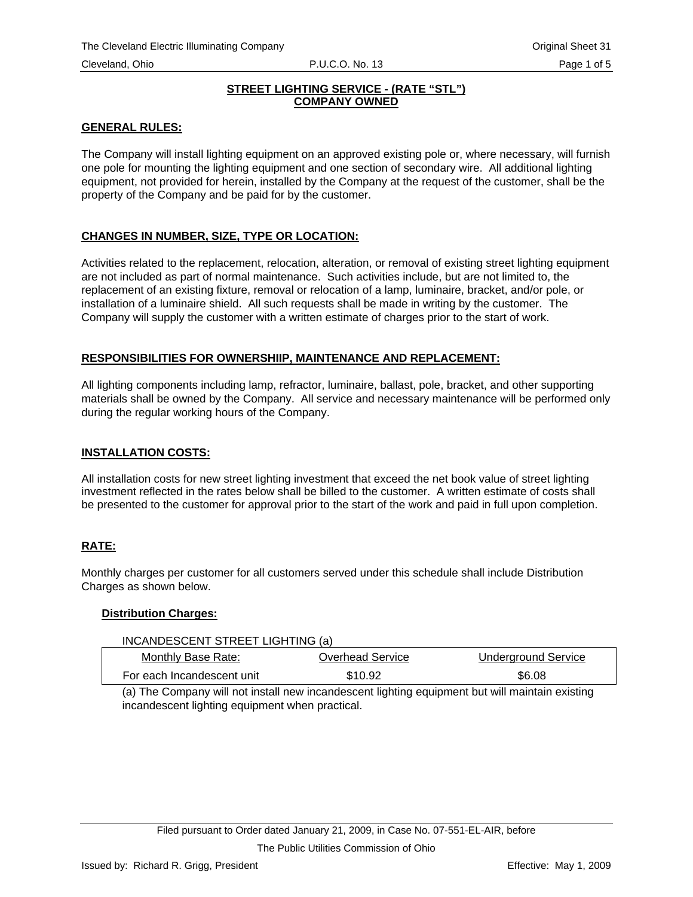## STREET LIGHTING SERVICE - (RATE "STL")
## COMPANY OWNED

### GENERAL RULES:

The Company will install lighting equipment on an approved existing pole or, where necessary, will furnish one pole for mounting the lighting equipment and one section of secondary wire. All additional lighting equipment, not provided for herein, installed by the Company at the request of the customer, shall be the property of the Company and be paid for by the customer.

### CHANGES IN NUMBER, SIZE, TYPE OR LOCATION:

Activities related to the replacement, relocation, alteration, or removal of existing street lighting equipment are not included as part of normal maintenance. Such activities include, but are not limited to, the replacement of an existing fixture, removal or relocation of a lamp, luminaire, bracket, and/or pole, or installation of a luminaire shield. All such requests shall be made in writing by the customer. The Company will supply the customer with a written estimate of charges prior to the start of work.

### RESPONSIBILITIES FOR OWNERSHIIP, MAINTENANCE AND REPLACEMENT:

All lighting components including lamp, refractor, luminaire, ballast, pole, bracket, and other supporting materials shall be owned by the Company. All service and necessary maintenance will be performed only during the regular working hours of the Company.

### INSTALLATION COSTS:

All installation costs for new street lighting investment that exceed the net book value of street lighting investment reflected in the rates below shall be billed to the customer. A written estimate of costs shall be presented to the customer for approval prior to the start of the work and paid in full upon completion.

### RATE:

Monthly charges per customer for all customers served under this schedule shall include Distribution Charges as shown below.

**Distribution Charges:**

INCANDESCENT STREET LIGHTING (a)

| Monthly Base Rate: | Overhead Service | Underground Service |
|---|---|---|
| For each Incandescent unit | $10.92 | $6.08 |

(a) The Company will not install new incandescent lighting equipment but will maintain existing incandescent lighting equipment when practical.

Filed pursuant to Order dated January 21, 2009, in Case No. 07-551-EL-AIR, before The Public Utilities Commission of Ohio

Issued by: Richard R. Grigg, President Effective: May 1, 2009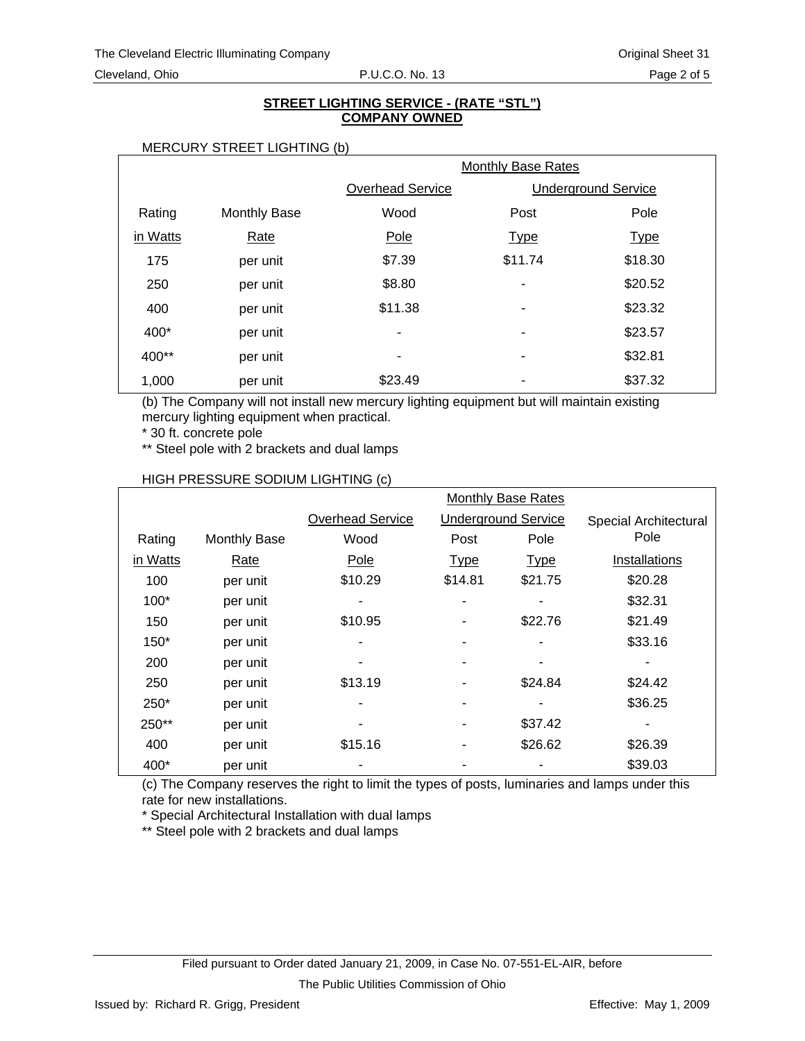## STREET LIGHTING SERVICE - (RATE "STL")
## COMPANY OWNED

MERCURY STREET LIGHTING (b)

| | | Monthly Base Rates | | |
|---|---|---|---|---|
| | | Overhead Service | Underground Service | |
| Rating in Watts | Monthly Base Rate | Wood Pole | Post Type | Pole Type |
| 175 | per unit | $7.39 | $11.74 | $18.30 |
| 250 | per unit | $8.80 | - | $20.52 |
| 400 | per unit | $11.38 | - | $23.32 |
| 400* | per unit | - | - | $23.57 |
| 400** | per unit | - | - | $32.81 |
| 1,000 | per unit | $23.49 | - | $37.32 |

(b) The Company will not install new mercury lighting equipment but will maintain existing mercury lighting equipment when practical.
* 30 ft. concrete pole
** Steel pole with 2 brackets and dual lamps

HIGH PRESSURE SODIUM LIGHTING (c)

| | | Monthly Base Rates | | | |
|---|---|---|---|---|---|
| | | Overhead Service | Underground Service | | Special Architectural Pole |
| Rating in Watts | Monthly Base Rate | Wood Pole | Post Type | Pole Type | Installations |
| 100 | per unit | $10.29 | $14.81 | $21.75 | $20.28 |
| 100* | per unit | - | - | - | $32.31 |
| 150 | per unit | $10.95 | - | $22.76 | $21.49 |
| 150* | per unit | - | - | - | $33.16 |
| 200 | per unit | - | - | - | - |
| 250 | per unit | $13.19 | - | $24.84 | $24.42 |
| 250* | per unit | - | - | - | $36.25 |
| 250** | per unit | - | - | $37.42 | - |
| 400 | per unit | $15.16 | - | $26.62 | $26.39 |
| 400* | per unit | - | - | - | $39.03 |

(c) The Company reserves the right to limit the types of posts, luminaries and lamps under this rate for new installations.
* Special Architectural Installation with dual lamps
** Steel pole with 2 brackets and dual lamps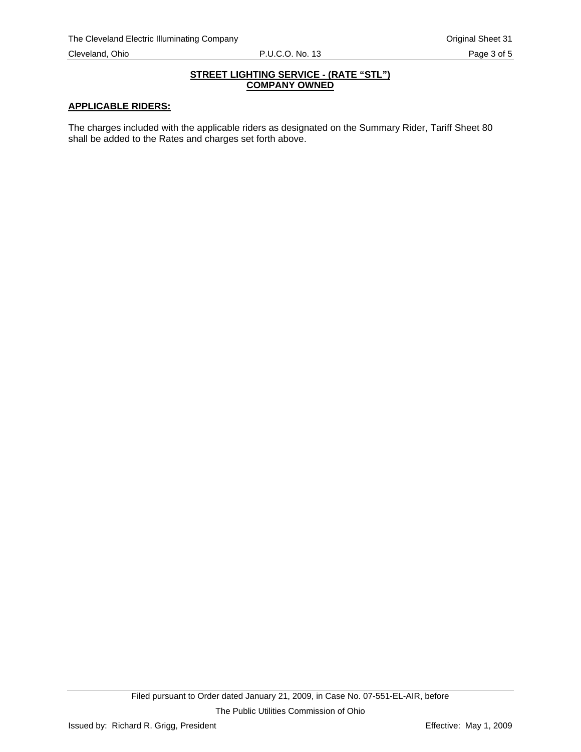**STREET LIGHTING SERVICE - (RATE "STL")**
**COMPANY OWNED**

**APPLICABLE RIDERS:**

The charges included with the applicable riders as designated on the Summary Rider, Tariff Sheet 80 shall be added to the Rates and charges set forth above.

Filed pursuant to Order dated January 21, 2009, in Case No. 07-551-EL-AIR, before The Public Utilities Commission of Ohio

Issued by: Richard R. Grigg, President

Effective: May 1, 2009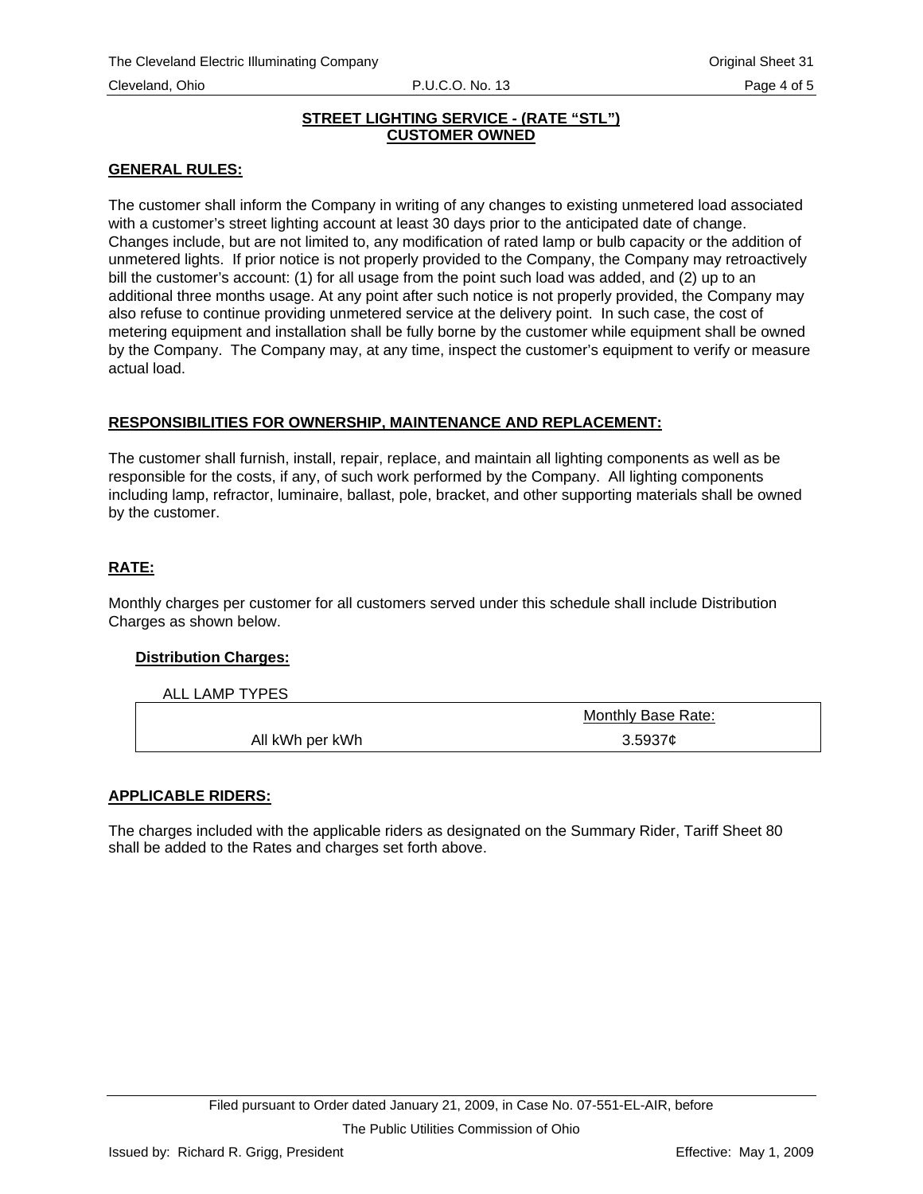## STREET LIGHTING SERVICE - (RATE "STL")
## CUSTOMER OWNED

**GENERAL RULES:**

The customer shall inform the Company in writing of any changes to existing unmetered load associated with a customer's street lighting account at least 30 days prior to the anticipated date of change. Changes include, but are not limited to, any modification of rated lamp or bulb capacity or the addition of unmetered lights. If prior notice is not properly provided to the Company, the Company may retroactively bill the customer's account: (1) for all usage from the point such load was added, and (2) up to an additional three months usage. At any point after such notice is not properly provided, the Company may also refuse to continue providing unmetered service at the delivery point. In such case, the cost of metering equipment and installation shall be fully borne by the customer while equipment shall be owned by the Company. The Company may, at any time, inspect the customer's equipment to verify or measure actual load.

**RESPONSIBILITIES FOR OWNERSHIP, MAINTENANCE AND REPLACEMENT:**

The customer shall furnish, install, repair, replace, and maintain all lighting components as well as be responsible for the costs, if any, of such work performed by the Company. All lighting components including lamp, refractor, luminaire, ballast, pole, bracket, and other supporting materials shall be owned by the customer.

**RATE:**

Monthly charges per customer for all customers served under this schedule shall include Distribution Charges as shown below.

**Distribution Charges:**

ALL LAMP TYPES

| | Monthly Base Rate: |
|---|---|
| All kWh per kWh | 3.5937¢ |

**APPLICABLE RIDERS:**

The charges included with the applicable riders as designated on the Summary Rider, Tariff Sheet 80 shall be added to the Rates and charges set forth above.

Filed pursuant to Order dated January 21, 2009, in Case No. 07-551-EL-AIR, before

The Public Utilities Commission of Ohio

Issued by: Richard R. Grigg, President

Effective: May 1, 2009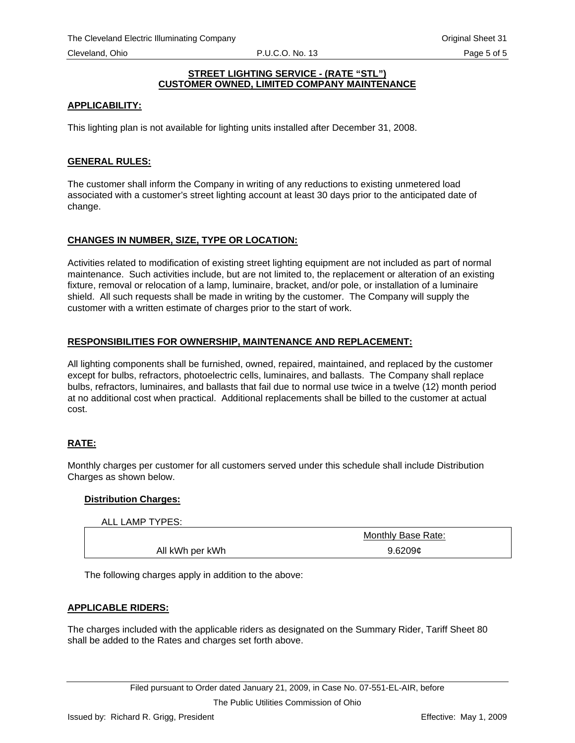## STREET LIGHTING SERVICE - (RATE "STL")
## CUSTOMER OWNED, LIMITED COMPANY MAINTENANCE

### APPLICABILITY:

This lighting plan is not available for lighting units installed after December 31, 2008.

### GENERAL RULES:

The customer shall inform the Company in writing of any reductions to existing unmetered load associated with a customer's street lighting account at least 30 days prior to the anticipated date of change.

### CHANGES IN NUMBER, SIZE, TYPE OR LOCATION:

Activities related to modification of existing street lighting equipment are not included as part of normal maintenance. Such activities include, but are not limited to, the replacement or alteration of an existing fixture, removal or relocation of a lamp, luminaire, bracket, and/or pole, or installation of a luminaire shield. All such requests shall be made in writing by the customer. The Company will supply the customer with a written estimate of charges prior to the start of work.

### RESPONSIBILITIES FOR OWNERSHIP, MAINTENANCE AND REPLACEMENT:

All lighting components shall be furnished, owned, repaired, maintained, and replaced by the customer except for bulbs, refractors, photoelectric cells, luminaires, and ballasts. The Company shall replace bulbs, refractors, luminaires, and ballasts that fail due to normal use twice in a twelve (12) month period at no additional cost when practical. Additional replacements shall be billed to the customer at actual cost.

### RATE:

Monthly charges per customer for all customers served under this schedule shall include Distribution Charges as shown below.

**Distribution Charges:**

ALL LAMP TYPES:

| | Monthly Base Rate: |
|---|---|
| All kWh per kWh | 9.6209¢ |

The following charges apply in addition to the above:

### APPLICABLE RIDERS:

The charges included with the applicable riders as designated on the Summary Rider, Tariff Sheet 80 shall be added to the Rates and charges set forth above.

Filed pursuant to Order dated January 21, 2009, in Case No. 07-551-EL-AIR, before The Public Utilities Commission of Ohio

Issued by: Richard R. Grigg, President

Effective: May 1, 2009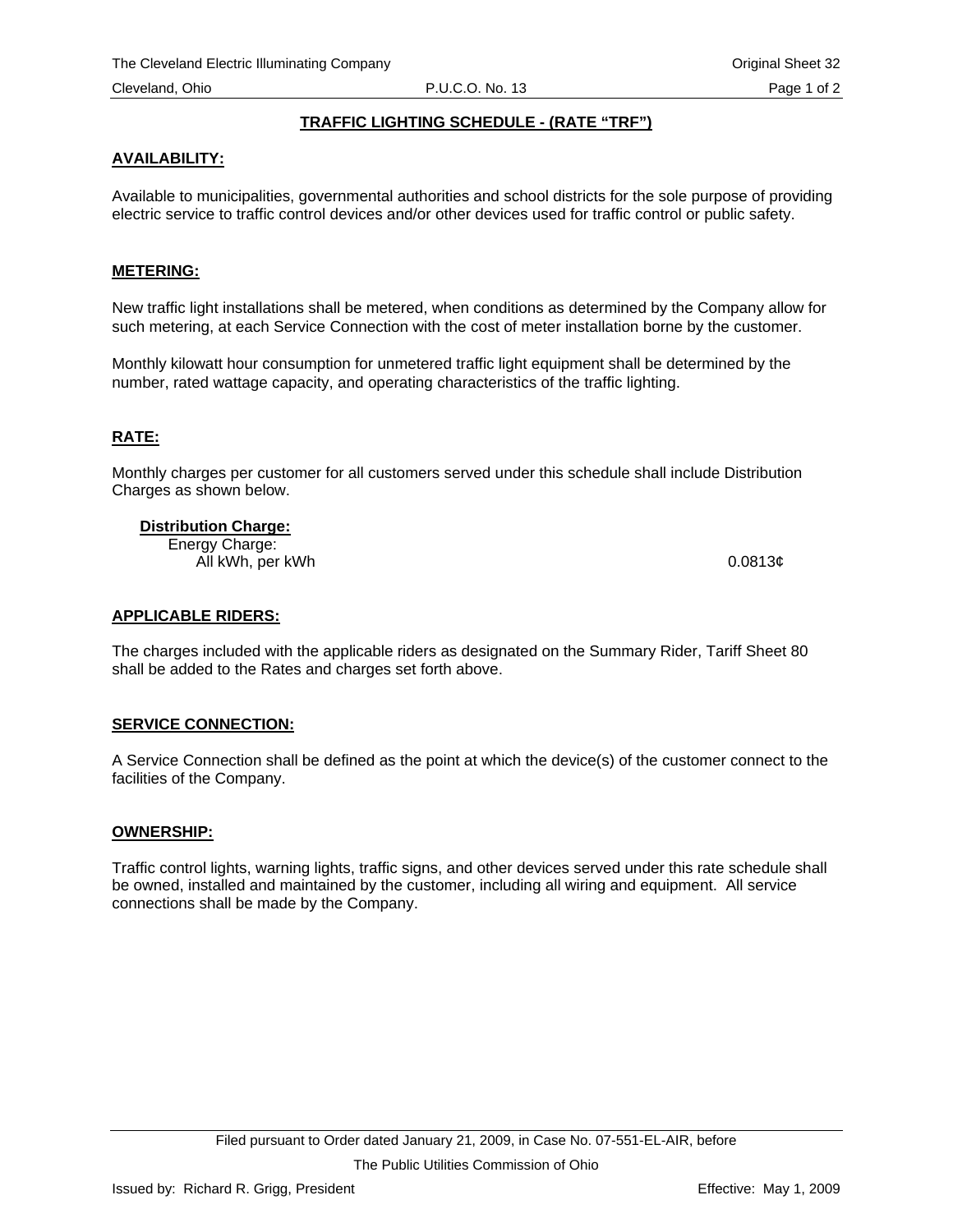# TRAFFIC LIGHTING SCHEDULE - (RATE "TRF")

## AVAILABILITY:

Available to municipalities, governmental authorities and school districts for the sole purpose of providing electric service to traffic control devices and/or other devices used for traffic control or public safety.

## METERING:

New traffic light installations shall be metered, when conditions as determined by the Company allow for such metering, at each Service Connection with the cost of meter installation borne by the customer.

Monthly kilowatt hour consumption for unmetered traffic light equipment shall be determined by the number, rated wattage capacity, and operating characteristics of the traffic lighting.

## RATE:

Monthly charges per customer for all customers served under this schedule shall include Distribution Charges as shown below.

**Distribution Charge:**

Energy Charge:

| | |
|---|---|
| All kWh, per kWh | 0.0813¢ |

## APPLICABLE RIDERS:

The charges included with the applicable riders as designated on the Summary Rider, Tariff Sheet 80 shall be added to the Rates and charges set forth above.

## SERVICE CONNECTION:

A Service Connection shall be defined as the point at which the device(s) of the customer connect to the facilities of the Company.

## OWNERSHIP:

Traffic control lights, warning lights, traffic signs, and other devices served under this rate schedule shall be owned, installed and maintained by the customer, including all wiring and equipment. All service connections shall be made by the Company.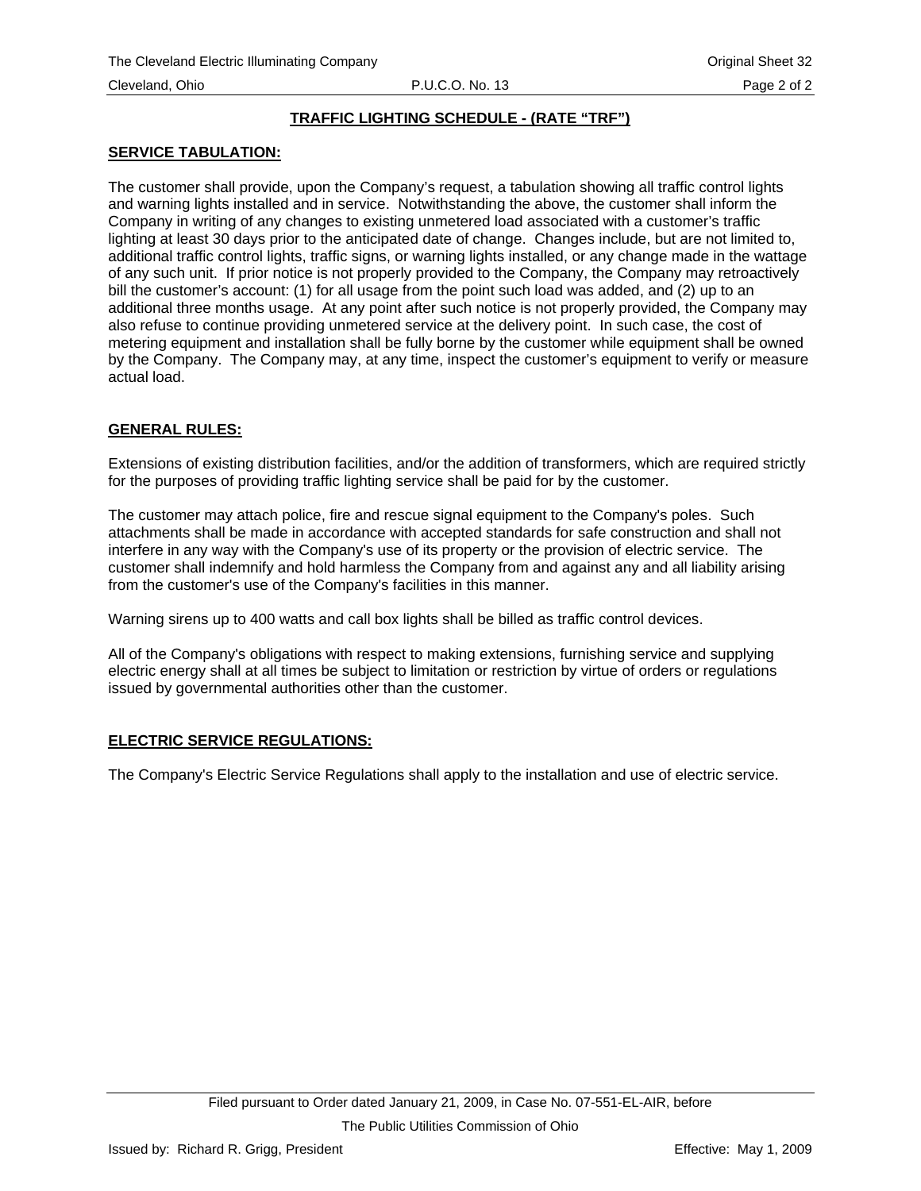## TRAFFIC LIGHTING SCHEDULE - (RATE "TRF")

### SERVICE TABULATION:

The customer shall provide, upon the Company's request, a tabulation showing all traffic control lights and warning lights installed and in service. Notwithstanding the above, the customer shall inform the Company in writing of any changes to existing unmetered load associated with a customer's traffic lighting at least 30 days prior to the anticipated date of change. Changes include, but are not limited to, additional traffic control lights, traffic signs, or warning lights installed, or any change made in the wattage of any such unit. If prior notice is not properly provided to the Company, the Company may retroactively bill the customer's account: (1) for all usage from the point such load was added, and (2) up to an additional three months usage. At any point after such notice is not properly provided, the Company may also refuse to continue providing unmetered service at the delivery point. In such case, the cost of metering equipment and installation shall be fully borne by the customer while equipment shall be owned by the Company. The Company may, at any time, inspect the customer's equipment to verify or measure actual load.

### GENERAL RULES:

Extensions of existing distribution facilities, and/or the addition of transformers, which are required strictly for the purposes of providing traffic lighting service shall be paid for by the customer.

The customer may attach police, fire and rescue signal equipment to the Company's poles. Such attachments shall be made in accordance with accepted standards for safe construction and shall not interfere in any way with the Company's use of its property or the provision of electric service. The customer shall indemnify and hold harmless the Company from and against any and all liability arising from the customer's use of the Company's facilities in this manner.

Warning sirens up to 400 watts and call box lights shall be billed as traffic control devices.

All of the Company's obligations with respect to making extensions, furnishing service and supplying electric energy shall at all times be subject to limitation or restriction by virtue of orders or regulations issued by governmental authorities other than the customer.

### ELECTRIC SERVICE REGULATIONS:

The Company's Electric Service Regulations shall apply to the installation and use of electric service.

Filed pursuant to Order dated January 21, 2009, in Case No. 07-551-EL-AIR, before The Public Utilities Commission of Ohio

Issued by: Richard R. Grigg, President    Effective: May 1, 2009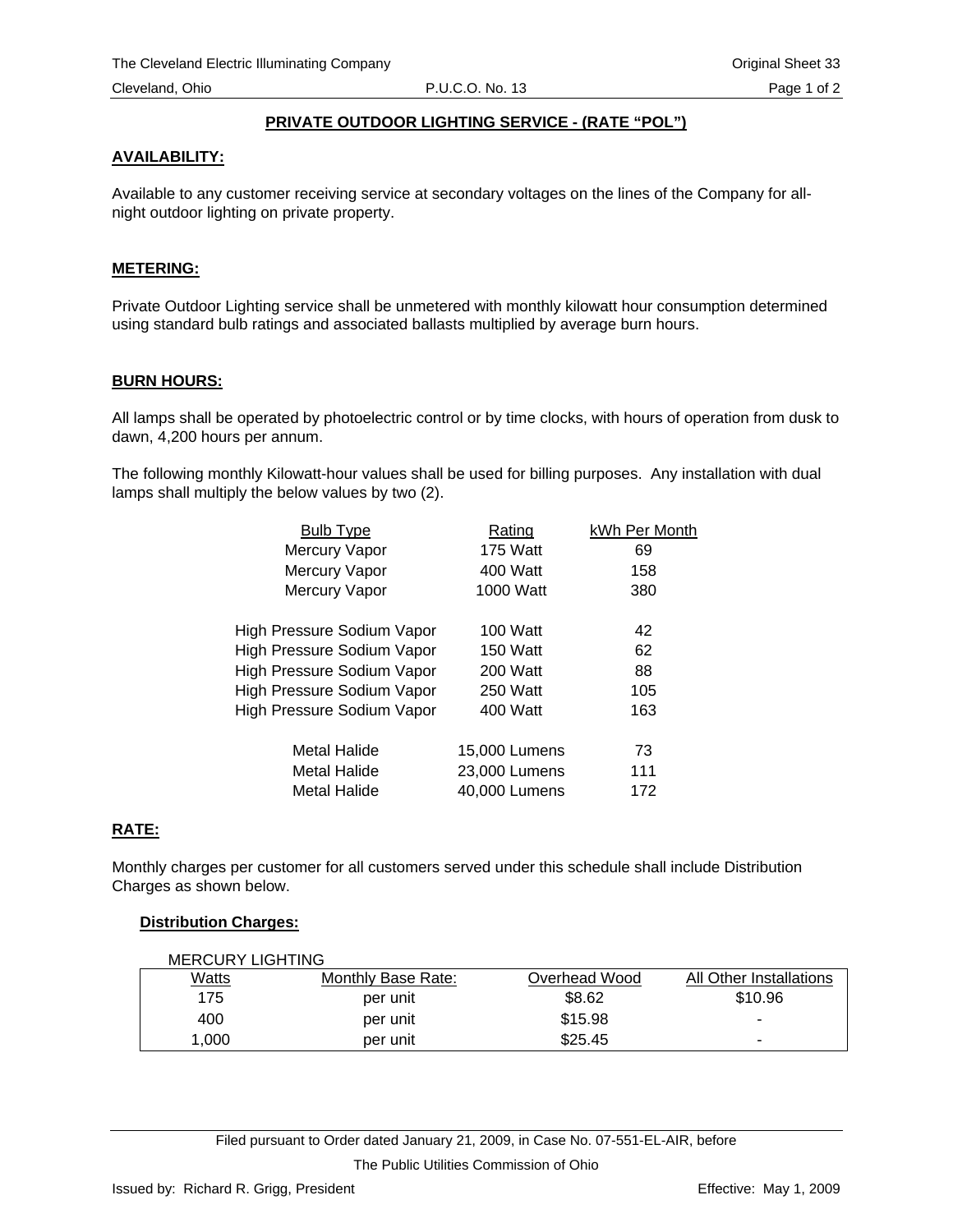## PRIVATE OUTDOOR LIGHTING SERVICE - (RATE "POL")

### AVAILABILITY:

Available to any customer receiving service at secondary voltages on the lines of the Company for all-night outdoor lighting on private property.

### METERING:

Private Outdoor Lighting service shall be unmetered with monthly kilowatt hour consumption determined using standard bulb ratings and associated ballasts multiplied by average burn hours.

### BURN HOURS:

All lamps shall be operated by photoelectric control or by time clocks, with hours of operation from dusk to dawn, 4,200 hours per annum.

The following monthly Kilowatt-hour values shall be used for billing purposes. Any installation with dual lamps shall multiply the below values by two (2).

| Bulb Type | Rating | kWh Per Month |
|---|---|---|
| Mercury Vapor | 175 Watt | 69 |
| Mercury Vapor | 400 Watt | 158 |
| Mercury Vapor | 1000 Watt | 380 |
| High Pressure Sodium Vapor | 100 Watt | 42 |
| High Pressure Sodium Vapor | 150 Watt | 62 |
| High Pressure Sodium Vapor | 200 Watt | 88 |
| High Pressure Sodium Vapor | 250 Watt | 105 |
| High Pressure Sodium Vapor | 400 Watt | 163 |
| Metal Halide | 15,000 Lumens | 73 |
| Metal Halide | 23,000 Lumens | 111 |
| Metal Halide | 40,000 Lumens | 172 |

### RATE:

Monthly charges per customer for all customers served under this schedule shall include Distribution Charges as shown below.

#### Distribution Charges:

MERCURY LIGHTING

| Watts | Monthly Base Rate: | Overhead Wood | All Other Installations |
|---|---|---|---|
| 175 | per unit | $8.62 | $10.96 |
| 400 | per unit | $15.98 | - |
| 1,000 | per unit | $25.45 | - |

Filed pursuant to Order dated January 21, 2009, in Case No. 07-551-EL-AIR, before The Public Utilities Commission of Ohio

Issued by: Richard R. Grigg, President

Effective: May 1, 2009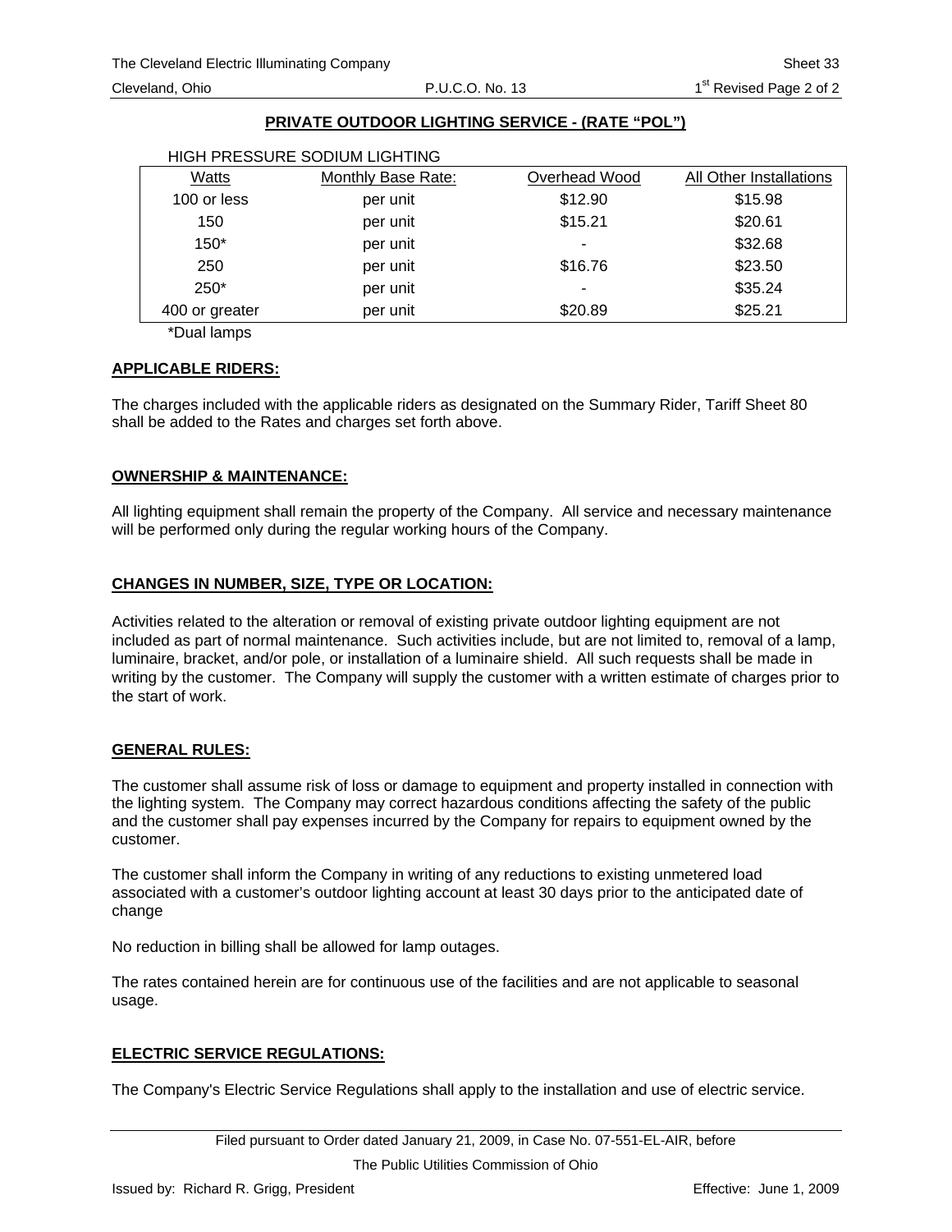## PRIVATE OUTDOOR LIGHTING SERVICE - (RATE "POL")

HIGH PRESSURE SODIUM LIGHTING

| Watts | Monthly Base Rate: | Overhead Wood | All Other Installations |
|---|---|---|---|
| 100 or less | per unit | $12.90 | $15.98 |
| 150 | per unit | $15.21 | $20.61 |
| 150* | per unit | - | $32.68 |
| 250 | per unit | $16.76 | $23.50 |
| 250* | per unit | - | $35.24 |
| 400 or greater | per unit | $20.89 | $25.21 |

*Dual lamps

### APPLICABLE RIDERS:

The charges included with the applicable riders as designated on the Summary Rider, Tariff Sheet 80 shall be added to the Rates and charges set forth above.

### OWNERSHIP & MAINTENANCE:

All lighting equipment shall remain the property of the Company. All service and necessary maintenance will be performed only during the regular working hours of the Company.

### CHANGES IN NUMBER, SIZE, TYPE OR LOCATION:

Activities related to the alteration or removal of existing private outdoor lighting equipment are not included as part of normal maintenance. Such activities include, but are not limited to, removal of a lamp, luminaire, bracket, and/or pole, or installation of a luminaire shield. All such requests shall be made in writing by the customer. The Company will supply the customer with a written estimate of charges prior to the start of work.

### GENERAL RULES:

The customer shall assume risk of loss or damage to equipment and property installed in connection with the lighting system. The Company may correct hazardous conditions affecting the safety of the public and the customer shall pay expenses incurred by the Company for repairs to equipment owned by the customer.

The customer shall inform the Company in writing of any reductions to existing unmetered load associated with a customer's outdoor lighting account at least 30 days prior to the anticipated date of change

No reduction in billing shall be allowed for lamp outages.

The rates contained herein are for continuous use of the facilities and are not applicable to seasonal usage.

### ELECTRIC SERVICE REGULATIONS:

The Company's Electric Service Regulations shall apply to the installation and use of electric service.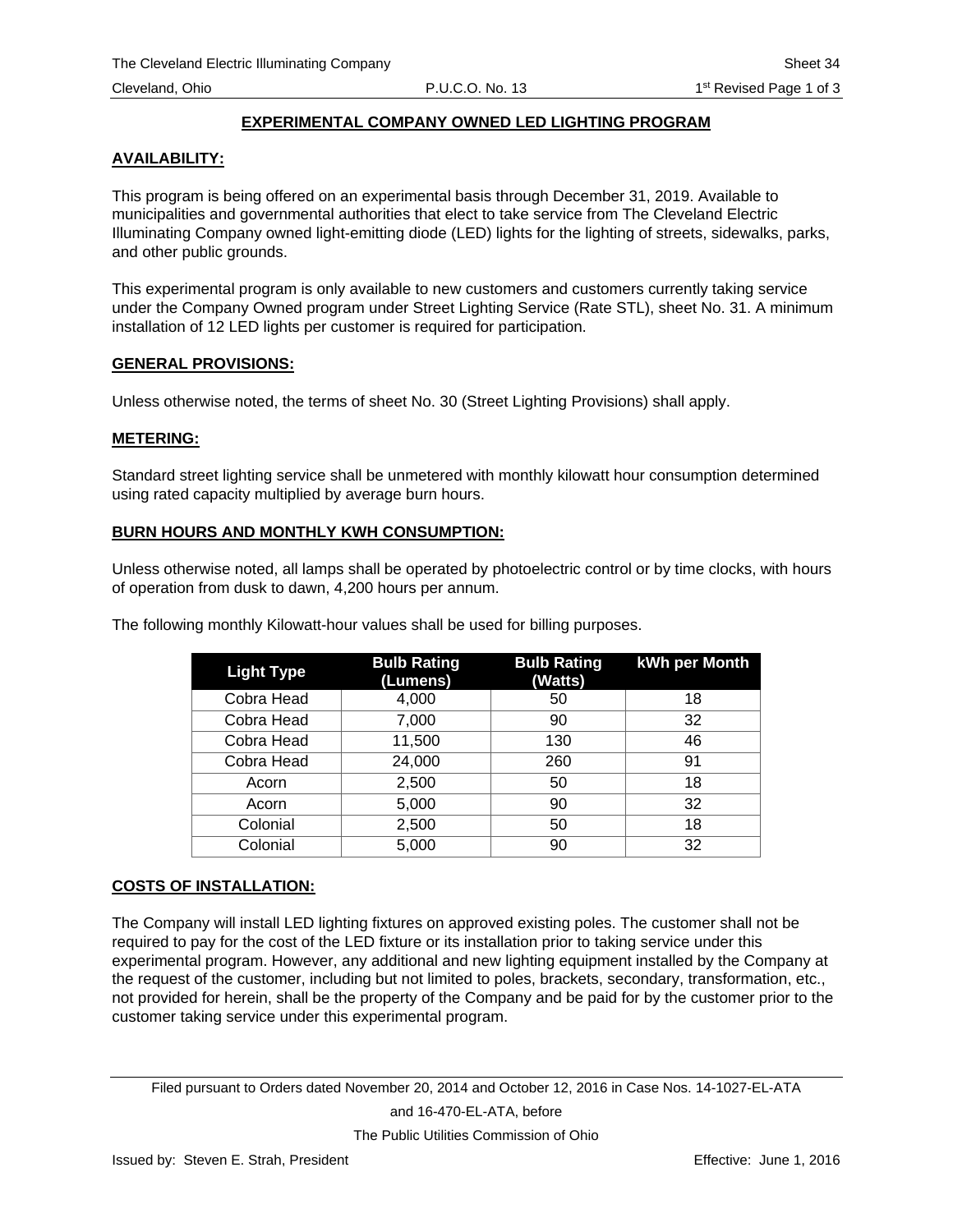# EXPERIMENTAL COMPANY OWNED LED LIGHTING PROGRAM

## AVAILABILITY:

This program is being offered on an experimental basis through December 31, 2019. Available to municipalities and governmental authorities that elect to take service from The Cleveland Electric Illuminating Company owned light-emitting diode (LED) lights for the lighting of streets, sidewalks, parks, and other public grounds.

This experimental program is only available to new customers and customers currently taking service under the Company Owned program under Street Lighting Service (Rate STL), sheet No. 31. A minimum installation of 12 LED lights per customer is required for participation.

## GENERAL PROVISIONS:

Unless otherwise noted, the terms of sheet No. 30 (Street Lighting Provisions) shall apply.

## METERING:

Standard street lighting service shall be unmetered with monthly kilowatt hour consumption determined using rated capacity multiplied by average burn hours.

## BURN HOURS AND MONTHLY KWH CONSUMPTION:

Unless otherwise noted, all lamps shall be operated by photoelectric control or by time clocks, with hours of operation from dusk to dawn, 4,200 hours per annum.

The following monthly Kilowatt-hour values shall be used for billing purposes.

| Light Type | Bulb Rating (Lumens) | Bulb Rating (Watts) | kWh per Month |
|---|---|---|---|
| Cobra Head | 4,000 | 50 | 18 |
| Cobra Head | 7,000 | 90 | 32 |
| Cobra Head | 11,500 | 130 | 46 |
| Cobra Head | 24,000 | 260 | 91 |
| Acorn | 2,500 | 50 | 18 |
| Acorn | 5,000 | 90 | 32 |
| Colonial | 2,500 | 50 | 18 |
| Colonial | 5,000 | 90 | 32 |

## COSTS OF INSTALLATION:

The Company will install LED lighting fixtures on approved existing poles. The customer shall not be required to pay for the cost of the LED fixture or its installation prior to taking service under this experimental program. However, any additional and new lighting equipment installed by the Company at the request of the customer, including but not limited to poles, brackets, secondary, transformation, etc., not provided for herein, shall be the property of the Company and be paid for by the customer prior to the customer taking service under this experimental program.

Filed pursuant to Orders dated November 20, 2014 and October 12, 2016 in Case Nos. 14-1027-EL-ATA and 16-470-EL-ATA, before The Public Utilities Commission of Ohio

Issued by: Steven E. Strah, President Effective: June 1, 2016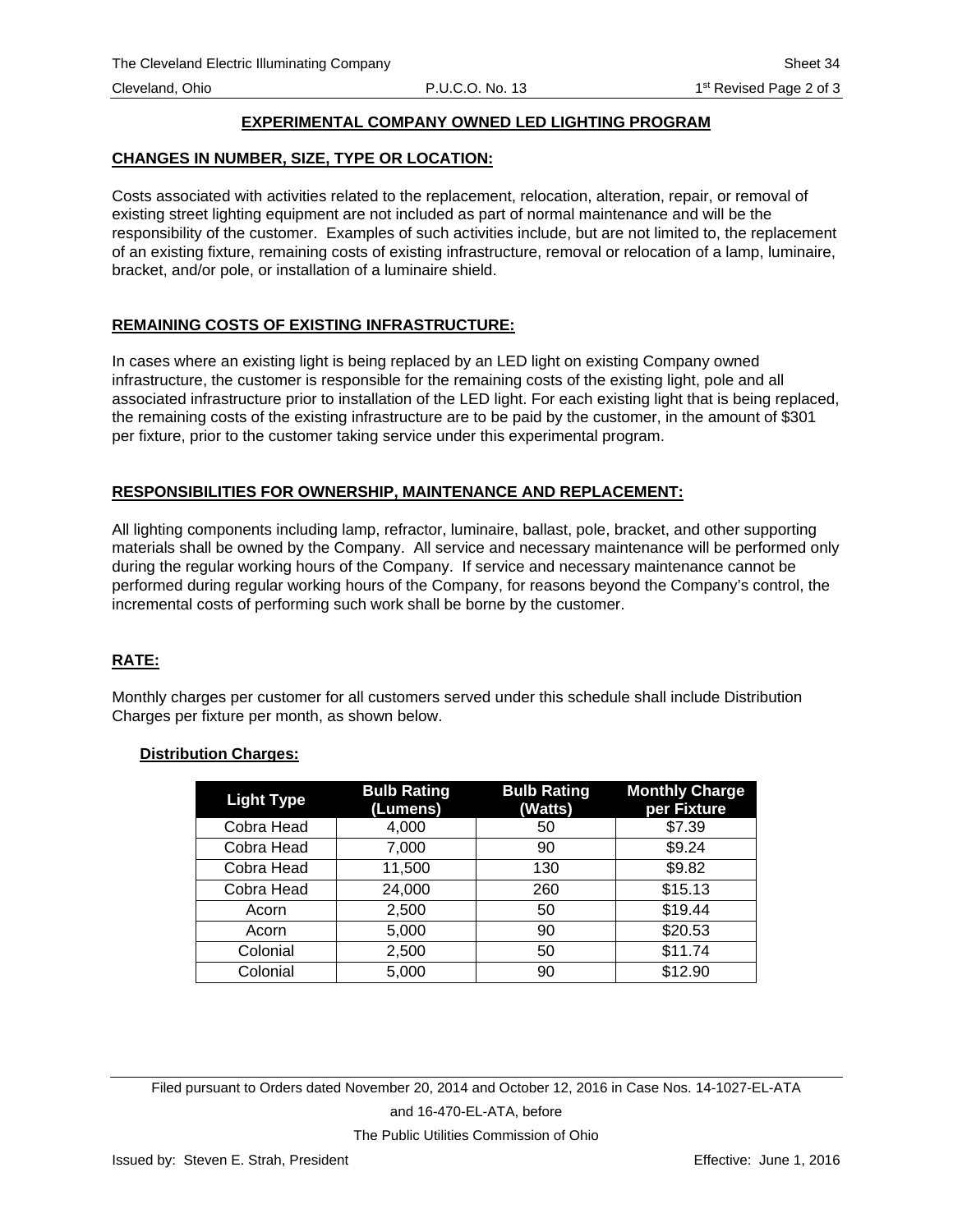# EXPERIMENTAL COMPANY OWNED LED LIGHTING PROGRAM

## CHANGES IN NUMBER, SIZE, TYPE OR LOCATION:

Costs associated with activities related to the replacement, relocation, alteration, repair, or removal of existing street lighting equipment are not included as part of normal maintenance and will be the responsibility of the customer. Examples of such activities include, but are not limited to, the replacement of an existing fixture, remaining costs of existing infrastructure, removal or relocation of a lamp, luminaire, bracket, and/or pole, or installation of a luminaire shield.

## REMAINING COSTS OF EXISTING INFRASTRUCTURE:

In cases where an existing light is being replaced by an LED light on existing Company owned infrastructure, the customer is responsible for the remaining costs of the existing light, pole and all associated infrastructure prior to installation of the LED light. For each existing light that is being replaced, the remaining costs of the existing infrastructure are to be paid by the customer, in the amount of $301 per fixture, prior to the customer taking service under this experimental program.

## RESPONSIBILITIES FOR OWNERSHIP, MAINTENANCE AND REPLACEMENT:

All lighting components including lamp, refractor, luminaire, ballast, pole, bracket, and other supporting materials shall be owned by the Company. All service and necessary maintenance will be performed only during the regular working hours of the Company. If service and necessary maintenance cannot be performed during regular working hours of the Company, for reasons beyond the Company's control, the incremental costs of performing such work shall be borne by the customer.

## RATE:

Monthly charges per customer for all customers served under this schedule shall include Distribution Charges per fixture per month, as shown below.

### Distribution Charges:

| Light Type | Bulb Rating (Lumens) | Bulb Rating (Watts) | Monthly Charge per Fixture |
|---|---|---|---|
| Cobra Head | 4,000 | 50 | $7.39 |
| Cobra Head | 7,000 | 90 | $9.24 |
| Cobra Head | 11,500 | 130 | $9.82 |
| Cobra Head | 24,000 | 260 | $15.13 |
| Acorn | 2,500 | 50 | $19.44 |
| Acorn | 5,000 | 90 | $20.53 |
| Colonial | 2,500 | 50 | $11.74 |
| Colonial | 5,000 | 90 | $12.90 |

Filed pursuant to Orders dated November 20, 2014 and October 12, 2016 in Case Nos. 14-1027-EL-ATA and 16-470-EL-ATA, before The Public Utilities Commission of Ohio

Issued by: Steven E. Strah, President

Effective: June 1, 2016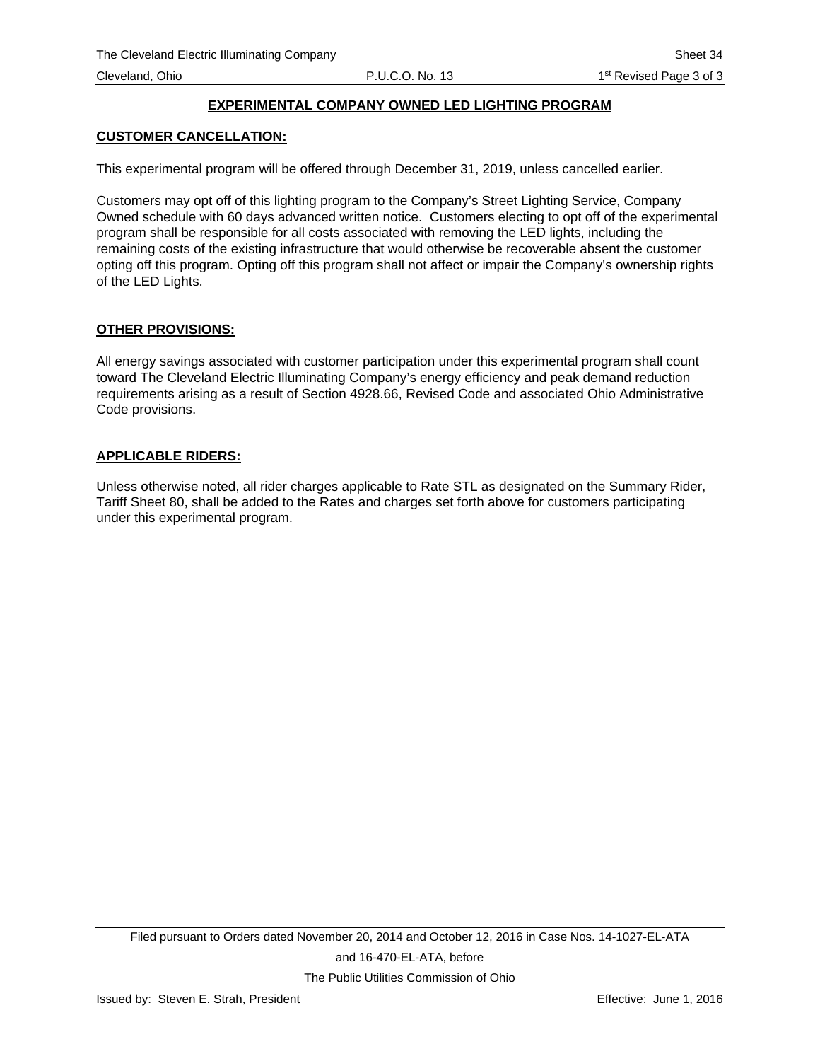# EXPERIMENTAL COMPANY OWNED LED LIGHTING PROGRAM

## CUSTOMER CANCELLATION:

This experimental program will be offered through December 31, 2019, unless cancelled earlier.

Customers may opt off of this lighting program to the Company's Street Lighting Service, Company Owned schedule with 60 days advanced written notice. Customers electing to opt off of the experimental program shall be responsible for all costs associated with removing the LED lights, including the remaining costs of the existing infrastructure that would otherwise be recoverable absent the customer opting off this program. Opting off this program shall not affect or impair the Company's ownership rights of the LED Lights.

## OTHER PROVISIONS:

All energy savings associated with customer participation under this experimental program shall count toward The Cleveland Electric Illuminating Company's energy efficiency and peak demand reduction requirements arising as a result of Section 4928.66, Revised Code and associated Ohio Administrative Code provisions.

## APPLICABLE RIDERS:

Unless otherwise noted, all rider charges applicable to Rate STL as designated on the Summary Rider, Tariff Sheet 80, shall be added to the Rates and charges set forth above for customers participating under this experimental program.

Filed pursuant to Orders dated November 20, 2014 and October 12, 2016 in Case Nos. 14-1027-EL-ATA and 16-470-EL-ATA, before The Public Utilities Commission of Ohio

Issued by: Steven E. Strah, President

Effective: June 1, 2016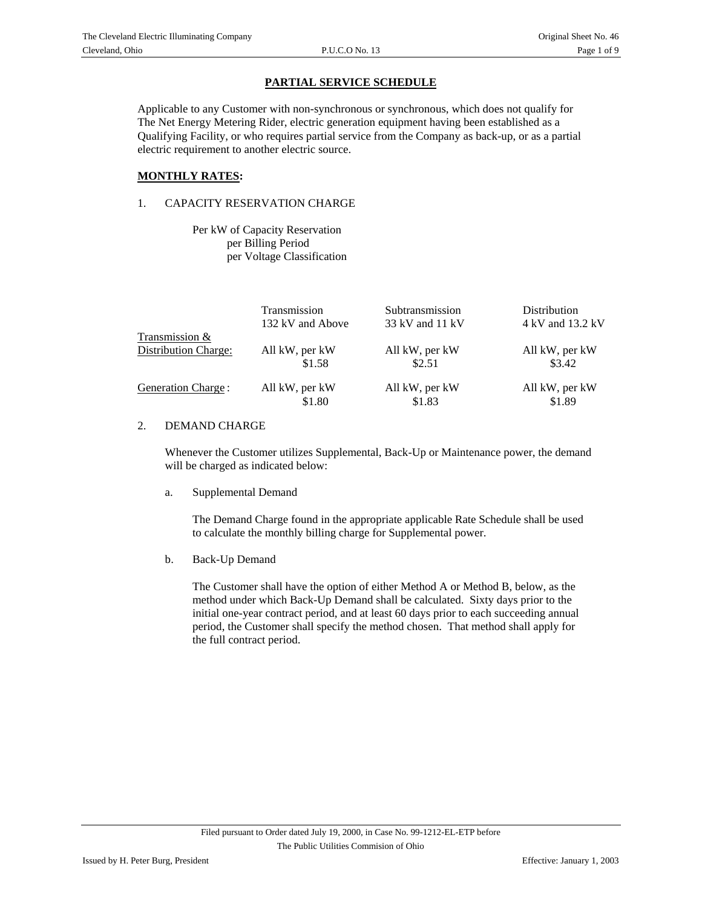## PARTIAL SERVICE SCHEDULE

Applicable to any Customer with non-synchronous or synchronous, which does not qualify for The Net Energy Metering Rider, electric generation equipment having been established as a Qualifying Facility, or who requires partial service from the Company as back-up, or as a partial electric requirement to another electric source.

**MONTHLY RATES:**

1. CAPACITY RESERVATION CHARGE

   Per kW of Capacity Reservation
   per Billing Period
   per Voltage Classification

| | Transmission 132 kV and Above | Subtransmission 33 kV and 11 kV | Distribution 4 kV and 13.2 kV |
|---|---|---|---|
| Transmission & Distribution Charge: | All kW, per kW $1.58 | All kW, per kW $2.51 | All kW, per kW $3.42 |
| Generation Charge : | All kW, per kW $1.80 | All kW, per kW $1.83 | All kW, per kW $1.89 |

2. DEMAND CHARGE

   Whenever the Customer utilizes Supplemental, Back-Up or Maintenance power, the demand will be charged as indicated below:

   a. Supplemental Demand

      The Demand Charge found in the appropriate applicable Rate Schedule shall be used to calculate the monthly billing charge for Supplemental power.

   b. Back-Up Demand

      The Customer shall have the option of either Method A or Method B, below, as the method under which Back-Up Demand shall be calculated. Sixty days prior to the initial one-year contract period, and at least 60 days prior to each succeeding annual period, the Customer shall specify the method chosen. That method shall apply for the full contract period.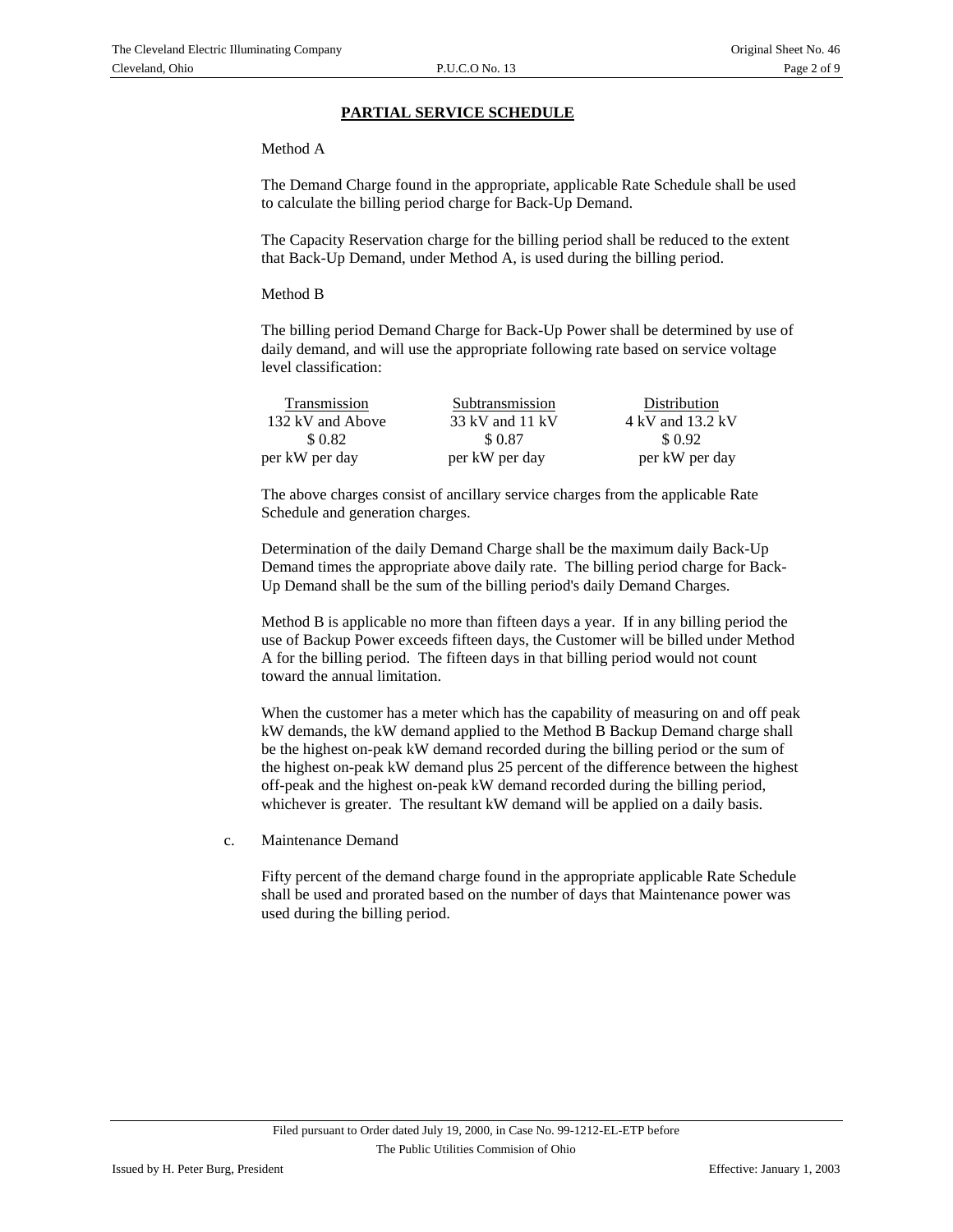## PARTIAL SERVICE SCHEDULE

Method A

The Demand Charge found in the appropriate, applicable Rate Schedule shall be used to calculate the billing period charge for Back-Up Demand.

The Capacity Reservation charge for the billing period shall be reduced to the extent that Back-Up Demand, under Method A, is used during the billing period.

Method B

The billing period Demand Charge for Back-Up Power shall be determined by use of daily demand, and will use the appropriate following rate based on service voltage level classification:

| Transmission | Subtransmission | Distribution |
|---|---|---|
| 132 kV and Above | 33 kV and 11 kV | 4 kV and 13.2 kV |
| $ 0.82 | $ 0.87 | $ 0.92 |
| per kW per day | per kW per day | per kW per day |

The above charges consist of ancillary service charges from the applicable Rate Schedule and generation charges.

Determination of the daily Demand Charge shall be the maximum daily Back-Up Demand times the appropriate above daily rate. The billing period charge for Back-Up Demand shall be the sum of the billing period's daily Demand Charges.

Method B is applicable no more than fifteen days a year. If in any billing period the use of Backup Power exceeds fifteen days, the Customer will be billed under Method A for the billing period. The fifteen days in that billing period would not count toward the annual limitation.

When the customer has a meter which has the capability of measuring on and off peak kW demands, the kW demand applied to the Method B Backup Demand charge shall be the highest on-peak kW demand recorded during the billing period or the sum of the highest on-peak kW demand plus 25 percent of the difference between the highest off-peak and the highest on-peak kW demand recorded during the billing period, whichever is greater. The resultant kW demand will be applied on a daily basis.

c. Maintenance Demand

Fifty percent of the demand charge found in the appropriate applicable Rate Schedule shall be used and prorated based on the number of days that Maintenance power was used during the billing period.

Filed pursuant to Order dated July 19, 2000, in Case No. 99-1212-EL-ETP before The Public Utilities Commision of Ohio

Issued by H. Peter Burg, President

Effective: January 1, 2003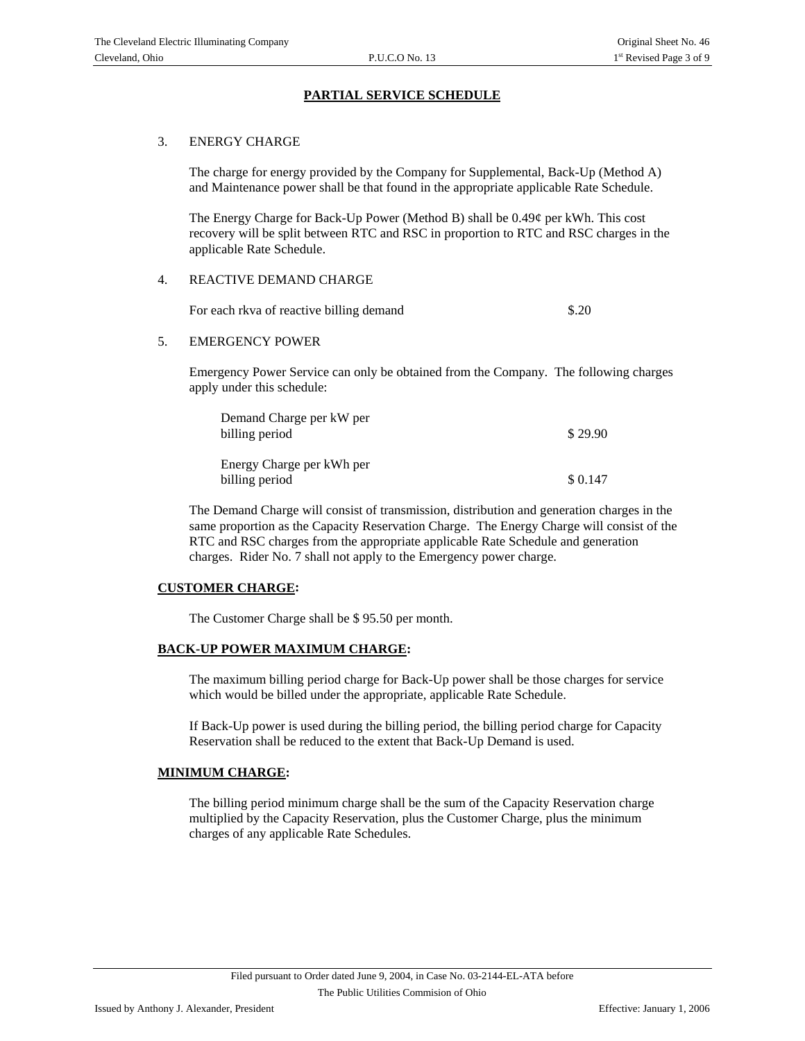## PARTIAL SERVICE SCHEDULE

3. ENERGY CHARGE

   The charge for energy provided by the Company for Supplemental, Back-Up (Method A) and Maintenance power shall be that found in the appropriate applicable Rate Schedule.

   The Energy Charge for Back-Up Power (Method B) shall be 0.49¢ per kWh. This cost recovery will be split between RTC and RSC in proportion to RTC and RSC charges in the applicable Rate Schedule.

4. REACTIVE DEMAND CHARGE

   | | |
   |---|---|
   | For each rkva of reactive billing demand | $.20 |

5. EMERGENCY POWER

   Emergency Power Service can only be obtained from the Company. The following charges apply under this schedule:

   | | |
   |---|---|
   | Demand Charge per kW per billing period | $ 29.90 |
   | Energy Charge per kWh per billing period | $ 0.147 |

   The Demand Charge will consist of transmission, distribution and generation charges in the same proportion as the Capacity Reservation Charge. The Energy Charge will consist of the RTC and RSC charges from the appropriate applicable Rate Schedule and generation charges. Rider No. 7 shall not apply to the Emergency power charge.

**CUSTOMER CHARGE:**

The Customer Charge shall be $ 95.50 per month.

**BACK-UP POWER MAXIMUM CHARGE:**

The maximum billing period charge for Back-Up power shall be those charges for service which would be billed under the appropriate, applicable Rate Schedule.

If Back-Up power is used during the billing period, the billing period charge for Capacity Reservation shall be reduced to the extent that Back-Up Demand is used.

**MINIMUM CHARGE:**

The billing period minimum charge shall be the sum of the Capacity Reservation charge multiplied by the Capacity Reservation, plus the Customer Charge, plus the minimum charges of any applicable Rate Schedules.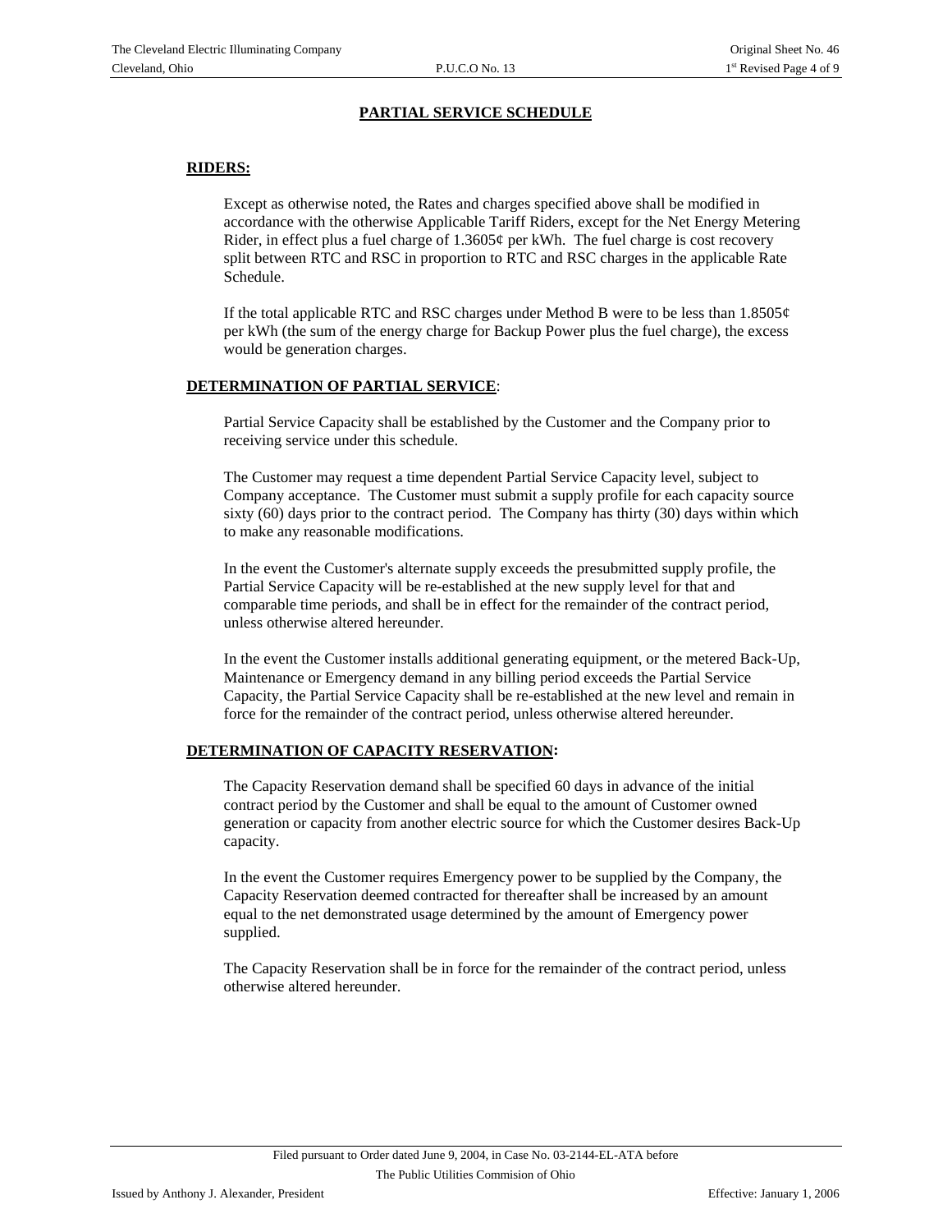# PARTIAL SERVICE SCHEDULE

## RIDERS:

Except as otherwise noted, the Rates and charges specified above shall be modified in accordance with the otherwise Applicable Tariff Riders, except for the Net Energy Metering Rider, in effect plus a fuel charge of 1.3605¢ per kWh. The fuel charge is cost recovery split between RTC and RSC in proportion to RTC and RSC charges in the applicable Rate Schedule.

If the total applicable RTC and RSC charges under Method B were to be less than 1.8505¢ per kWh (the sum of the energy charge for Backup Power plus the fuel charge), the excess would be generation charges.

## DETERMINATION OF PARTIAL SERVICE:

Partial Service Capacity shall be established by the Customer and the Company prior to receiving service under this schedule.

The Customer may request a time dependent Partial Service Capacity level, subject to Company acceptance. The Customer must submit a supply profile for each capacity source sixty (60) days prior to the contract period. The Company has thirty (30) days within which to make any reasonable modifications.

In the event the Customer's alternate supply exceeds the presubmitted supply profile, the Partial Service Capacity will be re-established at the new supply level for that and comparable time periods, and shall be in effect for the remainder of the contract period, unless otherwise altered hereunder.

In the event the Customer installs additional generating equipment, or the metered Back-Up, Maintenance or Emergency demand in any billing period exceeds the Partial Service Capacity, the Partial Service Capacity shall be re-established at the new level and remain in force for the remainder of the contract period, unless otherwise altered hereunder.

## DETERMINATION OF CAPACITY RESERVATION:

The Capacity Reservation demand shall be specified 60 days in advance of the initial contract period by the Customer and shall be equal to the amount of Customer owned generation or capacity from another electric source for which the Customer desires Back-Up capacity.

In the event the Customer requires Emergency power to be supplied by the Company, the Capacity Reservation deemed contracted for thereafter shall be increased by an amount equal to the net demonstrated usage determined by the amount of Emergency power supplied.

The Capacity Reservation shall be in force for the remainder of the contract period, unless otherwise altered hereunder.

Filed pursuant to Order dated June 9, 2004, in Case No. 03-2144-EL-ATA before The Public Utilities Commision of Ohio

Issued by Anthony J. Alexander, President

Effective: January 1, 2006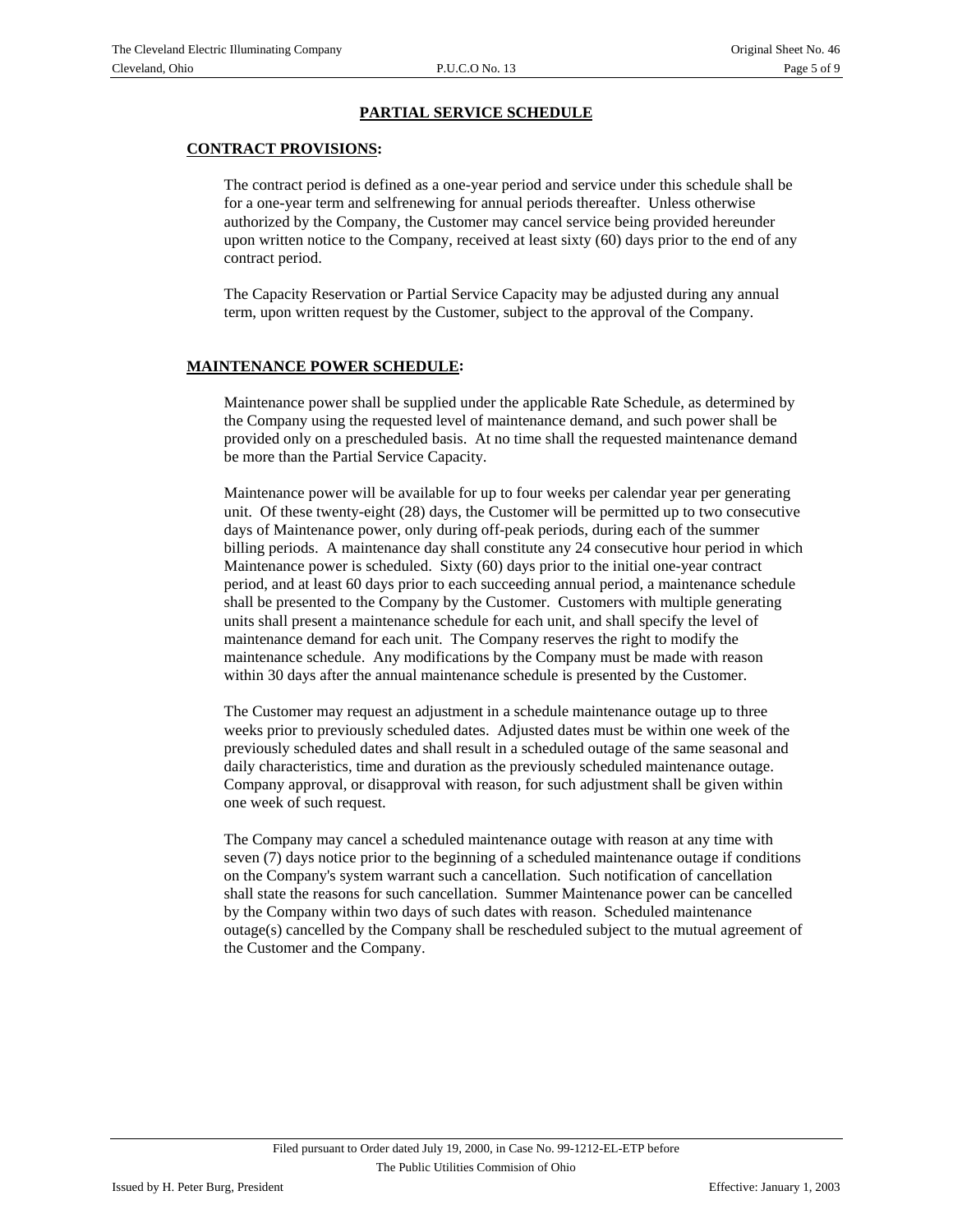## PARTIAL SERVICE SCHEDULE

### CONTRACT PROVISIONS:

The contract period is defined as a one-year period and service under this schedule shall be for a one-year term and selfrenewing for annual periods thereafter. Unless otherwise authorized by the Company, the Customer may cancel service being provided hereunder upon written notice to the Company, received at least sixty (60) days prior to the end of any contract period.

The Capacity Reservation or Partial Service Capacity may be adjusted during any annual term, upon written request by the Customer, subject to the approval of the Company.

### MAINTENANCE POWER SCHEDULE:

Maintenance power shall be supplied under the applicable Rate Schedule, as determined by the Company using the requested level of maintenance demand, and such power shall be provided only on a prescheduled basis. At no time shall the requested maintenance demand be more than the Partial Service Capacity.

Maintenance power will be available for up to four weeks per calendar year per generating unit. Of these twenty-eight (28) days, the Customer will be permitted up to two consecutive days of Maintenance power, only during off-peak periods, during each of the summer billing periods. A maintenance day shall constitute any 24 consecutive hour period in which Maintenance power is scheduled. Sixty (60) days prior to the initial one-year contract period, and at least 60 days prior to each succeeding annual period, a maintenance schedule shall be presented to the Company by the Customer. Customers with multiple generating units shall present a maintenance schedule for each unit, and shall specify the level of maintenance demand for each unit. The Company reserves the right to modify the maintenance schedule. Any modifications by the Company must be made with reason within 30 days after the annual maintenance schedule is presented by the Customer.

The Customer may request an adjustment in a schedule maintenance outage up to three weeks prior to previously scheduled dates. Adjusted dates must be within one week of the previously scheduled dates and shall result in a scheduled outage of the same seasonal and daily characteristics, time and duration as the previously scheduled maintenance outage. Company approval, or disapproval with reason, for such adjustment shall be given within one week of such request.

The Company may cancel a scheduled maintenance outage with reason at any time with seven (7) days notice prior to the beginning of a scheduled maintenance outage if conditions on the Company's system warrant such a cancellation. Such notification of cancellation shall state the reasons for such cancellation. Summer Maintenance power can be cancelled by the Company within two days of such dates with reason. Scheduled maintenance outage(s) cancelled by the Company shall be rescheduled subject to the mutual agreement of the Customer and the Company.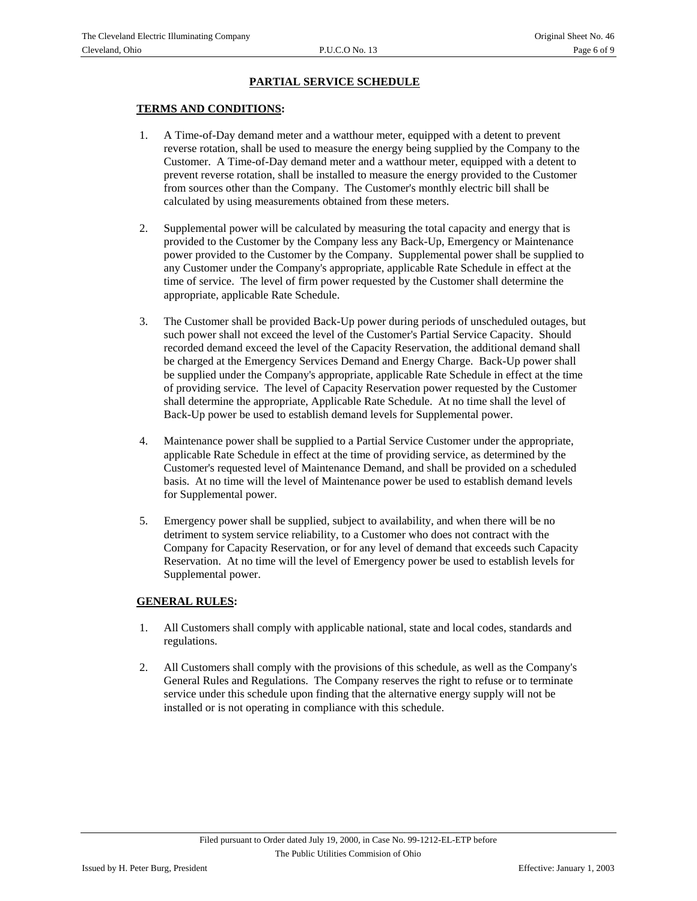## PARTIAL SERVICE SCHEDULE

### TERMS AND CONDITIONS:

1. A Time-of-Day demand meter and a watthour meter, equipped with a detent to prevent reverse rotation, shall be used to measure the energy being supplied by the Company to the Customer. A Time-of-Day demand meter and a watthour meter, equipped with a detent to prevent reverse rotation, shall be installed to measure the energy provided to the Customer from sources other than the Company. The Customer's monthly electric bill shall be calculated by using measurements obtained from these meters.

2. Supplemental power will be calculated by measuring the total capacity and energy that is provided to the Customer by the Company less any Back-Up, Emergency or Maintenance power provided to the Customer by the Company. Supplemental power shall be supplied to any Customer under the Company's appropriate, applicable Rate Schedule in effect at the time of service. The level of firm power requested by the Customer shall determine the appropriate, applicable Rate Schedule.

3. The Customer shall be provided Back-Up power during periods of unscheduled outages, but such power shall not exceed the level of the Customer's Partial Service Capacity. Should recorded demand exceed the level of the Capacity Reservation, the additional demand shall be charged at the Emergency Services Demand and Energy Charge. Back-Up power shall be supplied under the Company's appropriate, applicable Rate Schedule in effect at the time of providing service. The level of Capacity Reservation power requested by the Customer shall determine the appropriate, Applicable Rate Schedule. At no time shall the level of Back-Up power be used to establish demand levels for Supplemental power.

4. Maintenance power shall be supplied to a Partial Service Customer under the appropriate, applicable Rate Schedule in effect at the time of providing service, as determined by the Customer's requested level of Maintenance Demand, and shall be provided on a scheduled basis. At no time will the level of Maintenance power be used to establish demand levels for Supplemental power.

5. Emergency power shall be supplied, subject to availability, and when there will be no detriment to system service reliability, to a Customer who does not contract with the Company for Capacity Reservation, or for any level of demand that exceeds such Capacity Reservation. At no time will the level of Emergency power be used to establish levels for Supplemental power.

### GENERAL RULES:

1. All Customers shall comply with applicable national, state and local codes, standards and regulations.

2. All Customers shall comply with the provisions of this schedule, as well as the Company's General Rules and Regulations. The Company reserves the right to refuse or to terminate service under this schedule upon finding that the alternative energy supply will not be installed or is not operating in compliance with this schedule.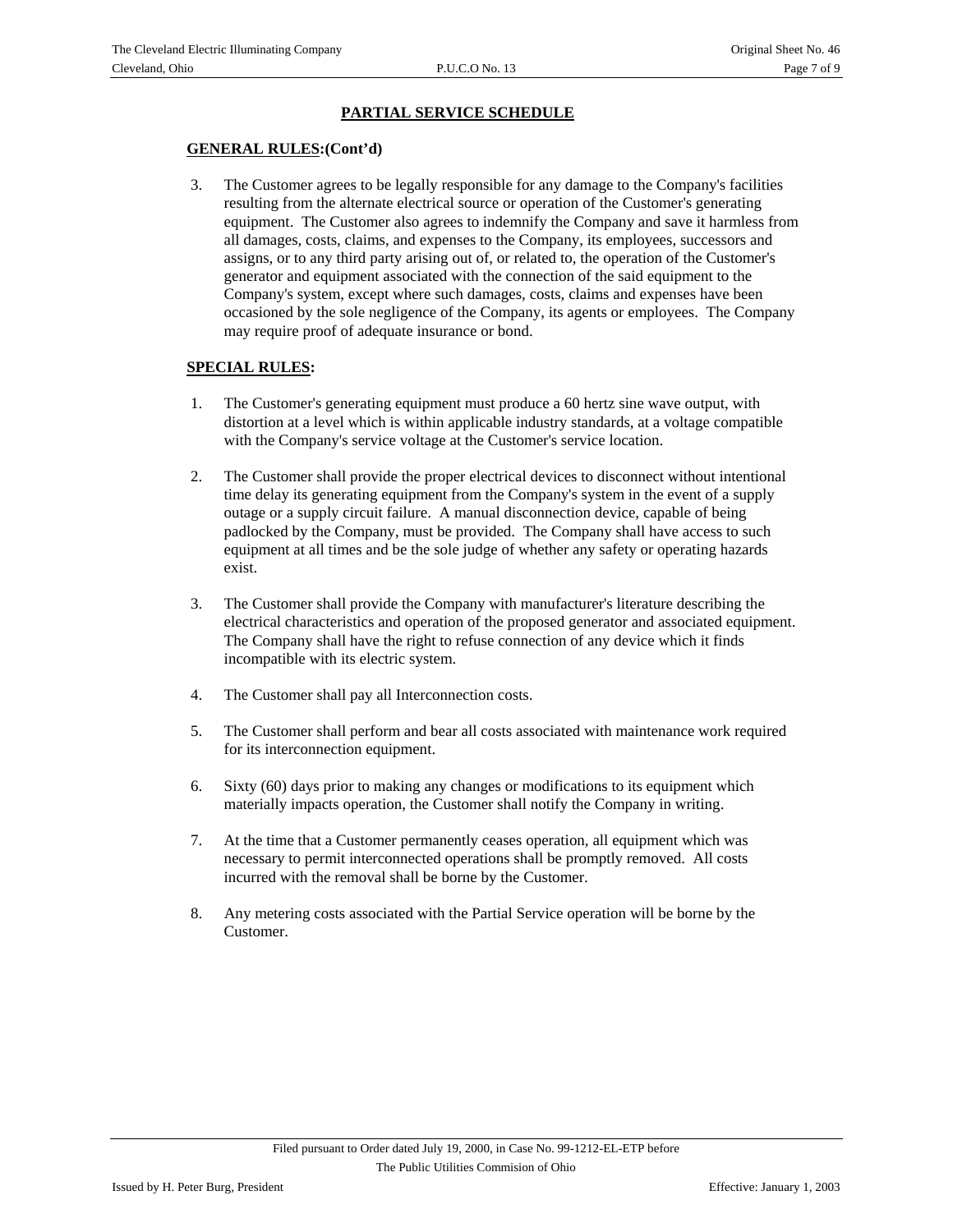## PARTIAL SERVICE SCHEDULE

**GENERAL RULES:(Cont'd)**

3. The Customer agrees to be legally responsible for any damage to the Company's facilities resulting from the alternate electrical source or operation of the Customer's generating equipment. The Customer also agrees to indemnify the Company and save it harmless from all damages, costs, claims, and expenses to the Company, its employees, successors and assigns, or to any third party arising out of, or related to, the operation of the Customer's generator and equipment associated with the connection of the said equipment to the Company's system, except where such damages, costs, claims and expenses have been occasioned by the sole negligence of the Company, its agents or employees. The Company may require proof of adequate insurance or bond.

**SPECIAL RULES:**

1. The Customer's generating equipment must produce a 60 hertz sine wave output, with distortion at a level which is within applicable industry standards, at a voltage compatible with the Company's service voltage at the Customer's service location.

2. The Customer shall provide the proper electrical devices to disconnect without intentional time delay its generating equipment from the Company's system in the event of a supply outage or a supply circuit failure. A manual disconnection device, capable of being padlocked by the Company, must be provided. The Company shall have access to such equipment at all times and be the sole judge of whether any safety or operating hazards exist.

3. The Customer shall provide the Company with manufacturer's literature describing the electrical characteristics and operation of the proposed generator and associated equipment. The Company shall have the right to refuse connection of any device which it finds incompatible with its electric system.

4. The Customer shall pay all Interconnection costs.

5. The Customer shall perform and bear all costs associated with maintenance work required for its interconnection equipment.

6. Sixty (60) days prior to making any changes or modifications to its equipment which materially impacts operation, the Customer shall notify the Company in writing.

7. At the time that a Customer permanently ceases operation, all equipment which was necessary to permit interconnected operations shall be promptly removed. All costs incurred with the removal shall be borne by the Customer.

8. Any metering costs associated with the Partial Service operation will be borne by the Customer.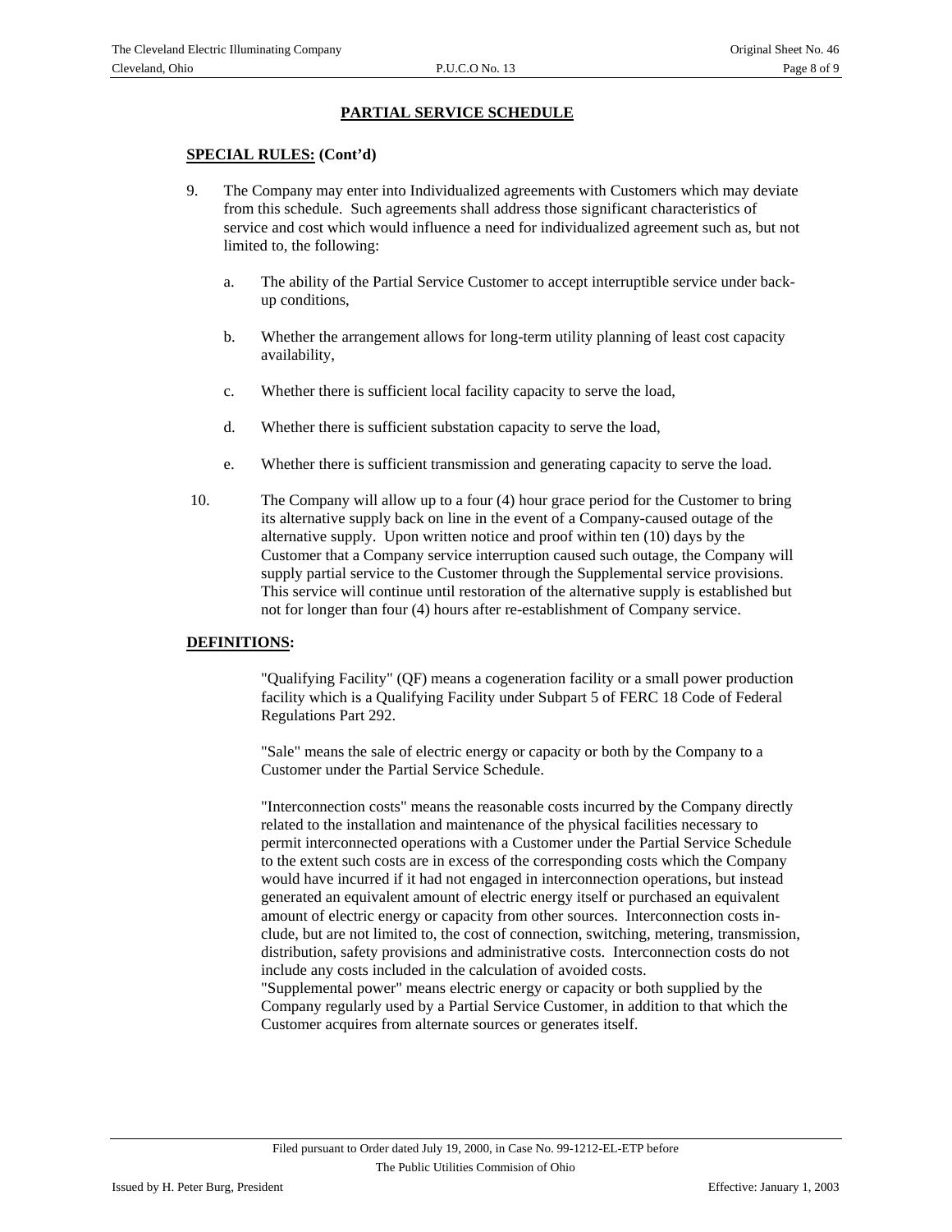## PARTIAL SERVICE SCHEDULE

**SPECIAL RULES: (Cont'd)**

9. The Company may enter into Individualized agreements with Customers which may deviate from this schedule. Such agreements shall address those significant characteristics of service and cost which would influence a need for individualized agreement such as, but not limited to, the following:

   a. The ability of the Partial Service Customer to accept interruptible service under back-up conditions,

   b. Whether the arrangement allows for long-term utility planning of least cost capacity availability,

   c. Whether there is sufficient local facility capacity to serve the load,

   d. Whether there is sufficient substation capacity to serve the load,

   e. Whether there is sufficient transmission and generating capacity to serve the load.

10. The Company will allow up to a four (4) hour grace period for the Customer to bring its alternative supply back on line in the event of a Company-caused outage of the alternative supply. Upon written notice and proof within ten (10) days by the Customer that a Company service interruption caused such outage, the Company will supply partial service to the Customer through the Supplemental service provisions. This service will continue until restoration of the alternative supply is established but not for longer than four (4) hours after re-establishment of Company service.

**DEFINITIONS:**

"Qualifying Facility" (QF) means a cogeneration facility or a small power production facility which is a Qualifying Facility under Subpart 5 of FERC 18 Code of Federal Regulations Part 292.

"Sale" means the sale of electric energy or capacity or both by the Company to a Customer under the Partial Service Schedule.

"Interconnection costs" means the reasonable costs incurred by the Company directly related to the installation and maintenance of the physical facilities necessary to permit interconnected operations with a Customer under the Partial Service Schedule to the extent such costs are in excess of the corresponding costs which the Company would have incurred if it had not engaged in interconnection operations, but instead generated an equivalent amount of electric energy itself or purchased an equivalent amount of electric energy or capacity from other sources. Interconnection costs include, but are not limited to, the cost of connection, switching, metering, transmission, distribution, safety provisions and administrative costs. Interconnection costs do not include any costs included in the calculation of avoided costs.
"Supplemental power" means electric energy or capacity or both supplied by the Company regularly used by a Partial Service Customer, in addition to that which the Customer acquires from alternate sources or generates itself.

Filed pursuant to Order dated July 19, 2000, in Case No. 99-1212-EL-ETP before The Public Utilities Commision of Ohio

Issued by H. Peter Burg, President

Effective: January 1, 2003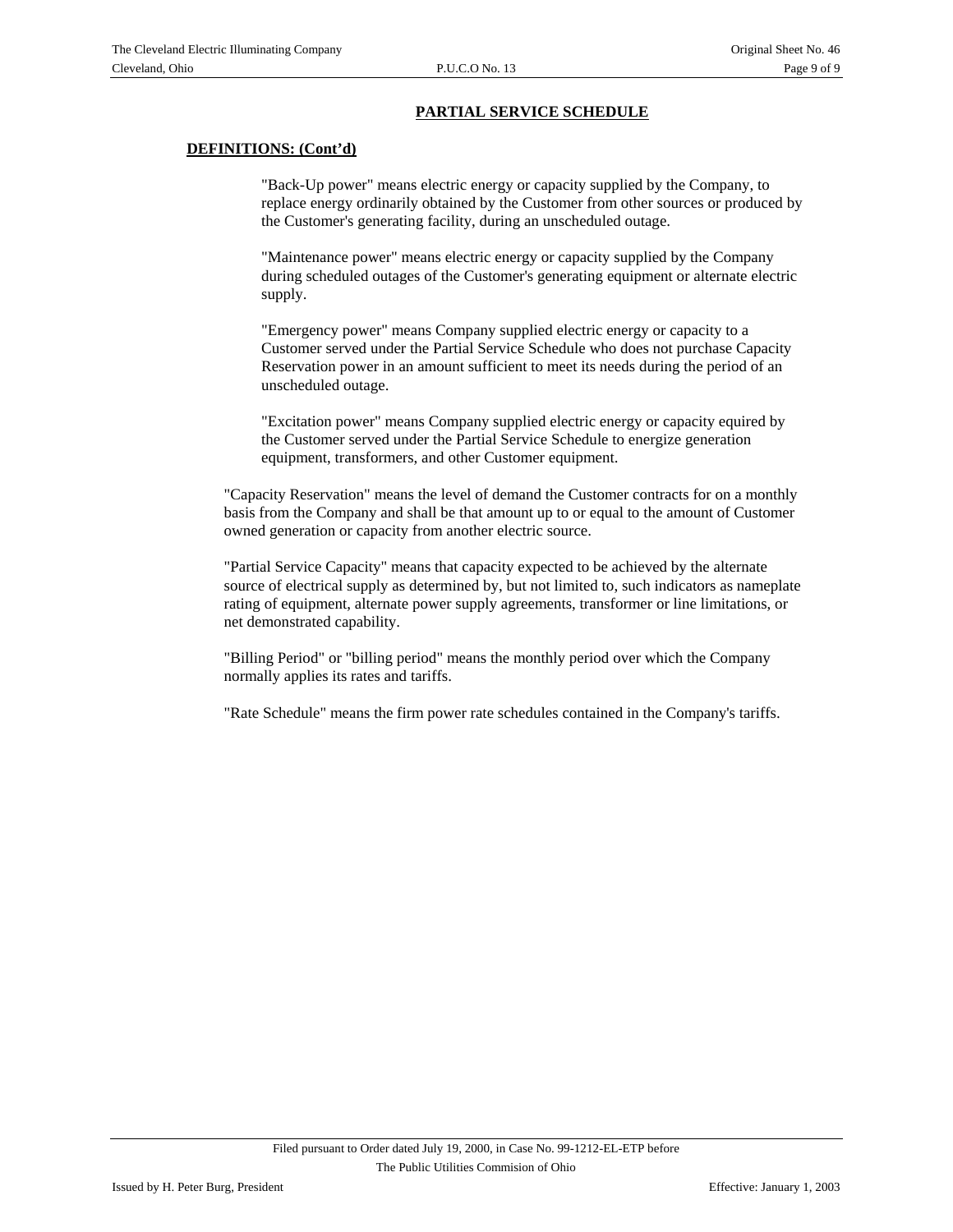## PARTIAL SERVICE SCHEDULE

**DEFINITIONS: (Cont'd)**

"Back-Up power" means electric energy or capacity supplied by the Company, to replace energy ordinarily obtained by the Customer from other sources or produced by the Customer's generating facility, during an unscheduled outage.

"Maintenance power" means electric energy or capacity supplied by the Company during scheduled outages of the Customer's generating equipment or alternate electric supply.

"Emergency power" means Company supplied electric energy or capacity to a Customer served under the Partial Service Schedule who does not purchase Capacity Reservation power in an amount sufficient to meet its needs during the period of an unscheduled outage.

"Excitation power" means Company supplied electric energy or capacity equired by the Customer served under the Partial Service Schedule to energize generation equipment, transformers, and other Customer equipment.

"Capacity Reservation" means the level of demand the Customer contracts for on a monthly basis from the Company and shall be that amount up to or equal to the amount of Customer owned generation or capacity from another electric source.

"Partial Service Capacity" means that capacity expected to be achieved by the alternate source of electrical supply as determined by, but not limited to, such indicators as nameplate rating of equipment, alternate power supply agreements, transformer or line limitations, or net demonstrated capability.

"Billing Period" or "billing period" means the monthly period over which the Company normally applies its rates and tariffs.

"Rate Schedule" means the firm power rate schedules contained in the Company's tariffs.

Filed pursuant to Order dated July 19, 2000, in Case No. 99-1212-EL-ETP before The Public Utilities Commision of Ohio

Issued by H. Peter Burg, President

Effective: January 1, 2003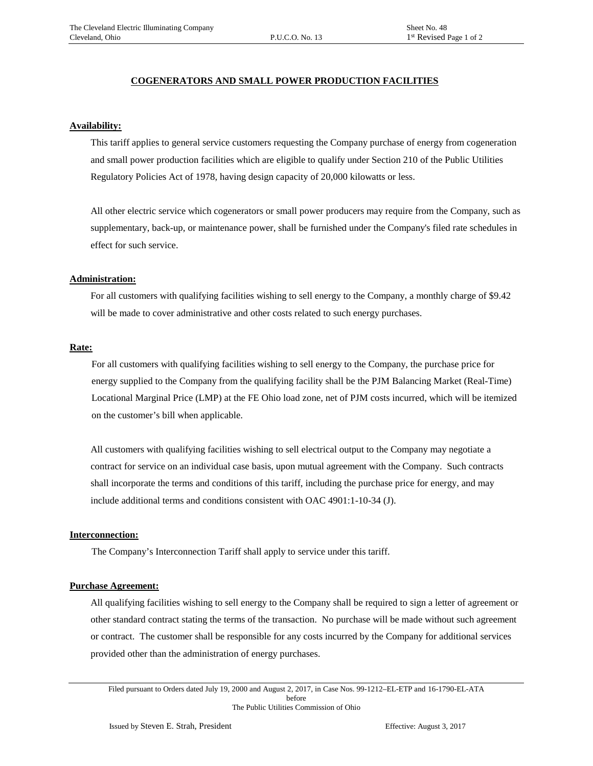# COGENERATORS AND SMALL POWER PRODUCTION FACILITIES

**Availability:**

This tariff applies to general service customers requesting the Company purchase of energy from cogeneration and small power production facilities which are eligible to qualify under Section 210 of the Public Utilities Regulatory Policies Act of 1978, having design capacity of 20,000 kilowatts or less.

All other electric service which cogenerators or small power producers may require from the Company, such as supplementary, back-up, or maintenance power, shall be furnished under the Company's filed rate schedules in effect for such service.

**Administration:**

For all customers with qualifying facilities wishing to sell energy to the Company, a monthly charge of $9.42 will be made to cover administrative and other costs related to such energy purchases.

**Rate:**

For all customers with qualifying facilities wishing to sell energy to the Company, the purchase price for energy supplied to the Company from the qualifying facility shall be the PJM Balancing Market (Real-Time) Locational Marginal Price (LMP) at the FE Ohio load zone, net of PJM costs incurred, which will be itemized on the customer's bill when applicable.

All customers with qualifying facilities wishing to sell electrical output to the Company may negotiate a contract for service on an individual case basis, upon mutual agreement with the Company. Such contracts shall incorporate the terms and conditions of this tariff, including the purchase price for energy, and may include additional terms and conditions consistent with OAC 4901:1-10-34 (J).

**Interconnection:**

The Company's Interconnection Tariff shall apply to service under this tariff.

**Purchase Agreement:**

All qualifying facilities wishing to sell energy to the Company shall be required to sign a letter of agreement or other standard contract stating the terms of the transaction. No purchase will be made without such agreement or contract. The customer shall be responsible for any costs incurred by the Company for additional services provided other than the administration of energy purchases.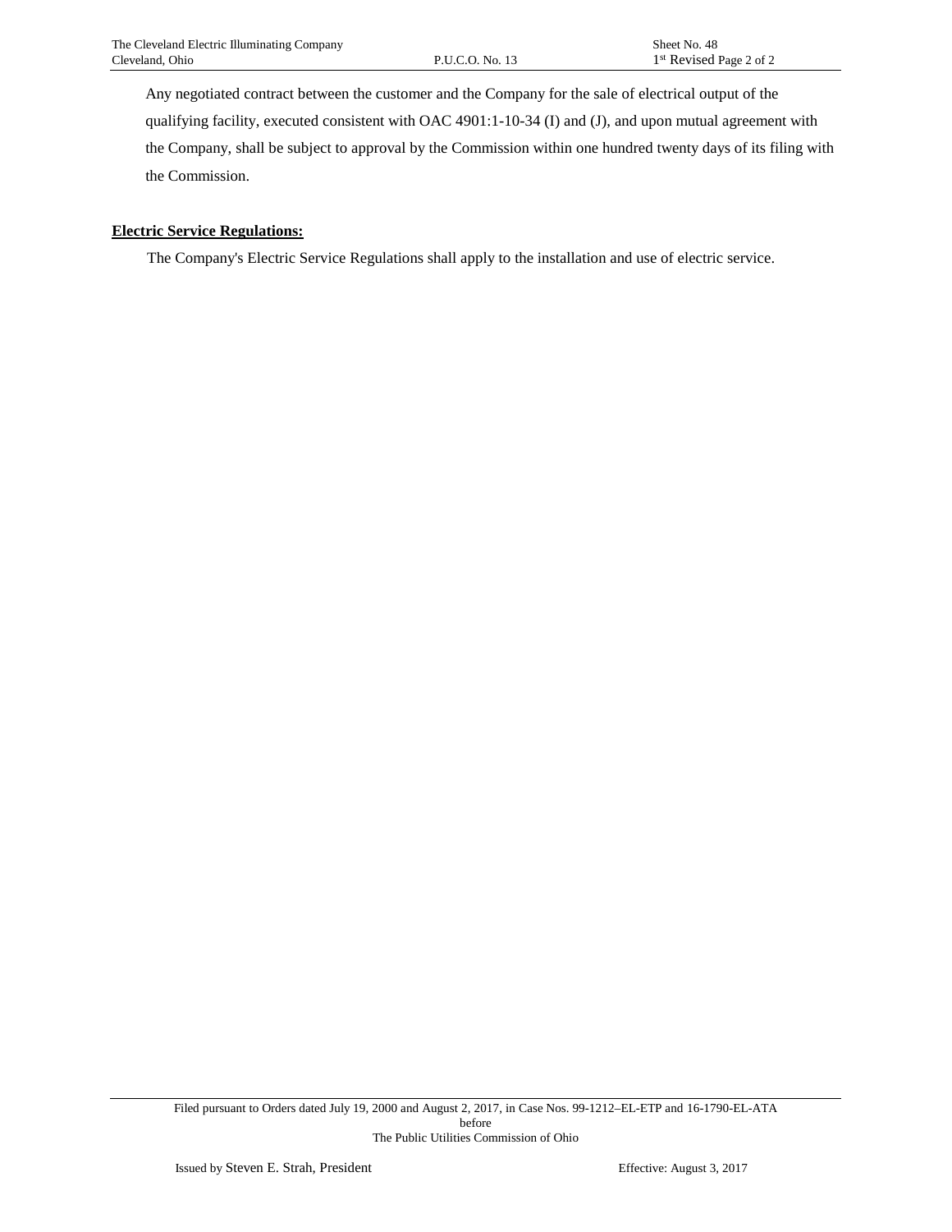Any negotiated contract between the customer and the Company for the sale of electrical output of the qualifying facility, executed consistent with OAC 4901:1-10-34 (I) and (J), and upon mutual agreement with the Company, shall be subject to approval by the Commission within one hundred twenty days of its filing with the Commission.

**Electric Service Regulations:**

The Company's Electric Service Regulations shall apply to the installation and use of electric service.

Filed pursuant to Orders dated July 19, 2000 and August 2, 2017, in Case Nos. 99-1212–EL-ETP and 16-1790-EL-ATA before The Public Utilities Commission of Ohio

Issued by Steven E. Strah, President

Effective: August 3, 2017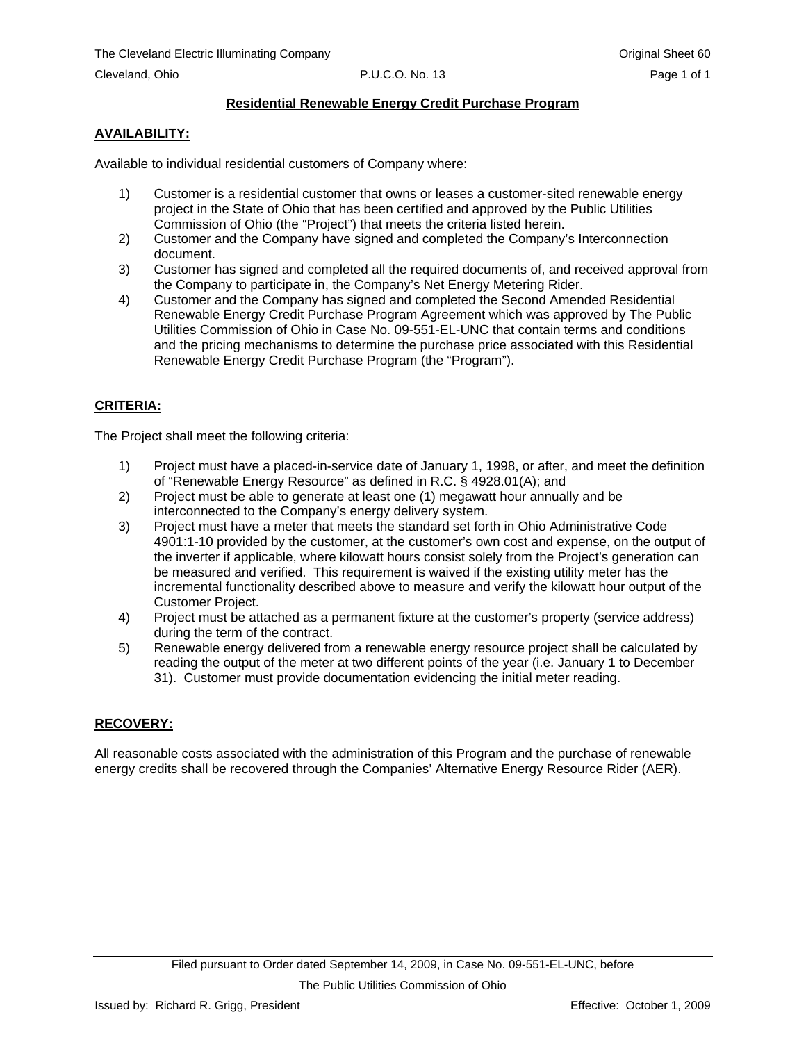## Residential Renewable Energy Credit Purchase Program

### AVAILABILITY:

Available to individual residential customers of Company where:

1) Customer is a residential customer that owns or leases a customer-sited renewable energy project in the State of Ohio that has been certified and approved by the Public Utilities Commission of Ohio (the "Project") that meets the criteria listed herein.
2) Customer and the Company have signed and completed the Company's Interconnection document.
3) Customer has signed and completed all the required documents of, and received approval from the Company to participate in, the Company's Net Energy Metering Rider.
4) Customer and the Company has signed and completed the Second Amended Residential Renewable Energy Credit Purchase Program Agreement which was approved by The Public Utilities Commission of Ohio in Case No. 09-551-EL-UNC that contain terms and conditions and the pricing mechanisms to determine the purchase price associated with this Residential Renewable Energy Credit Purchase Program (the "Program").

### CRITERIA:

The Project shall meet the following criteria:

1) Project must have a placed-in-service date of January 1, 1998, or after, and meet the definition of "Renewable Energy Resource" as defined in R.C. § 4928.01(A); and
2) Project must be able to generate at least one (1) megawatt hour annually and be interconnected to the Company's energy delivery system.
3) Project must have a meter that meets the standard set forth in Ohio Administrative Code 4901:1-10 provided by the customer, at the customer's own cost and expense, on the output of the inverter if applicable, where kilowatt hours consist solely from the Project's generation can be measured and verified. This requirement is waived if the existing utility meter has the incremental functionality described above to measure and verify the kilowatt hour output of the Customer Project.
4) Project must be attached as a permanent fixture at the customer's property (service address) during the term of the contract.
5) Renewable energy delivered from a renewable energy resource project shall be calculated by reading the output of the meter at two different points of the year (i.e. January 1 to December 31). Customer must provide documentation evidencing the initial meter reading.

### RECOVERY:

All reasonable costs associated with the administration of this Program and the purchase of renewable energy credits shall be recovered through the Companies' Alternative Energy Resource Rider (AER).

Filed pursuant to Order dated September 14, 2009, in Case No. 09-551-EL-UNC, before The Public Utilities Commission of Ohio

Issued by: Richard R. Grigg, President

Effective: October 1, 2009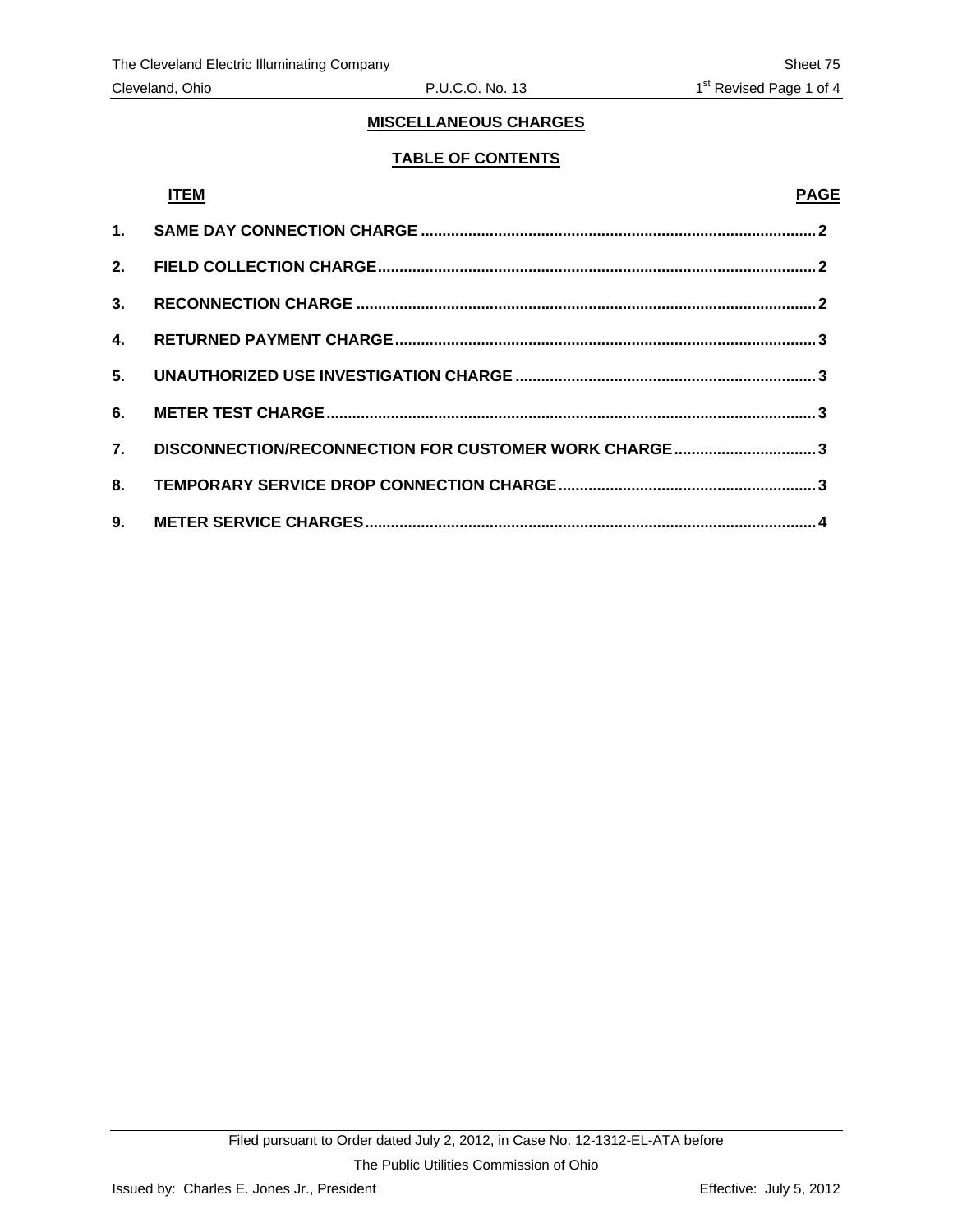## MISCELLANEOUS CHARGES

### TABLE OF CONTENTS

| | ITEM | PAGE |
|---|---|---|
| 1. | SAME DAY CONNECTION CHARGE | 2 |
| 2. | FIELD COLLECTION CHARGE | 2 |
| 3. | RECONNECTION CHARGE | 2 |
| 4. | RETURNED PAYMENT CHARGE | 3 |
| 5. | UNAUTHORIZED USE INVESTIGATION CHARGE | 3 |
| 6. | METER TEST CHARGE | 3 |
| 7. | DISCONNECTION/RECONNECTION FOR CUSTOMER WORK CHARGE | 3 |
| 8. | TEMPORARY SERVICE DROP CONNECTION CHARGE | 3 |
| 9. | METER SERVICE CHARGES | 4 |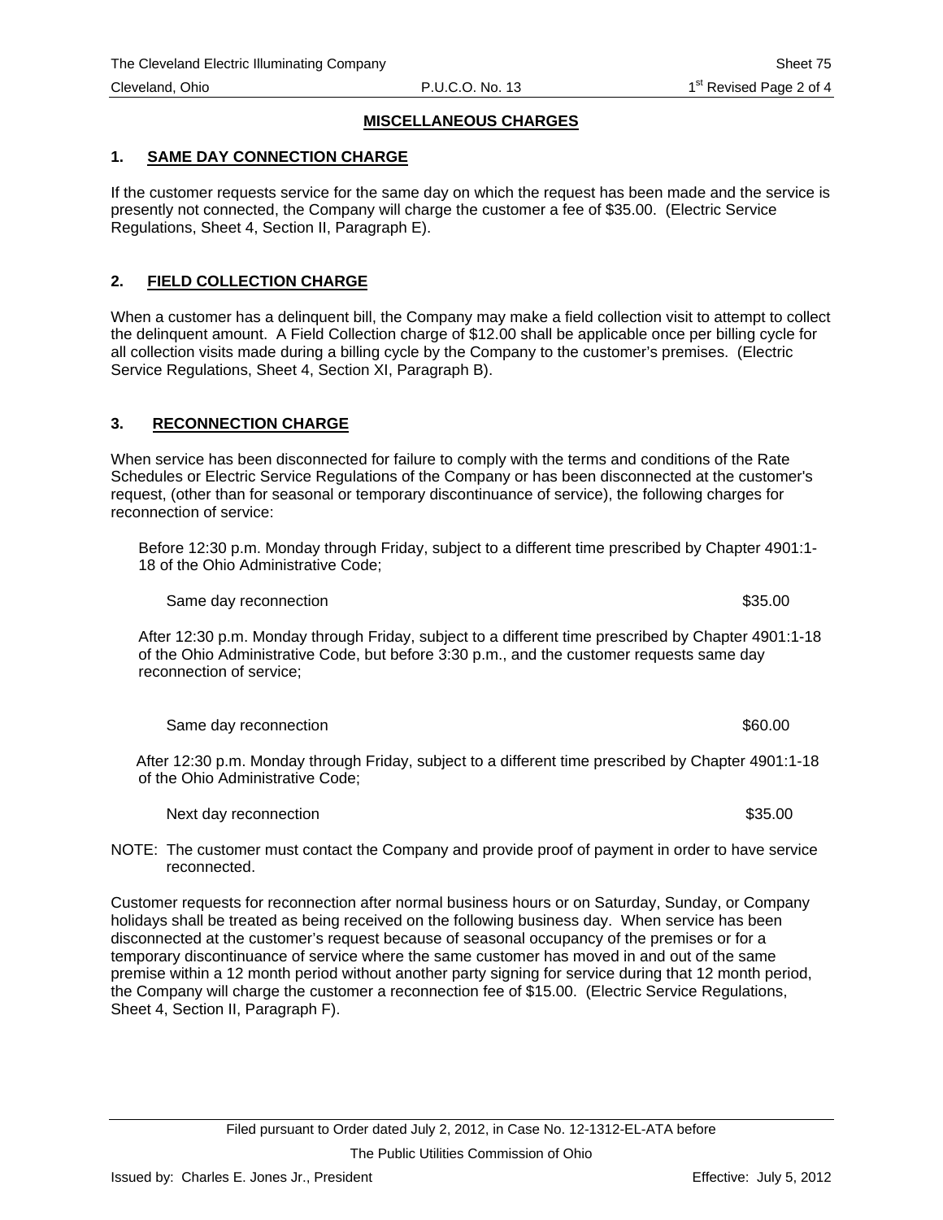## MISCELLANEOUS CHARGES

### 1. SAME DAY CONNECTION CHARGE

If the customer requests service for the same day on which the request has been made and the service is presently not connected, the Company will charge the customer a fee of $35.00. (Electric Service Regulations, Sheet 4, Section II, Paragraph E).

### 2. FIELD COLLECTION CHARGE

When a customer has a delinquent bill, the Company may make a field collection visit to attempt to collect the delinquent amount. A Field Collection charge of $12.00 shall be applicable once per billing cycle for all collection visits made during a billing cycle by the Company to the customer's premises. (Electric Service Regulations, Sheet 4, Section XI, Paragraph B).

### 3. RECONNECTION CHARGE

When service has been disconnected for failure to comply with the terms and conditions of the Rate Schedules or Electric Service Regulations of the Company or has been disconnected at the customer's request, (other than for seasonal or temporary discontinuance of service), the following charges for reconnection of service:

Before 12:30 p.m. Monday through Friday, subject to a different time prescribed by Chapter 4901:1-18 of the Ohio Administrative Code;

Same day reconnection $35.00

After 12:30 p.m. Monday through Friday, subject to a different time prescribed by Chapter 4901:1-18 of the Ohio Administrative Code, but before 3:30 p.m., and the customer requests same day reconnection of service;

Same day reconnection $60.00

After 12:30 p.m. Monday through Friday, subject to a different time prescribed by Chapter 4901:1-18 of the Ohio Administrative Code;

Next day reconnection $35.00

NOTE: The customer must contact the Company and provide proof of payment in order to have service reconnected.

Customer requests for reconnection after normal business hours or on Saturday, Sunday, or Company holidays shall be treated as being received on the following business day. When service has been disconnected at the customer's request because of seasonal occupancy of the premises or for a temporary discontinuance of service where the same customer has moved in and out of the same premise within a 12 month period without another party signing for service during that 12 month period, the Company will charge the customer a reconnection fee of $15.00. (Electric Service Regulations, Sheet 4, Section II, Paragraph F).

Filed pursuant to Order dated July 2, 2012, in Case No. 12-1312-EL-ATA before The Public Utilities Commission of Ohio

Issued by: Charles E. Jones Jr., President

Effective: July 5, 2012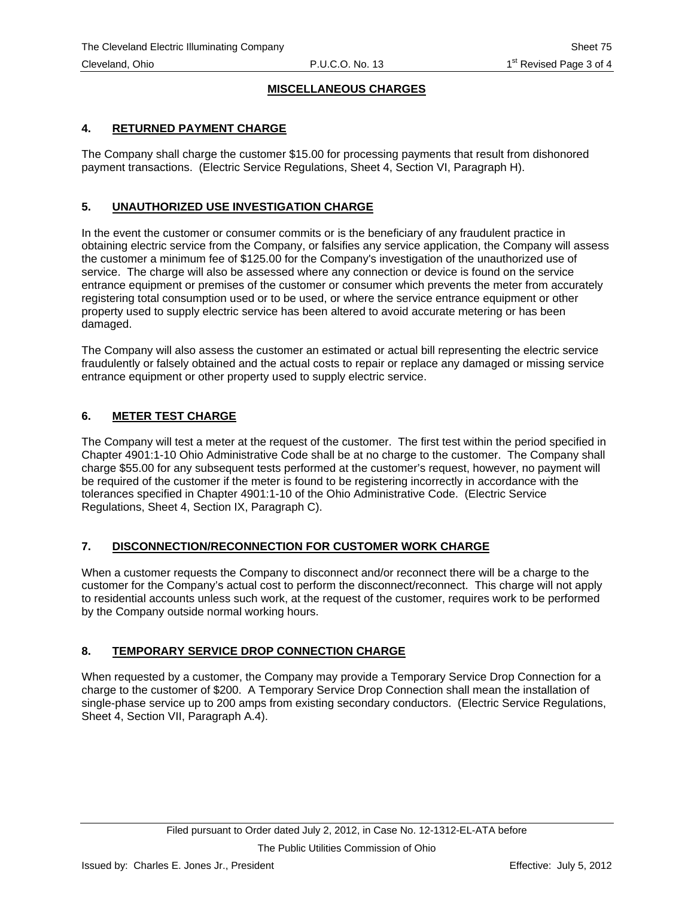## MISCELLANEOUS CHARGES

### 4. RETURNED PAYMENT CHARGE

The Company shall charge the customer $15.00 for processing payments that result from dishonored payment transactions. (Electric Service Regulations, Sheet 4, Section VI, Paragraph H).

### 5. UNAUTHORIZED USE INVESTIGATION CHARGE

In the event the customer or consumer commits or is the beneficiary of any fraudulent practice in obtaining electric service from the Company, or falsifies any service application, the Company will assess the customer a minimum fee of $125.00 for the Company's investigation of the unauthorized use of service. The charge will also be assessed where any connection or device is found on the service entrance equipment or premises of the customer or consumer which prevents the meter from accurately registering total consumption used or to be used, or where the service entrance equipment or other property used to supply electric service has been altered to avoid accurate metering or has been damaged.

The Company will also assess the customer an estimated or actual bill representing the electric service fraudulently or falsely obtained and the actual costs to repair or replace any damaged or missing service entrance equipment or other property used to supply electric service.

### 6. METER TEST CHARGE

The Company will test a meter at the request of the customer. The first test within the period specified in Chapter 4901:1-10 Ohio Administrative Code shall be at no charge to the customer. The Company shall charge $55.00 for any subsequent tests performed at the customer's request, however, no payment will be required of the customer if the meter is found to be registering incorrectly in accordance with the tolerances specified in Chapter 4901:1-10 of the Ohio Administrative Code. (Electric Service Regulations, Sheet 4, Section IX, Paragraph C).

### 7. DISCONNECTION/RECONNECTION FOR CUSTOMER WORK CHARGE

When a customer requests the Company to disconnect and/or reconnect there will be a charge to the customer for the Company's actual cost to perform the disconnect/reconnect. This charge will not apply to residential accounts unless such work, at the request of the customer, requires work to be performed by the Company outside normal working hours.

### 8. TEMPORARY SERVICE DROP CONNECTION CHARGE

When requested by a customer, the Company may provide a Temporary Service Drop Connection for a charge to the customer of $200. A Temporary Service Drop Connection shall mean the installation of single-phase service up to 200 amps from existing secondary conductors. (Electric Service Regulations, Sheet 4, Section VII, Paragraph A.4).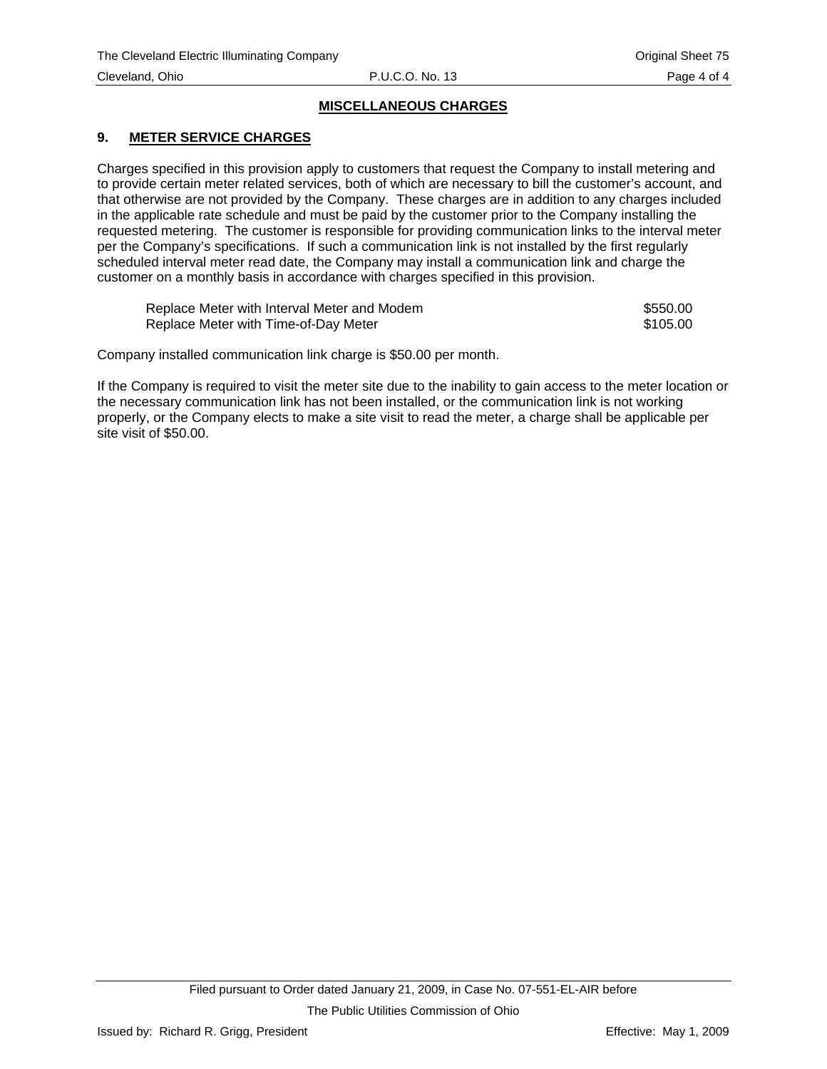## MISCELLANEOUS CHARGES

### 9. METER SERVICE CHARGES

Charges specified in this provision apply to customers that request the Company to install metering and to provide certain meter related services, both of which are necessary to bill the customer's account, and that otherwise are not provided by the Company. These charges are in addition to any charges included in the applicable rate schedule and must be paid by the customer prior to the Company installing the requested metering. The customer is responsible for providing communication links to the interval meter per the Company's specifications. If such a communication link is not installed by the first regularly scheduled interval meter read date, the Company may install a communication link and charge the customer on a monthly basis in accordance with charges specified in this provision.

| | |
|---|---|
| Replace Meter with Interval Meter and Modem | $550.00 |
| Replace Meter with Time-of-Day Meter | $105.00 |

Company installed communication link charge is $50.00 per month.

If the Company is required to visit the meter site due to the inability to gain access to the meter location or the necessary communication link has not been installed, or the communication link is not working properly, or the Company elects to make a site visit to read the meter, a charge shall be applicable per site visit of $50.00.

Filed pursuant to Order dated January 21, 2009, in Case No. 07-551-EL-AIR before The Public Utilities Commission of Ohio

Issued by: Richard R. Grigg, President

Effective: May 1, 2009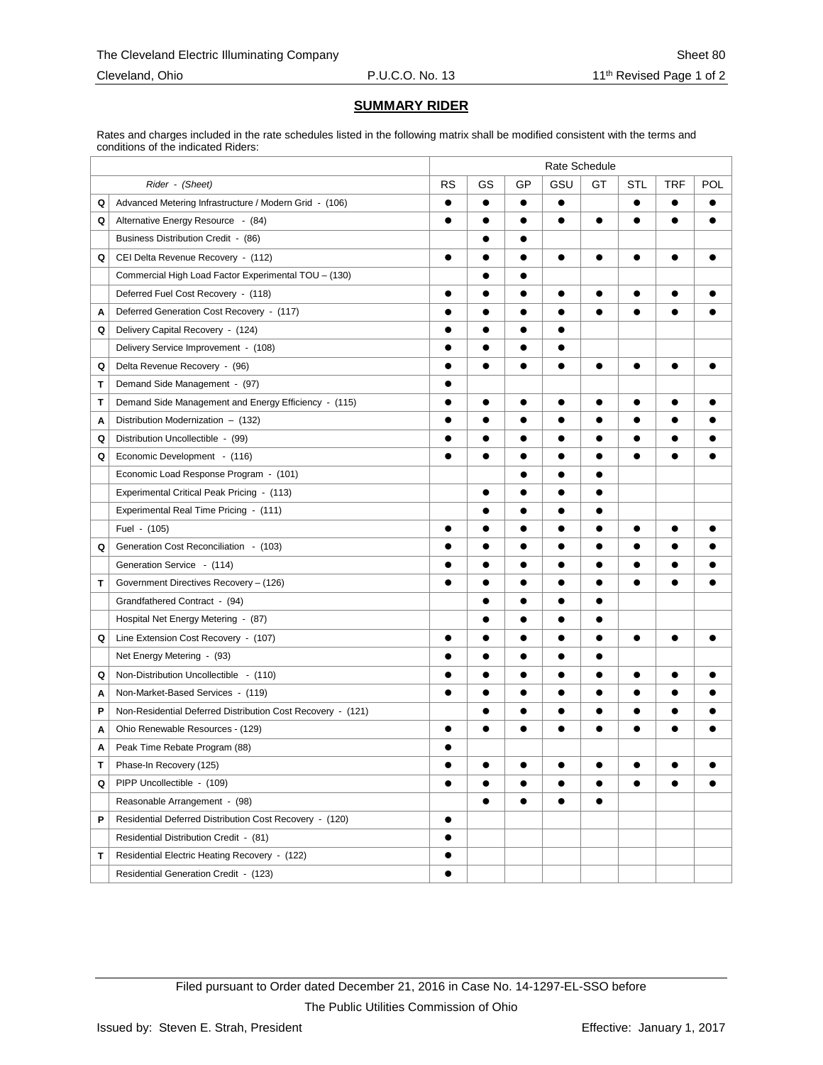The Cleveland Electric Illuminating Company — Sheet 80

Cleveland, Ohio — P.U.C.O. No. 13 — 11th Revised Page 1 of 2

## SUMMARY RIDER

Rates and charges included in the rate schedules listed in the following matrix shall be modified consistent with the terms and conditions of the indicated Riders:

| | *Rider - (Sheet)* | RS | GS | GP | GSU | GT | STL | TRF | POL |
|---|---|---|---|---|---|---|---|---|---|
| Q | Advanced Metering Infrastructure / Modern Grid - (106) | ● | ● | ● | ● | | ● | ● | ● |
| Q | Alternative Energy Resource - (84) | ● | ● | ● | ● | ● | ● | ● | ● |
| | Business Distribution Credit - (86) | | ● | ● | | | | | |
| Q | CEI Delta Revenue Recovery - (112) | ● | ● | ● | ● | ● | ● | ● | ● |
| | Commercial High Load Factor Experimental TOU – (130) | | ● | ● | | | | | |
| | Deferred Fuel Cost Recovery - (118) | ● | ● | ● | ● | ● | ● | ● | ● |
| A | Deferred Generation Cost Recovery - (117) | ● | ● | ● | ● | ● | ● | ● | ● |
| Q | Delivery Capital Recovery - (124) | ● | ● | ● | ● | | | | |
| | Delivery Service Improvement - (108) | ● | ● | ● | ● | | | | |
| Q | Delta Revenue Recovery - (96) | ● | ● | ● | ● | ● | ● | ● | ● |
| T | Demand Side Management - (97) | ● | | | | | | | |
| T | Demand Side Management and Energy Efficiency - (115) | ● | ● | ● | ● | ● | ● | ● | ● |
| A | Distribution Modernization – (132) | ● | ● | ● | ● | ● | ● | ● | ● |
| Q | Distribution Uncollectible - (99) | ● | ● | ● | ● | ● | ● | ● | ● |
| Q | Economic Development - (116) | ● | ● | ● | ● | ● | ● | ● | ● |
| | Economic Load Response Program - (101) | | | ● | ● | ● | | | |
| | Experimental Critical Peak Pricing - (113) | | ● | ● | ● | ● | | | |
| | Experimental Real Time Pricing - (111) | | ● | ● | ● | ● | | | |
| | Fuel - (105) | ● | ● | ● | ● | ● | ● | ● | ● |
| Q | Generation Cost Reconciliation - (103) | ● | ● | ● | ● | ● | ● | ● | ● |
| | Generation Service - (114) | ● | ● | ● | ● | ● | ● | ● | ● |
| T | Government Directives Recovery – (126) | ● | ● | ● | ● | ● | ● | ● | ● |
| | Grandfathered Contract - (94) | | ● | ● | ● | ● | | | |
| | Hospital Net Energy Metering - (87) | | ● | ● | ● | ● | | | |
| Q | Line Extension Cost Recovery - (107) | ● | ● | ● | ● | ● | ● | ● | ● |
| | Net Energy Metering - (93) | ● | ● | ● | ● | ● | | | |
| Q | Non-Distribution Uncollectible - (110) | ● | ● | ● | ● | ● | ● | ● | ● |
| A | Non-Market-Based Services - (119) | ● | ● | ● | ● | ● | ● | ● | ● |
| P | Non-Residential Deferred Distribution Cost Recovery - (121) | | ● | ● | ● | ● | ● | ● | ● |
| A | Ohio Renewable Resources - (129) | ● | ● | ● | ● | ● | ● | ● | ● |
| A | Peak Time Rebate Program (88) | ● | | | | | | | |
| T | Phase-In Recovery (125) | ● | ● | ● | ● | ● | ● | ● | ● |
| Q | PIPP Uncollectible - (109) | ● | ● | ● | ● | ● | ● | ● | ● |
| | Reasonable Arrangement - (98) | | ● | ● | ● | ● | | | |
| P | Residential Deferred Distribution Cost Recovery - (120) | ● | | | | | | | |
| | Residential Distribution Credit - (81) | ● | | | | | | | |
| T | Residential Electric Heating Recovery - (122) | ● | | | | | | | |
| | Residential Generation Credit - (123) | ● | | | | | | | |

Filed pursuant to Order dated December 21, 2016 in Case No. 14-1297-EL-SSO before The Public Utilities Commission of Ohio

Issued by: Steven E. Strah, President — Effective: January 1, 2017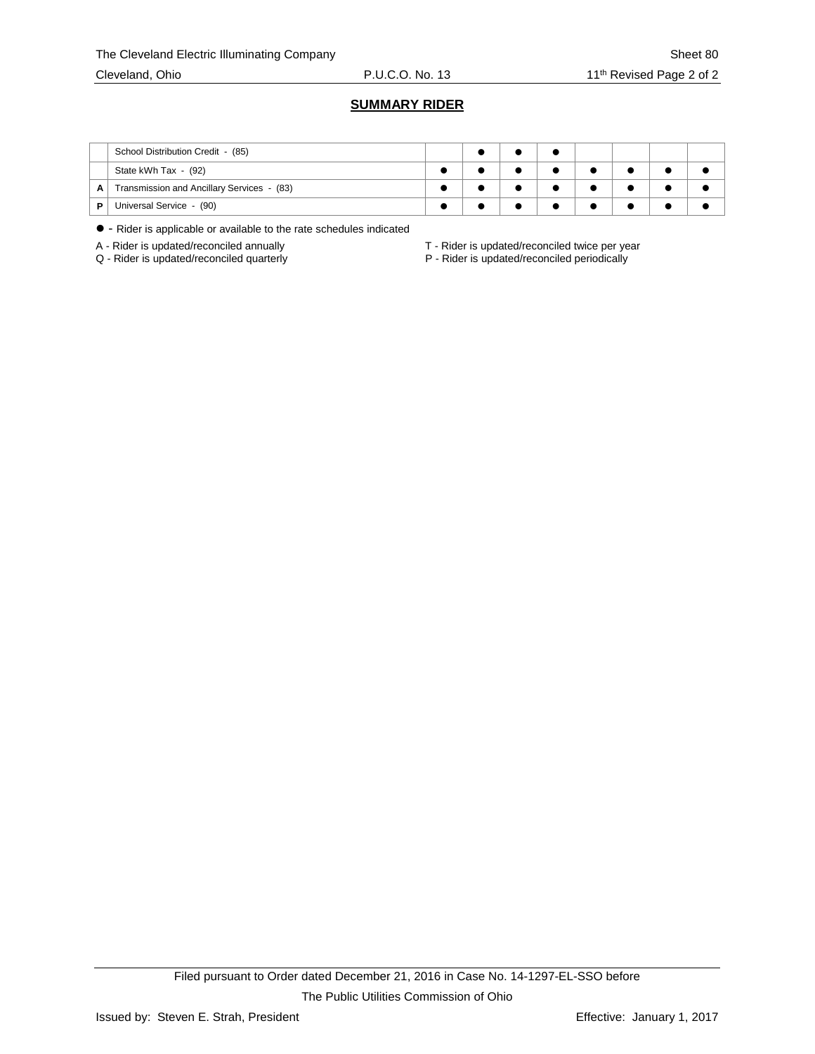## SUMMARY RIDER

| | | | | | | | | | |
|---|---|---|---|---|---|---|---|---|---|
| | School Distribution Credit - (85) | | ● | ● | ● | | | | |
| | State kWh Tax - (92) | ● | ● | ● | ● | ● | ● | ● | ● |
| A | Transmission and Ancillary Services - (83) | ● | ● | ● | ● | ● | ● | ● | ● |
| P | Universal Service - (90) | ● | ● | ● | ● | ● | ● | ● | ● |

● - Rider is applicable or available to the rate schedules indicated

A - Rider is updated/reconciled annually
Q - Rider is updated/reconciled quarterly
T - Rider is updated/reconciled twice per year
P - Rider is updated/reconciled periodically

Filed pursuant to Order dated December 21, 2016 in Case No. 14-1297-EL-SSO before
The Public Utilities Commission of Ohio

Issued by: Steven E. Strah, President

Effective: January 1, 2017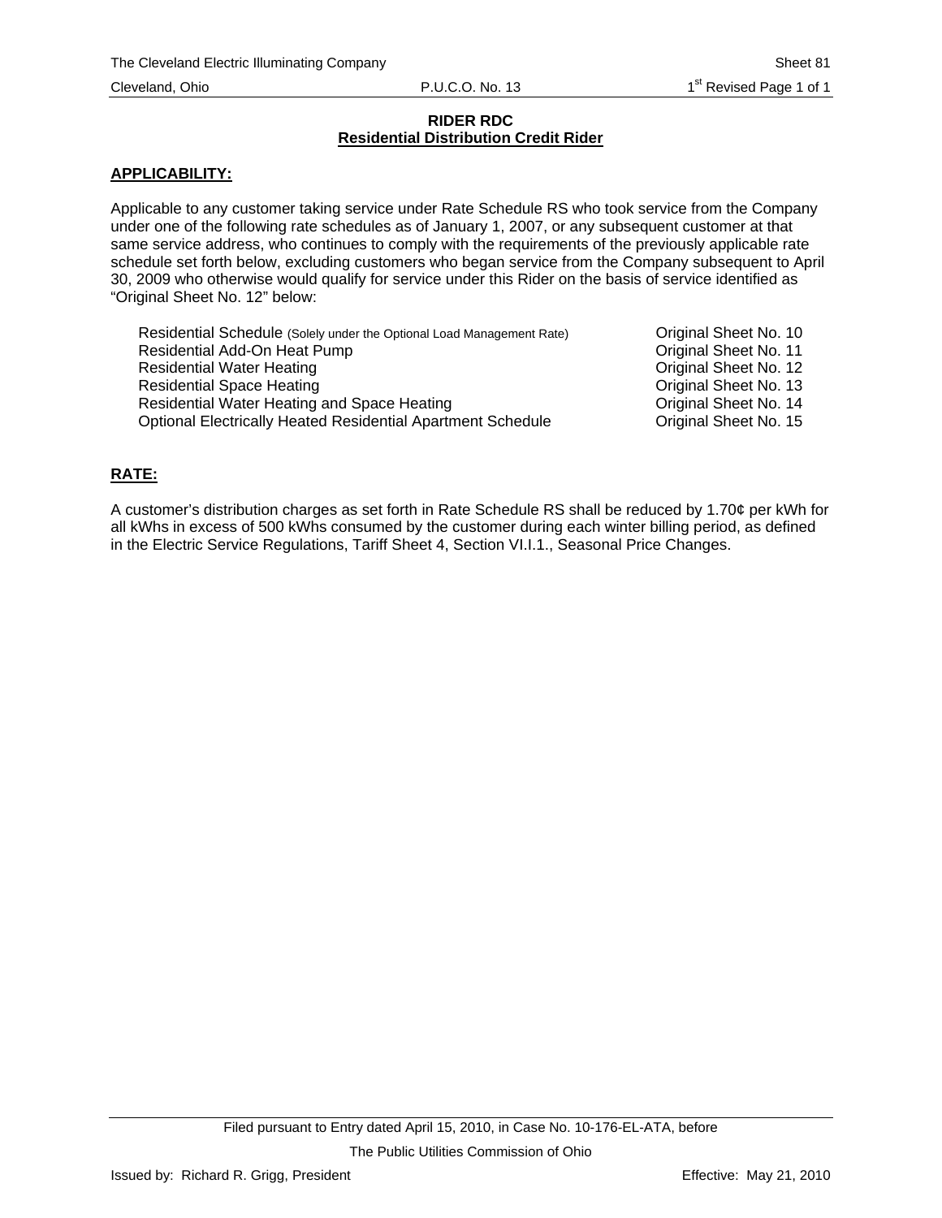## RIDER RDC

## Residential Distribution Credit Rider

**APPLICABILITY:**

Applicable to any customer taking service under Rate Schedule RS who took service from the Company under one of the following rate schedules as of January 1, 2007, or any subsequent customer at that same service address, who continues to comply with the requirements of the previously applicable rate schedule set forth below, excluding customers who began service from the Company subsequent to April 30, 2009 who otherwise would qualify for service under this Rider on the basis of service identified as "Original Sheet No. 12" below:

| | |
|---|---|
| Residential Schedule (Solely under the Optional Load Management Rate) | Original Sheet No. 10 |
| Residential Add-On Heat Pump | Original Sheet No. 11 |
| Residential Water Heating | Original Sheet No. 12 |
| Residential Space Heating | Original Sheet No. 13 |
| Residential Water Heating and Space Heating | Original Sheet No. 14 |
| Optional Electrically Heated Residential Apartment Schedule | Original Sheet No. 15 |

**RATE:**

A customer's distribution charges as set forth in Rate Schedule RS shall be reduced by 1.70¢ per kWh for all kWhs in excess of 500 kWhs consumed by the customer during each winter billing period, as defined in the Electric Service Regulations, Tariff Sheet 4, Section VI.I.1., Seasonal Price Changes.

Filed pursuant to Entry dated April 15, 2010, in Case No. 10-176-EL-ATA, before

The Public Utilities Commission of Ohio

Issued by: Richard R. Grigg, President

Effective: May 21, 2010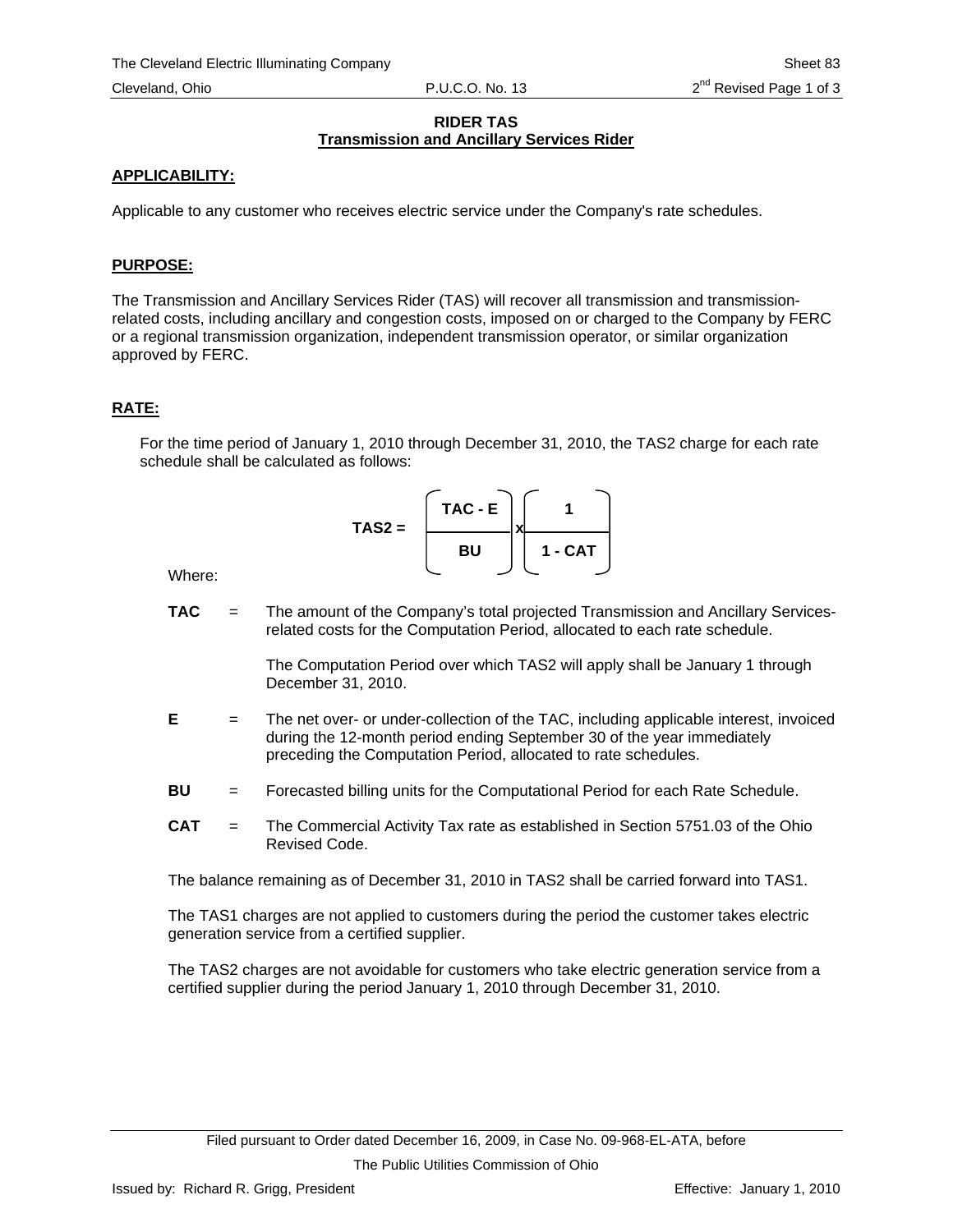## RIDER TAS
### Transmission and Ancillary Services Rider

**APPLICABILITY:**

Applicable to any customer who receives electric service under the Company's rate schedules.

**PURPOSE:**

The Transmission and Ancillary Services Rider (TAS) will recover all transmission and transmission-related costs, including ancillary and congestion costs, imposed on or charged to the Company by FERC or a regional transmission organization, independent transmission operator, or similar organization approved by FERC.

**RATE:**

For the time period of January 1, 2010 through December 31, 2010, the TAS2 charge for each rate schedule shall be calculated as follows:

$$\text{TAS2} = \left(\frac{\text{TAC} - \text{E}}{\text{BU}}\right) \times \left(\frac{1}{1 - \text{CAT}}\right)$$

Where:

**TAC** = The amount of the Company's total projected Transmission and Ancillary Services-related costs for the Computation Period, allocated to each rate schedule.

The Computation Period over which TAS2 will apply shall be January 1 through December 31, 2010.

**E** = The net over- or under-collection of the TAC, including applicable interest, invoiced during the 12-month period ending September 30 of the year immediately preceding the Computation Period, allocated to rate schedules.

**BU** = Forecasted billing units for the Computational Period for each Rate Schedule.

**CAT** = The Commercial Activity Tax rate as established in Section 5751.03 of the Ohio Revised Code.

The balance remaining as of December 31, 2010 in TAS2 shall be carried forward into TAS1.

The TAS1 charges are not applied to customers during the period the customer takes electric generation service from a certified supplier.

The TAS2 charges are not avoidable for customers who take electric generation service from a certified supplier during the period January 1, 2010 through December 31, 2010.

Filed pursuant to Order dated December 16, 2009, in Case No. 09-968-EL-ATA, before The Public Utilities Commission of Ohio

Issued by: Richard R. Grigg, President

Effective: January 1, 2010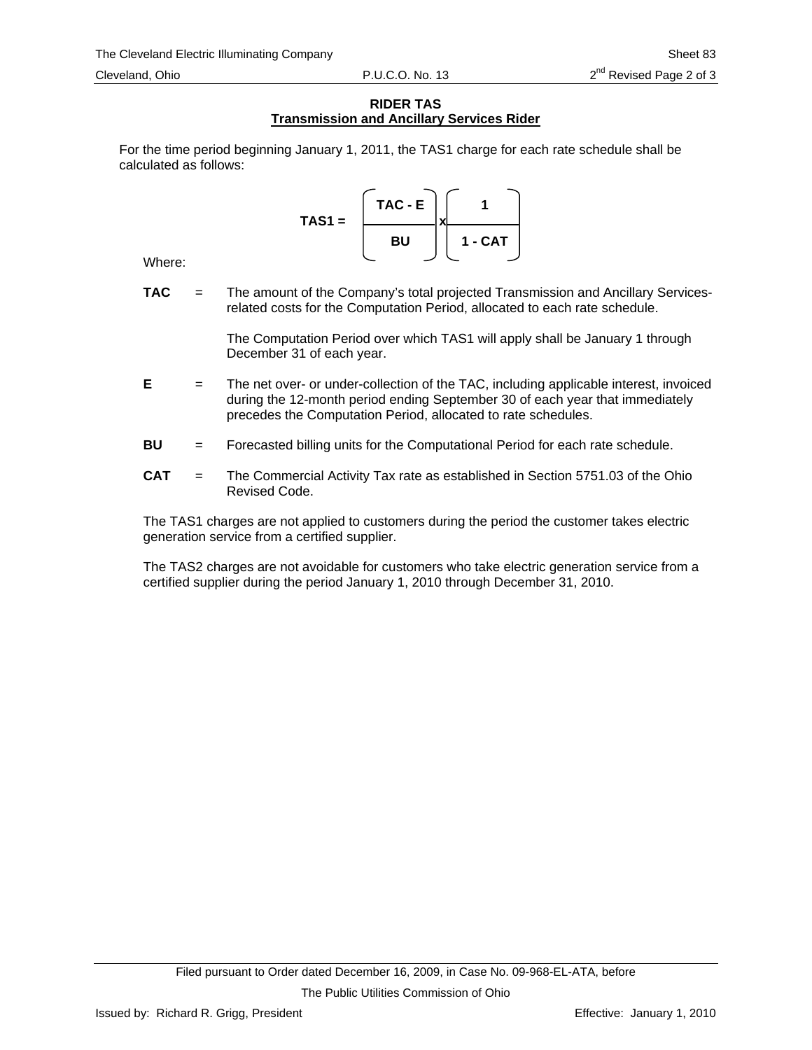**RIDER TAS**
**Transmission and Ancillary Services Rider**

For the time period beginning January 1, 2011, the TAS1 charge for each rate schedule shall be calculated as follows:

$$\textbf{TAS1} = \left(\frac{\textbf{TAC - E}}{\textbf{BU}}\right) \times \left(\frac{\textbf{1}}{\textbf{1 - CAT}}\right)$$

Where:

**TAC** = The amount of the Company's total projected Transmission and Ancillary Services-related costs for the Computation Period, allocated to each rate schedule.

The Computation Period over which TAS1 will apply shall be January 1 through December 31 of each year.

**E** = The net over- or under-collection of the TAC, including applicable interest, invoiced during the 12-month period ending September 30 of each year that immediately precedes the Computation Period, allocated to rate schedules.

**BU** = Forecasted billing units for the Computational Period for each rate schedule.

**CAT** = The Commercial Activity Tax rate as established in Section 5751.03 of the Ohio Revised Code.

The TAS1 charges are not applied to customers during the period the customer takes electric generation service from a certified supplier.

The TAS2 charges are not avoidable for customers who take electric generation service from a certified supplier during the period January 1, 2010 through December 31, 2010.

Filed pursuant to Order dated December 16, 2009, in Case No. 09-968-EL-ATA, before The Public Utilities Commission of Ohio

Issued by: Richard R. Grigg, President

Effective: January 1, 2010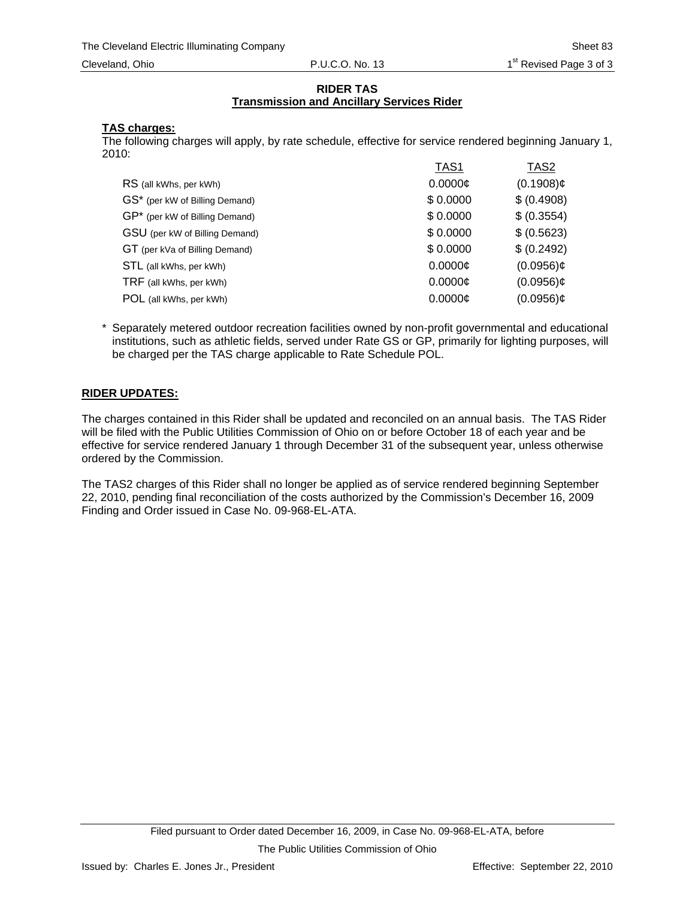**RIDER TAS**

**Transmission and Ancillary Services Rider**

**TAS charges:**

The following charges will apply, by rate schedule, effective for service rendered beginning January 1, 2010:

| | TAS1 | TAS2 |
|---|---|---|
| RS (all kWhs, per kWh) | 0.0000¢ | (0.1908)¢ |
| GS* (per kW of Billing Demand) | $ 0.0000 | $ (0.4908) |
| GP* (per kW of Billing Demand) | $ 0.0000 | $ (0.3554) |
| GSU (per kW of Billing Demand) | $ 0.0000 | $ (0.5623) |
| GT (per kVa of Billing Demand) | $ 0.0000 | $ (0.2492) |
| STL (all kWhs, per kWh) | 0.0000¢ | (0.0956)¢ |
| TRF (all kWhs, per kWh) | 0.0000¢ | (0.0956)¢ |
| POL (all kWhs, per kWh) | 0.0000¢ | (0.0956)¢ |

\* Separately metered outdoor recreation facilities owned by non-profit governmental and educational institutions, such as athletic fields, served under Rate GS or GP, primarily for lighting purposes, will be charged per the TAS charge applicable to Rate Schedule POL.

**RIDER UPDATES:**

The charges contained in this Rider shall be updated and reconciled on an annual basis. The TAS Rider will be filed with the Public Utilities Commission of Ohio on or before October 18 of each year and be effective for service rendered January 1 through December 31 of the subsequent year, unless otherwise ordered by the Commission.

The TAS2 charges of this Rider shall no longer be applied as of service rendered beginning September 22, 2010, pending final reconciliation of the costs authorized by the Commission's December 16, 2009 Finding and Order issued in Case No. 09-968-EL-ATA.

Filed pursuant to Order dated December 16, 2009, in Case No. 09-968-EL-ATA, before The Public Utilities Commission of Ohio

Issued by: Charles E. Jones Jr., President

Effective: September 22, 2010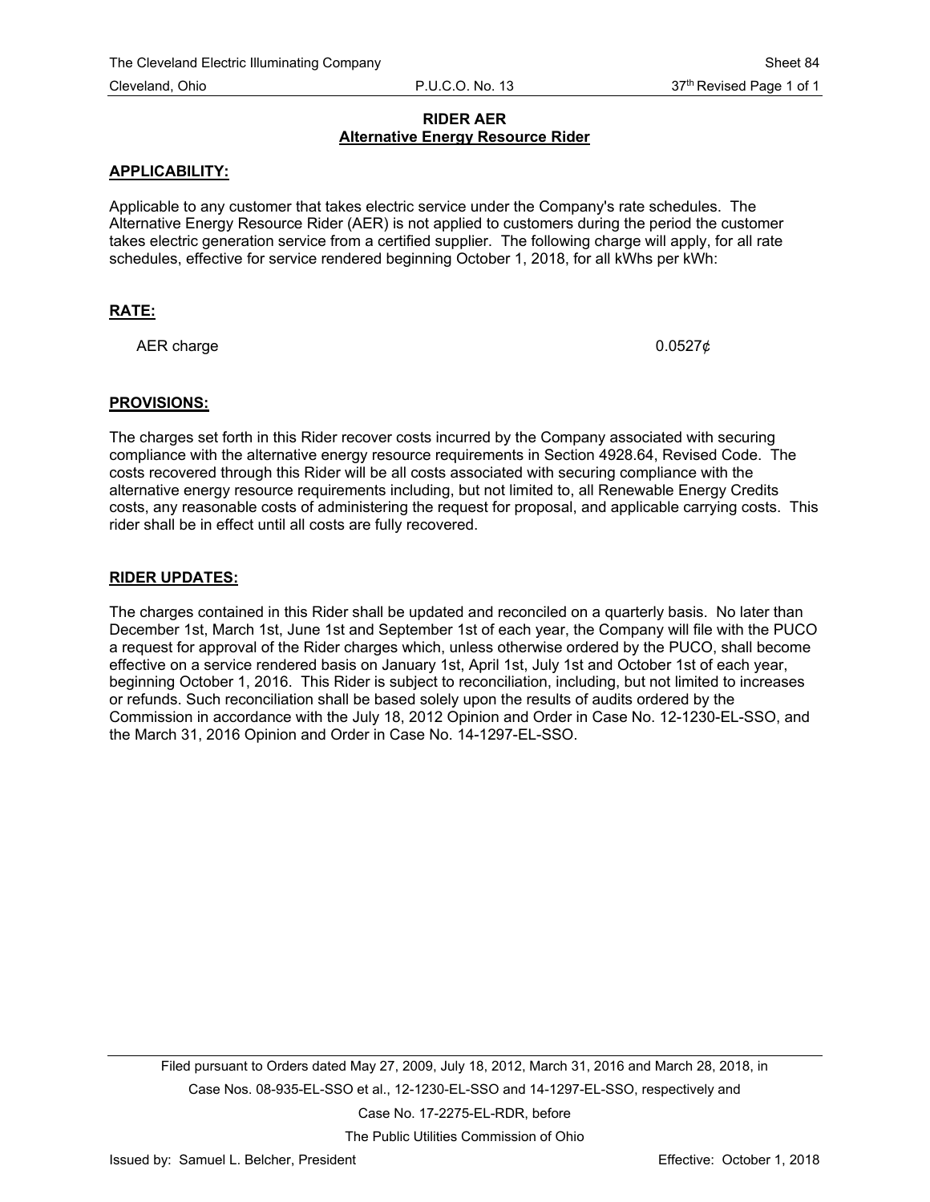# RIDER AER
## Alternative Energy Resource Rider

**APPLICABILITY:**

Applicable to any customer that takes electric service under the Company's rate schedules. The Alternative Energy Resource Rider (AER) is not applied to customers during the period the customer takes electric generation service from a certified supplier. The following charge will apply, for all rate schedules, effective for service rendered beginning October 1, 2018, for all kWhs per kWh:

**RATE:**

| | |
|---|---|
| AER charge | 0.0527¢ |

**PROVISIONS:**

The charges set forth in this Rider recover costs incurred by the Company associated with securing compliance with the alternative energy resource requirements in Section 4928.64, Revised Code. The costs recovered through this Rider will be all costs associated with securing compliance with the alternative energy resource requirements including, but not limited to, all Renewable Energy Credits costs, any reasonable costs of administering the request for proposal, and applicable carrying costs. This rider shall be in effect until all costs are fully recovered.

**RIDER UPDATES:**

The charges contained in this Rider shall be updated and reconciled on a quarterly basis. No later than December 1st, March 1st, June 1st and September 1st of each year, the Company will file with the PUCO a request for approval of the Rider charges which, unless otherwise ordered by the PUCO, shall become effective on a service rendered basis on January 1st, April 1st, July 1st and October 1st of each year, beginning October 1, 2016. This Rider is subject to reconciliation, including, but not limited to increases or refunds. Such reconciliation shall be based solely upon the results of audits ordered by the Commission in accordance with the July 18, 2012 Opinion and Order in Case No. 12-1230-EL-SSO, and the March 31, 2016 Opinion and Order in Case No. 14-1297-EL-SSO.

Filed pursuant to Orders dated May 27, 2009, July 18, 2012, March 31, 2016 and March 28, 2018, in Case Nos. 08-935-EL-SSO et al., 12-1230-EL-SSO and 14-1297-EL-SSO, respectively and Case No. 17-2275-EL-RDR, before The Public Utilities Commission of Ohio

Issued by: Samuel L. Belcher, President

Effective: October 1, 2018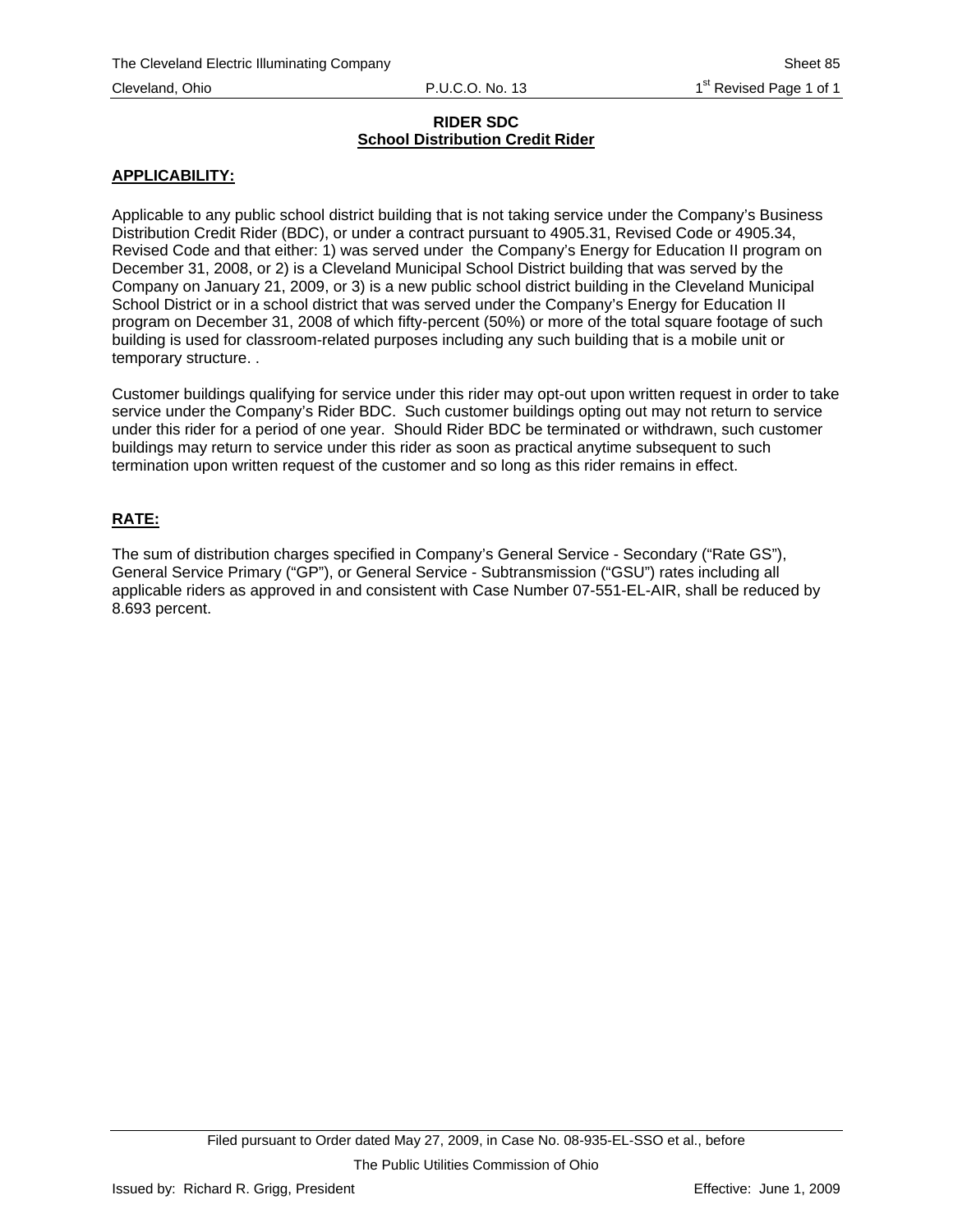**RIDER SDC**
**School Distribution Credit Rider**

**APPLICABILITY:**

Applicable to any public school district building that is not taking service under the Company's Business Distribution Credit Rider (BDC), or under a contract pursuant to 4905.31, Revised Code or 4905.34, Revised Code and that either: 1) was served under the Company's Energy for Education II program on December 31, 2008, or 2) is a Cleveland Municipal School District building that was served by the Company on January 21, 2009, or 3) is a new public school district building in the Cleveland Municipal School District or in a school district that was served under the Company's Energy for Education II program on December 31, 2008 of which fifty-percent (50%) or more of the total square footage of such building is used for classroom-related purposes including any such building that is a mobile unit or temporary structure. .

Customer buildings qualifying for service under this rider may opt-out upon written request in order to take service under the Company's Rider BDC. Such customer buildings opting out may not return to service under this rider for a period of one year. Should Rider BDC be terminated or withdrawn, such customer buildings may return to service under this rider as soon as practical anytime subsequent to such termination upon written request of the customer and so long as this rider remains in effect.

**RATE:**

The sum of distribution charges specified in Company's General Service - Secondary ("Rate GS"), General Service Primary ("GP"), or General Service - Subtransmission ("GSU") rates including all applicable riders as approved in and consistent with Case Number 07-551-EL-AIR, shall be reduced by 8.693 percent.

Filed pursuant to Order dated May 27, 2009, in Case No. 08-935-EL-SSO et al., before The Public Utilities Commission of Ohio

Issued by: Richard R. Grigg, President

Effective: June 1, 2009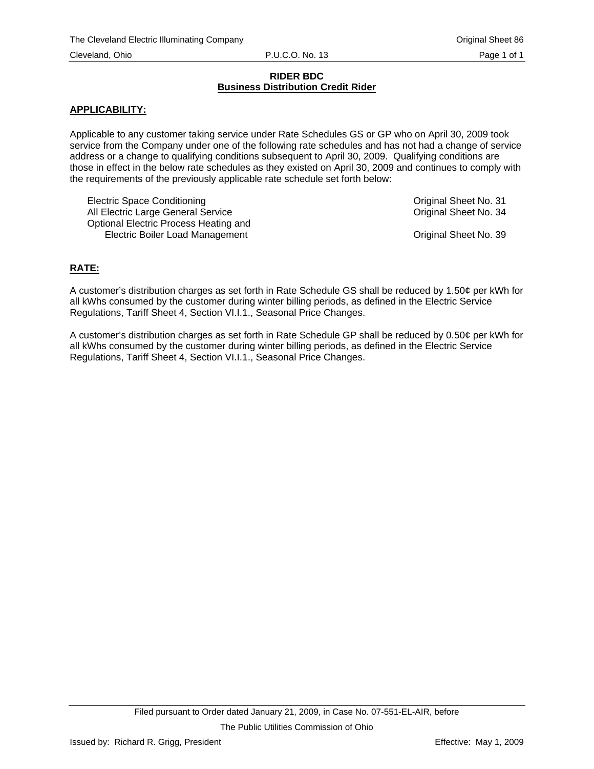# RIDER BDC
## Business Distribution Credit Rider

**APPLICABILITY:**

Applicable to any customer taking service under Rate Schedules GS or GP who on April 30, 2009 took service from the Company under one of the following rate schedules and has not had a change of service address or a change to qualifying conditions subsequent to April 30, 2009. Qualifying conditions are those in effect in the below rate schedules as they existed on April 30, 2009 and continues to comply with the requirements of the previously applicable rate schedule set forth below:

| | |
|---|---|
| Electric Space Conditioning | Original Sheet No. 31 |
| All Electric Large General Service | Original Sheet No. 34 |
| Optional Electric Process Heating and Electric Boiler Load Management | Original Sheet No. 39 |

**RATE:**

A customer's distribution charges as set forth in Rate Schedule GS shall be reduced by 1.50¢ per kWh for all kWhs consumed by the customer during winter billing periods, as defined in the Electric Service Regulations, Tariff Sheet 4, Section VI.I.1., Seasonal Price Changes.

A customer's distribution charges as set forth in Rate Schedule GP shall be reduced by 0.50¢ per kWh for all kWhs consumed by the customer during winter billing periods, as defined in the Electric Service Regulations, Tariff Sheet 4, Section VI.I.1., Seasonal Price Changes.

Filed pursuant to Order dated January 21, 2009, in Case No. 07-551-EL-AIR, before The Public Utilities Commission of Ohio

Issued by: Richard R. Grigg, President

Effective: May 1, 2009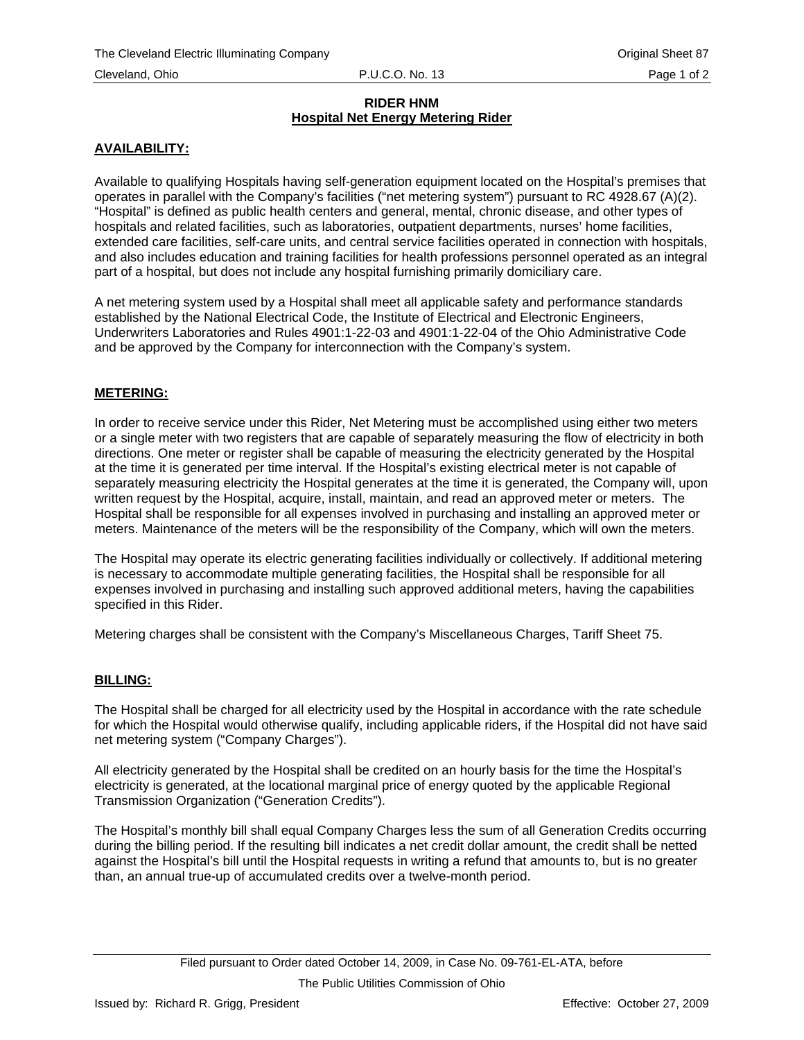# RIDER HNM
## Hospital Net Energy Metering Rider

### AVAILABILITY:

Available to qualifying Hospitals having self-generation equipment located on the Hospital's premises that operates in parallel with the Company's facilities ("net metering system") pursuant to RC 4928.67 (A)(2). "Hospital" is defined as public health centers and general, mental, chronic disease, and other types of hospitals and related facilities, such as laboratories, outpatient departments, nurses' home facilities, extended care facilities, self-care units, and central service facilities operated in connection with hospitals, and also includes education and training facilities for health professions personnel operated as an integral part of a hospital, but does not include any hospital furnishing primarily domiciliary care.

A net metering system used by a Hospital shall meet all applicable safety and performance standards established by the National Electrical Code, the Institute of Electrical and Electronic Engineers, Underwriters Laboratories and Rules 4901:1-22-03 and 4901:1-22-04 of the Ohio Administrative Code and be approved by the Company for interconnection with the Company's system.

### METERING:

In order to receive service under this Rider, Net Metering must be accomplished using either two meters or a single meter with two registers that are capable of separately measuring the flow of electricity in both directions. One meter or register shall be capable of measuring the electricity generated by the Hospital at the time it is generated per time interval. If the Hospital's existing electrical meter is not capable of separately measuring electricity the Hospital generates at the time it is generated, the Company will, upon written request by the Hospital, acquire, install, maintain, and read an approved meter or meters. The Hospital shall be responsible for all expenses involved in purchasing and installing an approved meter or meters. Maintenance of the meters will be the responsibility of the Company, which will own the meters.

The Hospital may operate its electric generating facilities individually or collectively. If additional metering is necessary to accommodate multiple generating facilities, the Hospital shall be responsible for all expenses involved in purchasing and installing such approved additional meters, having the capabilities specified in this Rider.

Metering charges shall be consistent with the Company's Miscellaneous Charges, Tariff Sheet 75.

### BILLING:

The Hospital shall be charged for all electricity used by the Hospital in accordance with the rate schedule for which the Hospital would otherwise qualify, including applicable riders, if the Hospital did not have said net metering system ("Company Charges").

All electricity generated by the Hospital shall be credited on an hourly basis for the time the Hospital's electricity is generated, at the locational marginal price of energy quoted by the applicable Regional Transmission Organization ("Generation Credits").

The Hospital's monthly bill shall equal Company Charges less the sum of all Generation Credits occurring during the billing period. If the resulting bill indicates a net credit dollar amount, the credit shall be netted against the Hospital's bill until the Hospital requests in writing a refund that amounts to, but is no greater than, an annual true-up of accumulated credits over a twelve-month period.

Filed pursuant to Order dated October 14, 2009, in Case No. 09-761-EL-ATA, before The Public Utilities Commission of Ohio

Issued by: Richard R. Grigg, President    Effective: October 27, 2009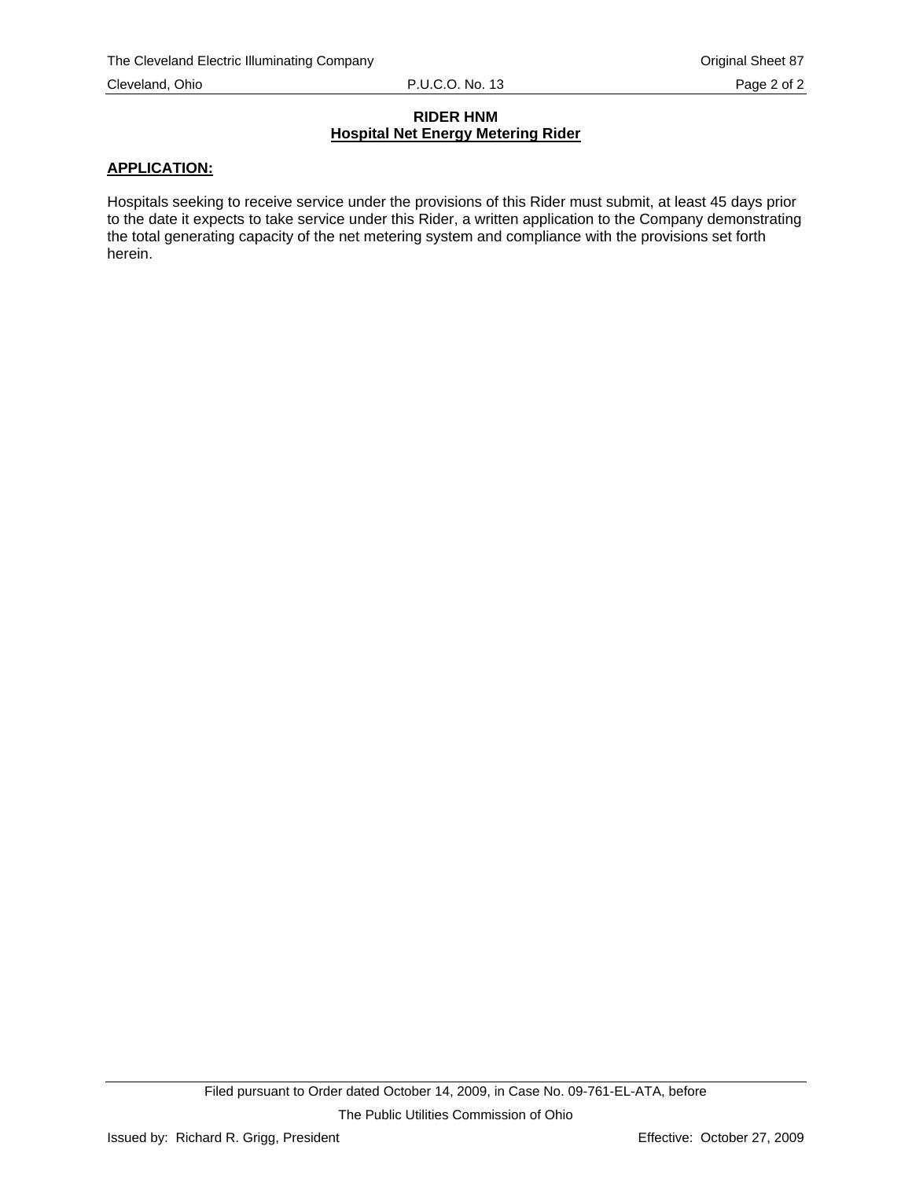**RIDER HNM**
**Hospital Net Energy Metering Rider**

**APPLICATION:**

Hospitals seeking to receive service under the provisions of this Rider must submit, at least 45 days prior to the date it expects to take service under this Rider, a written application to the Company demonstrating the total generating capacity of the net metering system and compliance with the provisions set forth herein.

Filed pursuant to Order dated October 14, 2009, in Case No. 09-761-EL-ATA, before The Public Utilities Commission of Ohio

Issued by: Richard R. Grigg, President

Effective: October 27, 2009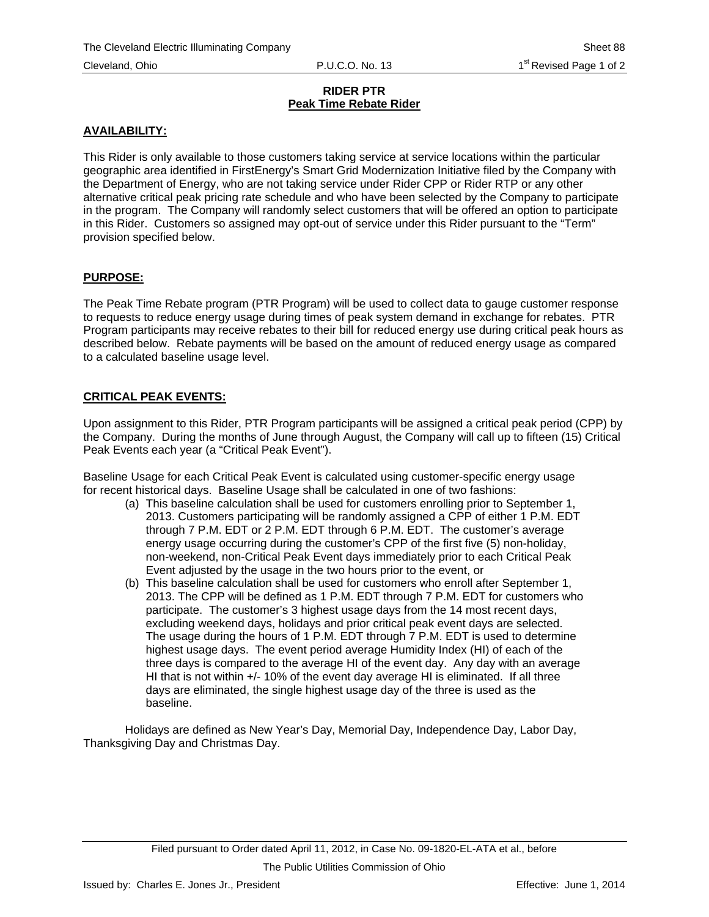**RIDER PTR**
**Peak Time Rebate Rider**

**AVAILABILITY:**

This Rider is only available to those customers taking service at service locations within the particular geographic area identified in FirstEnergy's Smart Grid Modernization Initiative filed by the Company with the Department of Energy, who are not taking service under Rider CPP or Rider RTP or any other alternative critical peak pricing rate schedule and who have been selected by the Company to participate in the program. The Company will randomly select customers that will be offered an option to participate in this Rider. Customers so assigned may opt-out of service under this Rider pursuant to the "Term" provision specified below.

**PURPOSE:**

The Peak Time Rebate program (PTR Program) will be used to collect data to gauge customer response to requests to reduce energy usage during times of peak system demand in exchange for rebates. PTR Program participants may receive rebates to their bill for reduced energy use during critical peak hours as described below. Rebate payments will be based on the amount of reduced energy usage as compared to a calculated baseline usage level.

**CRITICAL PEAK EVENTS:**

Upon assignment to this Rider, PTR Program participants will be assigned a critical peak period (CPP) by the Company. During the months of June through August, the Company will call up to fifteen (15) Critical Peak Events each year (a "Critical Peak Event").

Baseline Usage for each Critical Peak Event is calculated using customer-specific energy usage for recent historical days. Baseline Usage shall be calculated in one of two fashions:

(a) This baseline calculation shall be used for customers enrolling prior to September 1, 2013. Customers participating will be randomly assigned a CPP of either 1 P.M. EDT through 7 P.M. EDT or 2 P.M. EDT through 6 P.M. EDT. The customer's average energy usage occurring during the customer's CPP of the first five (5) non-holiday, non-weekend, non-Critical Peak Event days immediately prior to each Critical Peak Event adjusted by the usage in the two hours prior to the event, or

(b) This baseline calculation shall be used for customers who enroll after September 1, 2013. The CPP will be defined as 1 P.M. EDT through 7 P.M. EDT for customers who participate. The customer's 3 highest usage days from the 14 most recent days, excluding weekend days, holidays and prior critical peak event days are selected. The usage during the hours of 1 P.M. EDT through 7 P.M. EDT is used to determine highest usage days. The event period average Humidity Index (HI) of each of the three days is compared to the average HI of the event day. Any day with an average HI that is not within +/- 10% of the event day average HI is eliminated. If all three days are eliminated, the single highest usage day of the three is used as the baseline.

Holidays are defined as New Year's Day, Memorial Day, Independence Day, Labor Day, Thanksgiving Day and Christmas Day.

Filed pursuant to Order dated April 11, 2012, in Case No. 09-1820-EL-ATA et al., before The Public Utilities Commission of Ohio

Issued by: Charles E. Jones Jr., President

Effective: June 1, 2014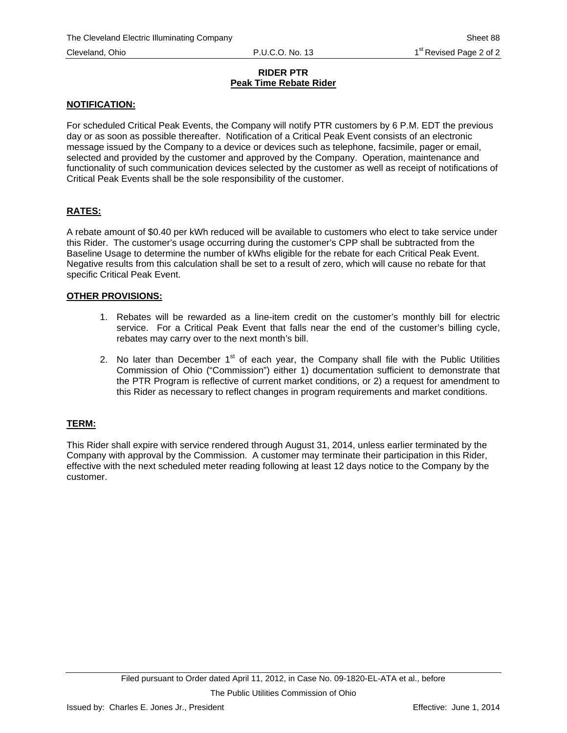**RIDER PTR**
**Peak Time Rebate Rider**

**NOTIFICATION:**

For scheduled Critical Peak Events, the Company will notify PTR customers by 6 P.M. EDT the previous day or as soon as possible thereafter. Notification of a Critical Peak Event consists of an electronic message issued by the Company to a device or devices such as telephone, facsimile, pager or email, selected and provided by the customer and approved by the Company. Operation, maintenance and functionality of such communication devices selected by the customer as well as receipt of notifications of Critical Peak Events shall be the sole responsibility of the customer.

**RATES:**

A rebate amount of $0.40 per kWh reduced will be available to customers who elect to take service under this Rider. The customer's usage occurring during the customer's CPP shall be subtracted from the Baseline Usage to determine the number of kWhs eligible for the rebate for each Critical Peak Event. Negative results from this calculation shall be set to a result of zero, which will cause no rebate for that specific Critical Peak Event.

**OTHER PROVISIONS:**

1. Rebates will be rewarded as a line-item credit on the customer's monthly bill for electric service. For a Critical Peak Event that falls near the end of the customer's billing cycle, rebates may carry over to the next month's bill.
2. No later than December 1st of each year, the Company shall file with the Public Utilities Commission of Ohio ("Commission") either 1) documentation sufficient to demonstrate that the PTR Program is reflective of current market conditions, or 2) a request for amendment to this Rider as necessary to reflect changes in program requirements and market conditions.

**TERM:**

This Rider shall expire with service rendered through August 31, 2014, unless earlier terminated by the Company with approval by the Commission. A customer may terminate their participation in this Rider, effective with the next scheduled meter reading following at least 12 days notice to the Company by the customer.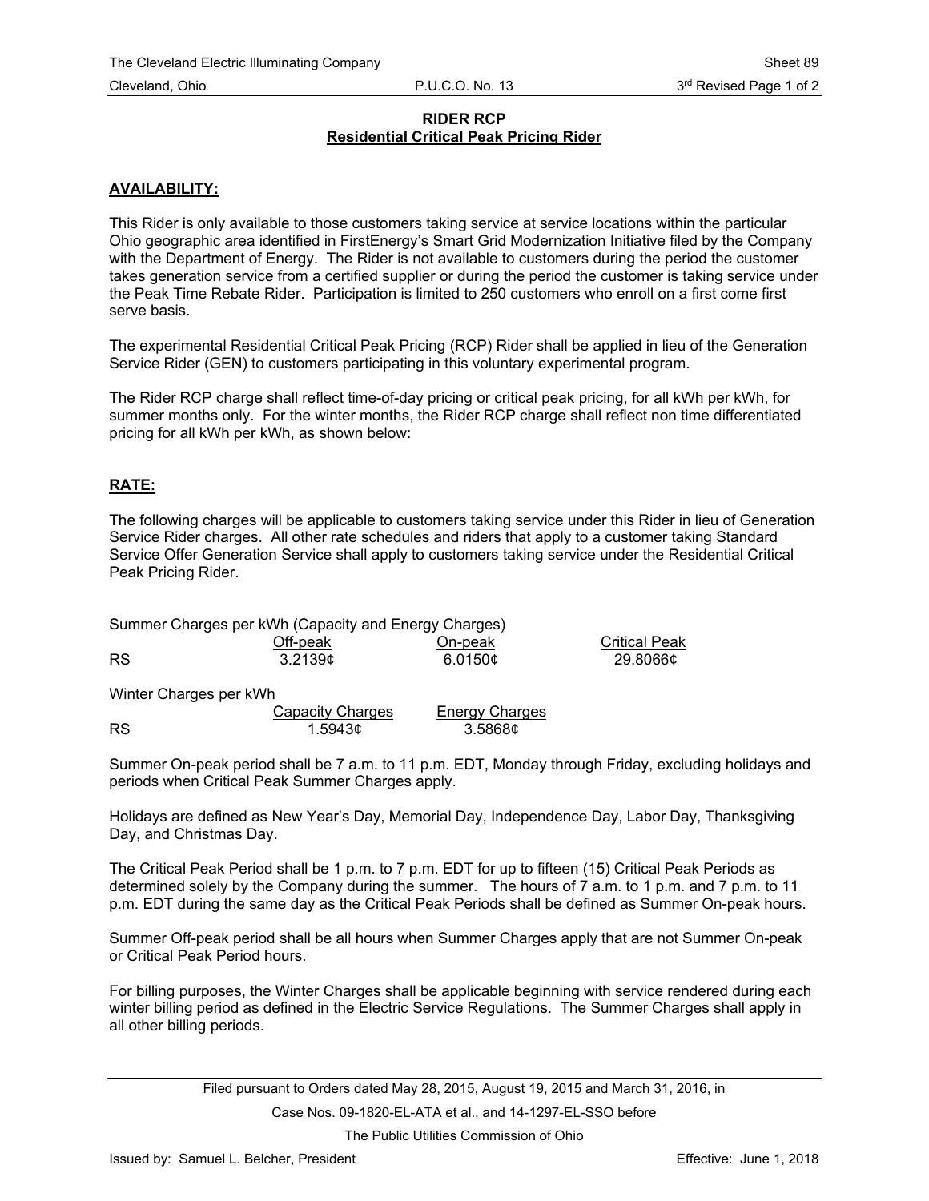# RIDER RCP
## Residential Critical Peak Pricing Rider

**AVAILABILITY:**

This Rider is only available to those customers taking service at service locations within the particular Ohio geographic area identified in FirstEnergy's Smart Grid Modernization Initiative filed by the Company with the Department of Energy. The Rider is not available to customers during the period the customer takes generation service from a certified supplier or during the period the customer is taking service under the Peak Time Rebate Rider. Participation is limited to 250 customers who enroll on a first come first serve basis.

The experimental Residential Critical Peak Pricing (RCP) Rider shall be applied in lieu of the Generation Service Rider (GEN) to customers participating in this voluntary experimental program.

The Rider RCP charge shall reflect time-of-day pricing or critical peak pricing, for all kWh per kWh, for summer months only. For the winter months, the Rider RCP charge shall reflect non time differentiated pricing for all kWh per kWh, as shown below:

**RATE:**

The following charges will be applicable to customers taking service under this Rider in lieu of Generation Service Rider charges. All other rate schedules and riders that apply to a customer taking Standard Service Offer Generation Service shall apply to customers taking service under the Residential Critical Peak Pricing Rider.

Summer Charges per kWh (Capacity and Energy Charges)

| | Off-peak | On-peak | Critical Peak |
|---|---|---|---|
| RS | 3.2139¢ | 6.0150¢ | 29.8066¢ |

Winter Charges per kWh

| | Capacity Charges | Energy Charges |
|---|---|---|
| RS | 1.5943¢ | 3.5868¢ |

Summer On-peak period shall be 7 a.m. to 11 p.m. EDT, Monday through Friday, excluding holidays and periods when Critical Peak Summer Charges apply.

Holidays are defined as New Year's Day, Memorial Day, Independence Day, Labor Day, Thanksgiving Day, and Christmas Day.

The Critical Peak Period shall be 1 p.m. to 7 p.m. EDT for up to fifteen (15) Critical Peak Periods as determined solely by the Company during the summer. The hours of 7 a.m. to 1 p.m. and 7 p.m. to 11 p.m. EDT during the same day as the Critical Peak Periods shall be defined as Summer On-peak hours.

Summer Off-peak period shall be all hours when Summer Charges apply that are not Summer On-peak or Critical Peak Period hours.

For billing purposes, the Winter Charges shall be applicable beginning with service rendered during each winter billing period as defined in the Electric Service Regulations. The Summer Charges shall apply in all other billing periods.

Filed pursuant to Orders dated May 28, 2015, August 19, 2015 and March 31, 2016, in Case Nos. 09-1820-EL-ATA et al., and 14-1297-EL-SSO before The Public Utilities Commission of Ohio

Issued by: Samuel L. Belcher, President

Effective: June 1, 2018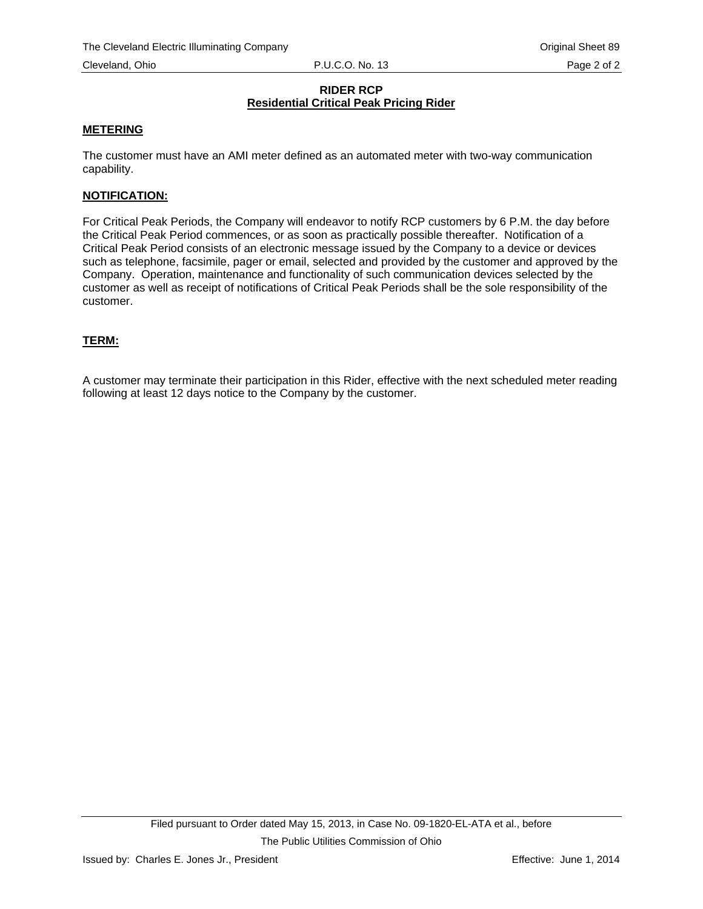**RIDER RCP**
**Residential Critical Peak Pricing Rider**

**METERING**

The customer must have an AMI meter defined as an automated meter with two-way communication capability.

**NOTIFICATION:**

For Critical Peak Periods, the Company will endeavor to notify RCP customers by 6 P.M. the day before the Critical Peak Period commences, or as soon as practically possible thereafter. Notification of a Critical Peak Period consists of an electronic message issued by the Company to a device or devices such as telephone, facsimile, pager or email, selected and provided by the customer and approved by the Company. Operation, maintenance and functionality of such communication devices selected by the customer as well as receipt of notifications of Critical Peak Periods shall be the sole responsibility of the customer.

**TERM:**

A customer may terminate their participation in this Rider, effective with the next scheduled meter reading following at least 12 days notice to the Company by the customer.

Filed pursuant to Order dated May 15, 2013, in Case No. 09-1820-EL-ATA et al., before The Public Utilities Commission of Ohio

Issued by: Charles E. Jones Jr., President

Effective: June 1, 2014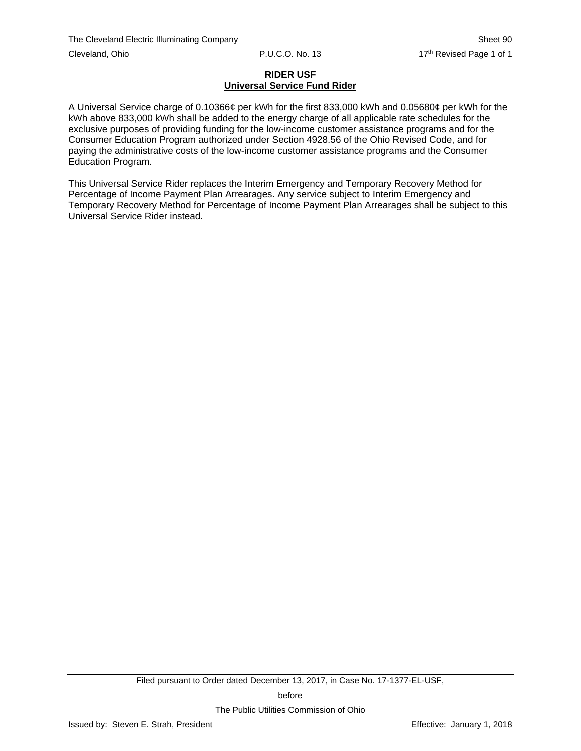**RIDER USF**
**Universal Service Fund Rider**

A Universal Service charge of 0.10366¢ per kWh for the first 833,000 kWh and 0.05680¢ per kWh for the kWh above 833,000 kWh shall be added to the energy charge of all applicable rate schedules for the exclusive purposes of providing funding for the low-income customer assistance programs and for the Consumer Education Program authorized under Section 4928.56 of the Ohio Revised Code, and for paying the administrative costs of the low-income customer assistance programs and the Consumer Education Program.

This Universal Service Rider replaces the Interim Emergency and Temporary Recovery Method for Percentage of Income Payment Plan Arrearages. Any service subject to Interim Emergency and Temporary Recovery Method for Percentage of Income Payment Plan Arrearages shall be subject to this Universal Service Rider instead.

Filed pursuant to Order dated December 13, 2017, in Case No. 17-1377-EL-USF,

before

The Public Utilities Commission of Ohio

Issued by: Steven E. Strah, President

Effective: January 1, 2018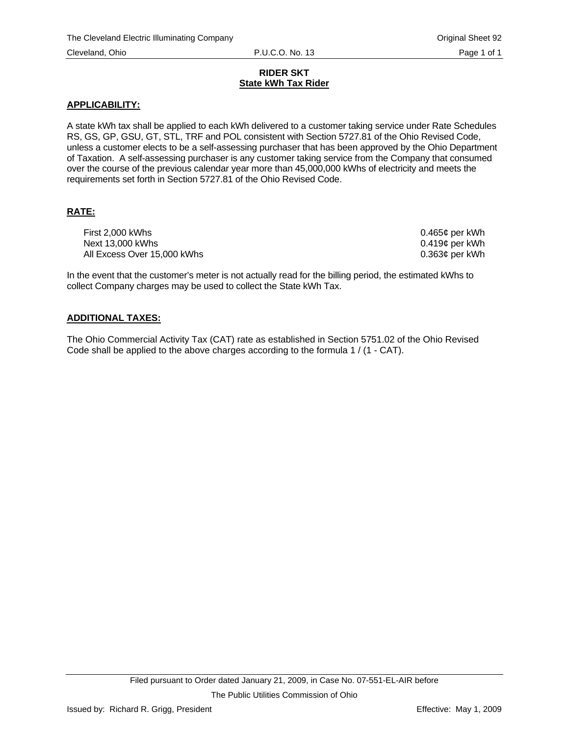## RIDER SKT
## State kWh Tax Rider

**APPLICABILITY:**

A state kWh tax shall be applied to each kWh delivered to a customer taking service under Rate Schedules RS, GS, GP, GSU, GT, STL, TRF and POL consistent with Section 5727.81 of the Ohio Revised Code, unless a customer elects to be a self-assessing purchaser that has been approved by the Ohio Department of Taxation. A self-assessing purchaser is any customer taking service from the Company that consumed over the course of the previous calendar year more than 45,000,000 kWhs of electricity and meets the requirements set forth in Section 5727.81 of the Ohio Revised Code.

**RATE:**

| | |
|---|---|
| First 2,000 kWhs | 0.465¢ per kWh |
| Next 13,000 kWhs | 0.419¢ per kWh |
| All Excess Over 15,000 kWhs | 0.363¢ per kWh |

In the event that the customer's meter is not actually read for the billing period, the estimated kWhs to collect Company charges may be used to collect the State kWh Tax.

**ADDITIONAL TAXES:**

The Ohio Commercial Activity Tax (CAT) rate as established in Section 5751.02 of the Ohio Revised Code shall be applied to the above charges according to the formula 1 / (1 - CAT).

Filed pursuant to Order dated January 21, 2009, in Case No. 07-551-EL-AIR before The Public Utilities Commission of Ohio

Issued by: Richard R. Grigg, President

Effective: May 1, 2009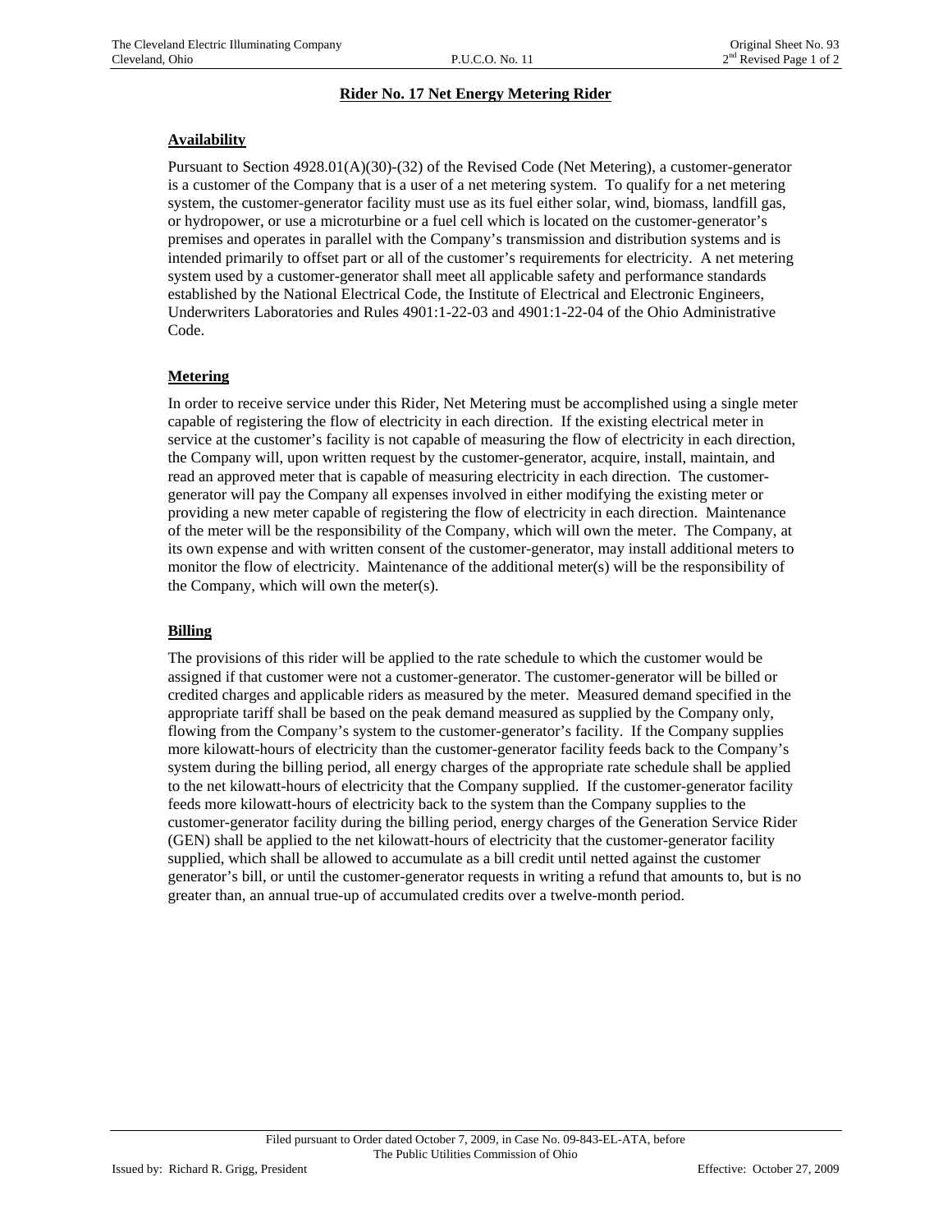# Rider No. 17 Net Energy Metering Rider

## Availability

Pursuant to Section 4928.01(A)(30)-(32) of the Revised Code (Net Metering), a customer-generator is a customer of the Company that is a user of a net metering system. To qualify for a net metering system, the customer-generator facility must use as its fuel either solar, wind, biomass, landfill gas, or hydropower, or use a microturbine or a fuel cell which is located on the customer-generator's premises and operates in parallel with the Company's transmission and distribution systems and is intended primarily to offset part or all of the customer's requirements for electricity. A net metering system used by a customer-generator shall meet all applicable safety and performance standards established by the National Electrical Code, the Institute of Electrical and Electronic Engineers, Underwriters Laboratories and Rules 4901:1-22-03 and 4901:1-22-04 of the Ohio Administrative Code.

## Metering

In order to receive service under this Rider, Net Metering must be accomplished using a single meter capable of registering the flow of electricity in each direction. If the existing electrical meter in service at the customer's facility is not capable of measuring the flow of electricity in each direction, the Company will, upon written request by the customer-generator, acquire, install, maintain, and read an approved meter that is capable of measuring electricity in each direction. The customer-generator will pay the Company all expenses involved in either modifying the existing meter or providing a new meter capable of registering the flow of electricity in each direction. Maintenance of the meter will be the responsibility of the Company, which will own the meter. The Company, at its own expense and with written consent of the customer-generator, may install additional meters to monitor the flow of electricity. Maintenance of the additional meter(s) will be the responsibility of the Company, which will own the meter(s).

## Billing

The provisions of this rider will be applied to the rate schedule to which the customer would be assigned if that customer were not a customer-generator. The customer-generator will be billed or credited charges and applicable riders as measured by the meter. Measured demand specified in the appropriate tariff shall be based on the peak demand measured as supplied by the Company only, flowing from the Company's system to the customer-generator's facility. If the Company supplies more kilowatt-hours of electricity than the customer-generator facility feeds back to the Company's system during the billing period, all energy charges of the appropriate rate schedule shall be applied to the net kilowatt-hours of electricity that the Company supplied. If the customer-generator facility feeds more kilowatt-hours of electricity back to the system than the Company supplies to the customer-generator facility during the billing period, energy charges of the Generation Service Rider (GEN) shall be applied to the net kilowatt-hours of electricity that the customer-generator facility supplied, which shall be allowed to accumulate as a bill credit until netted against the customer generator's bill, or until the customer-generator requests in writing a refund that amounts to, but is no greater than, an annual true-up of accumulated credits over a twelve-month period.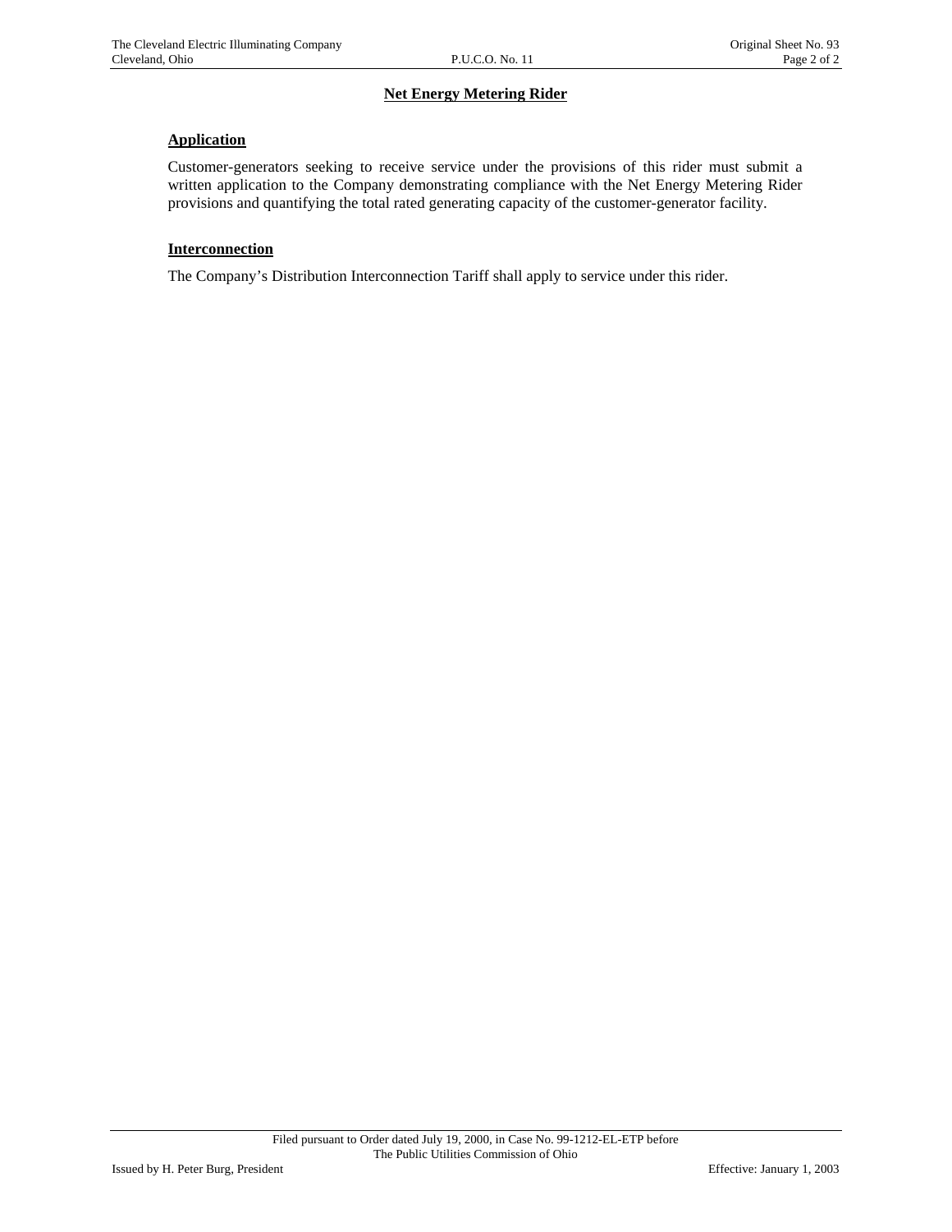## Net Energy Metering Rider

### Application

Customer-generators seeking to receive service under the provisions of this rider must submit a written application to the Company demonstrating compliance with the Net Energy Metering Rider provisions and quantifying the total rated generating capacity of the customer-generator facility.

### Interconnection

The Company's Distribution Interconnection Tariff shall apply to service under this rider.

Filed pursuant to Order dated July 19, 2000, in Case No. 99-1212-EL-ETP before The Public Utilities Commission of Ohio

Issued by H. Peter Burg, President

Effective: January 1, 2003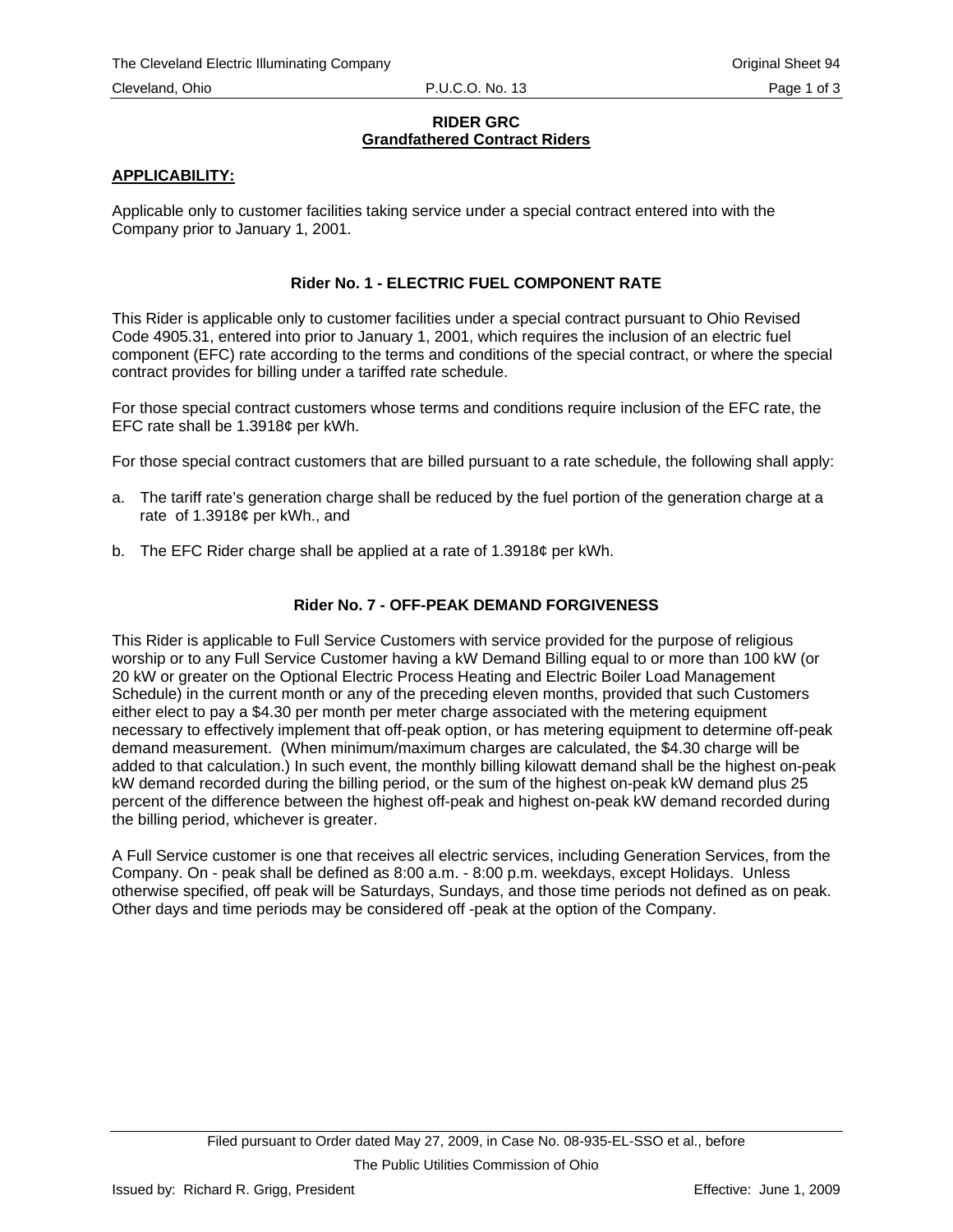# RIDER GRC
## Grandfathered Contract Riders

**APPLICABILITY:**

Applicable only to customer facilities taking service under a special contract entered into with the Company prior to January 1, 2001.

### Rider No. 1 - ELECTRIC FUEL COMPONENT RATE

This Rider is applicable only to customer facilities under a special contract pursuant to Ohio Revised Code 4905.31, entered into prior to January 1, 2001, which requires the inclusion of an electric fuel component (EFC) rate according to the terms and conditions of the special contract, or where the special contract provides for billing under a tariffed rate schedule.

For those special contract customers whose terms and conditions require inclusion of the EFC rate, the EFC rate shall be 1.3918¢ per kWh.

For those special contract customers that are billed pursuant to a rate schedule, the following shall apply:

a. The tariff rate's generation charge shall be reduced by the fuel portion of the generation charge at a rate of 1.3918¢ per kWh., and

b. The EFC Rider charge shall be applied at a rate of 1.3918¢ per kWh.

### Rider No. 7 - OFF-PEAK DEMAND FORGIVENESS

This Rider is applicable to Full Service Customers with service provided for the purpose of religious worship or to any Full Service Customer having a kW Demand Billing equal to or more than 100 kW (or 20 kW or greater on the Optional Electric Process Heating and Electric Boiler Load Management Schedule) in the current month or any of the preceding eleven months, provided that such Customers either elect to pay a $4.30 per month per meter charge associated with the metering equipment necessary to effectively implement that off-peak option, or has metering equipment to determine off-peak demand measurement. (When minimum/maximum charges are calculated, the $4.30 charge will be added to that calculation.) In such event, the monthly billing kilowatt demand shall be the highest on-peak kW demand recorded during the billing period, or the sum of the highest on-peak kW demand plus 25 percent of the difference between the highest off-peak and highest on-peak kW demand recorded during the billing period, whichever is greater.

A Full Service customer is one that receives all electric services, including Generation Services, from the Company. On - peak shall be defined as 8:00 a.m. - 8:00 p.m. weekdays, except Holidays. Unless otherwise specified, off peak will be Saturdays, Sundays, and those time periods not defined as on peak. Other days and time periods may be considered off -peak at the option of the Company.

Filed pursuant to Order dated May 27, 2009, in Case No. 08-935-EL-SSO et al., before The Public Utilities Commission of Ohio

Issued by: Richard R. Grigg, President

Effective: June 1, 2009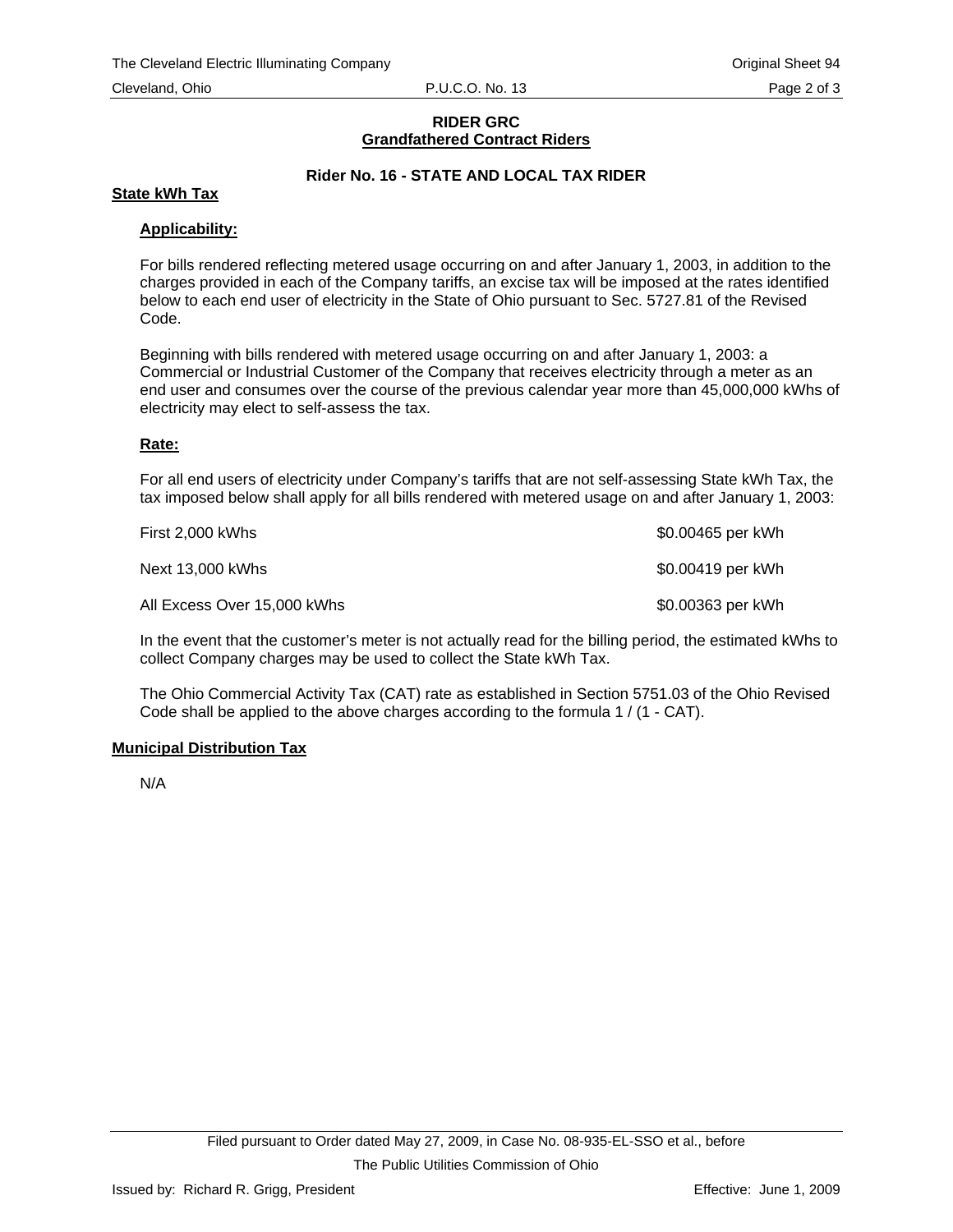**RIDER GRC**
**Grandfathered Contract Riders**

**Rider No. 16 - STATE AND LOCAL TAX RIDER**

## State kWh Tax

### Applicability:

For bills rendered reflecting metered usage occurring on and after January 1, 2003, in addition to the charges provided in each of the Company tariffs, an excise tax will be imposed at the rates identified below to each end user of electricity in the State of Ohio pursuant to Sec. 5727.81 of the Revised Code.

Beginning with bills rendered with metered usage occurring on and after January 1, 2003: a Commercial or Industrial Customer of the Company that receives electricity through a meter as an end user and consumes over the course of the previous calendar year more than 45,000,000 kWhs of electricity may elect to self-assess the tax.

### Rate:

For all end users of electricity under Company's tariffs that are not self-assessing State kWh Tax, the tax imposed below shall apply for all bills rendered with metered usage on and after January 1, 2003:

| | |
|---|---|
| First 2,000 kWhs | $0.00465 per kWh |
| Next 13,000 kWhs | $0.00419 per kWh |
| All Excess Over 15,000 kWhs | $0.00363 per kWh |

In the event that the customer's meter is not actually read for the billing period, the estimated kWhs to collect Company charges may be used to collect the State kWh Tax.

The Ohio Commercial Activity Tax (CAT) rate as established in Section 5751.03 of the Ohio Revised Code shall be applied to the above charges according to the formula 1 / (1 - CAT).

## Municipal Distribution Tax

N/A

Filed pursuant to Order dated May 27, 2009, in Case No. 08-935-EL-SSO et al., before The Public Utilities Commission of Ohio

Issued by: Richard R. Grigg, President

Effective: June 1, 2009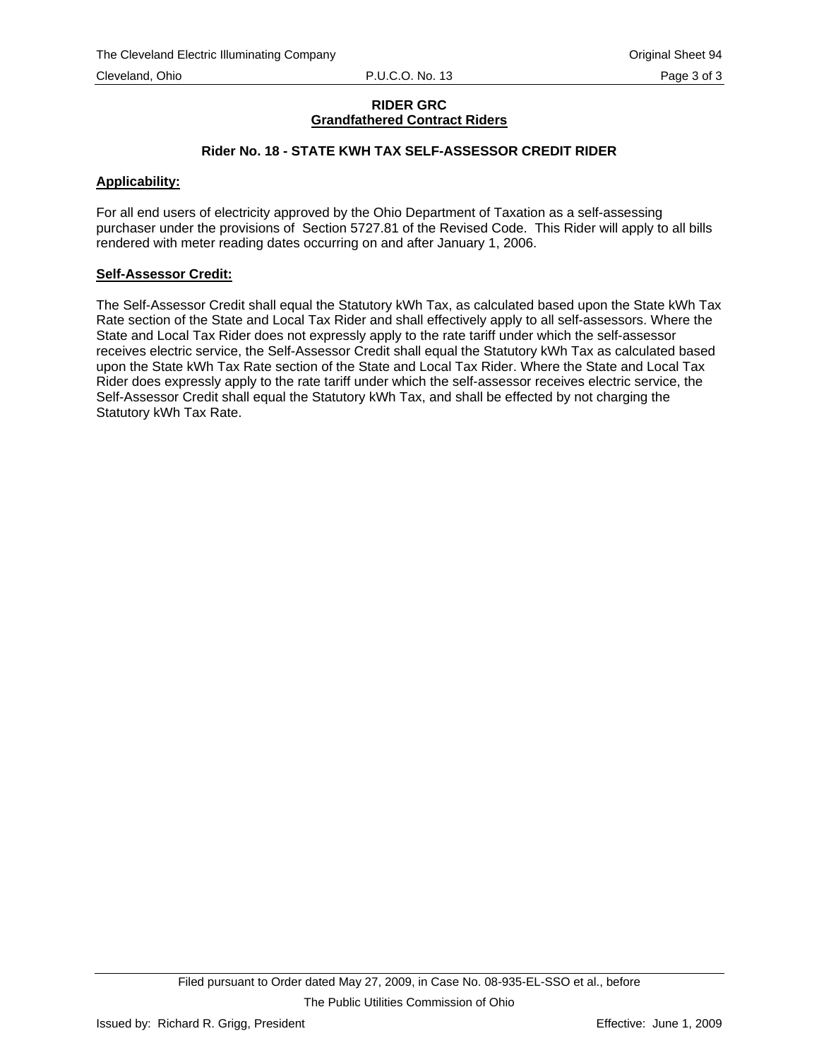## RIDER GRC
## Grandfathered Contract Riders

### Rider No. 18 - STATE KWH TAX SELF-ASSESSOR CREDIT RIDER

**Applicability:**

For all end users of electricity approved by the Ohio Department of Taxation as a self-assessing purchaser under the provisions of Section 5727.81 of the Revised Code. This Rider will apply to all bills rendered with meter reading dates occurring on and after January 1, 2006.

**Self-Assessor Credit:**

The Self-Assessor Credit shall equal the Statutory kWh Tax, as calculated based upon the State kWh Tax Rate section of the State and Local Tax Rider and shall effectively apply to all self-assessors. Where the State and Local Tax Rider does not expressly apply to the rate tariff under which the self-assessor receives electric service, the Self-Assessor Credit shall equal the Statutory kWh Tax as calculated based upon the State kWh Tax Rate section of the State and Local Tax Rider. Where the State and Local Tax Rider does expressly apply to the rate tariff under which the self-assessor receives electric service, the Self-Assessor Credit shall equal the Statutory kWh Tax, and shall be effected by not charging the Statutory kWh Tax Rate.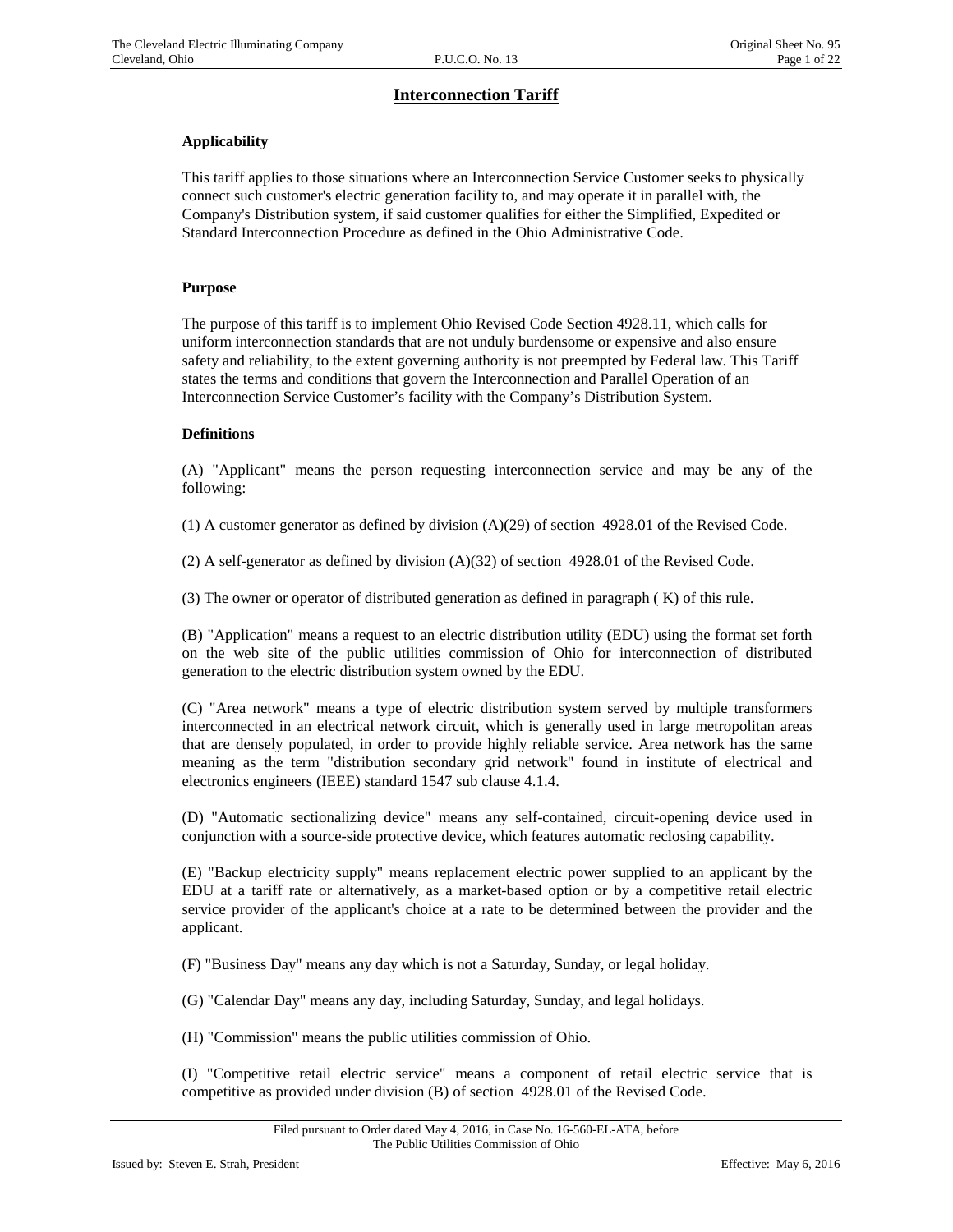# Interconnection Tariff

**Applicability**

This tariff applies to those situations where an Interconnection Service Customer seeks to physically connect such customer's electric generation facility to, and may operate it in parallel with, the Company's Distribution system, if said customer qualifies for either the Simplified, Expedited or Standard Interconnection Procedure as defined in the Ohio Administrative Code.

**Purpose**

The purpose of this tariff is to implement Ohio Revised Code Section 4928.11, which calls for uniform interconnection standards that are not unduly burdensome or expensive and also ensure safety and reliability, to the extent governing authority is not preempted by Federal law. This Tariff states the terms and conditions that govern the Interconnection and Parallel Operation of an Interconnection Service Customer's facility with the Company's Distribution System.

**Definitions**

(A) "Applicant" means the person requesting interconnection service and may be any of the following:

(1) A customer generator as defined by division (A)(29) of section 4928.01 of the Revised Code.

(2) A self-generator as defined by division (A)(32) of section 4928.01 of the Revised Code.

(3) The owner or operator of distributed generation as defined in paragraph ( K) of this rule.

(B) "Application" means a request to an electric distribution utility (EDU) using the format set forth on the web site of the public utilities commission of Ohio for interconnection of distributed generation to the electric distribution system owned by the EDU.

(C) "Area network" means a type of electric distribution system served by multiple transformers interconnected in an electrical network circuit, which is generally used in large metropolitan areas that are densely populated, in order to provide highly reliable service. Area network has the same meaning as the term "distribution secondary grid network" found in institute of electrical and electronics engineers (IEEE) standard 1547 sub clause 4.1.4.

(D) "Automatic sectionalizing device" means any self-contained, circuit-opening device used in conjunction with a source-side protective device, which features automatic reclosing capability.

(E) "Backup electricity supply" means replacement electric power supplied to an applicant by the EDU at a tariff rate or alternatively, as a market-based option or by a competitive retail electric service provider of the applicant's choice at a rate to be determined between the provider and the applicant.

(F) "Business Day" means any day which is not a Saturday, Sunday, or legal holiday.

(G) "Calendar Day" means any day, including Saturday, Sunday, and legal holidays.

(H) "Commission" means the public utilities commission of Ohio.

(I) "Competitive retail electric service" means a component of retail electric service that is competitive as provided under division (B) of section 4928.01 of the Revised Code.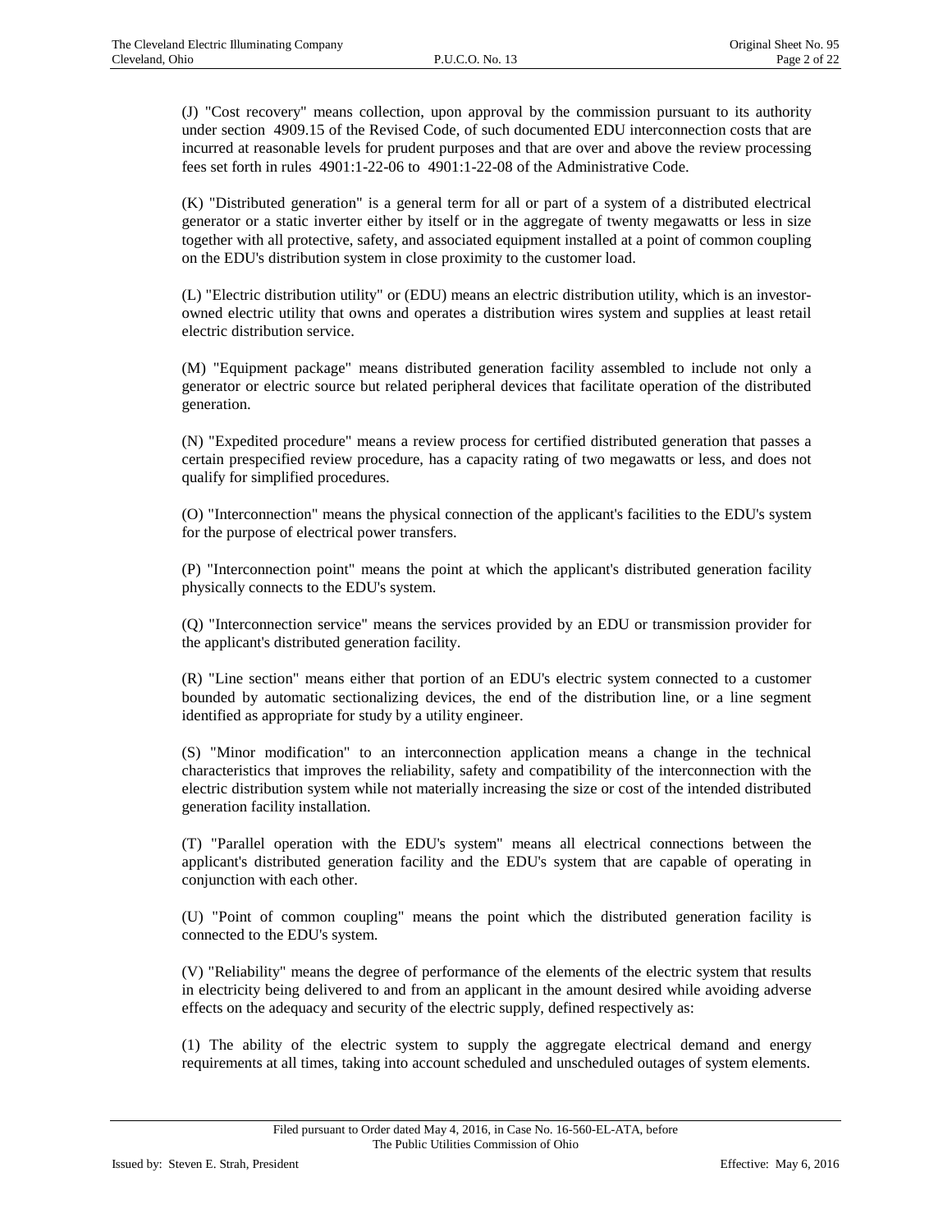(J) "Cost recovery" means collection, upon approval by the commission pursuant to its authority under section 4909.15 of the Revised Code, of such documented EDU interconnection costs that are incurred at reasonable levels for prudent purposes and that are over and above the review processing fees set forth in rules 4901:1-22-06 to 4901:1-22-08 of the Administrative Code.

(K) "Distributed generation" is a general term for all or part of a system of a distributed electrical generator or a static inverter either by itself or in the aggregate of twenty megawatts or less in size together with all protective, safety, and associated equipment installed at a point of common coupling on the EDU's distribution system in close proximity to the customer load.

(L) "Electric distribution utility" or (EDU) means an electric distribution utility, which is an investor-owned electric utility that owns and operates a distribution wires system and supplies at least retail electric distribution service.

(M) "Equipment package" means distributed generation facility assembled to include not only a generator or electric source but related peripheral devices that facilitate operation of the distributed generation.

(N) "Expedited procedure" means a review process for certified distributed generation that passes a certain prespecified review procedure, has a capacity rating of two megawatts or less, and does not qualify for simplified procedures.

(O) "Interconnection" means the physical connection of the applicant's facilities to the EDU's system for the purpose of electrical power transfers.

(P) "Interconnection point" means the point at which the applicant's distributed generation facility physically connects to the EDU's system.

(Q) "Interconnection service" means the services provided by an EDU or transmission provider for the applicant's distributed generation facility.

(R) "Line section" means either that portion of an EDU's electric system connected to a customer bounded by automatic sectionalizing devices, the end of the distribution line, or a line segment identified as appropriate for study by a utility engineer.

(S) "Minor modification" to an interconnection application means a change in the technical characteristics that improves the reliability, safety and compatibility of the interconnection with the electric distribution system while not materially increasing the size or cost of the intended distributed generation facility installation.

(T) "Parallel operation with the EDU's system" means all electrical connections between the applicant's distributed generation facility and the EDU's system that are capable of operating in conjunction with each other.

(U) "Point of common coupling" means the point which the distributed generation facility is connected to the EDU's system.

(V) "Reliability" means the degree of performance of the elements of the electric system that results in electricity being delivered to and from an applicant in the amount desired while avoiding adverse effects on the adequacy and security of the electric supply, defined respectively as:

(1) The ability of the electric system to supply the aggregate electrical demand and energy requirements at all times, taking into account scheduled and unscheduled outages of system elements.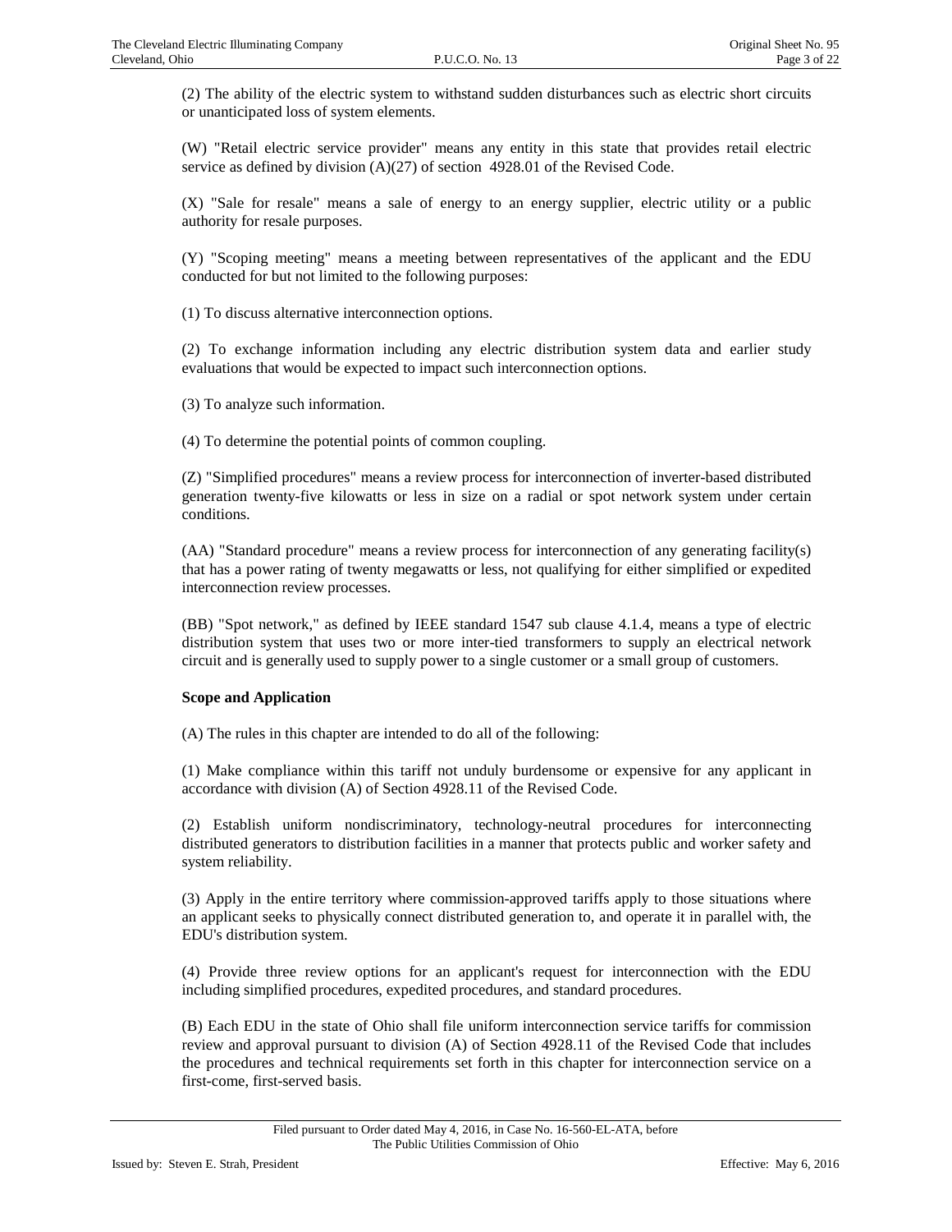(2) The ability of the electric system to withstand sudden disturbances such as electric short circuits or unanticipated loss of system elements.

(W) "Retail electric service provider" means any entity in this state that provides retail electric service as defined by division (A)(27) of section 4928.01 of the Revised Code.

(X) "Sale for resale" means a sale of energy to an energy supplier, electric utility or a public authority for resale purposes.

(Y) "Scoping meeting" means a meeting between representatives of the applicant and the EDU conducted for but not limited to the following purposes:

(1) To discuss alternative interconnection options.

(2) To exchange information including any electric distribution system data and earlier study evaluations that would be expected to impact such interconnection options.

(3) To analyze such information.

(4) To determine the potential points of common coupling.

(Z) "Simplified procedures" means a review process for interconnection of inverter-based distributed generation twenty-five kilowatts or less in size on a radial or spot network system under certain conditions.

(AA) "Standard procedure" means a review process for interconnection of any generating facility(s) that has a power rating of twenty megawatts or less, not qualifying for either simplified or expedited interconnection review processes.

(BB) "Spot network," as defined by IEEE standard 1547 sub clause 4.1.4, means a type of electric distribution system that uses two or more inter-tied transformers to supply an electrical network circuit and is generally used to supply power to a single customer or a small group of customers.

**Scope and Application**

(A) The rules in this chapter are intended to do all of the following:

(1) Make compliance within this tariff not unduly burdensome or expensive for any applicant in accordance with division (A) of Section 4928.11 of the Revised Code.

(2) Establish uniform nondiscriminatory, technology-neutral procedures for interconnecting distributed generators to distribution facilities in a manner that protects public and worker safety and system reliability.

(3) Apply in the entire territory where commission-approved tariffs apply to those situations where an applicant seeks to physically connect distributed generation to, and operate it in parallel with, the EDU's distribution system.

(4) Provide three review options for an applicant's request for interconnection with the EDU including simplified procedures, expedited procedures, and standard procedures.

(B) Each EDU in the state of Ohio shall file uniform interconnection service tariffs for commission review and approval pursuant to division (A) of Section 4928.11 of the Revised Code that includes the procedures and technical requirements set forth in this chapter for interconnection service on a first-come, first-served basis.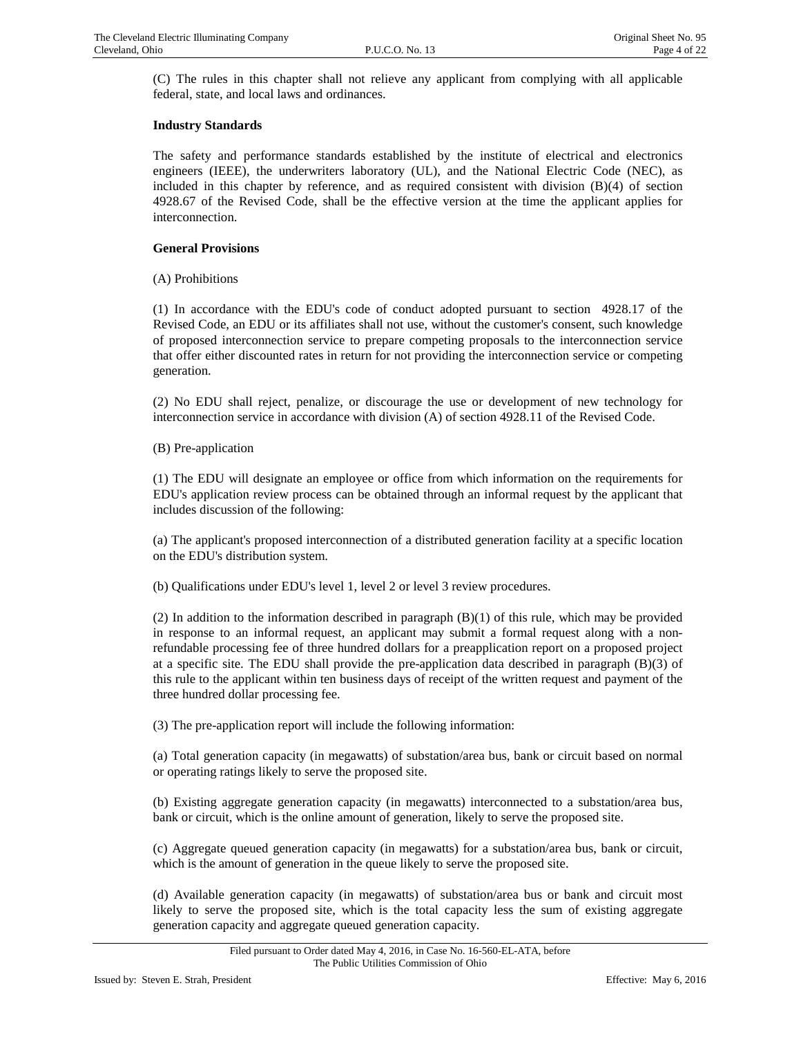(C) The rules in this chapter shall not relieve any applicant from complying with all applicable federal, state, and local laws and ordinances.

**Industry Standards**

The safety and performance standards established by the institute of electrical and electronics engineers (IEEE), the underwriters laboratory (UL), and the National Electric Code (NEC), as included in this chapter by reference, and as required consistent with division (B)(4) of section 4928.67 of the Revised Code, shall be the effective version at the time the applicant applies for interconnection.

**General Provisions**

(A) Prohibitions

(1) In accordance with the EDU's code of conduct adopted pursuant to section 4928.17 of the Revised Code, an EDU or its affiliates shall not use, without the customer's consent, such knowledge of proposed interconnection service to prepare competing proposals to the interconnection service that offer either discounted rates in return for not providing the interconnection service or competing generation.

(2) No EDU shall reject, penalize, or discourage the use or development of new technology for interconnection service in accordance with division (A) of section 4928.11 of the Revised Code.

(B) Pre-application

(1) The EDU will designate an employee or office from which information on the requirements for EDU's application review process can be obtained through an informal request by the applicant that includes discussion of the following:

(a) The applicant's proposed interconnection of a distributed generation facility at a specific location on the EDU's distribution system.

(b) Qualifications under EDU's level 1, level 2 or level 3 review procedures.

(2) In addition to the information described in paragraph (B)(1) of this rule, which may be provided in response to an informal request, an applicant may submit a formal request along with a non-refundable processing fee of three hundred dollars for a preapplication report on a proposed project at a specific site. The EDU shall provide the pre-application data described in paragraph (B)(3) of this rule to the applicant within ten business days of receipt of the written request and payment of the three hundred dollar processing fee.

(3) The pre-application report will include the following information:

(a) Total generation capacity (in megawatts) of substation/area bus, bank or circuit based on normal or operating ratings likely to serve the proposed site.

(b) Existing aggregate generation capacity (in megawatts) interconnected to a substation/area bus, bank or circuit, which is the online amount of generation, likely to serve the proposed site.

(c) Aggregate queued generation capacity (in megawatts) for a substation/area bus, bank or circuit, which is the amount of generation in the queue likely to serve the proposed site.

(d) Available generation capacity (in megawatts) of substation/area bus or bank and circuit most likely to serve the proposed site, which is the total capacity less the sum of existing aggregate generation capacity and aggregate queued generation capacity.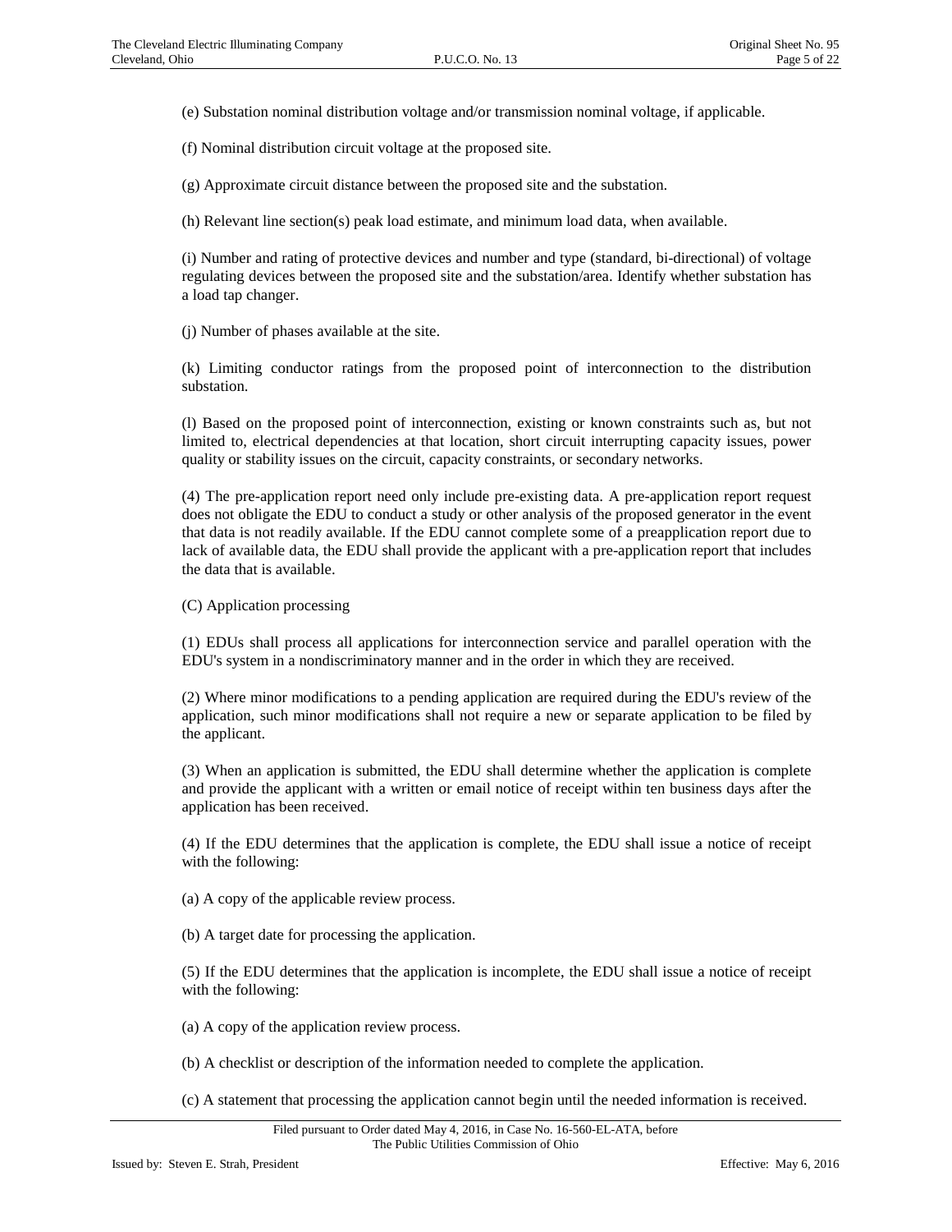(e) Substation nominal distribution voltage and/or transmission nominal voltage, if applicable.

(f) Nominal distribution circuit voltage at the proposed site.

(g) Approximate circuit distance between the proposed site and the substation.

(h) Relevant line section(s) peak load estimate, and minimum load data, when available.

(i) Number and rating of protective devices and number and type (standard, bi-directional) of voltage regulating devices between the proposed site and the substation/area. Identify whether substation has a load tap changer.

(j) Number of phases available at the site.

(k) Limiting conductor ratings from the proposed point of interconnection to the distribution substation.

(l) Based on the proposed point of interconnection, existing or known constraints such as, but not limited to, electrical dependencies at that location, short circuit interrupting capacity issues, power quality or stability issues on the circuit, capacity constraints, or secondary networks.

(4) The pre-application report need only include pre-existing data. A pre-application report request does not obligate the EDU to conduct a study or other analysis of the proposed generator in the event that data is not readily available. If the EDU cannot complete some of a preapplication report due to lack of available data, the EDU shall provide the applicant with a pre-application report that includes the data that is available.

(C) Application processing

(1) EDUs shall process all applications for interconnection service and parallel operation with the EDU's system in a nondiscriminatory manner and in the order in which they are received.

(2) Where minor modifications to a pending application are required during the EDU's review of the application, such minor modifications shall not require a new or separate application to be filed by the applicant.

(3) When an application is submitted, the EDU shall determine whether the application is complete and provide the applicant with a written or email notice of receipt within ten business days after the application has been received.

(4) If the EDU determines that the application is complete, the EDU shall issue a notice of receipt with the following:

(a) A copy of the applicable review process.

(b) A target date for processing the application.

(5) If the EDU determines that the application is incomplete, the EDU shall issue a notice of receipt with the following:

(a) A copy of the application review process.

(b) A checklist or description of the information needed to complete the application.

(c) A statement that processing the application cannot begin until the needed information is received.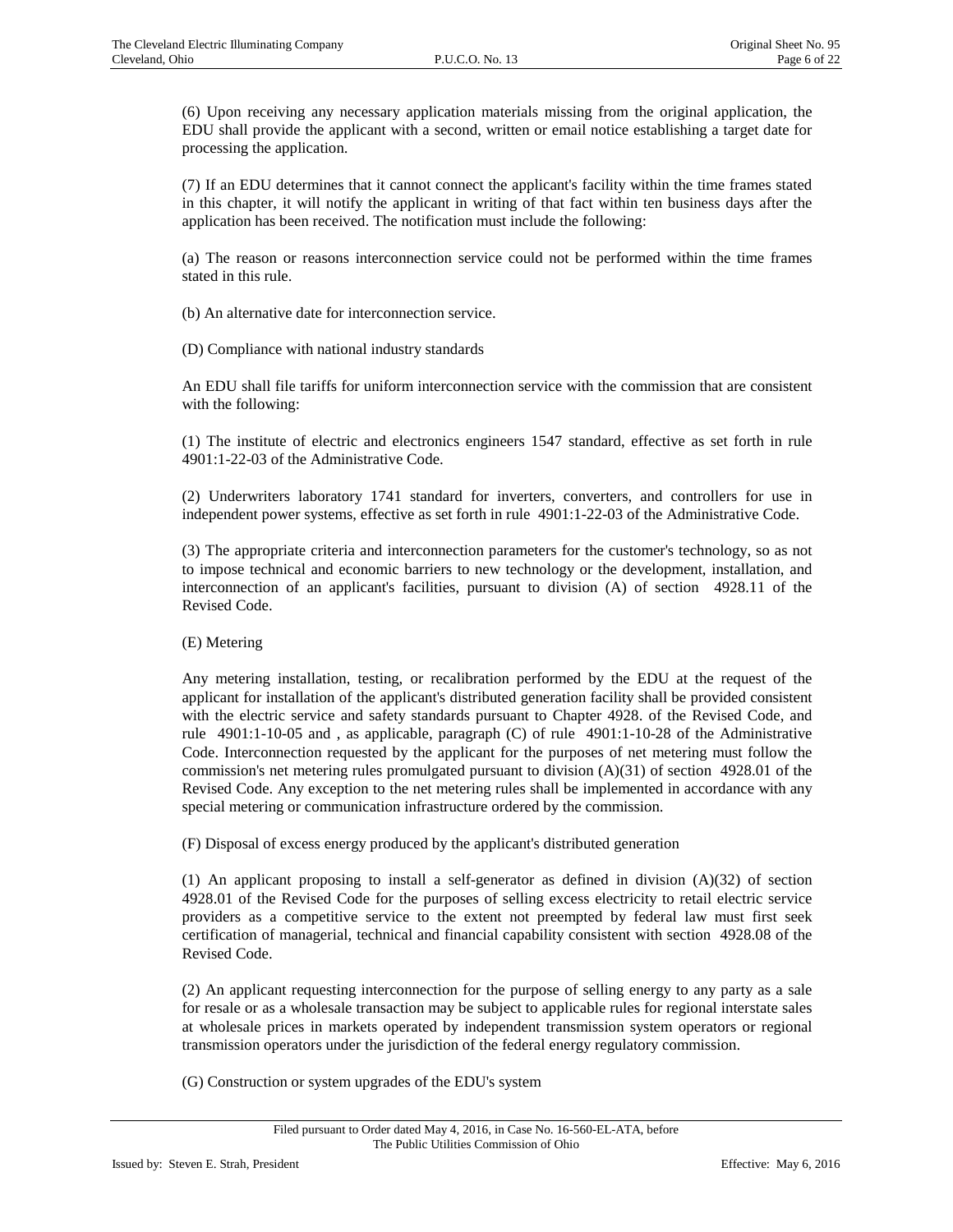(6) Upon receiving any necessary application materials missing from the original application, the EDU shall provide the applicant with a second, written or email notice establishing a target date for processing the application.

(7) If an EDU determines that it cannot connect the applicant's facility within the time frames stated in this chapter, it will notify the applicant in writing of that fact within ten business days after the application has been received. The notification must include the following:

(a) The reason or reasons interconnection service could not be performed within the time frames stated in this rule.

(b) An alternative date for interconnection service.

(D) Compliance with national industry standards

An EDU shall file tariffs for uniform interconnection service with the commission that are consistent with the following:

(1) The institute of electric and electronics engineers 1547 standard, effective as set forth in rule 4901:1-22-03 of the Administrative Code.

(2) Underwriters laboratory 1741 standard for inverters, converters, and controllers for use in independent power systems, effective as set forth in rule 4901:1-22-03 of the Administrative Code.

(3) The appropriate criteria and interconnection parameters for the customer's technology, so as not to impose technical and economic barriers to new technology or the development, installation, and interconnection of an applicant's facilities, pursuant to division (A) of section 4928.11 of the Revised Code.

(E) Metering

Any metering installation, testing, or recalibration performed by the EDU at the request of the applicant for installation of the applicant's distributed generation facility shall be provided consistent with the electric service and safety standards pursuant to Chapter 4928. of the Revised Code, and rule 4901:1-10-05 and , as applicable, paragraph (C) of rule 4901:1-10-28 of the Administrative Code. Interconnection requested by the applicant for the purposes of net metering must follow the commission's net metering rules promulgated pursuant to division (A)(31) of section 4928.01 of the Revised Code. Any exception to the net metering rules shall be implemented in accordance with any special metering or communication infrastructure ordered by the commission.

(F) Disposal of excess energy produced by the applicant's distributed generation

(1) An applicant proposing to install a self-generator as defined in division (A)(32) of section 4928.01 of the Revised Code for the purposes of selling excess electricity to retail electric service providers as a competitive service to the extent not preempted by federal law must first seek certification of managerial, technical and financial capability consistent with section 4928.08 of the Revised Code.

(2) An applicant requesting interconnection for the purpose of selling energy to any party as a sale for resale or as a wholesale transaction may be subject to applicable rules for regional interstate sales at wholesale prices in markets operated by independent transmission system operators or regional transmission operators under the jurisdiction of the federal energy regulatory commission.

(G) Construction or system upgrades of the EDU's system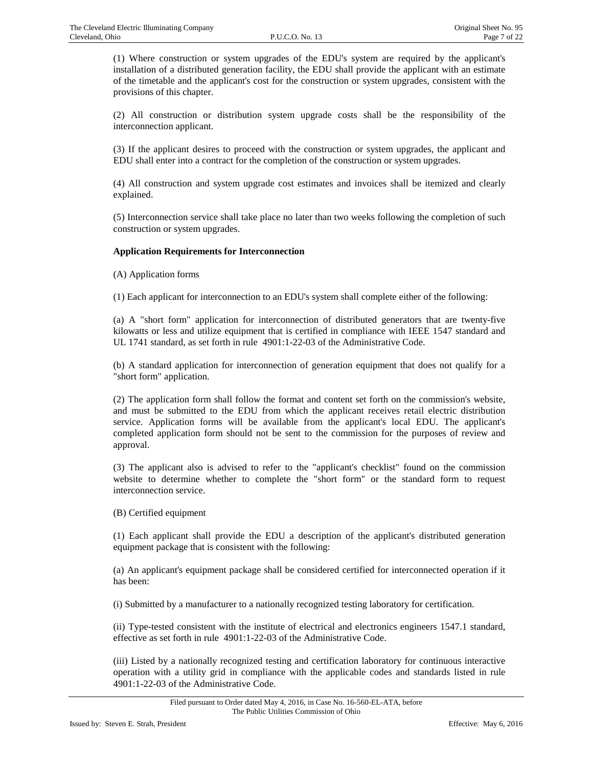(1) Where construction or system upgrades of the EDU's system are required by the applicant's installation of a distributed generation facility, the EDU shall provide the applicant with an estimate of the timetable and the applicant's cost for the construction or system upgrades, consistent with the provisions of this chapter.

(2) All construction or distribution system upgrade costs shall be the responsibility of the interconnection applicant.

(3) If the applicant desires to proceed with the construction or system upgrades, the applicant and EDU shall enter into a contract for the completion of the construction or system upgrades.

(4) All construction and system upgrade cost estimates and invoices shall be itemized and clearly explained.

(5) Interconnection service shall take place no later than two weeks following the completion of such construction or system upgrades.

**Application Requirements for Interconnection**

(A) Application forms

(1) Each applicant for interconnection to an EDU's system shall complete either of the following:

(a) A "short form" application for interconnection of distributed generators that are twenty-five kilowatts or less and utilize equipment that is certified in compliance with IEEE 1547 standard and UL 1741 standard, as set forth in rule 4901:1-22-03 of the Administrative Code.

(b) A standard application for interconnection of generation equipment that does not qualify for a "short form" application.

(2) The application form shall follow the format and content set forth on the commission's website, and must be submitted to the EDU from which the applicant receives retail electric distribution service. Application forms will be available from the applicant's local EDU. The applicant's completed application form should not be sent to the commission for the purposes of review and approval.

(3) The applicant also is advised to refer to the "applicant's checklist" found on the commission website to determine whether to complete the "short form" or the standard form to request interconnection service.

(B) Certified equipment

(1) Each applicant shall provide the EDU a description of the applicant's distributed generation equipment package that is consistent with the following:

(a) An applicant's equipment package shall be considered certified for interconnected operation if it has been:

(i) Submitted by a manufacturer to a nationally recognized testing laboratory for certification.

(ii) Type-tested consistent with the institute of electrical and electronics engineers 1547.1 standard, effective as set forth in rule 4901:1-22-03 of the Administrative Code.

(iii) Listed by a nationally recognized testing and certification laboratory for continuous interactive operation with a utility grid in compliance with the applicable codes and standards listed in rule 4901:1-22-03 of the Administrative Code.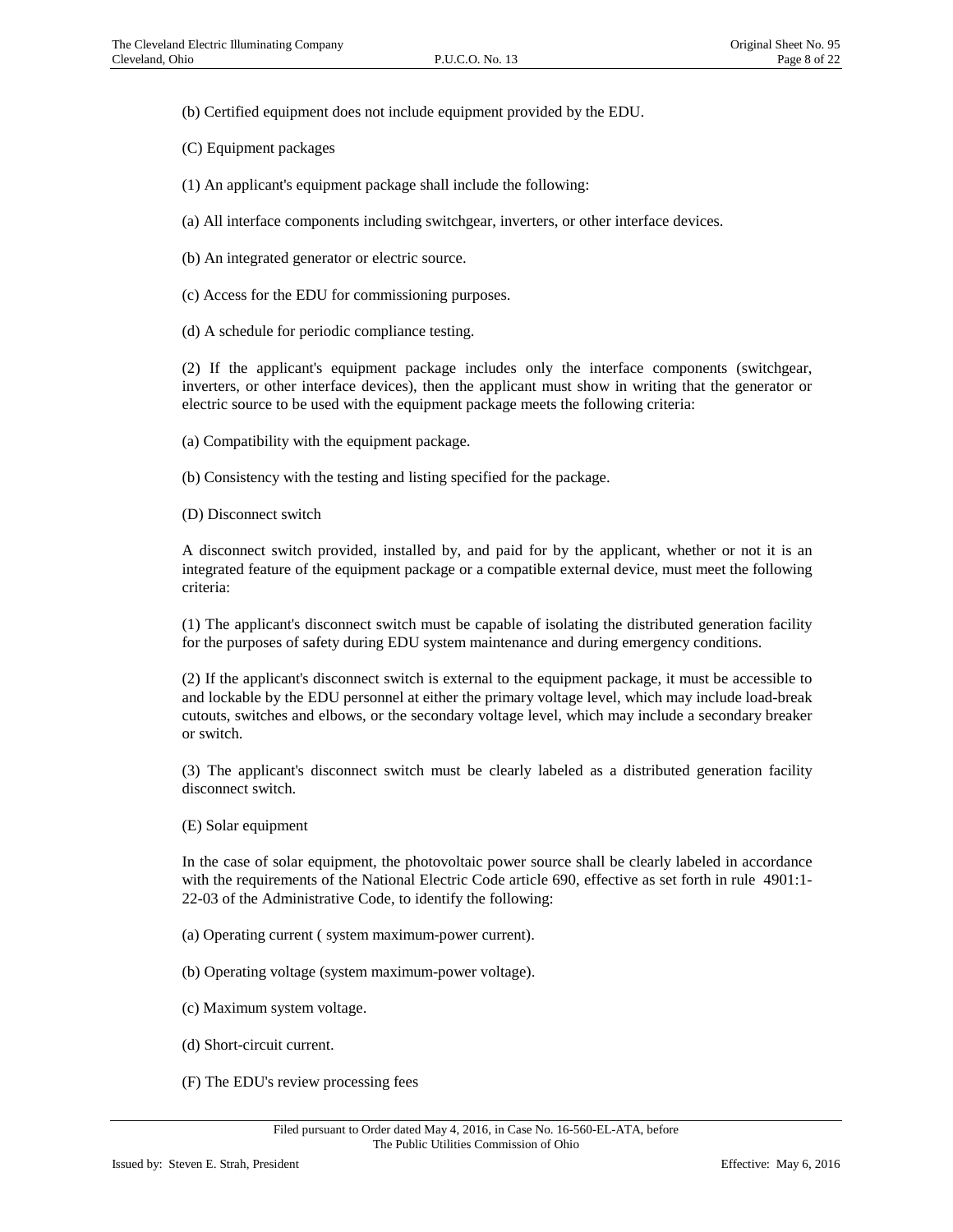(b) Certified equipment does not include equipment provided by the EDU.

(C) Equipment packages

(1) An applicant's equipment package shall include the following:

(a) All interface components including switchgear, inverters, or other interface devices.

(b) An integrated generator or electric source.

(c) Access for the EDU for commissioning purposes.

(d) A schedule for periodic compliance testing.

(2) If the applicant's equipment package includes only the interface components (switchgear, inverters, or other interface devices), then the applicant must show in writing that the generator or electric source to be used with the equipment package meets the following criteria:

(a) Compatibility with the equipment package.

(b) Consistency with the testing and listing specified for the package.

(D) Disconnect switch

A disconnect switch provided, installed by, and paid for by the applicant, whether or not it is an integrated feature of the equipment package or a compatible external device, must meet the following criteria:

(1) The applicant's disconnect switch must be capable of isolating the distributed generation facility for the purposes of safety during EDU system maintenance and during emergency conditions.

(2) If the applicant's disconnect switch is external to the equipment package, it must be accessible to and lockable by the EDU personnel at either the primary voltage level, which may include load-break cutouts, switches and elbows, or the secondary voltage level, which may include a secondary breaker or switch.

(3) The applicant's disconnect switch must be clearly labeled as a distributed generation facility disconnect switch.

(E) Solar equipment

In the case of solar equipment, the photovoltaic power source shall be clearly labeled in accordance with the requirements of the National Electric Code article 690, effective as set forth in rule 4901:1-22-03 of the Administrative Code, to identify the following:

(a) Operating current ( system maximum-power current).

(b) Operating voltage (system maximum-power voltage).

(c) Maximum system voltage.

(d) Short-circuit current.

(F) The EDU's review processing fees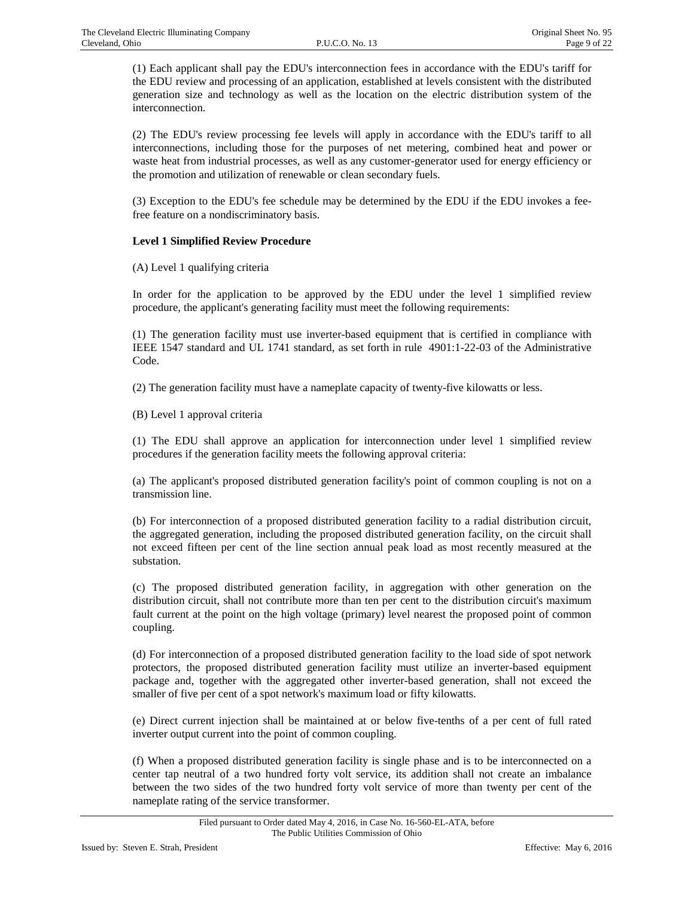(1) Each applicant shall pay the EDU's interconnection fees in accordance with the EDU's tariff for the EDU review and processing of an application, established at levels consistent with the distributed generation size and technology as well as the location on the electric distribution system of the interconnection.

(2) The EDU's review processing fee levels will apply in accordance with the EDU's tariff to all interconnections, including those for the purposes of net metering, combined heat and power or waste heat from industrial processes, as well as any customer-generator used for energy efficiency or the promotion and utilization of renewable or clean secondary fuels.

(3) Exception to the EDU's fee schedule may be determined by the EDU if the EDU invokes a fee-free feature on a nondiscriminatory basis.

**Level 1 Simplified Review Procedure**

(A) Level 1 qualifying criteria

In order for the application to be approved by the EDU under the level 1 simplified review procedure, the applicant's generating facility must meet the following requirements:

(1) The generation facility must use inverter-based equipment that is certified in compliance with IEEE 1547 standard and UL 1741 standard, as set forth in rule 4901:1-22-03 of the Administrative Code.

(2) The generation facility must have a nameplate capacity of twenty-five kilowatts or less.

(B) Level 1 approval criteria

(1) The EDU shall approve an application for interconnection under level 1 simplified review procedures if the generation facility meets the following approval criteria:

(a) The applicant's proposed distributed generation facility's point of common coupling is not on a transmission line.

(b) For interconnection of a proposed distributed generation facility to a radial distribution circuit, the aggregated generation, including the proposed distributed generation facility, on the circuit shall not exceed fifteen per cent of the line section annual peak load as most recently measured at the substation.

(c) The proposed distributed generation facility, in aggregation with other generation on the distribution circuit, shall not contribute more than ten per cent to the distribution circuit's maximum fault current at the point on the high voltage (primary) level nearest the proposed point of common coupling.

(d) For interconnection of a proposed distributed generation facility to the load side of spot network protectors, the proposed distributed generation facility must utilize an inverter-based equipment package and, together with the aggregated other inverter-based generation, shall not exceed the smaller of five per cent of a spot network's maximum load or fifty kilowatts.

(e) Direct current injection shall be maintained at or below five-tenths of a per cent of full rated inverter output current into the point of common coupling.

(f) When a proposed distributed generation facility is single phase and is to be interconnected on a center tap neutral of a two hundred forty volt service, its addition shall not create an imbalance between the two sides of the two hundred forty volt service of more than twenty per cent of the nameplate rating of the service transformer.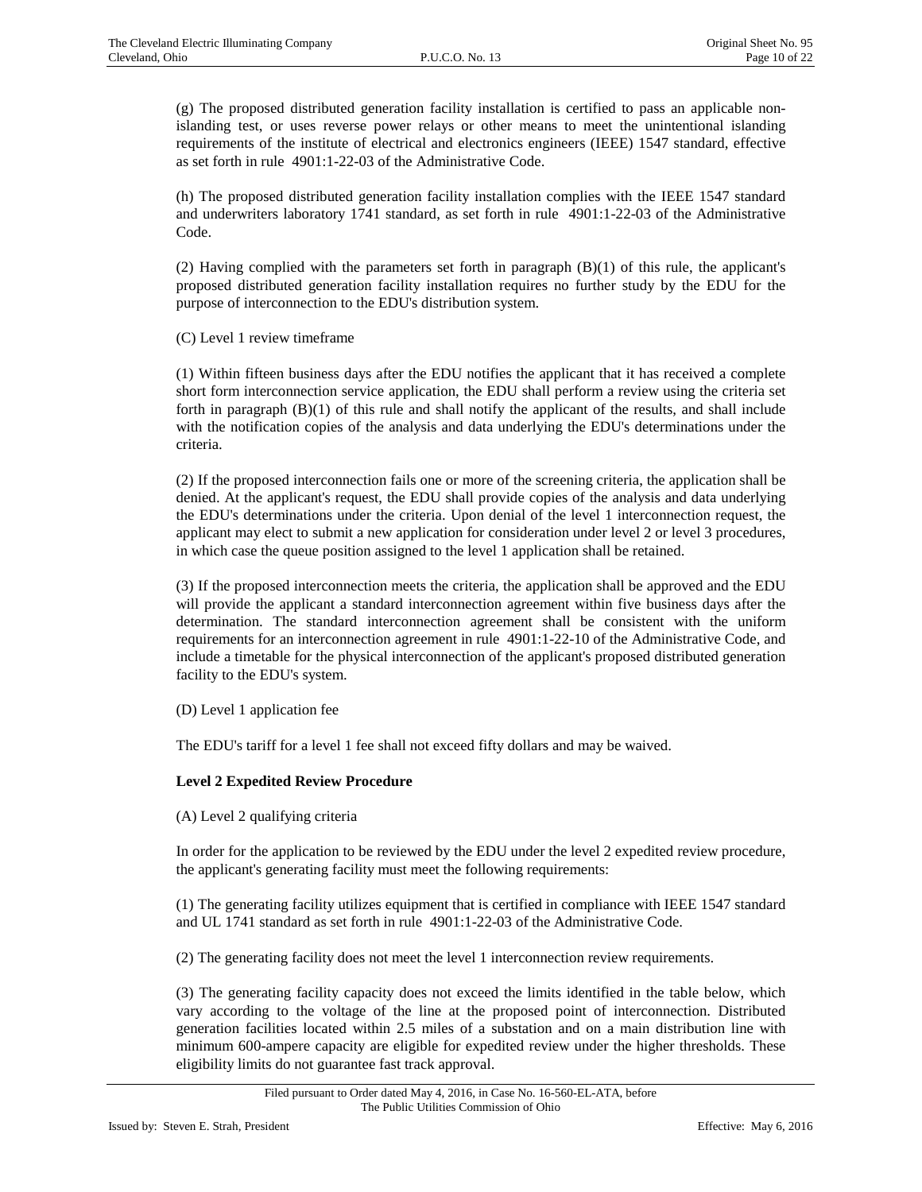(g) The proposed distributed generation facility installation is certified to pass an applicable non-islanding test, or uses reverse power relays or other means to meet the unintentional islanding requirements of the institute of electrical and electronics engineers (IEEE) 1547 standard, effective as set forth in rule 4901:1-22-03 of the Administrative Code.

(h) The proposed distributed generation facility installation complies with the IEEE 1547 standard and underwriters laboratory 1741 standard, as set forth in rule 4901:1-22-03 of the Administrative Code.

(2) Having complied with the parameters set forth in paragraph (B)(1) of this rule, the applicant's proposed distributed generation facility installation requires no further study by the EDU for the purpose of interconnection to the EDU's distribution system.

(C) Level 1 review timeframe

(1) Within fifteen business days after the EDU notifies the applicant that it has received a complete short form interconnection service application, the EDU shall perform a review using the criteria set forth in paragraph (B)(1) of this rule and shall notify the applicant of the results, and shall include with the notification copies of the analysis and data underlying the EDU's determinations under the criteria.

(2) If the proposed interconnection fails one or more of the screening criteria, the application shall be denied. At the applicant's request, the EDU shall provide copies of the analysis and data underlying the EDU's determinations under the criteria. Upon denial of the level 1 interconnection request, the applicant may elect to submit a new application for consideration under level 2 or level 3 procedures, in which case the queue position assigned to the level 1 application shall be retained.

(3) If the proposed interconnection meets the criteria, the application shall be approved and the EDU will provide the applicant a standard interconnection agreement within five business days after the determination. The standard interconnection agreement shall be consistent with the uniform requirements for an interconnection agreement in rule 4901:1-22-10 of the Administrative Code, and include a timetable for the physical interconnection of the applicant's proposed distributed generation facility to the EDU's system.

(D) Level 1 application fee

The EDU's tariff for a level 1 fee shall not exceed fifty dollars and may be waived.

**Level 2 Expedited Review Procedure**

(A) Level 2 qualifying criteria

In order for the application to be reviewed by the EDU under the level 2 expedited review procedure, the applicant's generating facility must meet the following requirements:

(1) The generating facility utilizes equipment that is certified in compliance with IEEE 1547 standard and UL 1741 standard as set forth in rule 4901:1-22-03 of the Administrative Code.

(2) The generating facility does not meet the level 1 interconnection review requirements.

(3) The generating facility capacity does not exceed the limits identified in the table below, which vary according to the voltage of the line at the proposed point of interconnection. Distributed generation facilities located within 2.5 miles of a substation and on a main distribution line with minimum 600-ampere capacity are eligible for expedited review under the higher thresholds. These eligibility limits do not guarantee fast track approval.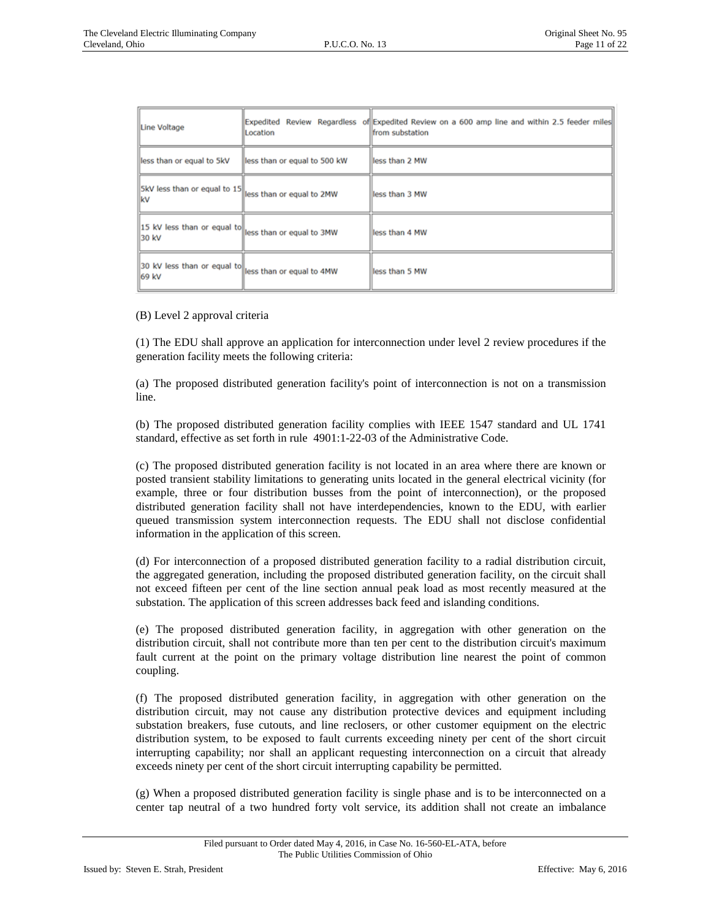| Line Voltage | Expedited Review Regardless of Location | Expedited Review on a 600 amp line and within 2.5 feeder miles from substation |
|---|---|---|
| less than or equal to 5kV | less than or equal to 500 kW | less than 2 MW |
| 5kV less than or equal to 15 kV | less than or equal to 2MW | less than 3 MW |
| 15 kV less than or equal to 30 kV | less than or equal to 3MW | less than 4 MW |
| 30 kV less than or equal to 69 kV | less than or equal to 4MW | less than 5 MW |

(B) Level 2 approval criteria

(1) The EDU shall approve an application for interconnection under level 2 review procedures if the generation facility meets the following criteria:

(a) The proposed distributed generation facility's point of interconnection is not on a transmission line.

(b) The proposed distributed generation facility complies with IEEE 1547 standard and UL 1741 standard, effective as set forth in rule 4901:1-22-03 of the Administrative Code.

(c) The proposed distributed generation facility is not located in an area where there are known or posted transient stability limitations to generating units located in the general electrical vicinity (for example, three or four distribution busses from the point of interconnection), or the proposed distributed generation facility shall not have interdependencies, known to the EDU, with earlier queued transmission system interconnection requests. The EDU shall not disclose confidential information in the application of this screen.

(d) For interconnection of a proposed distributed generation facility to a radial distribution circuit, the aggregated generation, including the proposed distributed generation facility, on the circuit shall not exceed fifteen per cent of the line section annual peak load as most recently measured at the substation. The application of this screen addresses back feed and islanding conditions.

(e) The proposed distributed generation facility, in aggregation with other generation on the distribution circuit, shall not contribute more than ten per cent to the distribution circuit's maximum fault current at the point on the primary voltage distribution line nearest the point of common coupling.

(f) The proposed distributed generation facility, in aggregation with other generation on the distribution circuit, may not cause any distribution protective devices and equipment including substation breakers, fuse cutouts, and line reclosers, or other customer equipment on the electric distribution system, to be exposed to fault currents exceeding ninety per cent of the short circuit interrupting capability; nor shall an applicant requesting interconnection on a circuit that already exceeds ninety per cent of the short circuit interrupting capability be permitted.

(g) When a proposed distributed generation facility is single phase and is to be interconnected on a center tap neutral of a two hundred forty volt service, its addition shall not create an imbalance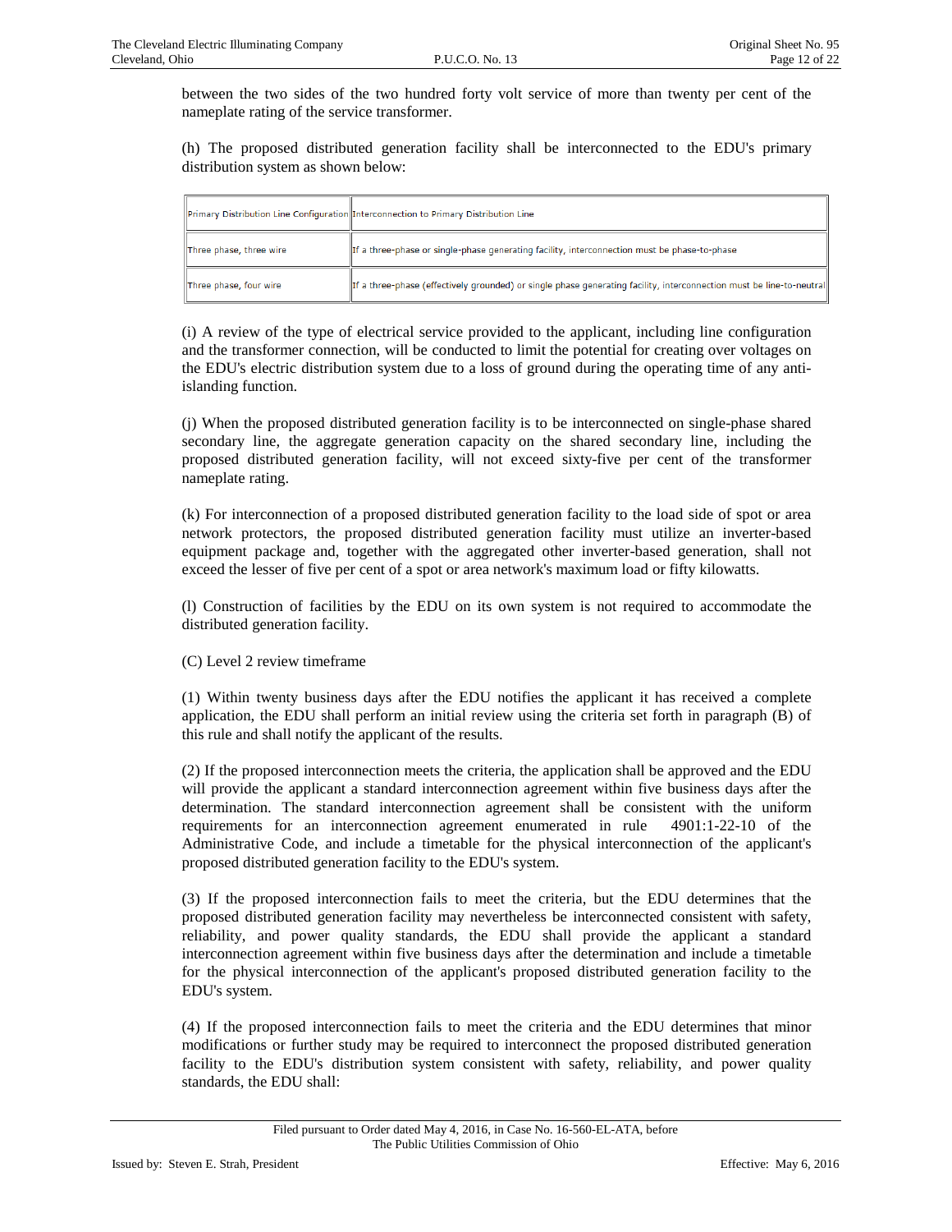between the two sides of the two hundred forty volt service of more than twenty per cent of the nameplate rating of the service transformer.

(h) The proposed distributed generation facility shall be interconnected to the EDU's primary distribution system as shown below:

| Primary Distribution Line Configuration | Interconnection to Primary Distribution Line |
|---|---|
| Three phase, three wire | If a three-phase or single-phase generating facility, interconnection must be phase-to-phase |
| Three phase, four wire | If a three-phase (effectively grounded) or single phase generating facility, interconnection must be line-to-neutral |

(i) A review of the type of electrical service provided to the applicant, including line configuration and the transformer connection, will be conducted to limit the potential for creating over voltages on the EDU's electric distribution system due to a loss of ground during the operating time of any anti-islanding function.

(j) When the proposed distributed generation facility is to be interconnected on single-phase shared secondary line, the aggregate generation capacity on the shared secondary line, including the proposed distributed generation facility, will not exceed sixty-five per cent of the transformer nameplate rating.

(k) For interconnection of a proposed distributed generation facility to the load side of spot or area network protectors, the proposed distributed generation facility must utilize an inverter-based equipment package and, together with the aggregated other inverter-based generation, shall not exceed the lesser of five per cent of a spot or area network's maximum load or fifty kilowatts.

(l) Construction of facilities by the EDU on its own system is not required to accommodate the distributed generation facility.

(C) Level 2 review timeframe

(1) Within twenty business days after the EDU notifies the applicant it has received a complete application, the EDU shall perform an initial review using the criteria set forth in paragraph (B) of this rule and shall notify the applicant of the results.

(2) If the proposed interconnection meets the criteria, the application shall be approved and the EDU will provide the applicant a standard interconnection agreement within five business days after the determination. The standard interconnection agreement shall be consistent with the uniform requirements for an interconnection agreement enumerated in rule 4901:1-22-10 of the Administrative Code, and include a timetable for the physical interconnection of the applicant's proposed distributed generation facility to the EDU's system.

(3) If the proposed interconnection fails to meet the criteria, but the EDU determines that the proposed distributed generation facility may nevertheless be interconnected consistent with safety, reliability, and power quality standards, the EDU shall provide the applicant a standard interconnection agreement within five business days after the determination and include a timetable for the physical interconnection of the applicant's proposed distributed generation facility to the EDU's system.

(4) If the proposed interconnection fails to meet the criteria and the EDU determines that minor modifications or further study may be required to interconnect the proposed distributed generation facility to the EDU's distribution system consistent with safety, reliability, and power quality standards, the EDU shall: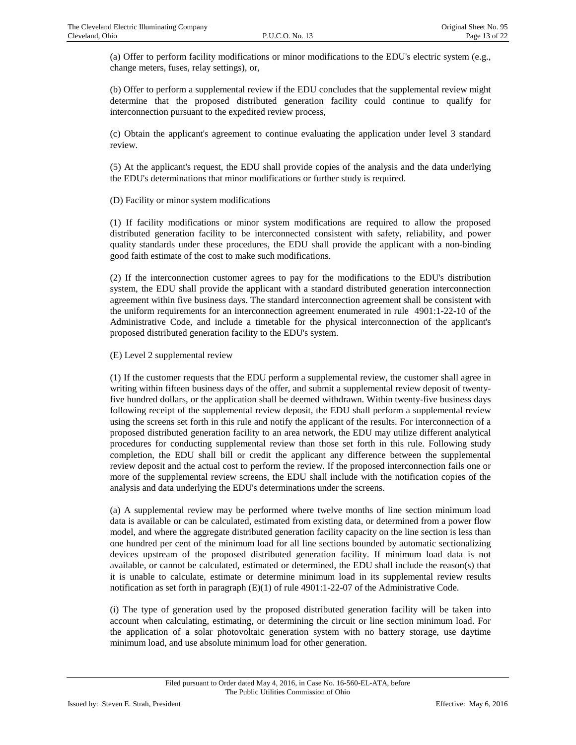(a) Offer to perform facility modifications or minor modifications to the EDU's electric system (e.g., change meters, fuses, relay settings), or,

(b) Offer to perform a supplemental review if the EDU concludes that the supplemental review might determine that the proposed distributed generation facility could continue to qualify for interconnection pursuant to the expedited review process,

(c) Obtain the applicant's agreement to continue evaluating the application under level 3 standard review.

(5) At the applicant's request, the EDU shall provide copies of the analysis and the data underlying the EDU's determinations that minor modifications or further study is required.

(D) Facility or minor system modifications

(1) If facility modifications or minor system modifications are required to allow the proposed distributed generation facility to be interconnected consistent with safety, reliability, and power quality standards under these procedures, the EDU shall provide the applicant with a non-binding good faith estimate of the cost to make such modifications.

(2) If the interconnection customer agrees to pay for the modifications to the EDU's distribution system, the EDU shall provide the applicant with a standard distributed generation interconnection agreement within five business days. The standard interconnection agreement shall be consistent with the uniform requirements for an interconnection agreement enumerated in rule 4901:1-22-10 of the Administrative Code, and include a timetable for the physical interconnection of the applicant's proposed distributed generation facility to the EDU's system.

(E) Level 2 supplemental review

(1) If the customer requests that the EDU perform a supplemental review, the customer shall agree in writing within fifteen business days of the offer, and submit a supplemental review deposit of twenty-five hundred dollars, or the application shall be deemed withdrawn. Within twenty-five business days following receipt of the supplemental review deposit, the EDU shall perform a supplemental review using the screens set forth in this rule and notify the applicant of the results. For interconnection of a proposed distributed generation facility to an area network, the EDU may utilize different analytical procedures for conducting supplemental review than those set forth in this rule. Following study completion, the EDU shall bill or credit the applicant any difference between the supplemental review deposit and the actual cost to perform the review. If the proposed interconnection fails one or more of the supplemental review screens, the EDU shall include with the notification copies of the analysis and data underlying the EDU's determinations under the screens.

(a) A supplemental review may be performed where twelve months of line section minimum load data is available or can be calculated, estimated from existing data, or determined from a power flow model, and where the aggregate distributed generation facility capacity on the line section is less than one hundred per cent of the minimum load for all line sections bounded by automatic sectionalizing devices upstream of the proposed distributed generation facility. If minimum load data is not available, or cannot be calculated, estimated or determined, the EDU shall include the reason(s) that it is unable to calculate, estimate or determine minimum load in its supplemental review results notification as set forth in paragraph (E)(1) of rule 4901:1-22-07 of the Administrative Code.

(i) The type of generation used by the proposed distributed generation facility will be taken into account when calculating, estimating, or determining the circuit or line section minimum load. For the application of a solar photovoltaic generation system with no battery storage, use daytime minimum load, and use absolute minimum load for other generation.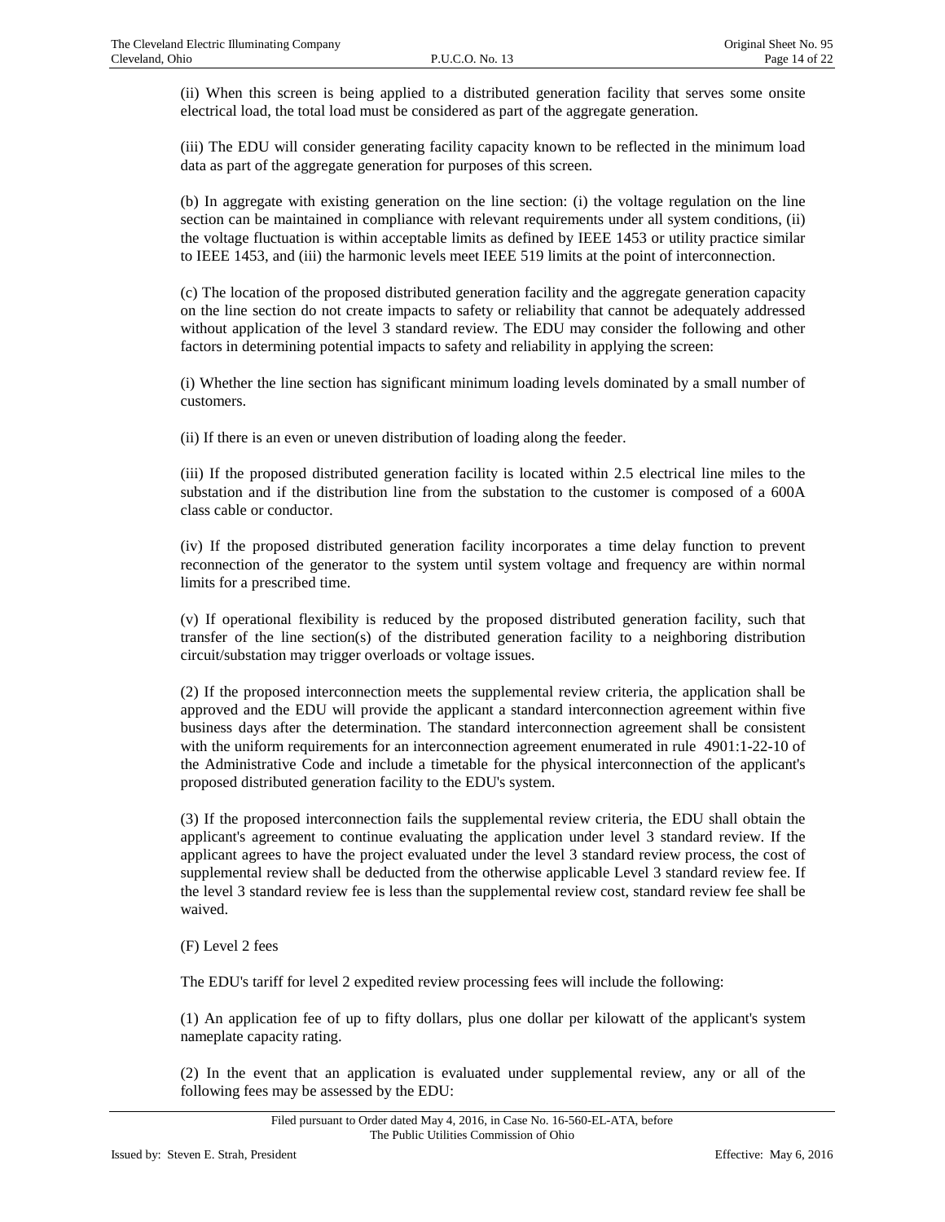(ii) When this screen is being applied to a distributed generation facility that serves some onsite electrical load, the total load must be considered as part of the aggregate generation.

(iii) The EDU will consider generating facility capacity known to be reflected in the minimum load data as part of the aggregate generation for purposes of this screen.

(b) In aggregate with existing generation on the line section: (i) the voltage regulation on the line section can be maintained in compliance with relevant requirements under all system conditions, (ii) the voltage fluctuation is within acceptable limits as defined by IEEE 1453 or utility practice similar to IEEE 1453, and (iii) the harmonic levels meet IEEE 519 limits at the point of interconnection.

(c) The location of the proposed distributed generation facility and the aggregate generation capacity on the line section do not create impacts to safety or reliability that cannot be adequately addressed without application of the level 3 standard review. The EDU may consider the following and other factors in determining potential impacts to safety and reliability in applying the screen:

(i) Whether the line section has significant minimum loading levels dominated by a small number of customers.

(ii) If there is an even or uneven distribution of loading along the feeder.

(iii) If the proposed distributed generation facility is located within 2.5 electrical line miles to the substation and if the distribution line from the substation to the customer is composed of a 600A class cable or conductor.

(iv) If the proposed distributed generation facility incorporates a time delay function to prevent reconnection of the generator to the system until system voltage and frequency are within normal limits for a prescribed time.

(v) If operational flexibility is reduced by the proposed distributed generation facility, such that transfer of the line section(s) of the distributed generation facility to a neighboring distribution circuit/substation may trigger overloads or voltage issues.

(2) If the proposed interconnection meets the supplemental review criteria, the application shall be approved and the EDU will provide the applicant a standard interconnection agreement within five business days after the determination. The standard interconnection agreement shall be consistent with the uniform requirements for an interconnection agreement enumerated in rule 4901:1-22-10 of the Administrative Code and include a timetable for the physical interconnection of the applicant's proposed distributed generation facility to the EDU's system.

(3) If the proposed interconnection fails the supplemental review criteria, the EDU shall obtain the applicant's agreement to continue evaluating the application under level 3 standard review. If the applicant agrees to have the project evaluated under the level 3 standard review process, the cost of supplemental review shall be deducted from the otherwise applicable Level 3 standard review fee. If the level 3 standard review fee is less than the supplemental review cost, standard review fee shall be waived.

(F) Level 2 fees

The EDU's tariff for level 2 expedited review processing fees will include the following:

(1) An application fee of up to fifty dollars, plus one dollar per kilowatt of the applicant's system nameplate capacity rating.

(2) In the event that an application is evaluated under supplemental review, any or all of the following fees may be assessed by the EDU:

Filed pursuant to Order dated May 4, 2016, in Case No. 16-560-EL-ATA, before The Public Utilities Commission of Ohio

Issued by: Steven E. Strah, President

Effective: May 6, 2016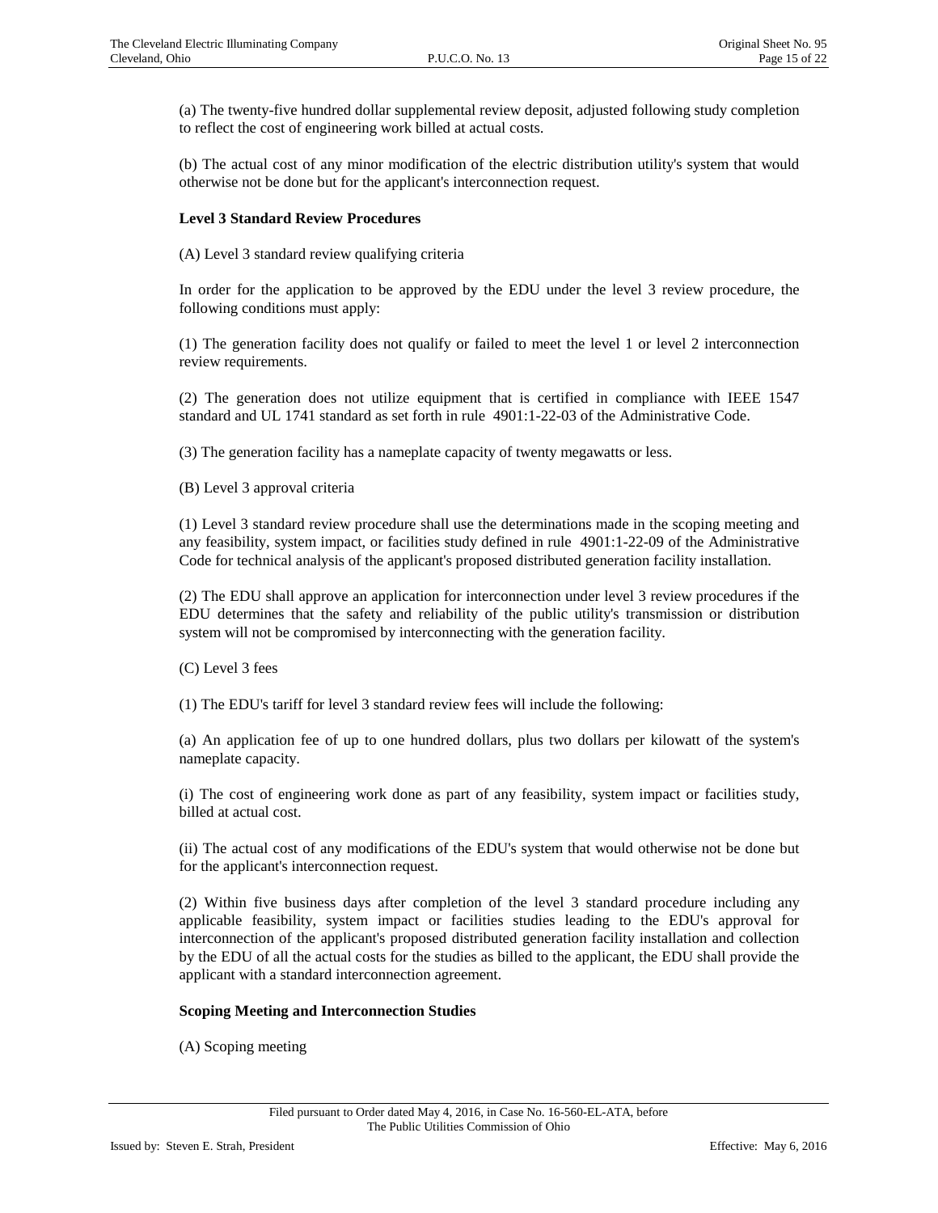(a) The twenty-five hundred dollar supplemental review deposit, adjusted following study completion to reflect the cost of engineering work billed at actual costs.

(b) The actual cost of any minor modification of the electric distribution utility's system that would otherwise not be done but for the applicant's interconnection request.

**Level 3 Standard Review Procedures**

(A) Level 3 standard review qualifying criteria

In order for the application to be approved by the EDU under the level 3 review procedure, the following conditions must apply:

(1) The generation facility does not qualify or failed to meet the level 1 or level 2 interconnection review requirements.

(2) The generation does not utilize equipment that is certified in compliance with IEEE 1547 standard and UL 1741 standard as set forth in rule 4901:1-22-03 of the Administrative Code.

(3) The generation facility has a nameplate capacity of twenty megawatts or less.

(B) Level 3 approval criteria

(1) Level 3 standard review procedure shall use the determinations made in the scoping meeting and any feasibility, system impact, or facilities study defined in rule 4901:1-22-09 of the Administrative Code for technical analysis of the applicant's proposed distributed generation facility installation.

(2) The EDU shall approve an application for interconnection under level 3 review procedures if the EDU determines that the safety and reliability of the public utility's transmission or distribution system will not be compromised by interconnecting with the generation facility.

(C) Level 3 fees

(1) The EDU's tariff for level 3 standard review fees will include the following:

(a) An application fee of up to one hundred dollars, plus two dollars per kilowatt of the system's nameplate capacity.

(i) The cost of engineering work done as part of any feasibility, system impact or facilities study, billed at actual cost.

(ii) The actual cost of any modifications of the EDU's system that would otherwise not be done but for the applicant's interconnection request.

(2) Within five business days after completion of the level 3 standard procedure including any applicable feasibility, system impact or facilities studies leading to the EDU's approval for interconnection of the applicant's proposed distributed generation facility installation and collection by the EDU of all the actual costs for the studies as billed to the applicant, the EDU shall provide the applicant with a standard interconnection agreement.

**Scoping Meeting and Interconnection Studies**

(A) Scoping meeting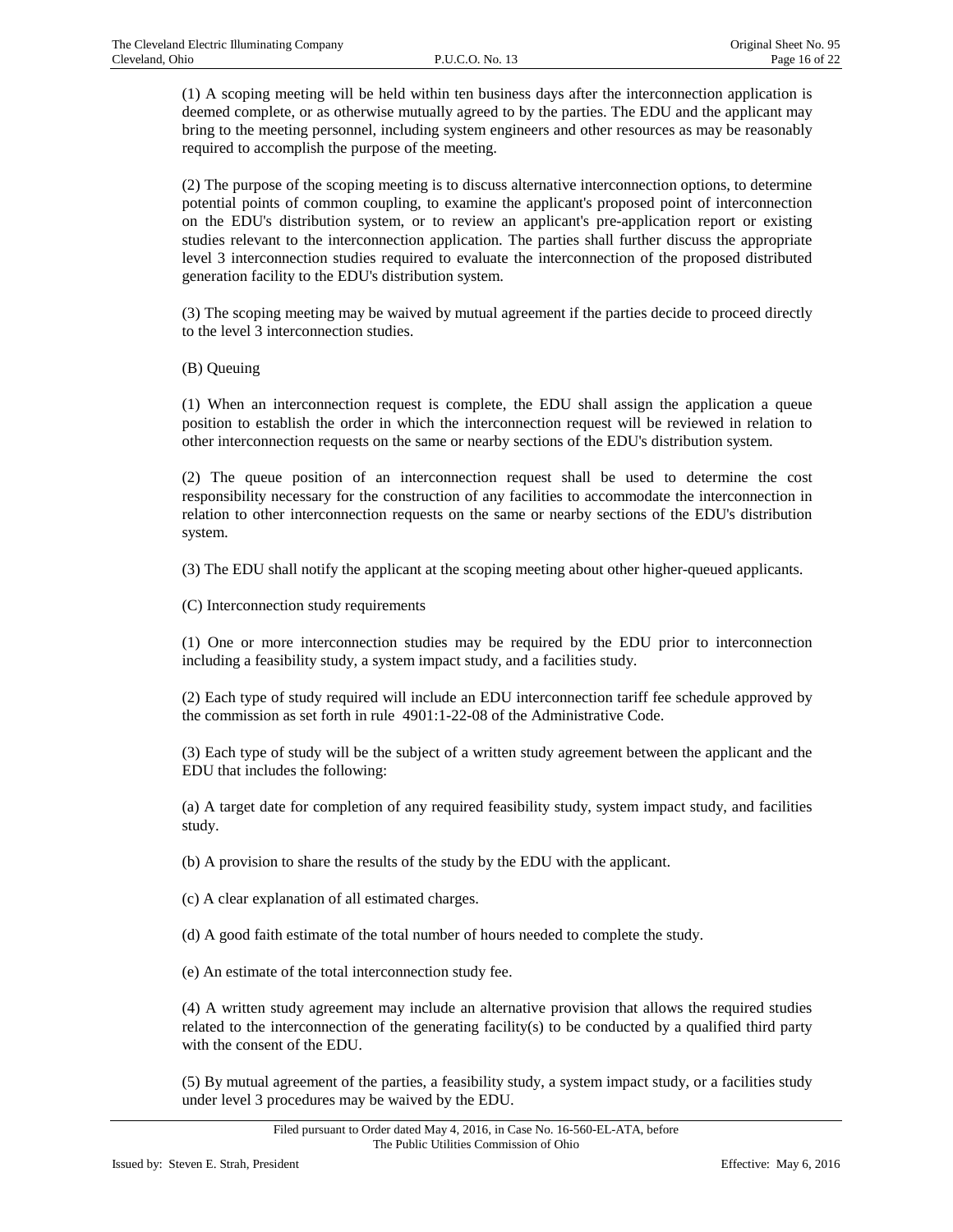(1) A scoping meeting will be held within ten business days after the interconnection application is deemed complete, or as otherwise mutually agreed to by the parties. The EDU and the applicant may bring to the meeting personnel, including system engineers and other resources as may be reasonably required to accomplish the purpose of the meeting.

(2) The purpose of the scoping meeting is to discuss alternative interconnection options, to determine potential points of common coupling, to examine the applicant's proposed point of interconnection on the EDU's distribution system, or to review an applicant's pre-application report or existing studies relevant to the interconnection application. The parties shall further discuss the appropriate level 3 interconnection studies required to evaluate the interconnection of the proposed distributed generation facility to the EDU's distribution system.

(3) The scoping meeting may be waived by mutual agreement if the parties decide to proceed directly to the level 3 interconnection studies.

(B) Queuing

(1) When an interconnection request is complete, the EDU shall assign the application a queue position to establish the order in which the interconnection request will be reviewed in relation to other interconnection requests on the same or nearby sections of the EDU's distribution system.

(2) The queue position of an interconnection request shall be used to determine the cost responsibility necessary for the construction of any facilities to accommodate the interconnection in relation to other interconnection requests on the same or nearby sections of the EDU's distribution system.

(3) The EDU shall notify the applicant at the scoping meeting about other higher-queued applicants.

(C) Interconnection study requirements

(1) One or more interconnection studies may be required by the EDU prior to interconnection including a feasibility study, a system impact study, and a facilities study.

(2) Each type of study required will include an EDU interconnection tariff fee schedule approved by the commission as set forth in rule 4901:1-22-08 of the Administrative Code.

(3) Each type of study will be the subject of a written study agreement between the applicant and the EDU that includes the following:

(a) A target date for completion of any required feasibility study, system impact study, and facilities study.

(b) A provision to share the results of the study by the EDU with the applicant.

(c) A clear explanation of all estimated charges.

(d) A good faith estimate of the total number of hours needed to complete the study.

(e) An estimate of the total interconnection study fee.

(4) A written study agreement may include an alternative provision that allows the required studies related to the interconnection of the generating facility(s) to be conducted by a qualified third party with the consent of the EDU.

(5) By mutual agreement of the parties, a feasibility study, a system impact study, or a facilities study under level 3 procedures may be waived by the EDU.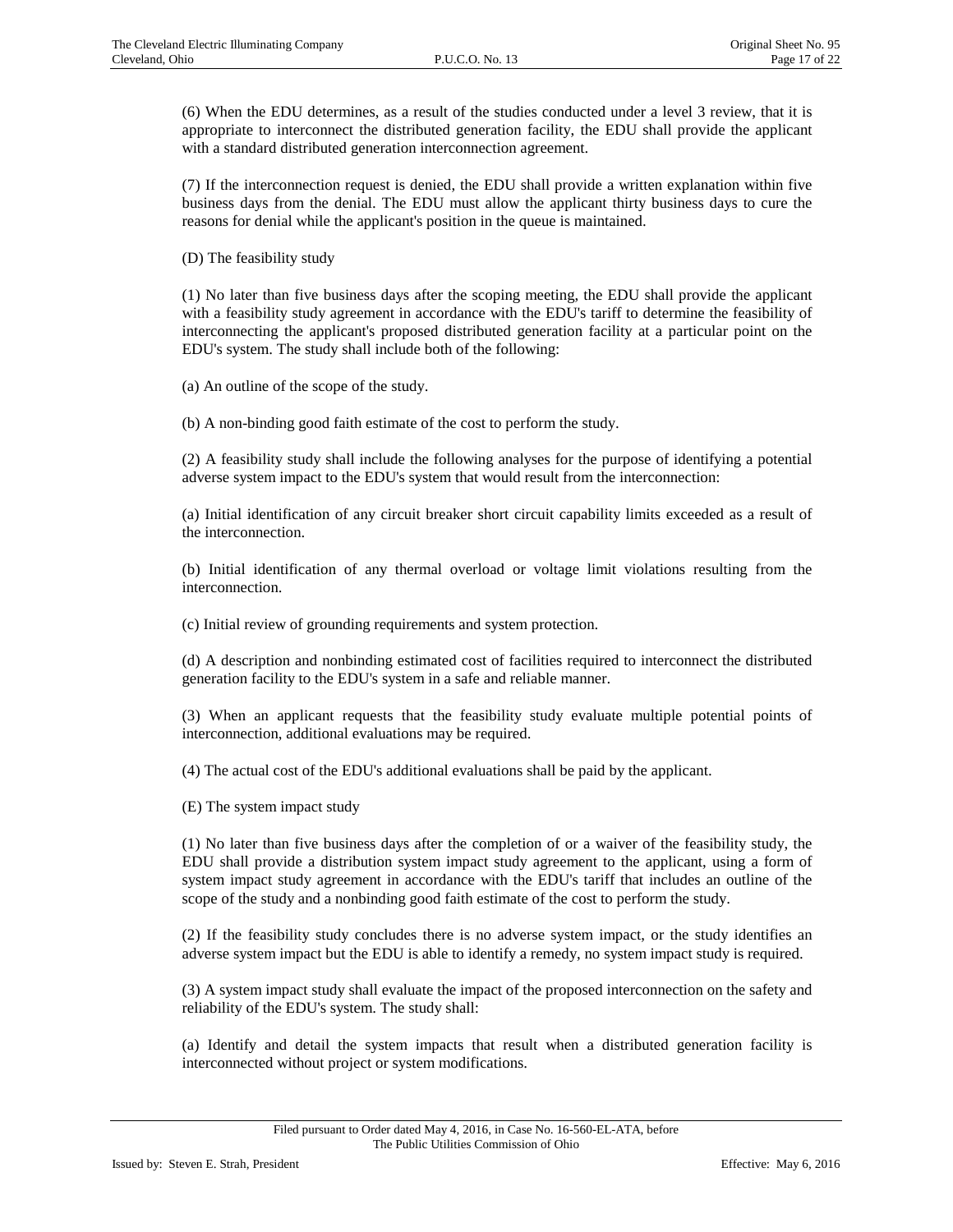(6) When the EDU determines, as a result of the studies conducted under a level 3 review, that it is appropriate to interconnect the distributed generation facility, the EDU shall provide the applicant with a standard distributed generation interconnection agreement.

(7) If the interconnection request is denied, the EDU shall provide a written explanation within five business days from the denial. The EDU must allow the applicant thirty business days to cure the reasons for denial while the applicant's position in the queue is maintained.

(D) The feasibility study

(1) No later than five business days after the scoping meeting, the EDU shall provide the applicant with a feasibility study agreement in accordance with the EDU's tariff to determine the feasibility of interconnecting the applicant's proposed distributed generation facility at a particular point on the EDU's system. The study shall include both of the following:

(a) An outline of the scope of the study.

(b) A non-binding good faith estimate of the cost to perform the study.

(2) A feasibility study shall include the following analyses for the purpose of identifying a potential adverse system impact to the EDU's system that would result from the interconnection:

(a) Initial identification of any circuit breaker short circuit capability limits exceeded as a result of the interconnection.

(b) Initial identification of any thermal overload or voltage limit violations resulting from the interconnection.

(c) Initial review of grounding requirements and system protection.

(d) A description and nonbinding estimated cost of facilities required to interconnect the distributed generation facility to the EDU's system in a safe and reliable manner.

(3) When an applicant requests that the feasibility study evaluate multiple potential points of interconnection, additional evaluations may be required.

(4) The actual cost of the EDU's additional evaluations shall be paid by the applicant.

(E) The system impact study

(1) No later than five business days after the completion of or a waiver of the feasibility study, the EDU shall provide a distribution system impact study agreement to the applicant, using a form of system impact study agreement in accordance with the EDU's tariff that includes an outline of the scope of the study and a nonbinding good faith estimate of the cost to perform the study.

(2) If the feasibility study concludes there is no adverse system impact, or the study identifies an adverse system impact but the EDU is able to identify a remedy, no system impact study is required.

(3) A system impact study shall evaluate the impact of the proposed interconnection on the safety and reliability of the EDU's system. The study shall:

(a) Identify and detail the system impacts that result when a distributed generation facility is interconnected without project or system modifications.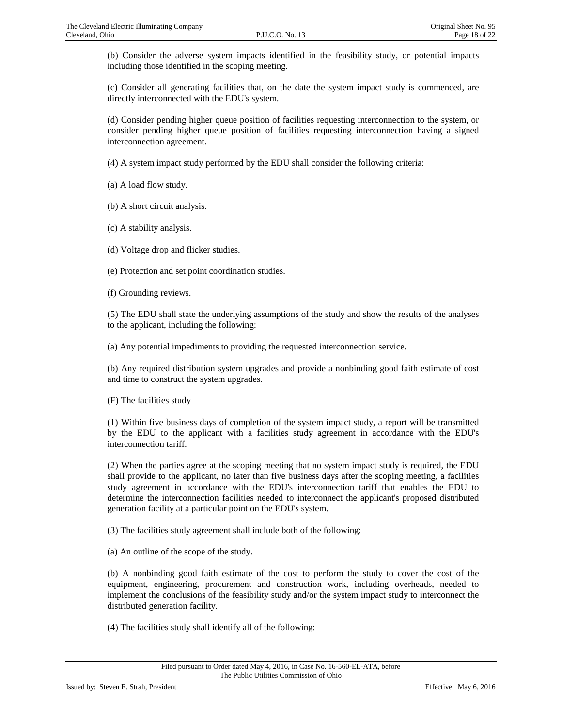(b) Consider the adverse system impacts identified in the feasibility study, or potential impacts including those identified in the scoping meeting.

(c) Consider all generating facilities that, on the date the system impact study is commenced, are directly interconnected with the EDU's system.

(d) Consider pending higher queue position of facilities requesting interconnection to the system, or consider pending higher queue position of facilities requesting interconnection having a signed interconnection agreement.

(4) A system impact study performed by the EDU shall consider the following criteria:

(a) A load flow study.

(b) A short circuit analysis.

(c) A stability analysis.

(d) Voltage drop and flicker studies.

(e) Protection and set point coordination studies.

(f) Grounding reviews.

(5) The EDU shall state the underlying assumptions of the study and show the results of the analyses to the applicant, including the following:

(a) Any potential impediments to providing the requested interconnection service.

(b) Any required distribution system upgrades and provide a nonbinding good faith estimate of cost and time to construct the system upgrades.

(F) The facilities study

(1) Within five business days of completion of the system impact study, a report will be transmitted by the EDU to the applicant with a facilities study agreement in accordance with the EDU's interconnection tariff.

(2) When the parties agree at the scoping meeting that no system impact study is required, the EDU shall provide to the applicant, no later than five business days after the scoping meeting, a facilities study agreement in accordance with the EDU's interconnection tariff that enables the EDU to determine the interconnection facilities needed to interconnect the applicant's proposed distributed generation facility at a particular point on the EDU's system.

(3) The facilities study agreement shall include both of the following:

(a) An outline of the scope of the study.

(b) A nonbinding good faith estimate of the cost to perform the study to cover the cost of the equipment, engineering, procurement and construction work, including overheads, needed to implement the conclusions of the feasibility study and/or the system impact study to interconnect the distributed generation facility.

(4) The facilities study shall identify all of the following: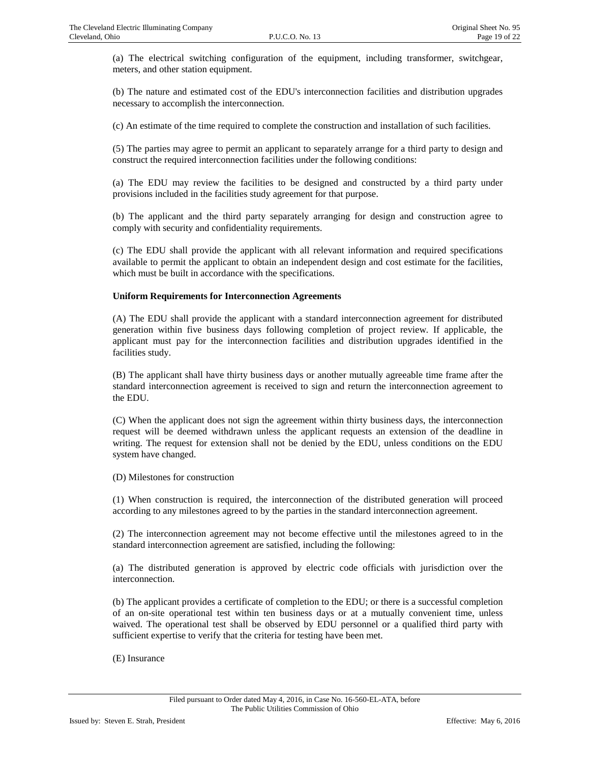(a) The electrical switching configuration of the equipment, including transformer, switchgear, meters, and other station equipment.

(b) The nature and estimated cost of the EDU's interconnection facilities and distribution upgrades necessary to accomplish the interconnection.

(c) An estimate of the time required to complete the construction and installation of such facilities.

(5) The parties may agree to permit an applicant to separately arrange for a third party to design and construct the required interconnection facilities under the following conditions:

(a) The EDU may review the facilities to be designed and constructed by a third party under provisions included in the facilities study agreement for that purpose.

(b) The applicant and the third party separately arranging for design and construction agree to comply with security and confidentiality requirements.

(c) The EDU shall provide the applicant with all relevant information and required specifications available to permit the applicant to obtain an independent design and cost estimate for the facilities, which must be built in accordance with the specifications.

**Uniform Requirements for Interconnection Agreements**

(A) The EDU shall provide the applicant with a standard interconnection agreement for distributed generation within five business days following completion of project review. If applicable, the applicant must pay for the interconnection facilities and distribution upgrades identified in the facilities study.

(B) The applicant shall have thirty business days or another mutually agreeable time frame after the standard interconnection agreement is received to sign and return the interconnection agreement to the EDU.

(C) When the applicant does not sign the agreement within thirty business days, the interconnection request will be deemed withdrawn unless the applicant requests an extension of the deadline in writing. The request for extension shall not be denied by the EDU, unless conditions on the EDU system have changed.

(D) Milestones for construction

(1) When construction is required, the interconnection of the distributed generation will proceed according to any milestones agreed to by the parties in the standard interconnection agreement.

(2) The interconnection agreement may not become effective until the milestones agreed to in the standard interconnection agreement are satisfied, including the following:

(a) The distributed generation is approved by electric code officials with jurisdiction over the interconnection.

(b) The applicant provides a certificate of completion to the EDU; or there is a successful completion of an on-site operational test within ten business days or at a mutually convenient time, unless waived. The operational test shall be observed by EDU personnel or a qualified third party with sufficient expertise to verify that the criteria for testing have been met.

(E) Insurance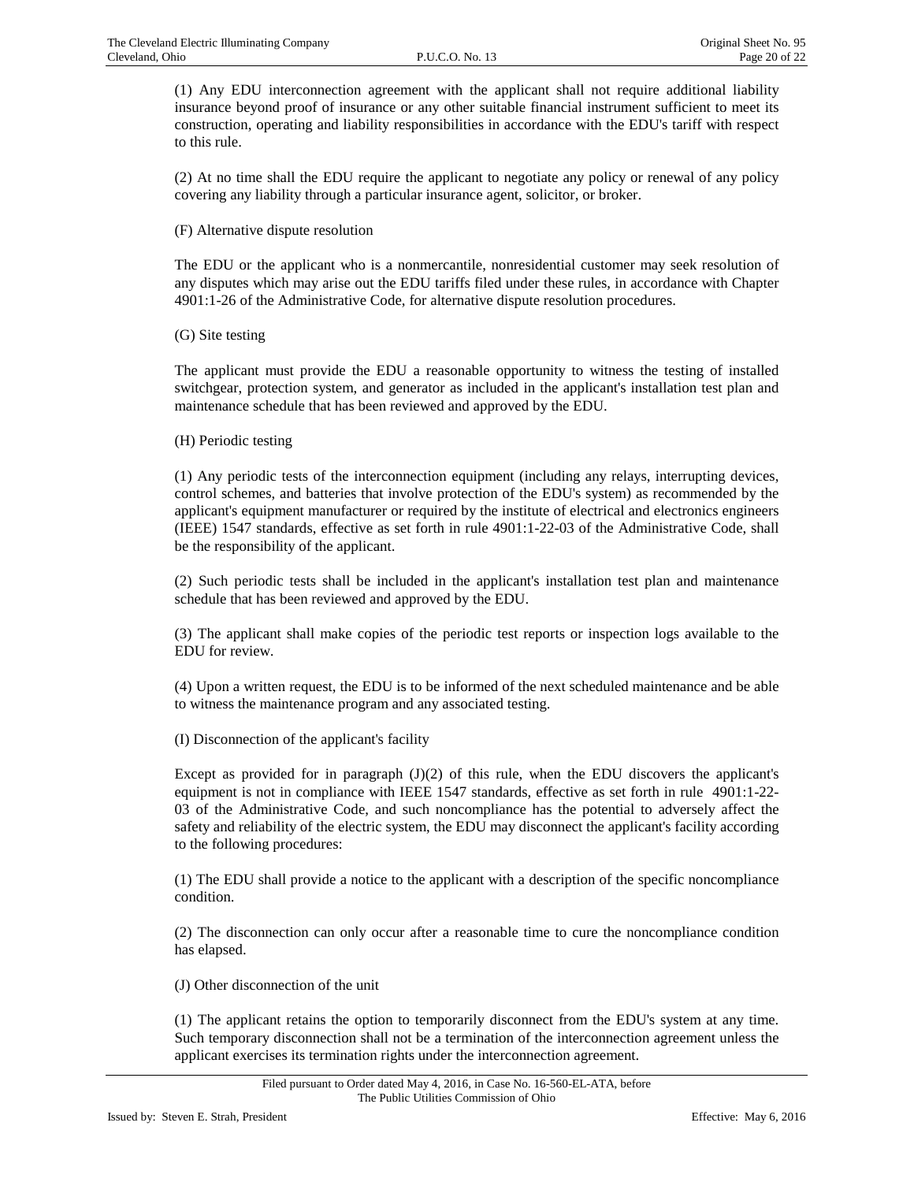(1) Any EDU interconnection agreement with the applicant shall not require additional liability insurance beyond proof of insurance or any other suitable financial instrument sufficient to meet its construction, operating and liability responsibilities in accordance with the EDU's tariff with respect to this rule.

(2) At no time shall the EDU require the applicant to negotiate any policy or renewal of any policy covering any liability through a particular insurance agent, solicitor, or broker.

(F) Alternative dispute resolution

The EDU or the applicant who is a nonmercantile, nonresidential customer may seek resolution of any disputes which may arise out the EDU tariffs filed under these rules, in accordance with Chapter 4901:1-26 of the Administrative Code, for alternative dispute resolution procedures.

(G) Site testing

The applicant must provide the EDU a reasonable opportunity to witness the testing of installed switchgear, protection system, and generator as included in the applicant's installation test plan and maintenance schedule that has been reviewed and approved by the EDU.

(H) Periodic testing

(1) Any periodic tests of the interconnection equipment (including any relays, interrupting devices, control schemes, and batteries that involve protection of the EDU's system) as recommended by the applicant's equipment manufacturer or required by the institute of electrical and electronics engineers (IEEE) 1547 standards, effective as set forth in rule 4901:1-22-03 of the Administrative Code, shall be the responsibility of the applicant.

(2) Such periodic tests shall be included in the applicant's installation test plan and maintenance schedule that has been reviewed and approved by the EDU.

(3) The applicant shall make copies of the periodic test reports or inspection logs available to the EDU for review.

(4) Upon a written request, the EDU is to be informed of the next scheduled maintenance and be able to witness the maintenance program and any associated testing.

(I) Disconnection of the applicant's facility

Except as provided for in paragraph (J)(2) of this rule, when the EDU discovers the applicant's equipment is not in compliance with IEEE 1547 standards, effective as set forth in rule 4901:1-22-03 of the Administrative Code, and such noncompliance has the potential to adversely affect the safety and reliability of the electric system, the EDU may disconnect the applicant's facility according to the following procedures:

(1) The EDU shall provide a notice to the applicant with a description of the specific noncompliance condition.

(2) The disconnection can only occur after a reasonable time to cure the noncompliance condition has elapsed.

(J) Other disconnection of the unit

(1) The applicant retains the option to temporarily disconnect from the EDU's system at any time. Such temporary disconnection shall not be a termination of the interconnection agreement unless the applicant exercises its termination rights under the interconnection agreement.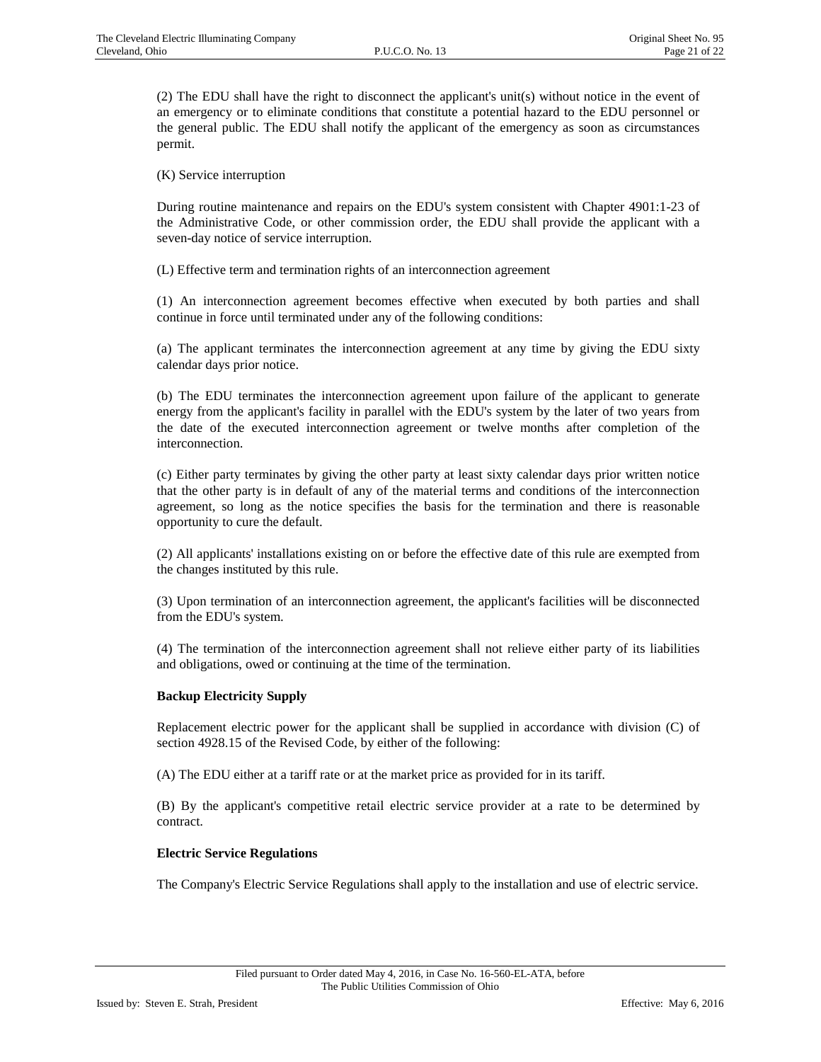(2) The EDU shall have the right to disconnect the applicant's unit(s) without notice in the event of an emergency or to eliminate conditions that constitute a potential hazard to the EDU personnel or the general public. The EDU shall notify the applicant of the emergency as soon as circumstances permit.

(K) Service interruption

During routine maintenance and repairs on the EDU's system consistent with Chapter 4901:1-23 of the Administrative Code, or other commission order, the EDU shall provide the applicant with a seven-day notice of service interruption.

(L) Effective term and termination rights of an interconnection agreement

(1) An interconnection agreement becomes effective when executed by both parties and shall continue in force until terminated under any of the following conditions:

(a) The applicant terminates the interconnection agreement at any time by giving the EDU sixty calendar days prior notice.

(b) The EDU terminates the interconnection agreement upon failure of the applicant to generate energy from the applicant's facility in parallel with the EDU's system by the later of two years from the date of the executed interconnection agreement or twelve months after completion of the interconnection.

(c) Either party terminates by giving the other party at least sixty calendar days prior written notice that the other party is in default of any of the material terms and conditions of the interconnection agreement, so long as the notice specifies the basis for the termination and there is reasonable opportunity to cure the default.

(2) All applicants' installations existing on or before the effective date of this rule are exempted from the changes instituted by this rule.

(3) Upon termination of an interconnection agreement, the applicant's facilities will be disconnected from the EDU's system.

(4) The termination of the interconnection agreement shall not relieve either party of its liabilities and obligations, owed or continuing at the time of the termination.

**Backup Electricity Supply**

Replacement electric power for the applicant shall be supplied in accordance with division (C) of section 4928.15 of the Revised Code, by either of the following:

(A) The EDU either at a tariff rate or at the market price as provided for in its tariff.

(B) By the applicant's competitive retail electric service provider at a rate to be determined by contract.

**Electric Service Regulations**

The Company's Electric Service Regulations shall apply to the installation and use of electric service.

Filed pursuant to Order dated May 4, 2016, in Case No. 16-560-EL-ATA, before The Public Utilities Commission of Ohio

Issued by: Steven E. Strah, President | Effective: May 6, 2016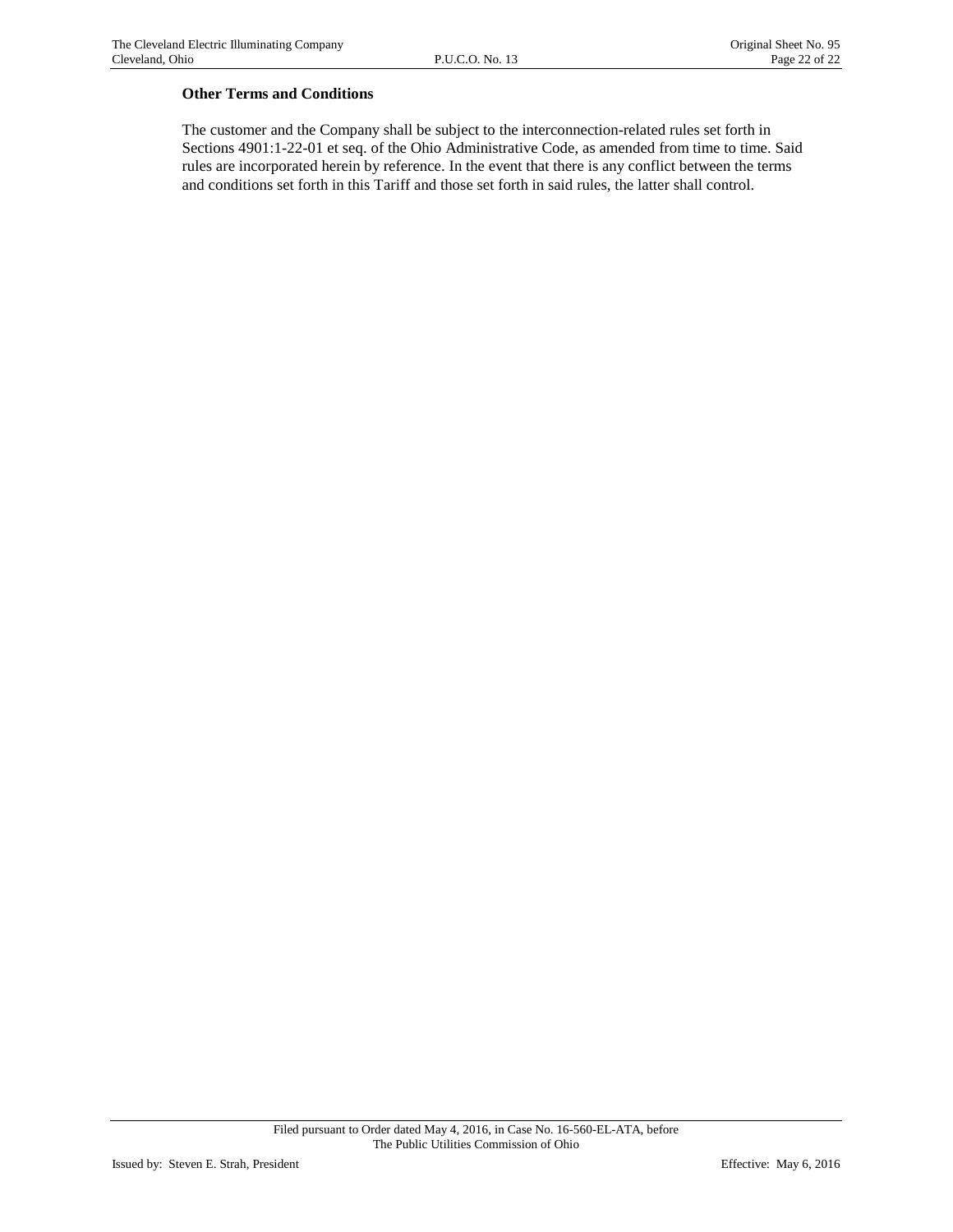**Other Terms and Conditions**

The customer and the Company shall be subject to the interconnection-related rules set forth in Sections 4901:1-22-01 et seq. of the Ohio Administrative Code, as amended from time to time. Said rules are incorporated herein by reference. In the event that there is any conflict between the terms and conditions set forth in this Tariff and those set forth in said rules, the latter shall control.

Filed pursuant to Order dated May 4, 2016, in Case No. 16-560-EL-ATA, before The Public Utilities Commission of Ohio

Issued by: Steven E. Strah, President

Effective: May 6, 2016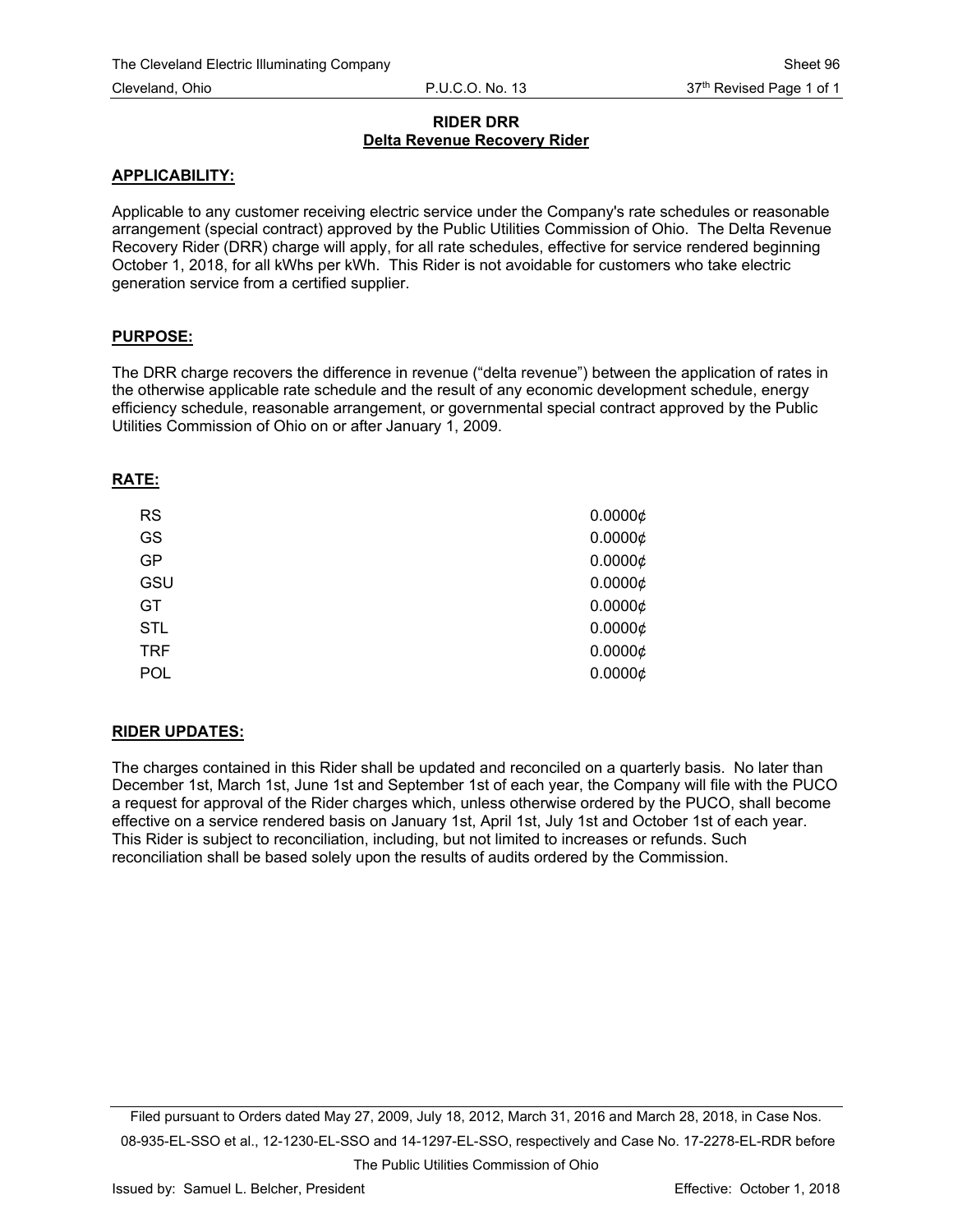## RIDER DRR
## Delta Revenue Recovery Rider

**APPLICABILITY:**

Applicable to any customer receiving electric service under the Company's rate schedules or reasonable arrangement (special contract) approved by the Public Utilities Commission of Ohio. The Delta Revenue Recovery Rider (DRR) charge will apply, for all rate schedules, effective for service rendered beginning October 1, 2018, for all kWhs per kWh. This Rider is not avoidable for customers who take electric generation service from a certified supplier.

**PURPOSE:**

The DRR charge recovers the difference in revenue ("delta revenue") between the application of rates in the otherwise applicable rate schedule and the result of any economic development schedule, energy efficiency schedule, reasonable arrangement, or governmental special contract approved by the Public Utilities Commission of Ohio on or after January 1, 2009.

**RATE:**

| | |
|---|---|
| RS | 0.0000¢ |
| GS | 0.0000¢ |
| GP | 0.0000¢ |
| GSU | 0.0000¢ |
| GT | 0.0000¢ |
| STL | 0.0000¢ |
| TRF | 0.0000¢ |
| POL | 0.0000¢ |

**RIDER UPDATES:**

The charges contained in this Rider shall be updated and reconciled on a quarterly basis. No later than December 1st, March 1st, June 1st and September 1st of each year, the Company will file with the PUCO a request for approval of the Rider charges which, unless otherwise ordered by the PUCO, shall become effective on a service rendered basis on January 1st, April 1st, July 1st and October 1st of each year. This Rider is subject to reconciliation, including, but not limited to increases or refunds. Such reconciliation shall be based solely upon the results of audits ordered by the Commission.

Filed pursuant to Orders dated May 27, 2009, July 18, 2012, March 31, 2016 and March 28, 2018, in Case Nos. 08-935-EL-SSO et al., 12-1230-EL-SSO and 14-1297-EL-SSO, respectively and Case No. 17-2278-EL-RDR before The Public Utilities Commission of Ohio

Issued by: Samuel L. Belcher, President — Effective: October 1, 2018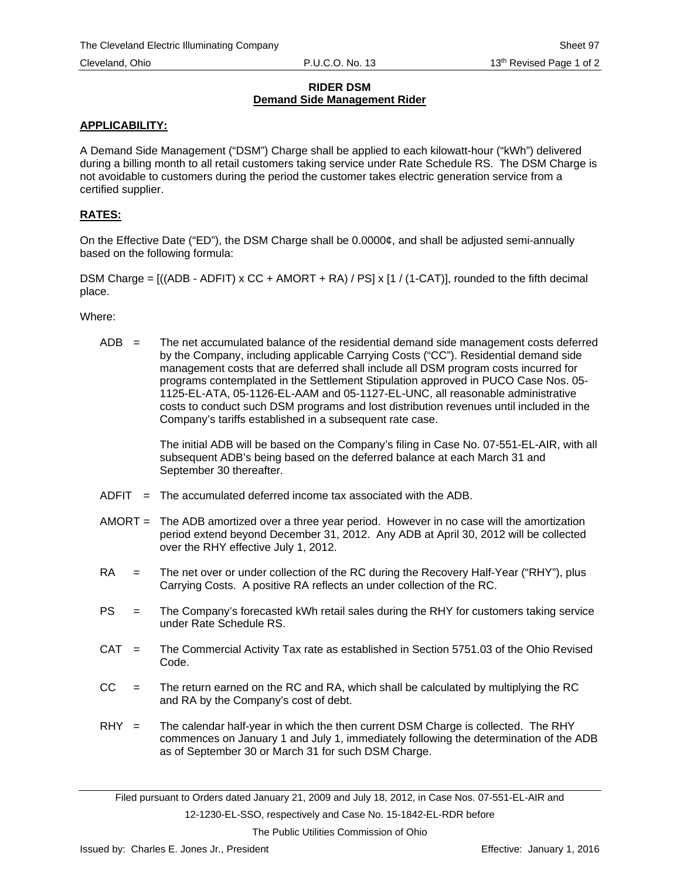## RIDER DSM
## Demand Side Management Rider

**APPLICABILITY:**

A Demand Side Management ("DSM") Charge shall be applied to each kilowatt-hour ("kWh") delivered during a billing month to all retail customers taking service under Rate Schedule RS. The DSM Charge is not avoidable to customers during the period the customer takes electric generation service from a certified supplier.

**RATES:**

On the Effective Date ("ED"), the DSM Charge shall be 0.0000¢, and shall be adjusted semi-annually based on the following formula:

DSM Charge = [((ADB - ADFIT) x CC + AMORT + RA) / PS] x [1 / (1-CAT)], rounded to the fifth decimal place.

Where:

ADB = The net accumulated balance of the residential demand side management costs deferred by the Company, including applicable Carrying Costs ("CC"). Residential demand side management costs that are deferred shall include all DSM program costs incurred for programs contemplated in the Settlement Stipulation approved in PUCO Case Nos. 05-1125-EL-ATA, 05-1126-EL-AAM and 05-1127-EL-UNC, all reasonable administrative costs to conduct such DSM programs and lost distribution revenues until included in the Company's tariffs established in a subsequent rate case.

The initial ADB will be based on the Company's filing in Case No. 07-551-EL-AIR, with all subsequent ADB's being based on the deferred balance at each March 31 and September 30 thereafter.

ADFIT = The accumulated deferred income tax associated with the ADB.

AMORT = The ADB amortized over a three year period. However in no case will the amortization period extend beyond December 31, 2012. Any ADB at April 30, 2012 will be collected over the RHY effective July 1, 2012.

RA = The net over or under collection of the RC during the Recovery Half-Year ("RHY"), plus Carrying Costs. A positive RA reflects an under collection of the RC.

PS = The Company's forecasted kWh retail sales during the RHY for customers taking service under Rate Schedule RS.

CAT = The Commercial Activity Tax rate as established in Section 5751.03 of the Ohio Revised Code.

CC = The return earned on the RC and RA, which shall be calculated by multiplying the RC and RA by the Company's cost of debt.

RHY = The calendar half-year in which the then current DSM Charge is collected. The RHY commences on January 1 and July 1, immediately following the determination of the ADB as of September 30 or March 31 for such DSM Charge.

Filed pursuant to Orders dated January 21, 2009 and July 18, 2012, in Case Nos. 07-551-EL-AIR and 12-1230-EL-SSO, respectively and Case No. 15-1842-EL-RDR before The Public Utilities Commission of Ohio

Issued by: Charles E. Jones Jr., President Effective: January 1, 2016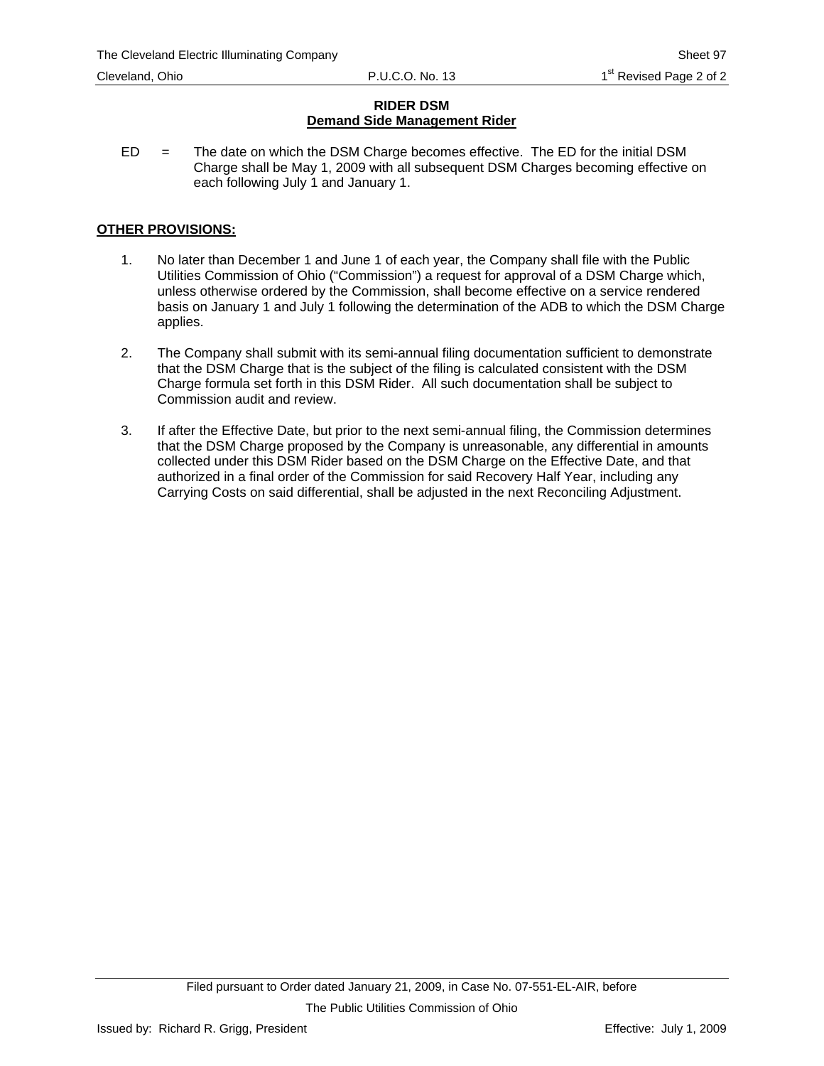## RIDER DSM
## Demand Side Management Rider

ED = The date on which the DSM Charge becomes effective. The ED for the initial DSM Charge shall be May 1, 2009 with all subsequent DSM Charges becoming effective on each following July 1 and January 1.

**OTHER PROVISIONS:**

1. No later than December 1 and June 1 of each year, the Company shall file with the Public Utilities Commission of Ohio ("Commission") a request for approval of a DSM Charge which, unless otherwise ordered by the Commission, shall become effective on a service rendered basis on January 1 and July 1 following the determination of the ADB to which the DSM Charge applies.

2. The Company shall submit with its semi-annual filing documentation sufficient to demonstrate that the DSM Charge that is the subject of the filing is calculated consistent with the DSM Charge formula set forth in this DSM Rider. All such documentation shall be subject to Commission audit and review.

3. If after the Effective Date, but prior to the next semi-annual filing, the Commission determines that the DSM Charge proposed by the Company is unreasonable, any differential in amounts collected under this DSM Rider based on the DSM Charge on the Effective Date, and that authorized in a final order of the Commission for said Recovery Half Year, including any Carrying Costs on said differential, shall be adjusted in the next Reconciling Adjustment.

Filed pursuant to Order dated January 21, 2009, in Case No. 07-551-EL-AIR, before The Public Utilities Commission of Ohio

Issued by: Richard R. Grigg, President

Effective: July 1, 2009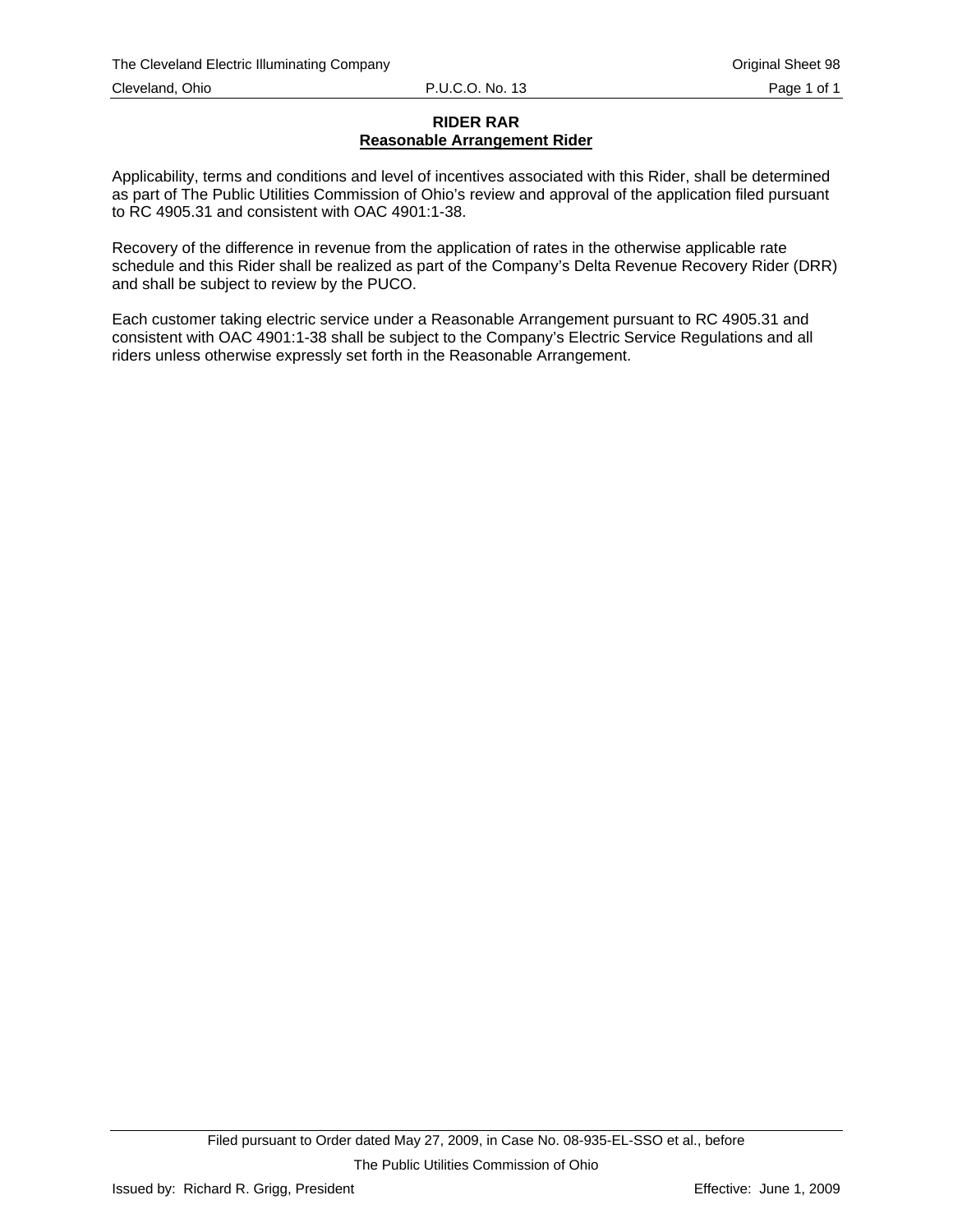**RIDER RAR**
**Reasonable Arrangement Rider**

Applicability, terms and conditions and level of incentives associated with this Rider, shall be determined as part of The Public Utilities Commission of Ohio's review and approval of the application filed pursuant to RC 4905.31 and consistent with OAC 4901:1-38.

Recovery of the difference in revenue from the application of rates in the otherwise applicable rate schedule and this Rider shall be realized as part of the Company's Delta Revenue Recovery Rider (DRR) and shall be subject to review by the PUCO.

Each customer taking electric service under a Reasonable Arrangement pursuant to RC 4905.31 and consistent with OAC 4901:1-38 shall be subject to the Company's Electric Service Regulations and all riders unless otherwise expressly set forth in the Reasonable Arrangement.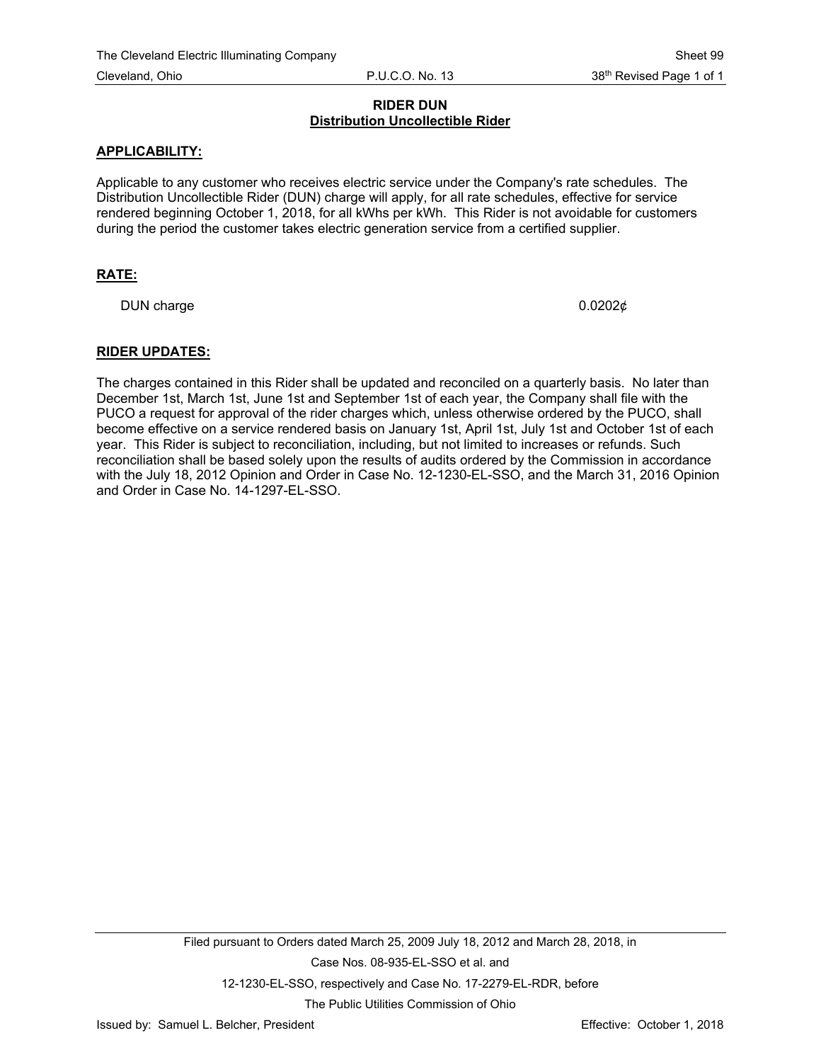## RIDER DUN
### Distribution Uncollectible Rider

**APPLICABILITY:**

Applicable to any customer who receives electric service under the Company's rate schedules. The Distribution Uncollectible Rider (DUN) charge will apply, for all rate schedules, effective for service rendered beginning October 1, 2018, for all kWhs per kWh. This Rider is not avoidable for customers during the period the customer takes electric generation service from a certified supplier.

**RATE:**

| | |
|---|---|
| DUN charge | 0.0202¢ |

**RIDER UPDATES:**

The charges contained in this Rider shall be updated and reconciled on a quarterly basis. No later than December 1st, March 1st, June 1st and September 1st of each year, the Company shall file with the PUCO a request for approval of the rider charges which, unless otherwise ordered by the PUCO, shall become effective on a service rendered basis on January 1st, April 1st, July 1st and October 1st of each year. This Rider is subject to reconciliation, including, but not limited to increases or refunds. Such reconciliation shall be based solely upon the results of audits ordered by the Commission in accordance with the July 18, 2012 Opinion and Order in Case No. 12-1230-EL-SSO, and the March 31, 2016 Opinion and Order in Case No. 14-1297-EL-SSO.

Filed pursuant to Orders dated March 25, 2009 July 18, 2012 and March 28, 2018, in Case Nos. 08-935-EL-SSO et al. and 12-1230-EL-SSO, respectively and Case No. 17-2279-EL-RDR, before The Public Utilities Commission of Ohio

Issued by: Samuel L. Belcher, President

Effective: October 1, 2018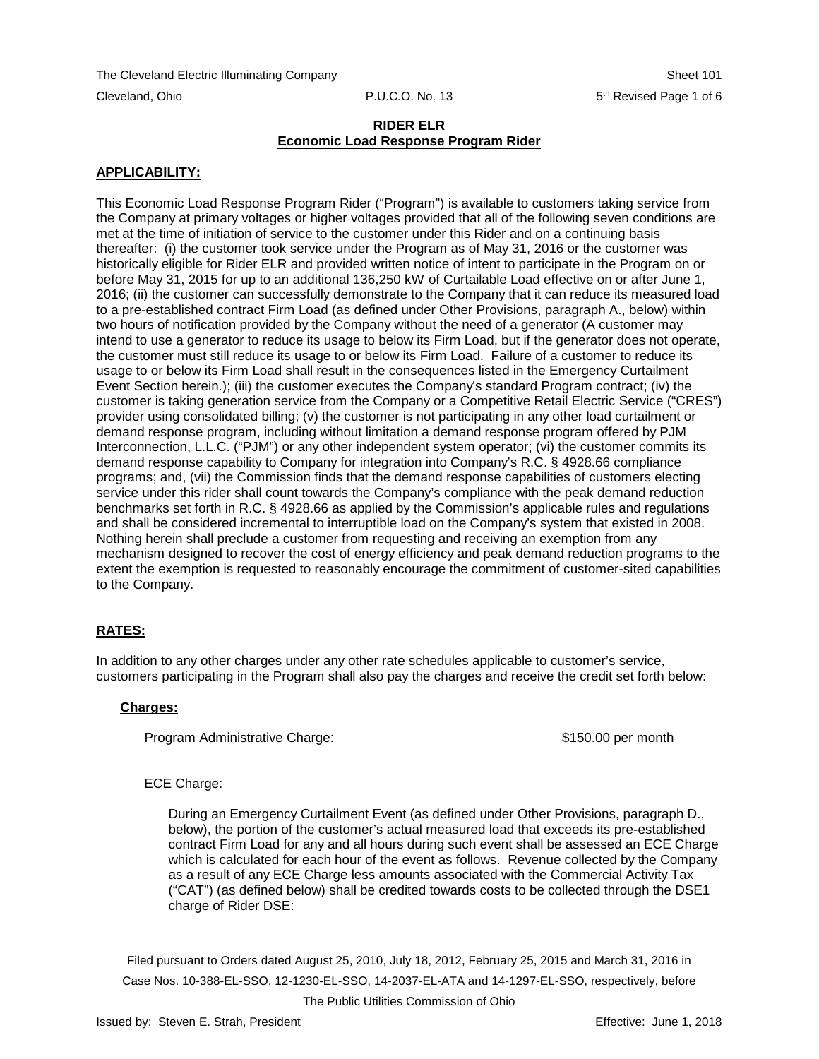**RIDER ELR**
**Economic Load Response Program Rider**

**APPLICABILITY:**

This Economic Load Response Program Rider ("Program") is available to customers taking service from the Company at primary voltages or higher voltages provided that all of the following seven conditions are met at the time of initiation of service to the customer under this Rider and on a continuing basis thereafter: (i) the customer took service under the Program as of May 31, 2016 or the customer was historically eligible for Rider ELR and provided written notice of intent to participate in the Program on or before May 31, 2015 for up to an additional 136,250 kW of Curtailable Load effective on or after June 1, 2016; (ii) the customer can successfully demonstrate to the Company that it can reduce its measured load to a pre-established contract Firm Load (as defined under Other Provisions, paragraph A., below) within two hours of notification provided by the Company without the need of a generator (A customer may intend to use a generator to reduce its usage to below its Firm Load, but if the generator does not operate, the customer must still reduce its usage to or below its Firm Load. Failure of a customer to reduce its usage to or below its Firm Load shall result in the consequences listed in the Emergency Curtailment Event Section herein.); (iii) the customer executes the Company's standard Program contract; (iv) the customer is taking generation service from the Company or a Competitive Retail Electric Service ("CRES") provider using consolidated billing; (v) the customer is not participating in any other load curtailment or demand response program, including without limitation a demand response program offered by PJM Interconnection, L.L.C. ("PJM") or any other independent system operator; (vi) the customer commits its demand response capability to Company for integration into Company's R.C. § 4928.66 compliance programs; and, (vii) the Commission finds that the demand response capabilities of customers electing service under this rider shall count towards the Company's compliance with the peak demand reduction benchmarks set forth in R.C. § 4928.66 as applied by the Commission's applicable rules and regulations and shall be considered incremental to interruptible load on the Company's system that existed in 2008. Nothing herein shall preclude a customer from requesting and receiving an exemption from any mechanism designed to recover the cost of energy efficiency and peak demand reduction programs to the extent the exemption is requested to reasonably encourage the commitment of customer-sited capabilities to the Company.

**RATES:**

In addition to any other charges under any other rate schedules applicable to customer's service, customers participating in the Program shall also pay the charges and receive the credit set forth below:

**Charges:**

Program Administrative Charge: $150.00 per month

ECE Charge:

During an Emergency Curtailment Event (as defined under Other Provisions, paragraph D., below), the portion of the customer's actual measured load that exceeds its pre-established contract Firm Load for any and all hours during such event shall be assessed an ECE Charge which is calculated for each hour of the event as follows. Revenue collected by the Company as a result of any ECE Charge less amounts associated with the Commercial Activity Tax ("CAT") (as defined below) shall be credited towards costs to be collected through the DSE1 charge of Rider DSE:

Filed pursuant to Orders dated August 25, 2010, July 18, 2012, February 25, 2015 and March 31, 2016 in Case Nos. 10-388-EL-SSO, 12-1230-EL-SSO, 14-2037-EL-ATA and 14-1297-EL-SSO, respectively, before The Public Utilities Commission of Ohio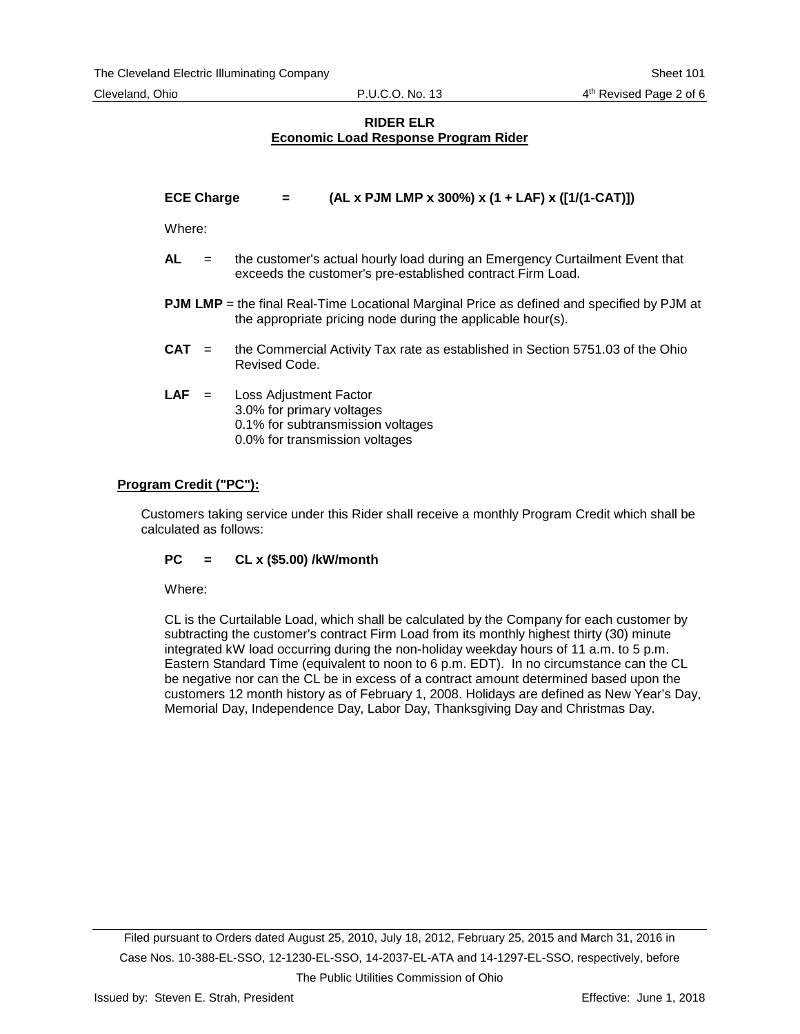## RIDER ELR
## Economic Load Response Program Rider

**ECE Charge = (AL x PJM LMP x 300%) x (1 + LAF) x ([1/(1-CAT)])**

Where:

**AL** = the customer's actual hourly load during an Emergency Curtailment Event that exceeds the customer's pre-established contract Firm Load.

**PJM LMP** = the final Real-Time Locational Marginal Price as defined and specified by PJM at the appropriate pricing node during the applicable hour(s).

**CAT** = the Commercial Activity Tax rate as established in Section 5751.03 of the Ohio Revised Code.

**LAF** = Loss Adjustment Factor
3.0% for primary voltages
0.1% for subtransmission voltages
0.0% for transmission voltages

**Program Credit ("PC"):**

Customers taking service under this Rider shall receive a monthly Program Credit which shall be calculated as follows:

**PC = CL x ($5.00) /kW/month**

Where:

CL is the Curtailable Load, which shall be calculated by the Company for each customer by subtracting the customer's contract Firm Load from its monthly highest thirty (30) minute integrated kW load occurring during the non-holiday weekday hours of 11 a.m. to 5 p.m. Eastern Standard Time (equivalent to noon to 6 p.m. EDT). In no circumstance can the CL be negative nor can the CL be in excess of a contract amount determined based upon the customers 12 month history as of February 1, 2008. Holidays are defined as New Year's Day, Memorial Day, Independence Day, Labor Day, Thanksgiving Day and Christmas Day.

Filed pursuant to Orders dated August 25, 2010, July 18, 2012, February 25, 2015 and March 31, 2016 in Case Nos. 10-388-EL-SSO, 12-1230-EL-SSO, 14-2037-EL-ATA and 14-1297-EL-SSO, respectively, before The Public Utilities Commission of Ohio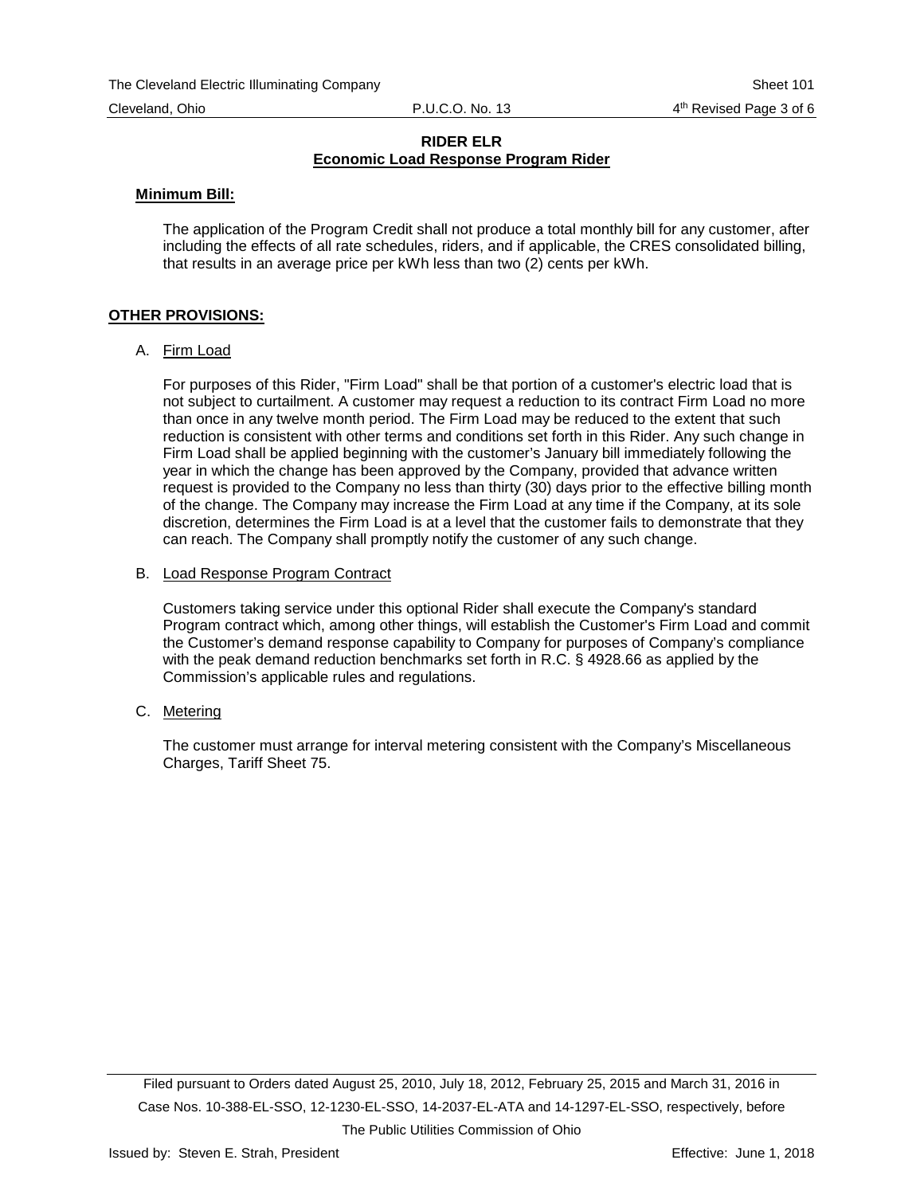**RIDER ELR**
**Economic Load Response Program Rider**

**Minimum Bill:**

The application of the Program Credit shall not produce a total monthly bill for any customer, after including the effects of all rate schedules, riders, and if applicable, the CRES consolidated billing, that results in an average price per kWh less than two (2) cents per kWh.

**OTHER PROVISIONS:**

A. Firm Load

For purposes of this Rider, "Firm Load" shall be that portion of a customer's electric load that is not subject to curtailment. A customer may request a reduction to its contract Firm Load no more than once in any twelve month period. The Firm Load may be reduced to the extent that such reduction is consistent with other terms and conditions set forth in this Rider. Any such change in Firm Load shall be applied beginning with the customer's January bill immediately following the year in which the change has been approved by the Company, provided that advance written request is provided to the Company no less than thirty (30) days prior to the effective billing month of the change. The Company may increase the Firm Load at any time if the Company, at its sole discretion, determines the Firm Load is at a level that the customer fails to demonstrate that they can reach. The Company shall promptly notify the customer of any such change.

B. Load Response Program Contract

Customers taking service under this optional Rider shall execute the Company's standard Program contract which, among other things, will establish the Customer's Firm Load and commit the Customer's demand response capability to Company for purposes of Company's compliance with the peak demand reduction benchmarks set forth in R.C. § 4928.66 as applied by the Commission's applicable rules and regulations.

C. Metering

The customer must arrange for interval metering consistent with the Company's Miscellaneous Charges, Tariff Sheet 75.

Filed pursuant to Orders dated August 25, 2010, July 18, 2012, February 25, 2015 and March 31, 2016 in Case Nos. 10-388-EL-SSO, 12-1230-EL-SSO, 14-2037-EL-ATA and 14-1297-EL-SSO, respectively, before The Public Utilities Commission of Ohio

Issued by: Steven E. Strah, President

Effective: June 1, 2018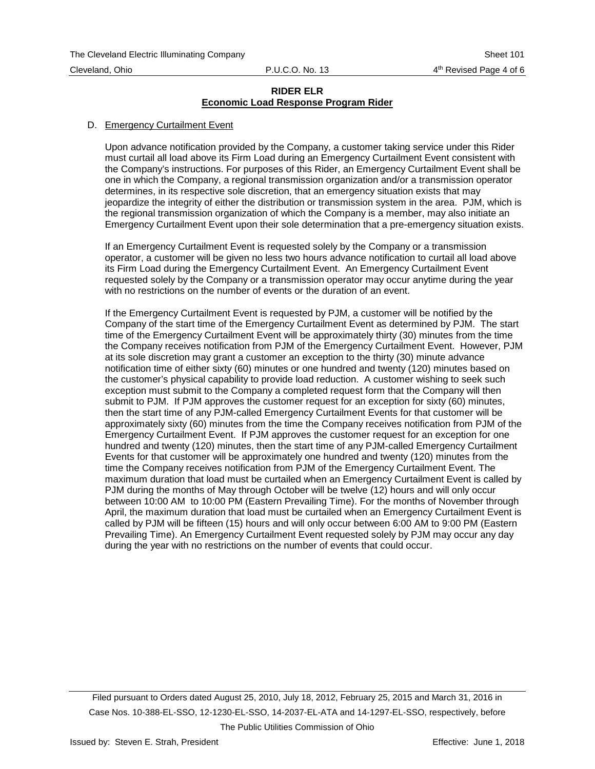**RIDER ELR**
**Economic Load Response Program Rider**

D. Emergency Curtailment Event

Upon advance notification provided by the Company, a customer taking service under this Rider must curtail all load above its Firm Load during an Emergency Curtailment Event consistent with the Company's instructions. For purposes of this Rider, an Emergency Curtailment Event shall be one in which the Company, a regional transmission organization and/or a transmission operator determines, in its respective sole discretion, that an emergency situation exists that may jeopardize the integrity of either the distribution or transmission system in the area. PJM, which is the regional transmission organization of which the Company is a member, may also initiate an Emergency Curtailment Event upon their sole determination that a pre-emergency situation exists.

If an Emergency Curtailment Event is requested solely by the Company or a transmission operator, a customer will be given no less two hours advance notification to curtail all load above its Firm Load during the Emergency Curtailment Event. An Emergency Curtailment Event requested solely by the Company or a transmission operator may occur anytime during the year with no restrictions on the number of events or the duration of an event.

If the Emergency Curtailment Event is requested by PJM, a customer will be notified by the Company of the start time of the Emergency Curtailment Event as determined by PJM. The start time of the Emergency Curtailment Event will be approximately thirty (30) minutes from the time the Company receives notification from PJM of the Emergency Curtailment Event. However, PJM at its sole discretion may grant a customer an exception to the thirty (30) minute advance notification time of either sixty (60) minutes or one hundred and twenty (120) minutes based on the customer's physical capability to provide load reduction. A customer wishing to seek such exception must submit to the Company a completed request form that the Company will then submit to PJM. If PJM approves the customer request for an exception for sixty (60) minutes, then the start time of any PJM-called Emergency Curtailment Events for that customer will be approximately sixty (60) minutes from the time the Company receives notification from PJM of the Emergency Curtailment Event. If PJM approves the customer request for an exception for one hundred and twenty (120) minutes, then the start time of any PJM-called Emergency Curtailment Events for that customer will be approximately one hundred and twenty (120) minutes from the time the Company receives notification from PJM of the Emergency Curtailment Event. The maximum duration that load must be curtailed when an Emergency Curtailment Event is called by PJM during the months of May through October will be twelve (12) hours and will only occur between 10:00 AM to 10:00 PM (Eastern Prevailing Time). For the months of November through April, the maximum duration that load must be curtailed when an Emergency Curtailment Event is called by PJM will be fifteen (15) hours and will only occur between 6:00 AM to 9:00 PM (Eastern Prevailing Time). An Emergency Curtailment Event requested solely by PJM may occur any day during the year with no restrictions on the number of events that could occur.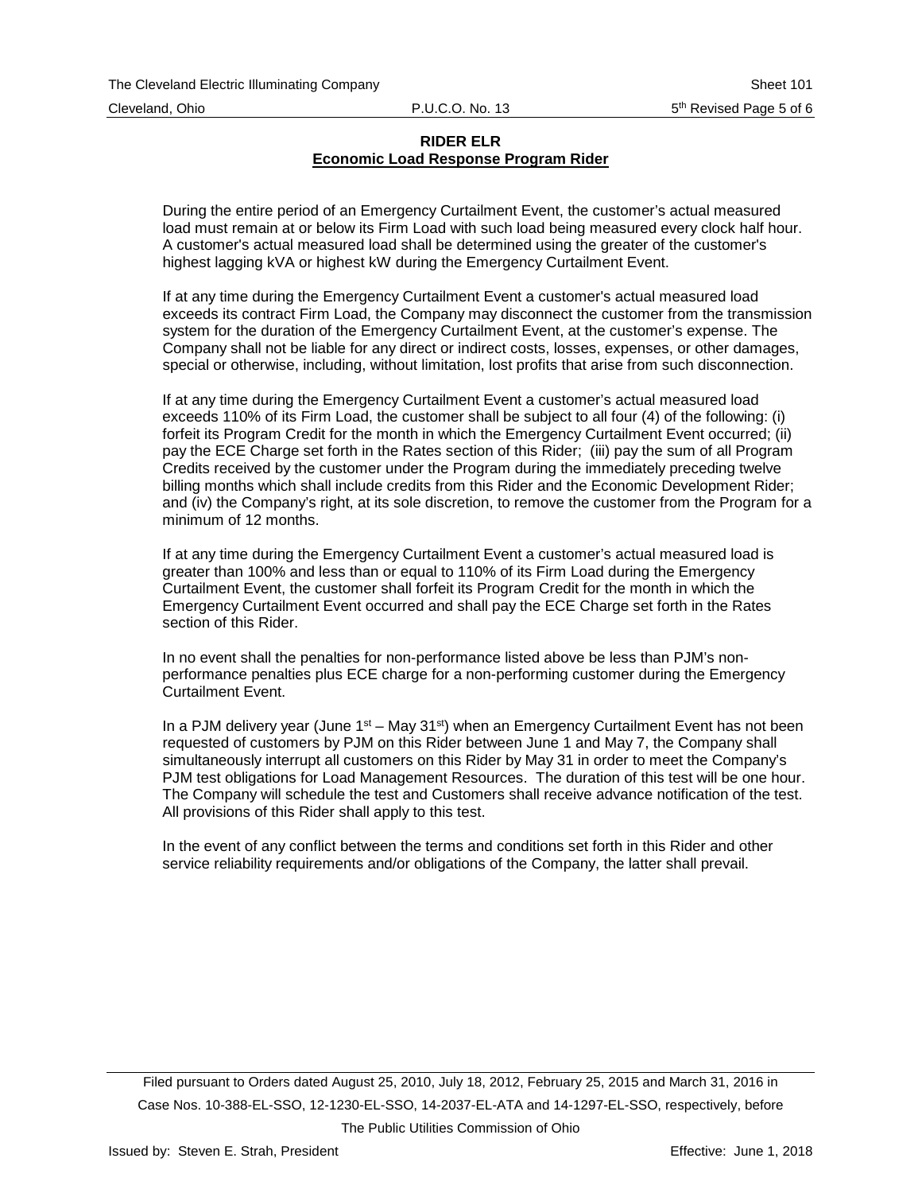**RIDER ELR**
**Economic Load Response Program Rider**

During the entire period of an Emergency Curtailment Event, the customer's actual measured load must remain at or below its Firm Load with such load being measured every clock half hour. A customer's actual measured load shall be determined using the greater of the customer's highest lagging kVA or highest kW during the Emergency Curtailment Event.

If at any time during the Emergency Curtailment Event a customer's actual measured load exceeds its contract Firm Load, the Company may disconnect the customer from the transmission system for the duration of the Emergency Curtailment Event, at the customer's expense. The Company shall not be liable for any direct or indirect costs, losses, expenses, or other damages, special or otherwise, including, without limitation, lost profits that arise from such disconnection.

If at any time during the Emergency Curtailment Event a customer's actual measured load exceeds 110% of its Firm Load, the customer shall be subject to all four (4) of the following: (i) forfeit its Program Credit for the month in which the Emergency Curtailment Event occurred; (ii) pay the ECE Charge set forth in the Rates section of this Rider; (iii) pay the sum of all Program Credits received by the customer under the Program during the immediately preceding twelve billing months which shall include credits from this Rider and the Economic Development Rider; and (iv) the Company's right, at its sole discretion, to remove the customer from the Program for a minimum of 12 months.

If at any time during the Emergency Curtailment Event a customer's actual measured load is greater than 100% and less than or equal to 110% of its Firm Load during the Emergency Curtailment Event, the customer shall forfeit its Program Credit for the month in which the Emergency Curtailment Event occurred and shall pay the ECE Charge set forth in the Rates section of this Rider.

In no event shall the penalties for non-performance listed above be less than PJM's non-performance penalties plus ECE charge for a non-performing customer during the Emergency Curtailment Event.

In a PJM delivery year (June 1st – May 31st) when an Emergency Curtailment Event has not been requested of customers by PJM on this Rider between June 1 and May 7, the Company shall simultaneously interrupt all customers on this Rider by May 31 in order to meet the Company's PJM test obligations for Load Management Resources. The duration of this test will be one hour. The Company will schedule the test and Customers shall receive advance notification of the test. All provisions of this Rider shall apply to this test.

In the event of any conflict between the terms and conditions set forth in this Rider and other service reliability requirements and/or obligations of the Company, the latter shall prevail.

Filed pursuant to Orders dated August 25, 2010, July 18, 2012, February 25, 2015 and March 31, 2016 in Case Nos. 10-388-EL-SSO, 12-1230-EL-SSO, 14-2037-EL-ATA and 14-1297-EL-SSO, respectively, before The Public Utilities Commission of Ohio

Issued by: Steven E. Strah, President — Effective: June 1, 2018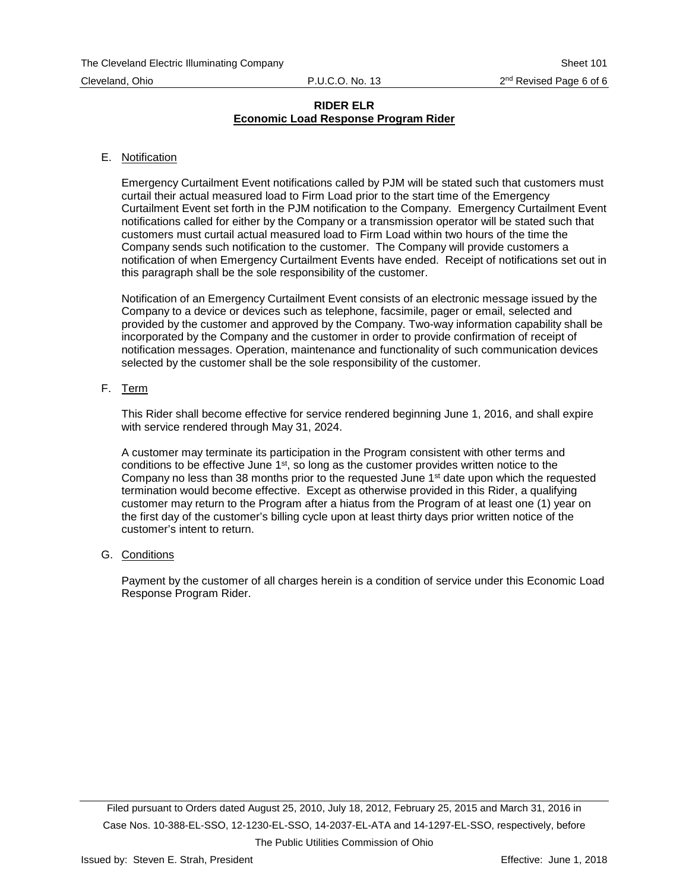## RIDER ELR
## Economic Load Response Program Rider

E. Notification

Emergency Curtailment Event notifications called by PJM will be stated such that customers must curtail their actual measured load to Firm Load prior to the start time of the Emergency Curtailment Event set forth in the PJM notification to the Company. Emergency Curtailment Event notifications called for either by the Company or a transmission operator will be stated such that customers must curtail actual measured load to Firm Load within two hours of the time the Company sends such notification to the customer. The Company will provide customers a notification of when Emergency Curtailment Events have ended. Receipt of notifications set out in this paragraph shall be the sole responsibility of the customer.

Notification of an Emergency Curtailment Event consists of an electronic message issued by the Company to a device or devices such as telephone, facsimile, pager or email, selected and provided by the customer and approved by the Company. Two-way information capability shall be incorporated by the Company and the customer in order to provide confirmation of receipt of notification messages. Operation, maintenance and functionality of such communication devices selected by the customer shall be the sole responsibility of the customer.

F. Term

This Rider shall become effective for service rendered beginning June 1, 2016, and shall expire with service rendered through May 31, 2024.

A customer may terminate its participation in the Program consistent with other terms and conditions to be effective June 1st, so long as the customer provides written notice to the Company no less than 38 months prior to the requested June 1st date upon which the requested termination would become effective. Except as otherwise provided in this Rider, a qualifying customer may return to the Program after a hiatus from the Program of at least one (1) year on the first day of the customer's billing cycle upon at least thirty days prior written notice of the customer's intent to return.

G. Conditions

Payment by the customer of all charges herein is a condition of service under this Economic Load Response Program Rider.

Filed pursuant to Orders dated August 25, 2010, July 18, 2012, February 25, 2015 and March 31, 2016 in Case Nos. 10-388-EL-SSO, 12-1230-EL-SSO, 14-2037-EL-ATA and 14-1297-EL-SSO, respectively, before The Public Utilities Commission of Ohio

Issued by: Steven E. Strah, President

Effective: June 1, 2018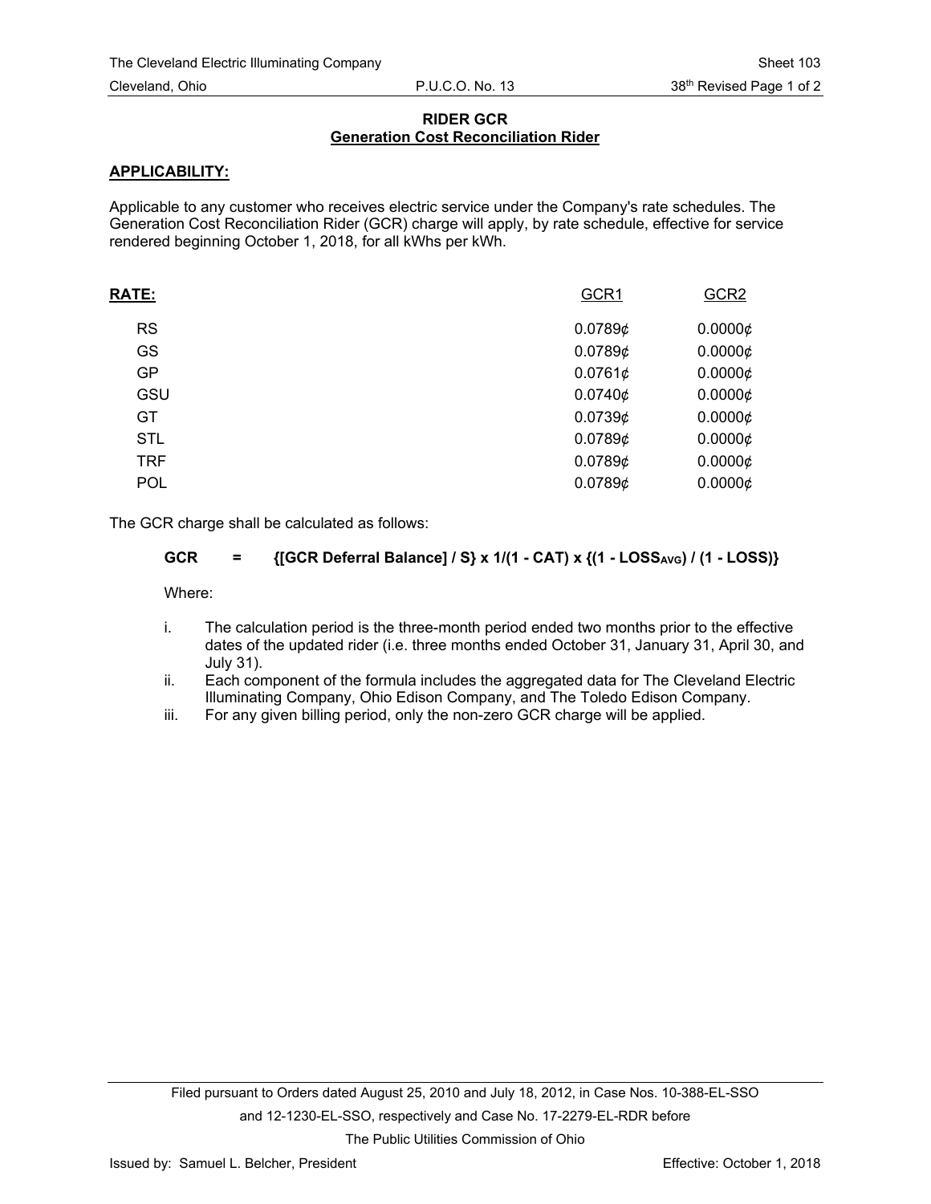# RIDER GCR
## Generation Cost Reconciliation Rider

**APPLICABILITY:**

Applicable to any customer who receives electric service under the Company's rate schedules. The Generation Cost Reconciliation Rider (GCR) charge will apply, by rate schedule, effective for service rendered beginning October 1, 2018, for all kWhs per kWh.

**RATE:**

| | GCR1 | GCR2 |
|---|---|---|
| RS | 0.0789¢ | 0.0000¢ |
| GS | 0.0789¢ | 0.0000¢ |
| GP | 0.0761¢ | 0.0000¢ |
| GSU | 0.0740¢ | 0.0000¢ |
| GT | 0.0739¢ | 0.0000¢ |
| STL | 0.0789¢ | 0.0000¢ |
| TRF | 0.0789¢ | 0.0000¢ |
| POL | 0.0789¢ | 0.0000¢ |

The GCR charge shall be calculated as follows:

$$\textbf{GCR} = \{[\text{GCR Deferral Balance}] / S\} \times 1/(1 - CAT) \times \{(1 - LOSS_{AVG}) / (1 - LOSS)\}$$

Where:

i. The calculation period is the three-month period ended two months prior to the effective dates of the updated rider (i.e. three months ended October 31, January 31, April 30, and July 31).

ii. Each component of the formula includes the aggregated data for The Cleveland Electric Illuminating Company, Ohio Edison Company, and The Toledo Edison Company.

iii. For any given billing period, only the non-zero GCR charge will be applied.

Filed pursuant to Orders dated August 25, 2010 and July 18, 2012, in Case Nos. 10-388-EL-SSO and 12-1230-EL-SSO, respectively and Case No. 17-2279-EL-RDR before The Public Utilities Commission of Ohio

Issued by: Samuel L. Belcher, President — Effective: October 1, 2018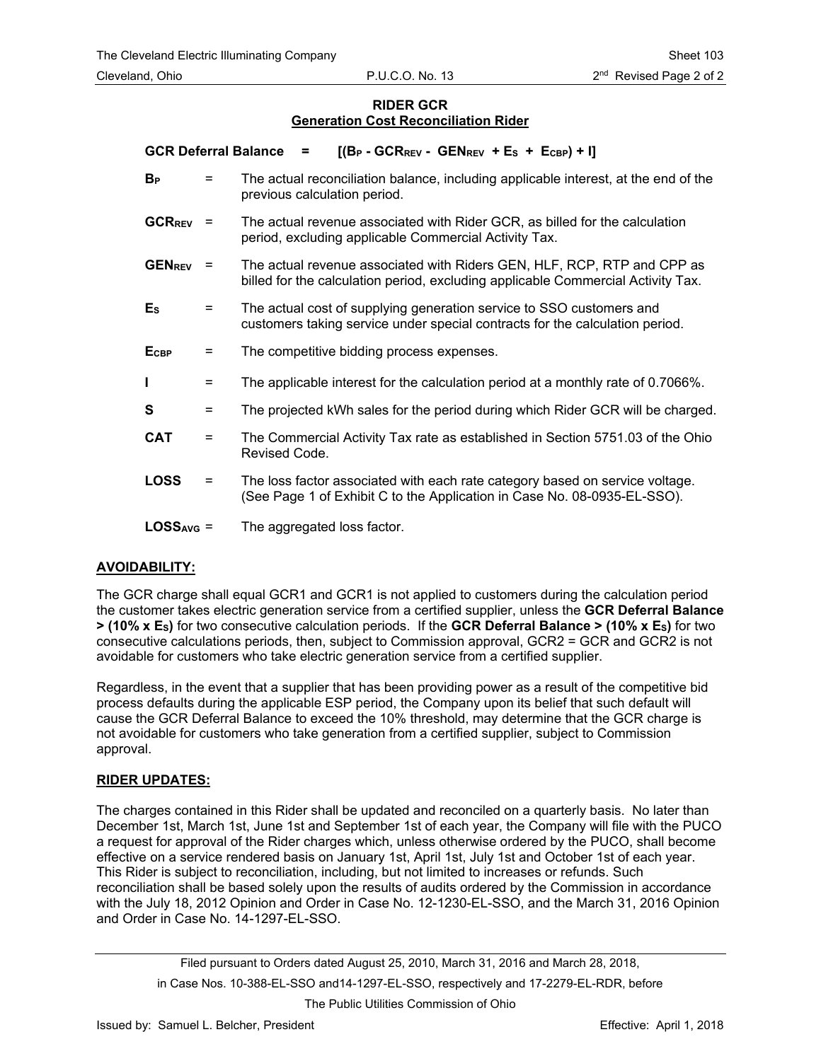## RIDER GCR
## Generation Cost Reconciliation Rider

**GCR Deferral Balance** = $[(B_P - GCR_{REV} - GEN_{REV} + E_S + E_{CBP}) + I]$

| | | |
|---|---|---|
| $B_P$ | = | The actual reconciliation balance, including applicable interest, at the end of the previous calculation period. |
| $GCR_{REV}$ | = | The actual revenue associated with Rider GCR, as billed for the calculation period, excluding applicable Commercial Activity Tax. |
| $GEN_{REV}$ | = | The actual revenue associated with Riders GEN, HLF, RCP, RTP and CPP as billed for the calculation period, excluding applicable Commercial Activity Tax. |
| $E_S$ | = | The actual cost of supplying generation service to SSO customers and customers taking service under special contracts for the calculation period. |
| $E_{CBP}$ | = | The competitive bidding process expenses. |
| **I** | = | The applicable interest for the calculation period at a monthly rate of 0.7066%. |
| **S** | = | The projected kWh sales for the period during which Rider GCR will be charged. |
| **CAT** | = | The Commercial Activity Tax rate as established in Section 5751.03 of the Ohio Revised Code. |
| **LOSS** | = | The loss factor associated with each rate category based on service voltage. (See Page 1 of Exhibit C to the Application in Case No. 08-0935-EL-SSO). |
| $LOSS_{AVG}$ | = | The aggregated loss factor. |

### AVOIDABILITY:

The GCR charge shall equal GCR1 and GCR1 is not applied to customers during the calculation period the customer takes electric generation service from a certified supplier, unless the **GCR Deferral Balance > (10% x** $E_S$**)** for two consecutive calculation periods. If the **GCR Deferral Balance > (10% x** $E_S$**)** for two consecutive calculations periods, then, subject to Commission approval, GCR2 = GCR and GCR2 is not avoidable for customers who take electric generation service from a certified supplier.

Regardless, in the event that a supplier that has been providing power as a result of the competitive bid process defaults during the applicable ESP period, the Company upon its belief that such default will cause the GCR Deferral Balance to exceed the 10% threshold, may determine that the GCR charge is not avoidable for customers who take generation from a certified supplier, subject to Commission approval.

### RIDER UPDATES:

The charges contained in this Rider shall be updated and reconciled on a quarterly basis. No later than December 1st, March 1st, June 1st and September 1st of each year, the Company will file with the PUCO a request for approval of the Rider charges which, unless otherwise ordered by the PUCO, shall become effective on a service rendered basis on January 1st, April 1st, July 1st and October 1st of each year. This Rider is subject to reconciliation, including, but not limited to increases or refunds. Such reconciliation shall be based solely upon the results of audits ordered by the Commission in accordance with the July 18, 2012 Opinion and Order in Case No. 12-1230-EL-SSO, and the March 31, 2016 Opinion and Order in Case No. 14-1297-EL-SSO.

Filed pursuant to Orders dated August 25, 2010, March 31, 2016 and March 28, 2018, in Case Nos. 10-388-EL-SSO and14-1297-EL-SSO, respectively and 17-2279-EL-RDR, before The Public Utilities Commission of Ohio

Issued by: Samuel L. Belcher, President — Effective: April 1, 2018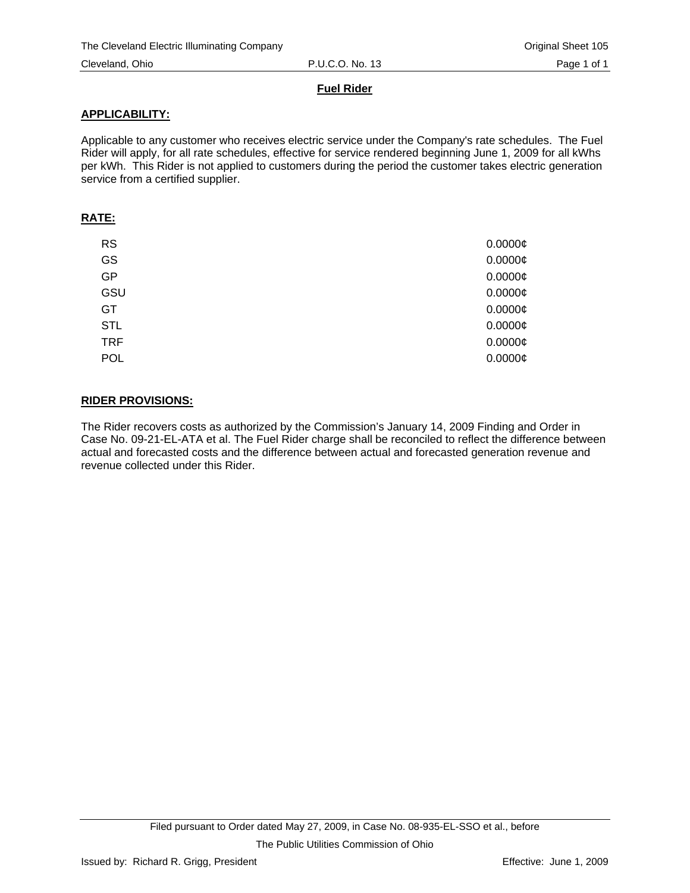## Fuel Rider

### APPLICABILITY:

Applicable to any customer who receives electric service under the Company's rate schedules. The Fuel Rider will apply, for all rate schedules, effective for service rendered beginning June 1, 2009 for all kWhs per kWh. This Rider is not applied to customers during the period the customer takes electric generation service from a certified supplier.

### RATE:

| | |
|---|---|
| RS | 0.0000¢ |
| GS | 0.0000¢ |
| GP | 0.0000¢ |
| GSU | 0.0000¢ |
| GT | 0.0000¢ |
| STL | 0.0000¢ |
| TRF | 0.0000¢ |
| POL | 0.0000¢ |

### RIDER PROVISIONS:

The Rider recovers costs as authorized by the Commission's January 14, 2009 Finding and Order in Case No. 09-21-EL-ATA et al. The Fuel Rider charge shall be reconciled to reflect the difference between actual and forecasted costs and the difference between actual and forecasted generation revenue and revenue collected under this Rider.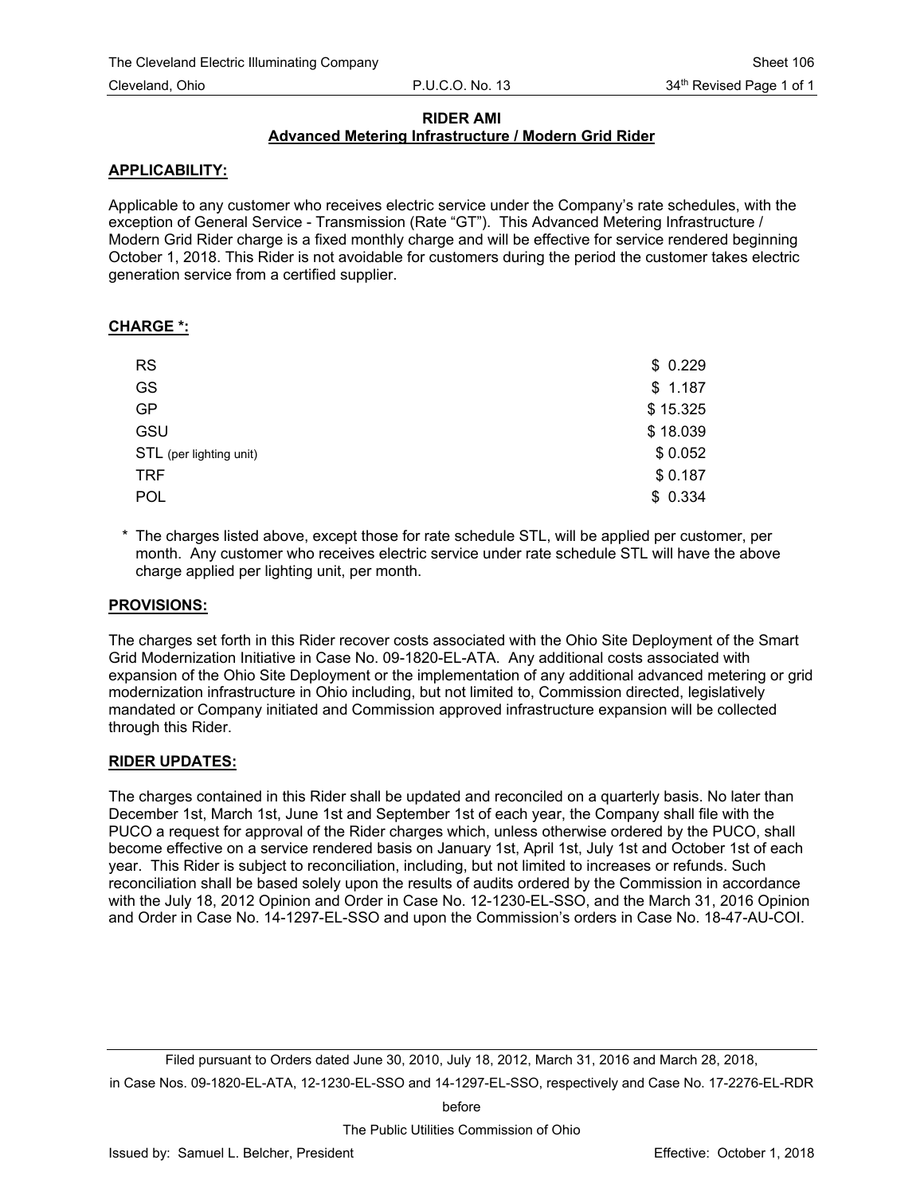# RIDER AMI

## Advanced Metering Infrastructure / Modern Grid Rider

### APPLICABILITY:

Applicable to any customer who receives electric service under the Company's rate schedules, with the exception of General Service - Transmission (Rate "GT"). This Advanced Metering Infrastructure / Modern Grid Rider charge is a fixed monthly charge and will be effective for service rendered beginning October 1, 2018. This Rider is not avoidable for customers during the period the customer takes electric generation service from a certified supplier.

### CHARGE *:

| | |
|---|---|
| RS | $ 0.229 |
| GS | $ 1.187 |
| GP | $ 15.325 |
| GSU | $ 18.039 |
| STL (per lighting unit) | $ 0.052 |
| TRF | $ 0.187 |
| POL | $ 0.334 |

* The charges listed above, except those for rate schedule STL, will be applied per customer, per month. Any customer who receives electric service under rate schedule STL will have the above charge applied per lighting unit, per month.

### PROVISIONS:

The charges set forth in this Rider recover costs associated with the Ohio Site Deployment of the Smart Grid Modernization Initiative in Case No. 09-1820-EL-ATA. Any additional costs associated with expansion of the Ohio Site Deployment or the implementation of any additional advanced metering or grid modernization infrastructure in Ohio including, but not limited to, Commission directed, legislatively mandated or Company initiated and Commission approved infrastructure expansion will be collected through this Rider.

### RIDER UPDATES:

The charges contained in this Rider shall be updated and reconciled on a quarterly basis. No later than December 1st, March 1st, June 1st and September 1st of each year, the Company shall file with the PUCO a request for approval of the Rider charges which, unless otherwise ordered by the PUCO, shall become effective on a service rendered basis on January 1st, April 1st, July 1st and October 1st of each year. This Rider is subject to reconciliation, including, but not limited to increases or refunds. Such reconciliation shall be based solely upon the results of audits ordered by the Commission in accordance with the July 18, 2012 Opinion and Order in Case No. 12-1230-EL-SSO, and the March 31, 2016 Opinion and Order in Case No. 14-1297-EL-SSO and upon the Commission's orders in Case No. 18-47-AU-COI.

Filed pursuant to Orders dated June 30, 2010, July 18, 2012, March 31, 2016 and March 28, 2018, in Case Nos. 09-1820-EL-ATA, 12-1230-EL-SSO and 14-1297-EL-SSO, respectively and Case No. 17-2276-EL-RDR before The Public Utilities Commission of Ohio

Issued by: Samuel L. Belcher, President — Effective: October 1, 2018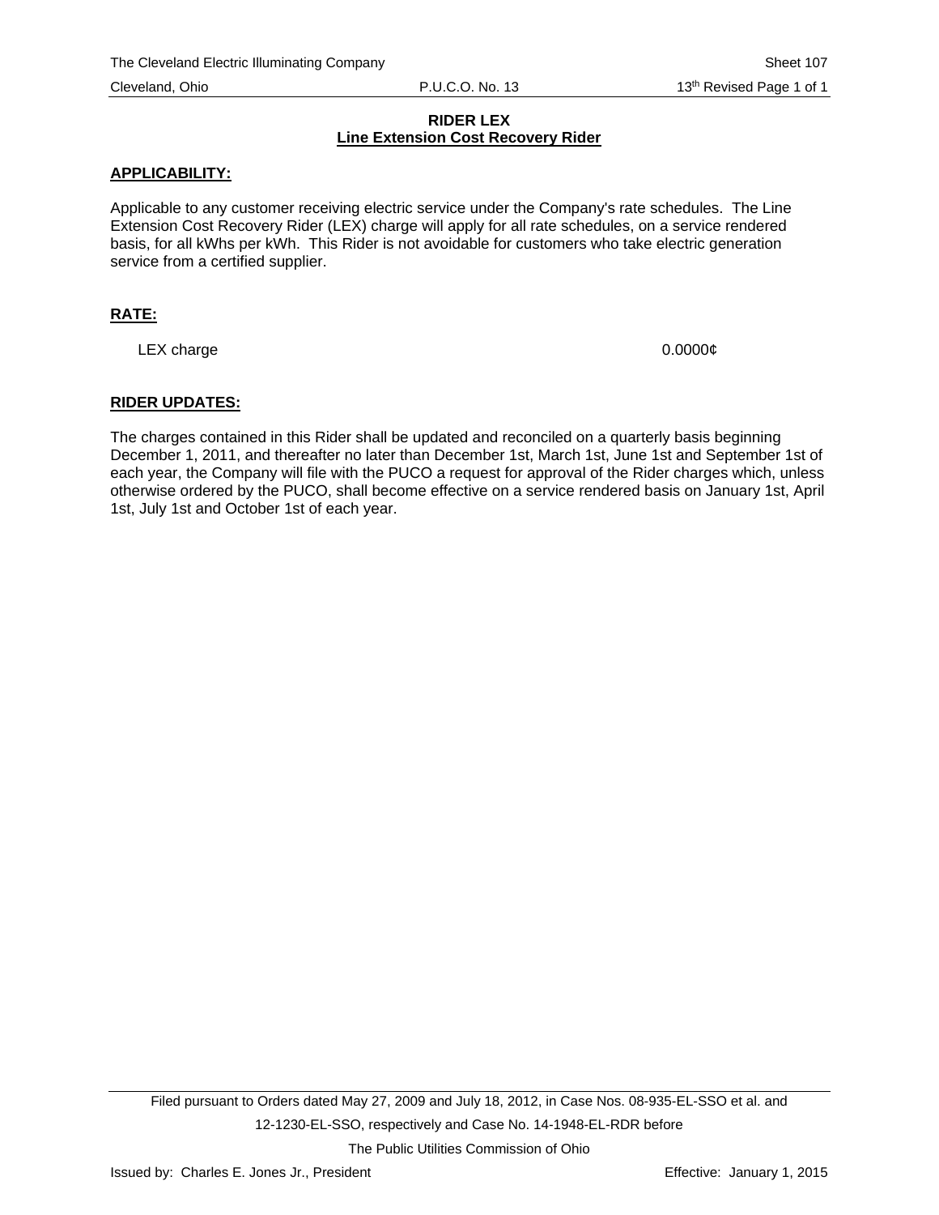**RIDER LEX**

**Line Extension Cost Recovery Rider**

**APPLICABILITY:**

Applicable to any customer receiving electric service under the Company's rate schedules. The Line Extension Cost Recovery Rider (LEX) charge will apply for all rate schedules, on a service rendered basis, for all kWhs per kWh. This Rider is not avoidable for customers who take electric generation service from a certified supplier.

**RATE:**

| | |
|---|---|
| LEX charge | 0.0000¢ |

**RIDER UPDATES:**

The charges contained in this Rider shall be updated and reconciled on a quarterly basis beginning December 1, 2011, and thereafter no later than December 1st, March 1st, June 1st and September 1st of each year, the Company will file with the PUCO a request for approval of the Rider charges which, unless otherwise ordered by the PUCO, shall become effective on a service rendered basis on January 1st, April 1st, July 1st and October 1st of each year.

Filed pursuant to Orders dated May 27, 2009 and July 18, 2012, in Case Nos. 08-935-EL-SSO et al. and 12-1230-EL-SSO, respectively and Case No. 14-1948-EL-RDR before The Public Utilities Commission of Ohio

Issued by: Charles E. Jones Jr., President

Effective: January 1, 2015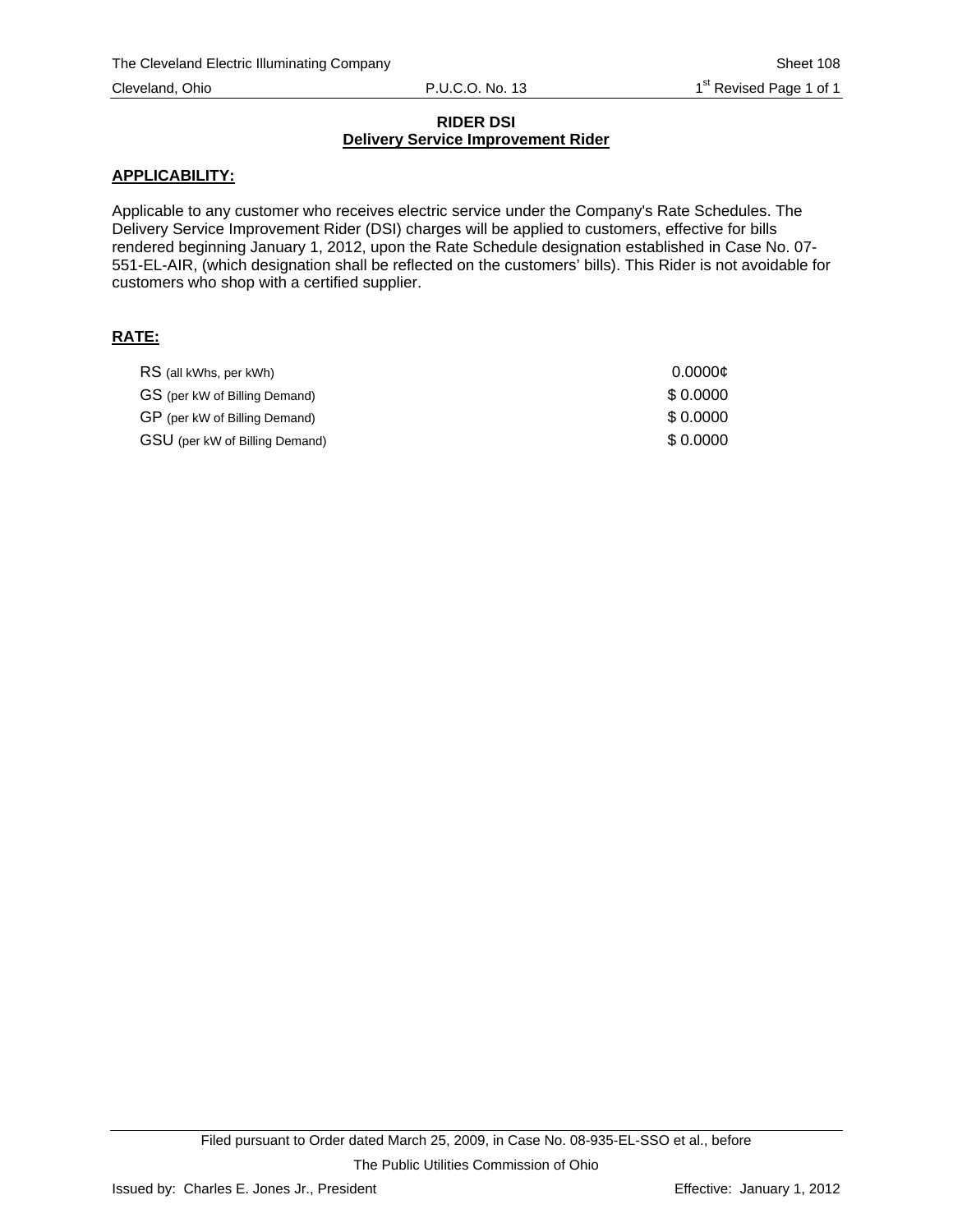**RIDER DSI**
**Delivery Service Improvement Rider**

**APPLICABILITY:**

Applicable to any customer who receives electric service under the Company's Rate Schedules. The Delivery Service Improvement Rider (DSI) charges will be applied to customers, effective for bills rendered beginning January 1, 2012, upon the Rate Schedule designation established in Case No. 07-551-EL-AIR, (which designation shall be reflected on the customers' bills). This Rider is not avoidable for customers who shop with a certified supplier.

**RATE:**

| | |
|---|---|
| RS (all kWhs, per kWh) | 0.0000¢ |
| GS (per kW of Billing Demand) | $ 0.0000 |
| GP (per kW of Billing Demand) | $ 0.0000 |
| GSU (per kW of Billing Demand) | $ 0.0000 |

Filed pursuant to Order dated March 25, 2009, in Case No. 08-935-EL-SSO et al., before The Public Utilities Commission of Ohio

Issued by: Charles E. Jones Jr., President

Effective: January 1, 2012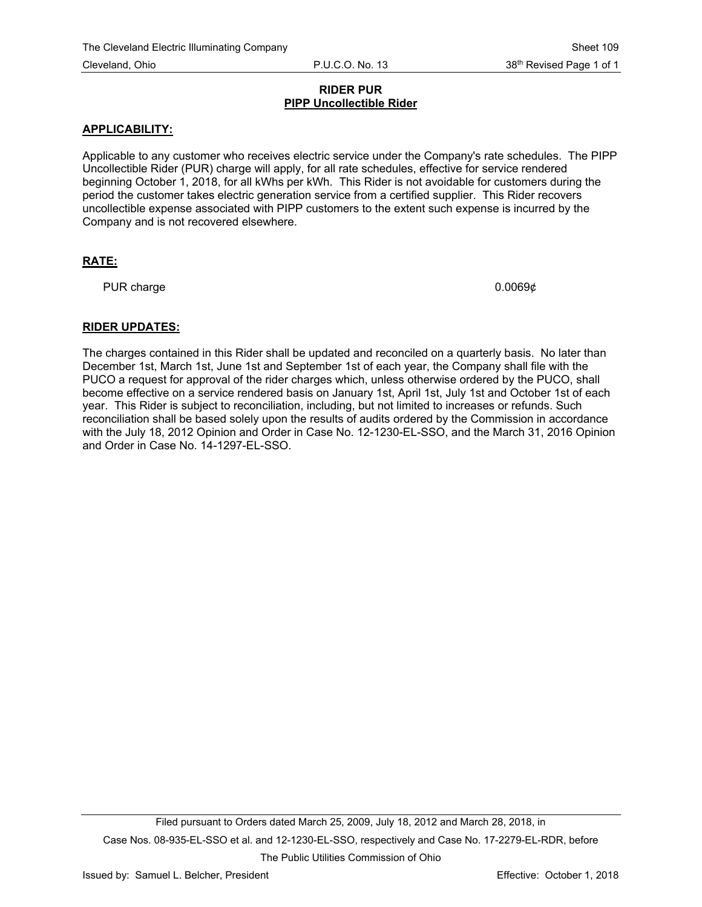**RIDER PUR**
**PIPP Uncollectible Rider**

**APPLICABILITY:**

Applicable to any customer who receives electric service under the Company's rate schedules. The PIPP Uncollectible Rider (PUR) charge will apply, for all rate schedules, effective for service rendered beginning October 1, 2018, for all kWhs per kWh. This Rider is not avoidable for customers during the period the customer takes electric generation service from a certified supplier. This Rider recovers uncollectible expense associated with PIPP customers to the extent such expense is incurred by the Company and is not recovered elsewhere.

**RATE:**

| | |
|---|---|
| PUR charge | 0.0069¢ |

**RIDER UPDATES:**

The charges contained in this Rider shall be updated and reconciled on a quarterly basis. No later than December 1st, March 1st, June 1st and September 1st of each year, the Company shall file with the PUCO a request for approval of the rider charges which, unless otherwise ordered by the PUCO, shall become effective on a service rendered basis on January 1st, April 1st, July 1st and October 1st of each year. This Rider is subject to reconciliation, including, but not limited to increases or refunds. Such reconciliation shall be based solely upon the results of audits ordered by the Commission in accordance with the July 18, 2012 Opinion and Order in Case No. 12-1230-EL-SSO, and the March 31, 2016 Opinion and Order in Case No. 14-1297-EL-SSO.

Filed pursuant to Orders dated March 25, 2009, July 18, 2012 and March 28, 2018, in Case Nos. 08-935-EL-SSO et al. and 12-1230-EL-SSO, respectively and Case No. 17-2279-EL-RDR, before The Public Utilities Commission of Ohio

Issued by: Samuel L. Belcher, President

Effective: October 1, 2018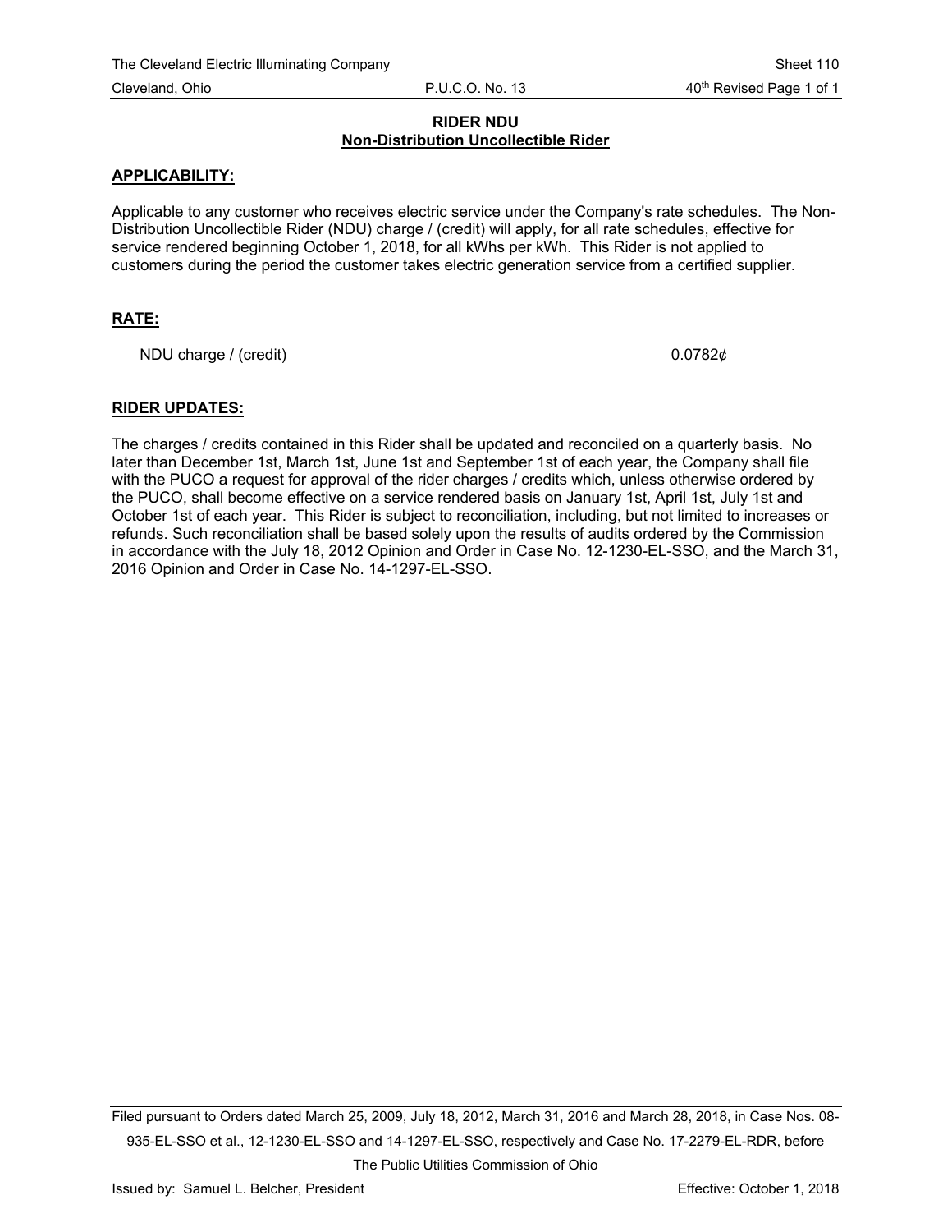**RIDER NDU**
**Non-Distribution Uncollectible Rider**

**APPLICABILITY:**

Applicable to any customer who receives electric service under the Company's rate schedules. The Non-Distribution Uncollectible Rider (NDU) charge / (credit) will apply, for all rate schedules, effective for service rendered beginning October 1, 2018, for all kWhs per kWh. This Rider is not applied to customers during the period the customer takes electric generation service from a certified supplier.

**RATE:**

| | |
|---|---|
| NDU charge / (credit) | 0.0782¢ |

**RIDER UPDATES:**

The charges / credits contained in this Rider shall be updated and reconciled on a quarterly basis. No later than December 1st, March 1st, June 1st and September 1st of each year, the Company shall file with the PUCO a request for approval of the rider charges / credits which, unless otherwise ordered by the PUCO, shall become effective on a service rendered basis on January 1st, April 1st, July 1st and October 1st of each year. This Rider is subject to reconciliation, including, but not limited to increases or refunds. Such reconciliation shall be based solely upon the results of audits ordered by the Commission in accordance with the July 18, 2012 Opinion and Order in Case No. 12-1230-EL-SSO, and the March 31, 2016 Opinion and Order in Case No. 14-1297-EL-SSO.

Filed pursuant to Orders dated March 25, 2009, July 18, 2012, March 31, 2016 and March 28, 2018, in Case Nos. 08-935-EL-SSO et al., 12-1230-EL-SSO and 14-1297-EL-SSO, respectively and Case No. 17-2279-EL-RDR, before The Public Utilities Commission of Ohio

Issued by: Samuel L. Belcher, President | Effective: October 1, 2018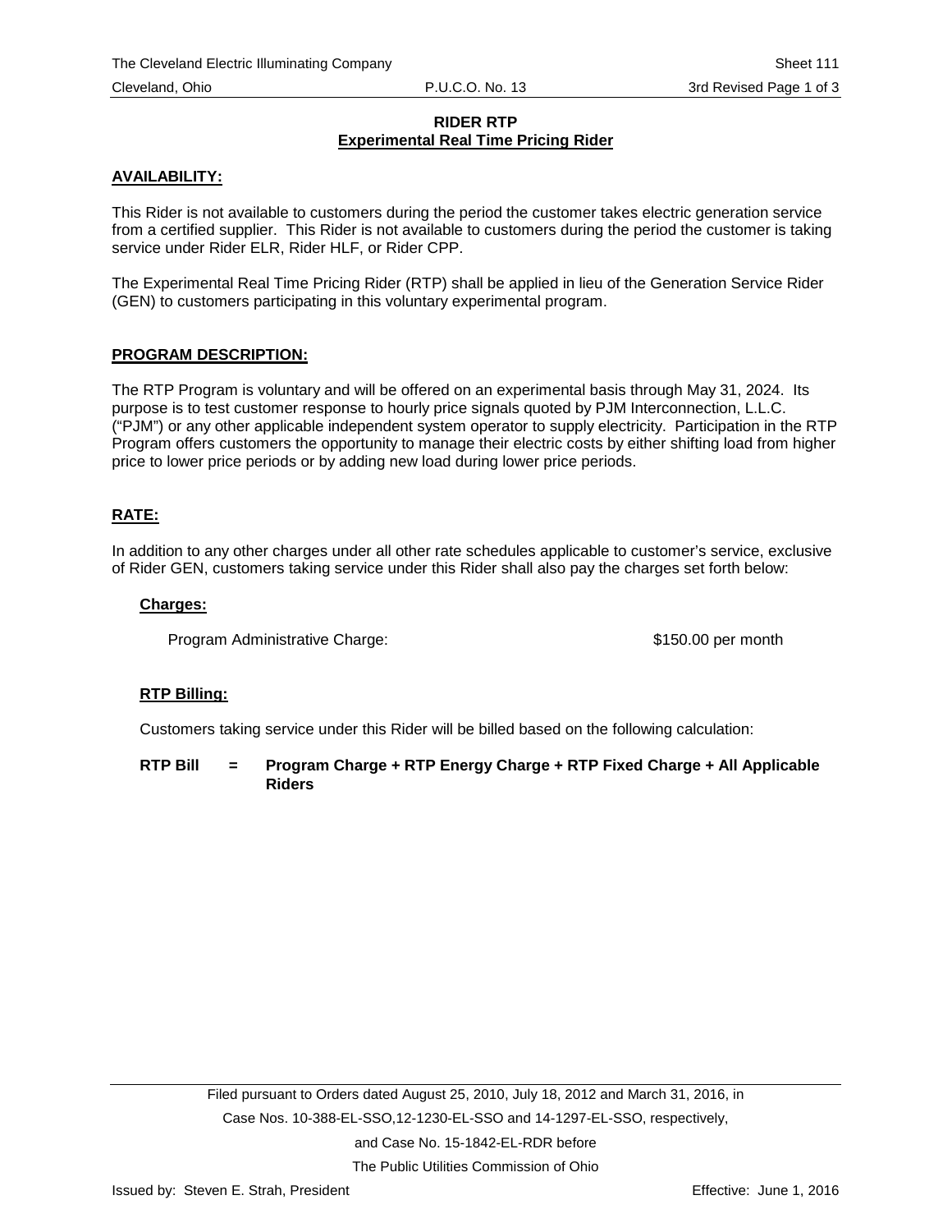# RIDER RTP
## Experimental Real Time Pricing Rider

**AVAILABILITY:**

This Rider is not available to customers during the period the customer takes electric generation service from a certified supplier. This Rider is not available to customers during the period the customer is taking service under Rider ELR, Rider HLF, or Rider CPP.

The Experimental Real Time Pricing Rider (RTP) shall be applied in lieu of the Generation Service Rider (GEN) to customers participating in this voluntary experimental program.

**PROGRAM DESCRIPTION:**

The RTP Program is voluntary and will be offered on an experimental basis through May 31, 2024. Its purpose is to test customer response to hourly price signals quoted by PJM Interconnection, L.L.C. ("PJM") or any other applicable independent system operator to supply electricity. Participation in the RTP Program offers customers the opportunity to manage their electric costs by either shifting load from higher price to lower price periods or by adding new load during lower price periods.

**RATE:**

In addition to any other charges under all other rate schedules applicable to customer's service, exclusive of Rider GEN, customers taking service under this Rider shall also pay the charges set forth below:

**Charges:**

Program Administrative Charge: $150.00 per month

**RTP Billing:**

Customers taking service under this Rider will be billed based on the following calculation:

**RTP Bill = Program Charge + RTP Energy Charge + RTP Fixed Charge + All Applicable Riders**

Filed pursuant to Orders dated August 25, 2010, July 18, 2012 and March 31, 2016, in Case Nos. 10-388-EL-SSO,12-1230-EL-SSO and 14-1297-EL-SSO, respectively, and Case No. 15-1842-EL-RDR before The Public Utilities Commission of Ohio

Issued by: Steven E. Strah, President

Effective: June 1, 2016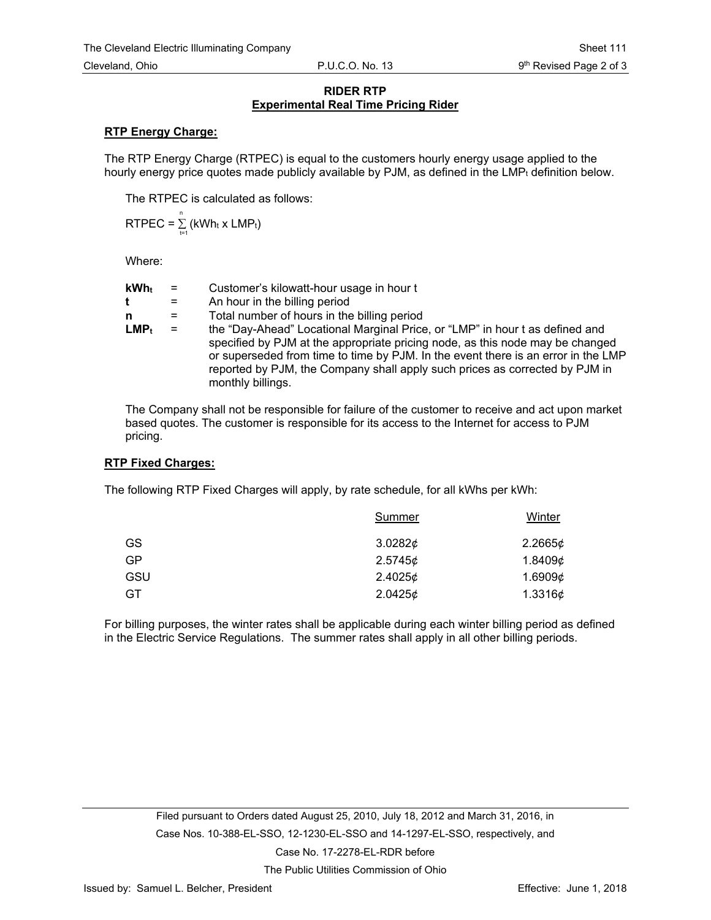## RIDER RTP
## Experimental Real Time Pricing Rider

**RTP Energy Charge:**

The RTP Energy Charge (RTPEC) is equal to the customers hourly energy usage applied to the hourly energy price quotes made publicly available by PJM, as defined in the $LMP_t$ definition below.

The RTPEC is calculated as follows:

$$RTPEC = \sum_{t=1}^{n} (kWh_t \times LMP_t)$$

Where:

| | | |
|---|---|---|
| **$kWh_t$** | = | Customer's kilowatt-hour usage in hour t |
| **t** | = | An hour in the billing period |
| **n** | = | Total number of hours in the billing period |
| **$LMP_t$** | = | the "Day-Ahead" Locational Marginal Price, or "LMP" in hour t as defined and specified by PJM at the appropriate pricing node, as this node may be changed or superseded from time to time by PJM. In the event there is an error in the LMP reported by PJM, the Company shall apply such prices as corrected by PJM in monthly billings. |

The Company shall not be responsible for failure of the customer to receive and act upon market based quotes. The customer is responsible for its access to the Internet for access to PJM pricing.

**RTP Fixed Charges:**

The following RTP Fixed Charges will apply, by rate schedule, for all kWhs per kWh:

| | Summer | Winter |
|---|---|---|
| GS | 3.0282¢ | 2.2665¢ |
| GP | 2.5745¢ | 1.8409¢ |
| GSU | 2.4025¢ | 1.6909¢ |
| GT | 2.0425¢ | 1.3316¢ |

For billing purposes, the winter rates shall be applicable during each winter billing period as defined in the Electric Service Regulations. The summer rates shall apply in all other billing periods.

Filed pursuant to Orders dated August 25, 2010, July 18, 2012 and March 31, 2016, in Case Nos. 10-388-EL-SSO, 12-1230-EL-SSO and 14-1297-EL-SSO, respectively, and Case No. 17-2278-EL-RDR before The Public Utilities Commission of Ohio

Issued by: Samuel L. Belcher, President

Effective: June 1, 2018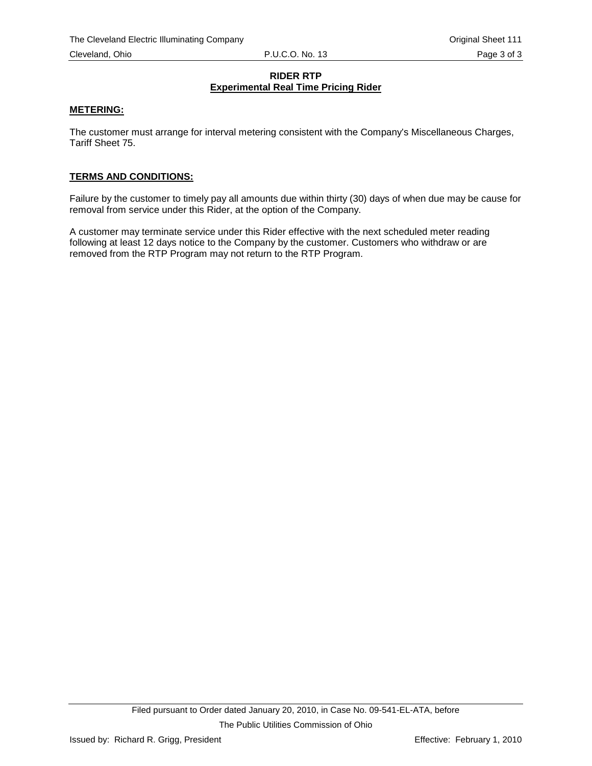**RIDER RTP**
**Experimental Real Time Pricing Rider**

**METERING:**

The customer must arrange for interval metering consistent with the Company's Miscellaneous Charges, Tariff Sheet 75.

**TERMS AND CONDITIONS:**

Failure by the customer to timely pay all amounts due within thirty (30) days of when due may be cause for removal from service under this Rider, at the option of the Company.

A customer may terminate service under this Rider effective with the next scheduled meter reading following at least 12 days notice to the Company by the customer. Customers who withdraw or are removed from the RTP Program may not return to the RTP Program.

Filed pursuant to Order dated January 20, 2010, in Case No. 09-541-EL-ATA, before The Public Utilities Commission of Ohio

Issued by: Richard R. Grigg, President    Effective: February 1, 2010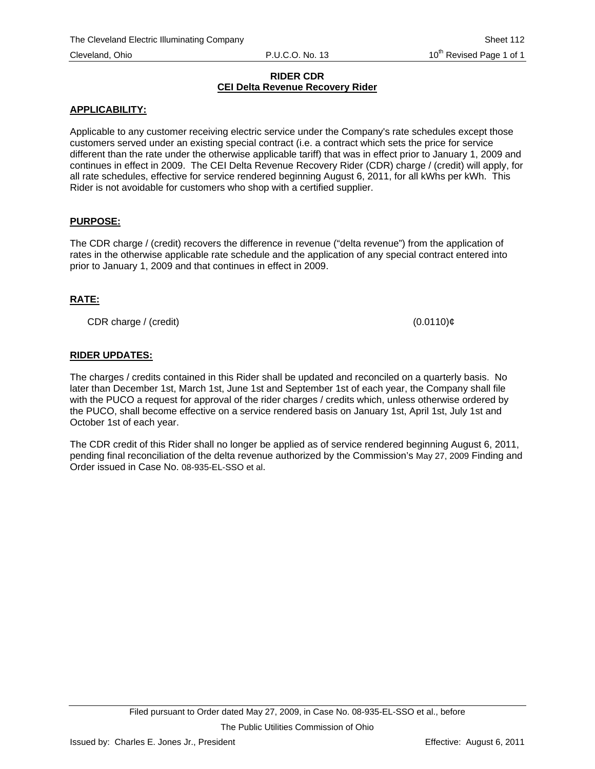# RIDER CDR
## CEI Delta Revenue Recovery Rider

**APPLICABILITY:**

Applicable to any customer receiving electric service under the Company's rate schedules except those customers served under an existing special contract (i.e. a contract which sets the price for service different than the rate under the otherwise applicable tariff) that was in effect prior to January 1, 2009 and continues in effect in 2009. The CEI Delta Revenue Recovery Rider (CDR) charge / (credit) will apply, for all rate schedules, effective for service rendered beginning August 6, 2011, for all kWhs per kWh. This Rider is not avoidable for customers who shop with a certified supplier.

**PURPOSE:**

The CDR charge / (credit) recovers the difference in revenue ("delta revenue") from the application of rates in the otherwise applicable rate schedule and the application of any special contract entered into prior to January 1, 2009 and that continues in effect in 2009.

**RATE:**

| | |
|---|---|
| CDR charge / (credit) | (0.0110)¢ |

**RIDER UPDATES:**

The charges / credits contained in this Rider shall be updated and reconciled on a quarterly basis. No later than December 1st, March 1st, June 1st and September 1st of each year, the Company shall file with the PUCO a request for approval of the rider charges / credits which, unless otherwise ordered by the PUCO, shall become effective on a service rendered basis on January 1st, April 1st, July 1st and October 1st of each year.

The CDR credit of this Rider shall no longer be applied as of service rendered beginning August 6, 2011, pending final reconciliation of the delta revenue authorized by the Commission's May 27, 2009 Finding and Order issued in Case No. 08-935-EL-SSO et al.

Filed pursuant to Order dated May 27, 2009, in Case No. 08-935-EL-SSO et al., before The Public Utilities Commission of Ohio

Issued by: Charles E. Jones Jr., President

Effective: August 6, 2011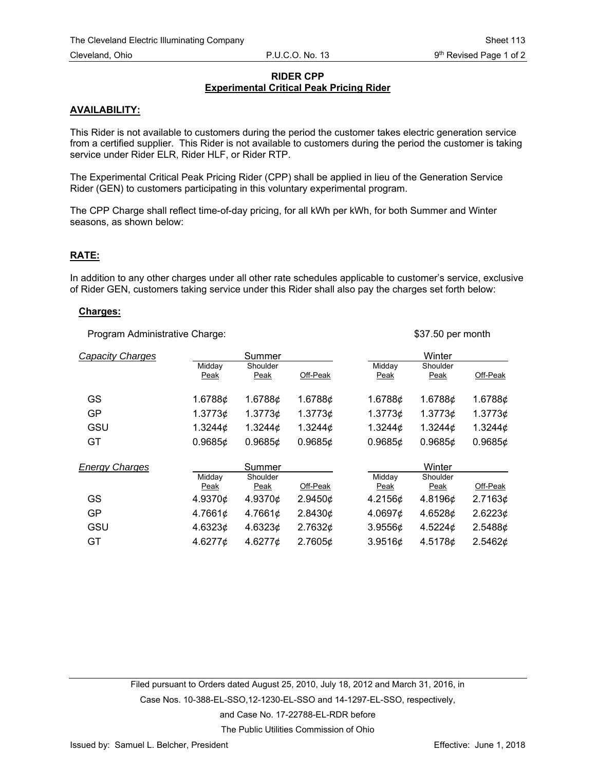The Cleveland Electric Illuminating Company — Sheet 113

Cleveland, Ohio — P.U.C.O. No. 13 — 9th Revised Page 1 of 2

## RIDER CPP
## Experimental Critical Peak Pricing Rider

### AVAILABILITY:

This Rider is not available to customers during the period the customer takes electric generation service from a certified supplier. This Rider is not available to customers during the period the customer is taking service under Rider ELR, Rider HLF, or Rider RTP.

The Experimental Critical Peak Pricing Rider (CPP) shall be applied in lieu of the Generation Service Rider (GEN) to customers participating in this voluntary experimental program.

The CPP Charge shall reflect time-of-day pricing, for all kWh per kWh, for both Summer and Winter seasons, as shown below:

### RATE:

In addition to any other charges under all other rate schedules applicable to customer's service, exclusive of Rider GEN, customers taking service under this Rider shall also pay the charges set forth below:

**Charges:**

Program Administrative Charge: $37.50 per month

| *Capacity Charges* | Summer | | | Winter | | |
|---|---|---|---|---|---|---|
| | Midday Peak | Shoulder Peak | Off-Peak | Midday Peak | Shoulder Peak | Off-Peak |
| GS | 1.6788¢ | 1.6788¢ | 1.6788¢ | 1.6788¢ | 1.6788¢ | 1.6788¢ |
| GP | 1.3773¢ | 1.3773¢ | 1.3773¢ | 1.3773¢ | 1.3773¢ | 1.3773¢ |
| GSU | 1.3244¢ | 1.3244¢ | 1.3244¢ | 1.3244¢ | 1.3244¢ | 1.3244¢ |
| GT | 0.9685¢ | 0.9685¢ | 0.9685¢ | 0.9685¢ | 0.9685¢ | 0.9685¢ |

| *Energy Charges* | Summer | | | Winter | | |
|---|---|---|---|---|---|---|
| | Midday Peak | Shoulder Peak | Off-Peak | Midday Peak | Shoulder Peak | Off-Peak |
| GS | 4.9370¢ | 4.9370¢ | 2.9450¢ | 4.2156¢ | 4.8196¢ | 2.7163¢ |
| GP | 4.7661¢ | 4.7661¢ | 2.8430¢ | 4.0697¢ | 4.6528¢ | 2.6223¢ |
| GSU | 4.6323¢ | 4.6323¢ | 2.7632¢ | 3.9556¢ | 4.5224¢ | 2.5488¢ |
| GT | 4.6277¢ | 4.6277¢ | 2.7605¢ | 3.9516¢ | 4.5178¢ | 2.5462¢ |

Filed pursuant to Orders dated August 25, 2010, July 18, 2012 and March 31, 2016, in Case Nos. 10-388-EL-SSO,12-1230-EL-SSO and 14-1297-EL-SSO, respectively, and Case No. 17-22788-EL-RDR before The Public Utilities Commission of Ohio

Issued by: Samuel L. Belcher, President — Effective: June 1, 2018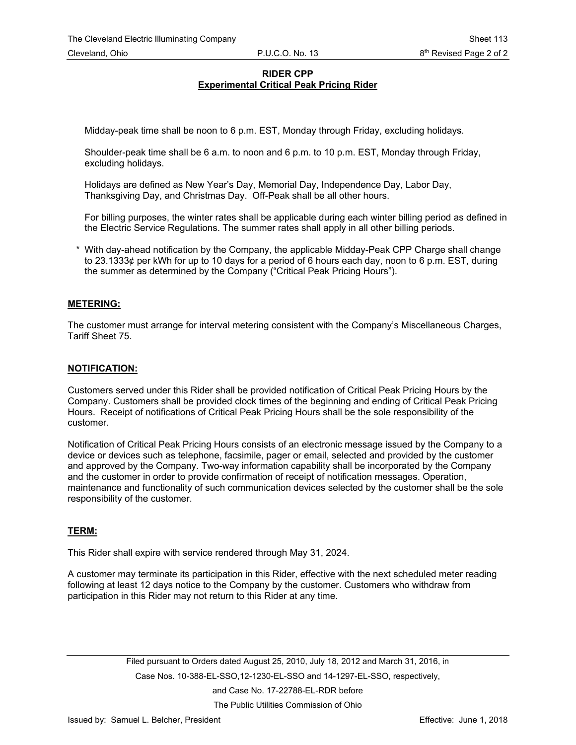**RIDER CPP**
**Experimental Critical Peak Pricing Rider**

Midday-peak time shall be noon to 6 p.m. EST, Monday through Friday, excluding holidays.

Shoulder-peak time shall be 6 a.m. to noon and 6 p.m. to 10 p.m. EST, Monday through Friday, excluding holidays.

Holidays are defined as New Year's Day, Memorial Day, Independence Day, Labor Day, Thanksgiving Day, and Christmas Day. Off-Peak shall be all other hours.

For billing purposes, the winter rates shall be applicable during each winter billing period as defined in the Electric Service Regulations. The summer rates shall apply in all other billing periods.

\* With day-ahead notification by the Company, the applicable Midday-Peak CPP Charge shall change to 23.1333¢ per kWh for up to 10 days for a period of 6 hours each day, noon to 6 p.m. EST, during the summer as determined by the Company ("Critical Peak Pricing Hours").

## METERING:

The customer must arrange for interval metering consistent with the Company's Miscellaneous Charges, Tariff Sheet 75.

## NOTIFICATION:

Customers served under this Rider shall be provided notification of Critical Peak Pricing Hours by the Company. Customers shall be provided clock times of the beginning and ending of Critical Peak Pricing Hours. Receipt of notifications of Critical Peak Pricing Hours shall be the sole responsibility of the customer.

Notification of Critical Peak Pricing Hours consists of an electronic message issued by the Company to a device or devices such as telephone, facsimile, pager or email, selected and provided by the customer and approved by the Company. Two-way information capability shall be incorporated by the Company and the customer in order to provide confirmation of receipt of notification messages. Operation, maintenance and functionality of such communication devices selected by the customer shall be the sole responsibility of the customer.

## TERM:

This Rider shall expire with service rendered through May 31, 2024.

A customer may terminate its participation in this Rider, effective with the next scheduled meter reading following at least 12 days notice to the Company by the customer. Customers who withdraw from participation in this Rider may not return to this Rider at any time.

Filed pursuant to Orders dated August 25, 2010, July 18, 2012 and March 31, 2016, in Case Nos. 10-388-EL-SSO,12-1230-EL-SSO and 14-1297-EL-SSO, respectively, and Case No. 17-22788-EL-RDR before The Public Utilities Commission of Ohio

Issued by: Samuel L. Belcher, President — Effective: June 1, 2018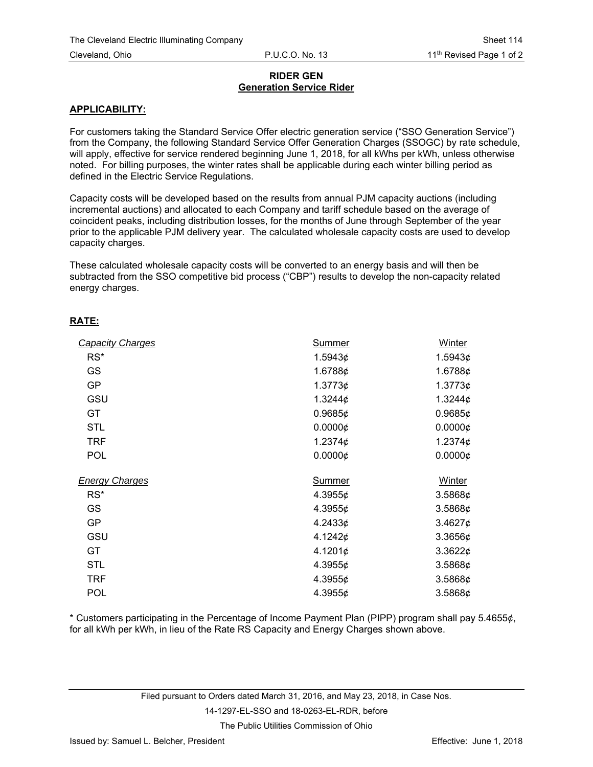**RIDER GEN**
**Generation Service Rider**

**APPLICABILITY:**

For customers taking the Standard Service Offer electric generation service ("SSO Generation Service") from the Company, the following Standard Service Offer Generation Charges (SSOGC) by rate schedule, will apply, effective for service rendered beginning June 1, 2018, for all kWhs per kWh, unless otherwise noted. For billing purposes, the winter rates shall be applicable during each winter billing period as defined in the Electric Service Regulations.

Capacity costs will be developed based on the results from annual PJM capacity auctions (including incremental auctions) and allocated to each Company and tariff schedule based on the average of coincident peaks, including distribution losses, for the months of June through September of the year prior to the applicable PJM delivery year. The calculated wholesale capacity costs are used to develop capacity charges.

These calculated wholesale capacity costs will be converted to an energy basis and will then be subtracted from the SSO competitive bid process ("CBP") results to develop the non-capacity related energy charges.

**RATE:**

| *Capacity Charges* | Summer | Winter |
|---|---|---|
| RS* | 1.5943¢ | 1.5943¢ |
| GS | 1.6788¢ | 1.6788¢ |
| GP | 1.3773¢ | 1.3773¢ |
| GSU | 1.3244¢ | 1.3244¢ |
| GT | 0.9685¢ | 0.9685¢ |
| STL | 0.0000¢ | 0.0000¢ |
| TRF | 1.2374¢ | 1.2374¢ |
| POL | 0.0000¢ | 0.0000¢ |

| *Energy Charges* | Summer | Winter |
|---|---|---|
| RS* | 4.3955¢ | 3.5868¢ |
| GS | 4.3955¢ | 3.5868¢ |
| GP | 4.2433¢ | 3.4627¢ |
| GSU | 4.1242¢ | 3.3656¢ |
| GT | 4.1201¢ | 3.3622¢ |
| STL | 4.3955¢ | 3.5868¢ |
| TRF | 4.3955¢ | 3.5868¢ |
| POL | 4.3955¢ | 3.5868¢ |

* Customers participating in the Percentage of Income Payment Plan (PIPP) program shall pay 5.4655¢, for all kWh per kWh, in lieu of the Rate RS Capacity and Energy Charges shown above.

Filed pursuant to Orders dated March 31, 2016, and May 23, 2018, in Case Nos. 14-1297-EL-SSO and 18-0263-EL-RDR, before The Public Utilities Commission of Ohio

Issued by: Samuel L. Belcher, President

Effective: June 1, 2018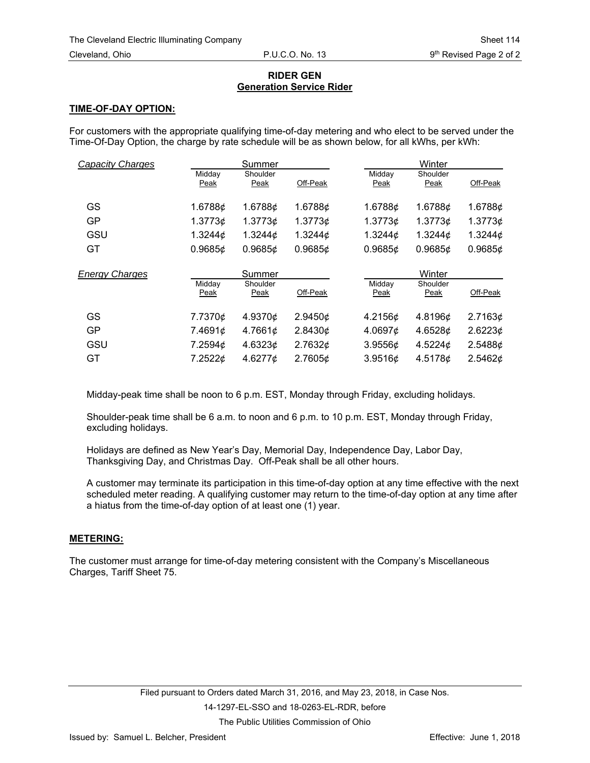**RIDER GEN**
**Generation Service Rider**

**TIME-OF-DAY OPTION:**

For customers with the appropriate qualifying time-of-day metering and who elect to be served under the Time-Of-Day Option, the charge by rate schedule will be as shown below, for all kWhs, per kWh:

| *Capacity Charges* | Summer | | | Winter | | |
|---|---|---|---|---|---|---|
| | Midday Peak | Shoulder Peak | Off-Peak | Midday Peak | Shoulder Peak | Off-Peak |
| GS | 1.6788¢ | 1.6788¢ | 1.6788¢ | 1.6788¢ | 1.6788¢ | 1.6788¢ |
| GP | 1.3773¢ | 1.3773¢ | 1.3773¢ | 1.3773¢ | 1.3773¢ | 1.3773¢ |
| GSU | 1.3244¢ | 1.3244¢ | 1.3244¢ | 1.3244¢ | 1.3244¢ | 1.3244¢ |
| GT | 0.9685¢ | 0.9685¢ | 0.9685¢ | 0.9685¢ | 0.9685¢ | 0.9685¢ |

| *Energy Charges* | Summer | | | Winter | | |
|---|---|---|---|---|---|---|
| | Midday Peak | Shoulder Peak | Off-Peak | Midday Peak | Shoulder Peak | Off-Peak |
| GS | 7.7370¢ | 4.9370¢ | 2.9450¢ | 4.2156¢ | 4.8196¢ | 2.7163¢ |
| GP | 7.4691¢ | 4.7661¢ | 2.8430¢ | 4.0697¢ | 4.6528¢ | 2.6223¢ |
| GSU | 7.2594¢ | 4.6323¢ | 2.7632¢ | 3.9556¢ | 4.5224¢ | 2.5488¢ |
| GT | 7.2522¢ | 4.6277¢ | 2.7605¢ | 3.9516¢ | 4.5178¢ | 2.5462¢ |

Midday-peak time shall be noon to 6 p.m. EST, Monday through Friday, excluding holidays.

Shoulder-peak time shall be 6 a.m. to noon and 6 p.m. to 10 p.m. EST, Monday through Friday, excluding holidays.

Holidays are defined as New Year's Day, Memorial Day, Independence Day, Labor Day, Thanksgiving Day, and Christmas Day. Off-Peak shall be all other hours.

A customer may terminate its participation in this time-of-day option at any time effective with the next scheduled meter reading. A qualifying customer may return to the time-of-day option at any time after a hiatus from the time-of-day option of at least one (1) year.

**METERING:**

The customer must arrange for time-of-day metering consistent with the Company's Miscellaneous Charges, Tariff Sheet 75.

Filed pursuant to Orders dated March 31, 2016, and May 23, 2018, in Case Nos. 14-1297-EL-SSO and 18-0263-EL-RDR, before The Public Utilities Commission of Ohio

Issued by: Samuel L. Belcher, President

Effective: June 1, 2018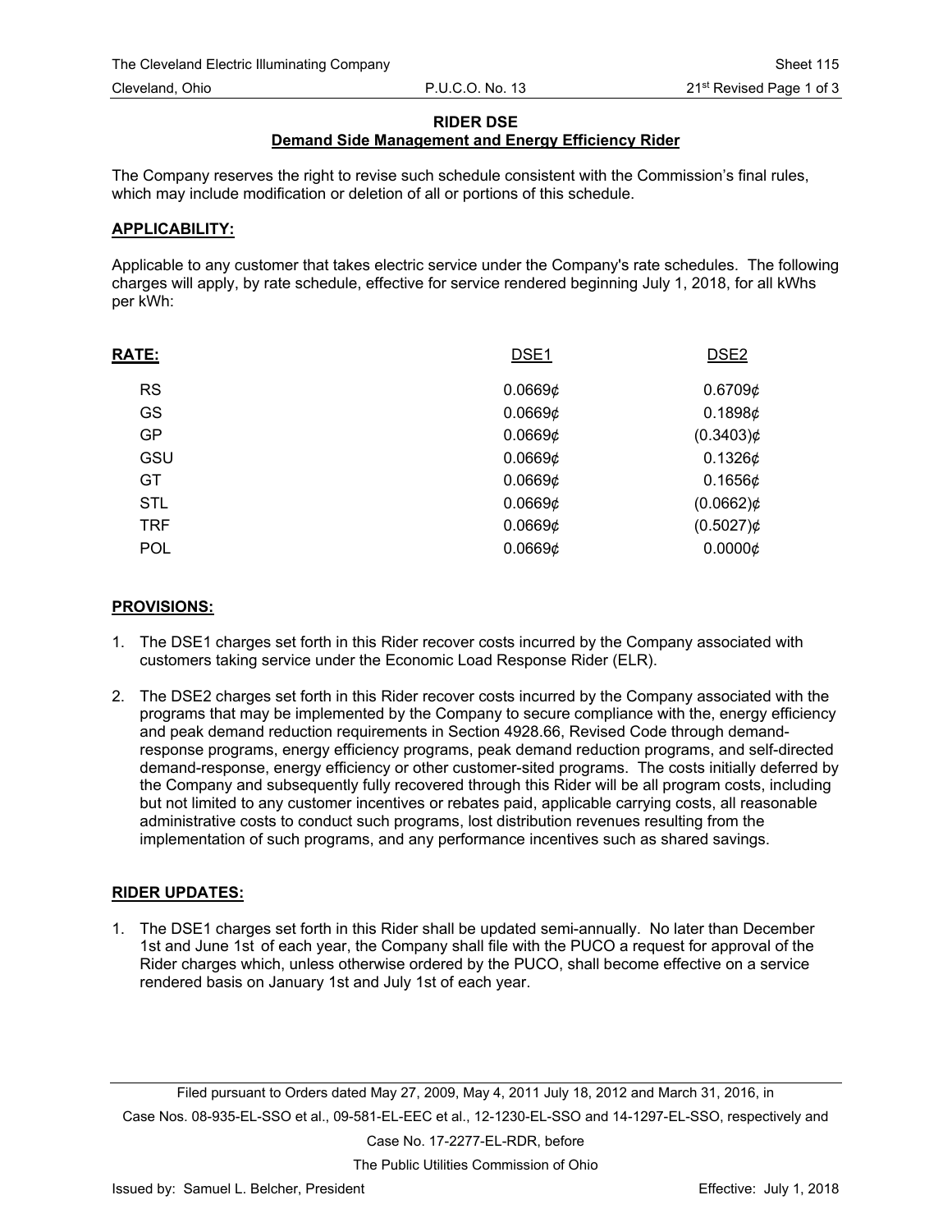**RIDER DSE**

**Demand Side Management and Energy Efficiency Rider**

The Company reserves the right to revise such schedule consistent with the Commission's final rules, which may include modification or deletion of all or portions of this schedule.

**APPLICABILITY:**

Applicable to any customer that takes electric service under the Company's rate schedules. The following charges will apply, by rate schedule, effective for service rendered beginning July 1, 2018, for all kWhs per kWh:

| RATE: | DSE1 | DSE2 |
|---|---|---|
| RS | 0.0669¢ | 0.6709¢ |
| GS | 0.0669¢ | 0.1898¢ |
| GP | 0.0669¢ | (0.3403)¢ |
| GSU | 0.0669¢ | 0.1326¢ |
| GT | 0.0669¢ | 0.1656¢ |
| STL | 0.0669¢ | (0.0662)¢ |
| TRF | 0.0669¢ | (0.5027)¢ |
| POL | 0.0669¢ | 0.0000¢ |

**PROVISIONS:**

1. The DSE1 charges set forth in this Rider recover costs incurred by the Company associated with customers taking service under the Economic Load Response Rider (ELR).

2. The DSE2 charges set forth in this Rider recover costs incurred by the Company associated with the programs that may be implemented by the Company to secure compliance with the, energy efficiency and peak demand reduction requirements in Section 4928.66, Revised Code through demand-response programs, energy efficiency programs, peak demand reduction programs, and self-directed demand-response, energy efficiency or other customer-sited programs. The costs initially deferred by the Company and subsequently fully recovered through this Rider will be all program costs, including but not limited to any customer incentives or rebates paid, applicable carrying costs, all reasonable administrative costs to conduct such programs, lost distribution revenues resulting from the implementation of such programs, and any performance incentives such as shared savings.

**RIDER UPDATES:**

1. The DSE1 charges set forth in this Rider shall be updated semi-annually. No later than December 1st and June 1st of each year, the Company shall file with the PUCO a request for approval of the Rider charges which, unless otherwise ordered by the PUCO, shall become effective on a service rendered basis on January 1st and July 1st of each year.

Filed pursuant to Orders dated May 27, 2009, May 4, 2011 July 18, 2012 and March 31, 2016, in Case Nos. 08-935-EL-SSO et al., 09-581-EL-EEC et al., 12-1230-EL-SSO and 14-1297-EL-SSO, respectively and Case No. 17-2277-EL-RDR, before The Public Utilities Commission of Ohio

Issued by: Samuel L. Belcher, President

Effective: July 1, 2018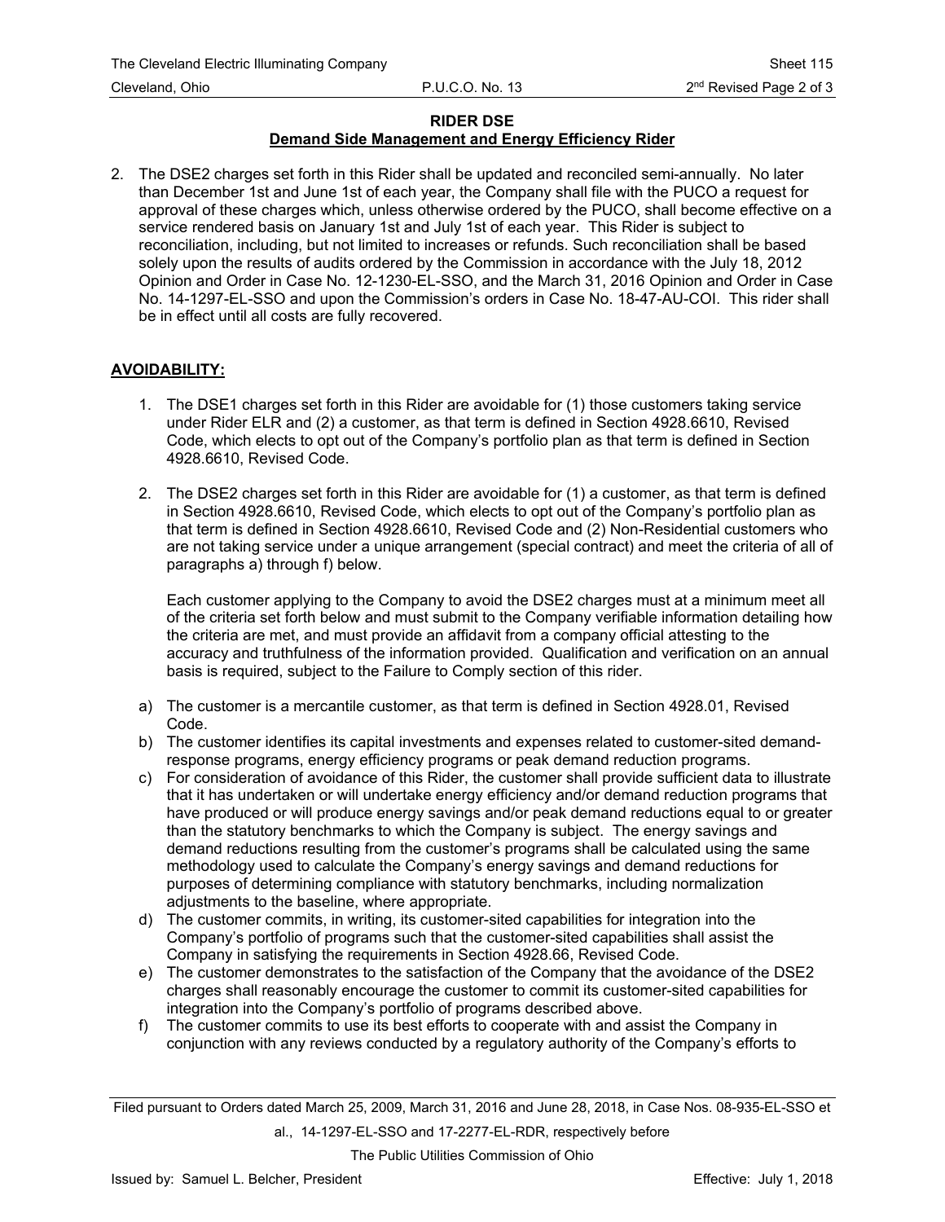**RIDER DSE**

**Demand Side Management and Energy Efficiency Rider**

2. The DSE2 charges set forth in this Rider shall be updated and reconciled semi-annually. No later than December 1st and June 1st of each year, the Company shall file with the PUCO a request for approval of these charges which, unless otherwise ordered by the PUCO, shall become effective on a service rendered basis on January 1st and July 1st of each year. This Rider is subject to reconciliation, including, but not limited to increases or refunds. Such reconciliation shall be based solely upon the results of audits ordered by the Commission in accordance with the July 18, 2012 Opinion and Order in Case No. 12-1230-EL-SSO, and the March 31, 2016 Opinion and Order in Case No. 14-1297-EL-SSO and upon the Commission's orders in Case No. 18-47-AU-COI. This rider shall be in effect until all costs are fully recovered.

**AVOIDABILITY:**

1. The DSE1 charges set forth in this Rider are avoidable for (1) those customers taking service under Rider ELR and (2) a customer, as that term is defined in Section 4928.6610, Revised Code, which elects to opt out of the Company's portfolio plan as that term is defined in Section 4928.6610, Revised Code.

2. The DSE2 charges set forth in this Rider are avoidable for (1) a customer, as that term is defined in Section 4928.6610, Revised Code, which elects to opt out of the Company's portfolio plan as that term is defined in Section 4928.6610, Revised Code and (2) Non-Residential customers who are not taking service under a unique arrangement (special contract) and meet the criteria of all of paragraphs a) through f) below.

   Each customer applying to the Company to avoid the DSE2 charges must at a minimum meet all of the criteria set forth below and must submit to the Company verifiable information detailing how the criteria are met, and must provide an affidavit from a company official attesting to the accuracy and truthfulness of the information provided. Qualification and verification on an annual basis is required, subject to the Failure to Comply section of this rider.

a) The customer is a mercantile customer, as that term is defined in Section 4928.01, Revised Code.
b) The customer identifies its capital investments and expenses related to customer-sited demand-response programs, energy efficiency programs or peak demand reduction programs.
c) For consideration of avoidance of this Rider, the customer shall provide sufficient data to illustrate that it has undertaken or will undertake energy efficiency and/or demand reduction programs that have produced or will produce energy savings and/or peak demand reductions equal to or greater than the statutory benchmarks to which the Company is subject. The energy savings and demand reductions resulting from the customer's programs shall be calculated using the same methodology used to calculate the Company's energy savings and demand reductions for purposes of determining compliance with statutory benchmarks, including normalization adjustments to the baseline, where appropriate.
d) The customer commits, in writing, its customer-sited capabilities for integration into the Company's portfolio of programs such that the customer-sited capabilities shall assist the Company in satisfying the requirements in Section 4928.66, Revised Code.
e) The customer demonstrates to the satisfaction of the Company that the avoidance of the DSE2 charges shall reasonably encourage the customer to commit its customer-sited capabilities for integration into the Company's portfolio of programs described above.
f) The customer commits to use its best efforts to cooperate with and assist the Company in conjunction with any reviews conducted by a regulatory authority of the Company's efforts to

Filed pursuant to Orders dated March 25, 2009, March 31, 2016 and June 28, 2018, in Case Nos. 08-935-EL-SSO et al., 14-1297-EL-SSO and 17-2277-EL-RDR, respectively before The Public Utilities Commission of Ohio

Issued by: Samuel L. Belcher, President Effective: July 1, 2018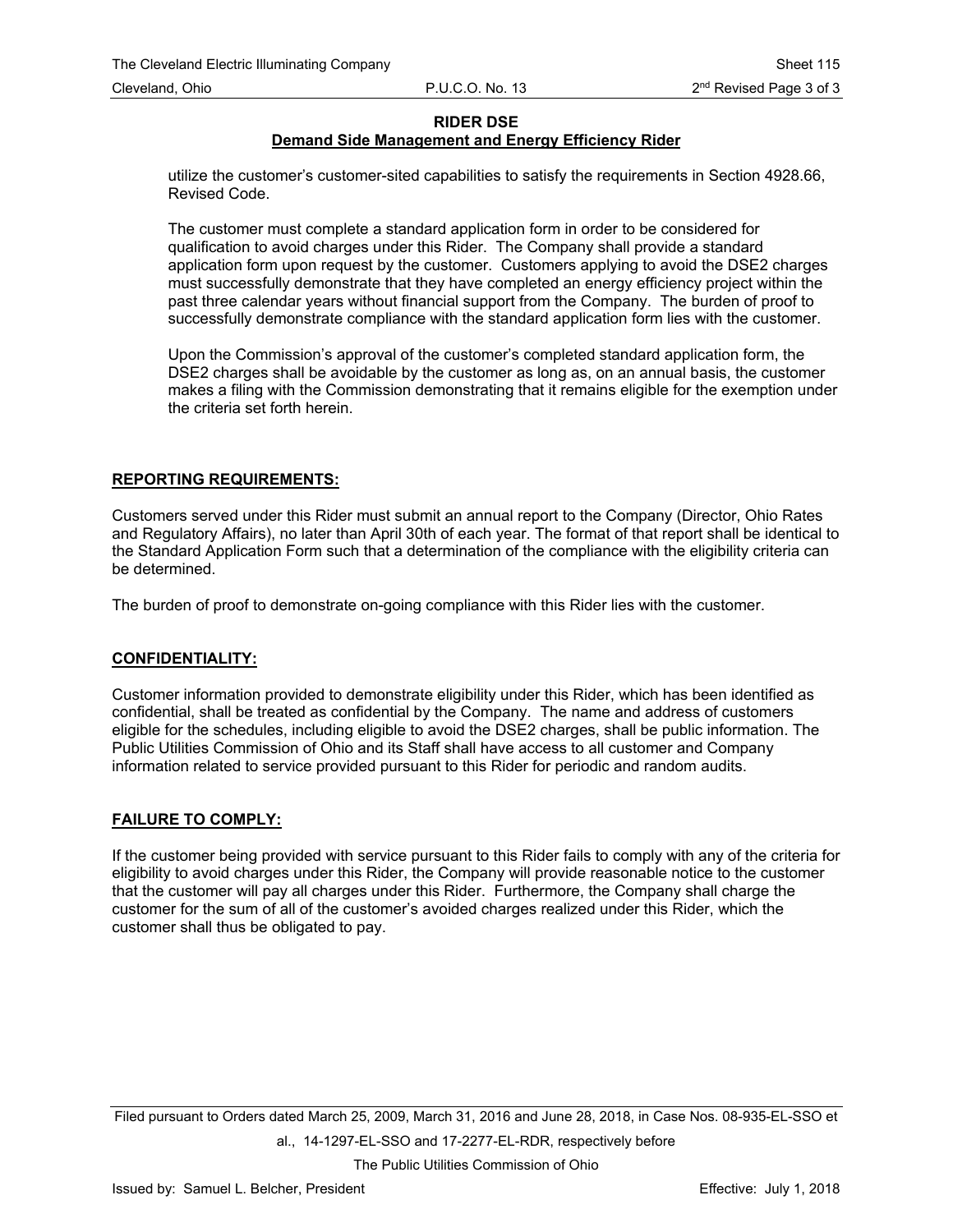**RIDER DSE**
**Demand Side Management and Energy Efficiency Rider**

utilize the customer's customer-sited capabilities to satisfy the requirements in Section 4928.66, Revised Code.

The customer must complete a standard application form in order to be considered for qualification to avoid charges under this Rider. The Company shall provide a standard application form upon request by the customer. Customers applying to avoid the DSE2 charges must successfully demonstrate that they have completed an energy efficiency project within the past three calendar years without financial support from the Company. The burden of proof to successfully demonstrate compliance with the standard application form lies with the customer.

Upon the Commission's approval of the customer's completed standard application form, the DSE2 charges shall be avoidable by the customer as long as, on an annual basis, the customer makes a filing with the Commission demonstrating that it remains eligible for the exemption under the criteria set forth herein.

## REPORTING REQUIREMENTS:

Customers served under this Rider must submit an annual report to the Company (Director, Ohio Rates and Regulatory Affairs), no later than April 30th of each year. The format of that report shall be identical to the Standard Application Form such that a determination of the compliance with the eligibility criteria can be determined.

The burden of proof to demonstrate on-going compliance with this Rider lies with the customer.

## CONFIDENTIALITY:

Customer information provided to demonstrate eligibility under this Rider, which has been identified as confidential, shall be treated as confidential by the Company. The name and address of customers eligible for the schedules, including eligible to avoid the DSE2 charges, shall be public information. The Public Utilities Commission of Ohio and its Staff shall have access to all customer and Company information related to service provided pursuant to this Rider for periodic and random audits.

## FAILURE TO COMPLY:

If the customer being provided with service pursuant to this Rider fails to comply with any of the criteria for eligibility to avoid charges under this Rider, the Company will provide reasonable notice to the customer that the customer will pay all charges under this Rider. Furthermore, the Company shall charge the customer for the sum of all of the customer's avoided charges realized under this Rider, which the customer shall thus be obligated to pay.

Filed pursuant to Orders dated March 25, 2009, March 31, 2016 and June 28, 2018, in Case Nos. 08-935-EL-SSO et al., 14-1297-EL-SSO and 17-2277-EL-RDR, respectively before The Public Utilities Commission of Ohio

Issued by: Samuel L. Belcher, President — Effective: July 1, 2018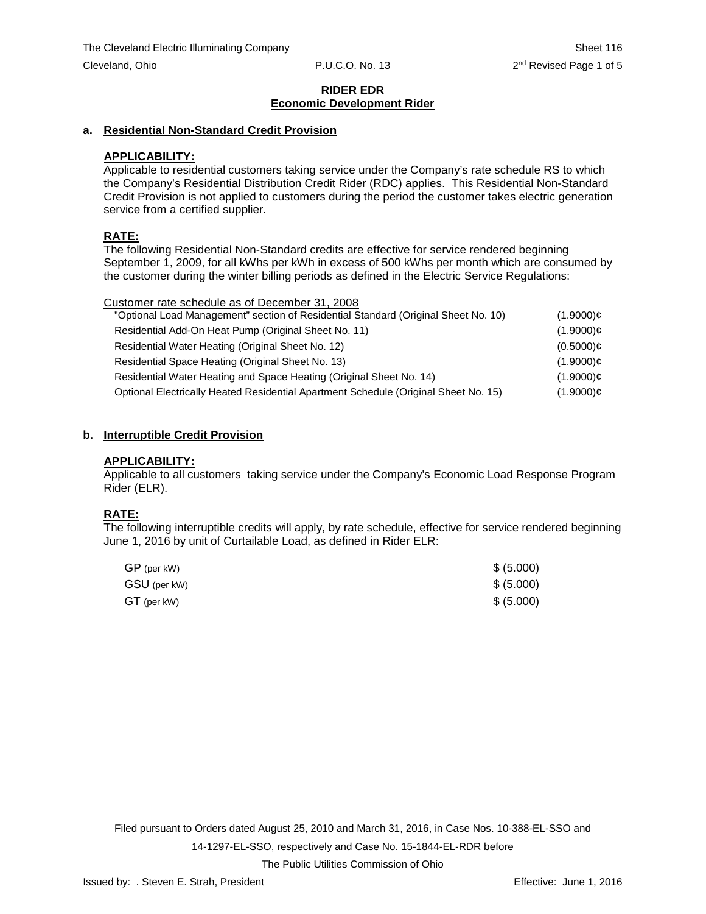# RIDER EDR
## Economic Development Rider

### a. Residential Non-Standard Credit Provision

**APPLICABILITY:**
Applicable to residential customers taking service under the Company's rate schedule RS to which the Company's Residential Distribution Credit Rider (RDC) applies. This Residential Non-Standard Credit Provision is not applied to customers during the period the customer takes electric generation service from a certified supplier.

**RATE:**
The following Residential Non-Standard credits are effective for service rendered beginning September 1, 2009, for all kWhs per kWh in excess of 500 kWhs per month which are consumed by the customer during the winter billing periods as defined in the Electric Service Regulations:

| Customer rate schedule as of December 31, 2008 | |
|---|---|
| "Optional Load Management" section of Residential Standard (Original Sheet No. 10) | (1.9000)¢ |
| Residential Add-On Heat Pump (Original Sheet No. 11) | (1.9000)¢ |
| Residential Water Heating (Original Sheet No. 12) | (0.5000)¢ |
| Residential Space Heating (Original Sheet No. 13) | (1.9000)¢ |
| Residential Water Heating and Space Heating (Original Sheet No. 14) | (1.9000)¢ |
| Optional Electrically Heated Residential Apartment Schedule (Original Sheet No. 15) | (1.9000)¢ |

### b. Interruptible Credit Provision

**APPLICABILITY:**
Applicable to all customers taking service under the Company's Economic Load Response Program Rider (ELR).

**RATE:**
The following interruptible credits will apply, by rate schedule, effective for service rendered beginning June 1, 2016 by unit of Curtailable Load, as defined in Rider ELR:

| | |
|---|---|
| GP (per kW) | $ (5.000) |
| GSU (per kW) | $ (5.000) |
| GT (per kW) | $ (5.000) |

Filed pursuant to Orders dated August 25, 2010 and March 31, 2016, in Case Nos. 10-388-EL-SSO and 14-1297-EL-SSO, respectively and Case No. 15-1844-EL-RDR before The Public Utilities Commission of Ohio

Issued by: . Steven E. Strah, President

Effective: June 1, 2016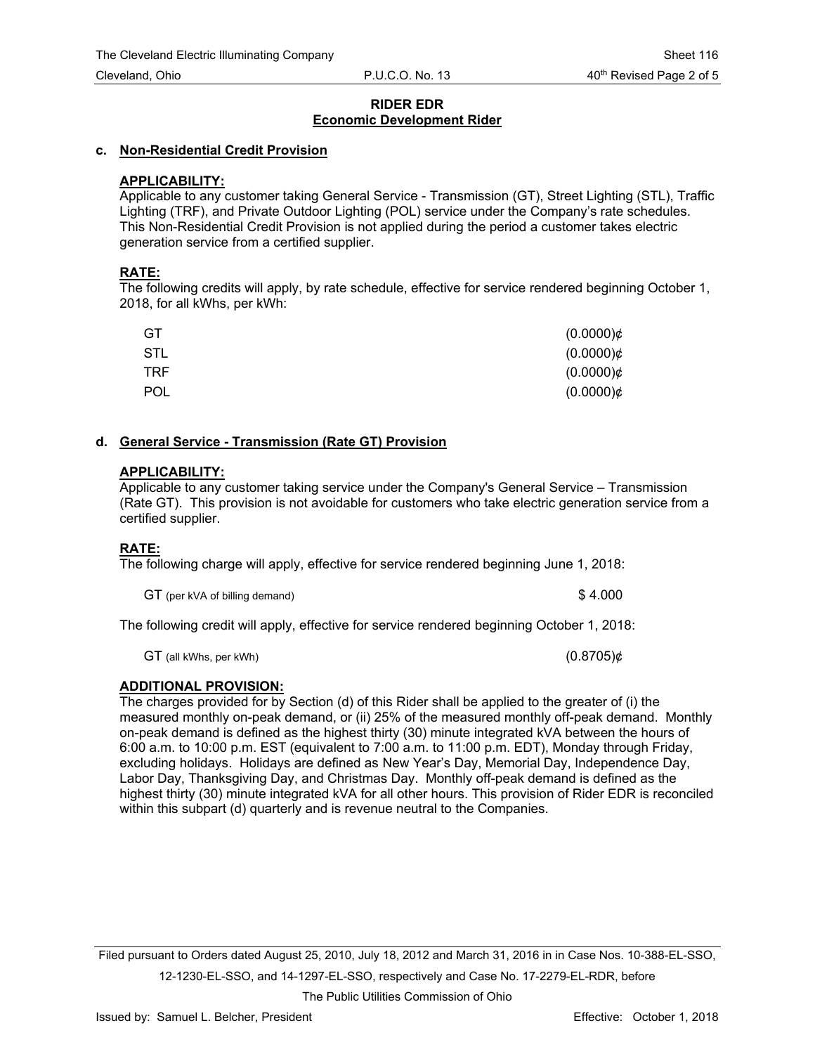**RIDER EDR**
**Economic Development Rider**

**c. Non-Residential Credit Provision**

**APPLICABILITY:**
Applicable to any customer taking General Service - Transmission (GT), Street Lighting (STL), Traffic Lighting (TRF), and Private Outdoor Lighting (POL) service under the Company's rate schedules. This Non-Residential Credit Provision is not applied during the period a customer takes electric generation service from a certified supplier.

**RATE:**
The following credits will apply, by rate schedule, effective for service rendered beginning October 1, 2018, for all kWhs, per kWh:

| | |
|---|---|
| GT | (0.0000)¢ |
| STL | (0.0000)¢ |
| TRF | (0.0000)¢ |
| POL | (0.0000)¢ |

**d. General Service - Transmission (Rate GT) Provision**

**APPLICABILITY:**
Applicable to any customer taking service under the Company's General Service – Transmission (Rate GT). This provision is not avoidable for customers who take electric generation service from a certified supplier.

**RATE:**
The following charge will apply, effective for service rendered beginning June 1, 2018:

| | |
|---|---|
| GT (per kVA of billing demand) | $ 4.000 |

The following credit will apply, effective for service rendered beginning October 1, 2018:

| | |
|---|---|
| GT (all kWhs, per kWh) | (0.8705)¢ |

**ADDITIONAL PROVISION:**
The charges provided for by Section (d) of this Rider shall be applied to the greater of (i) the measured monthly on-peak demand, or (ii) 25% of the measured monthly off-peak demand. Monthly on-peak demand is defined as the highest thirty (30) minute integrated kVA between the hours of 6:00 a.m. to 10:00 p.m. EST (equivalent to 7:00 a.m. to 11:00 p.m. EDT), Monday through Friday, excluding holidays. Holidays are defined as New Year's Day, Memorial Day, Independence Day, Labor Day, Thanksgiving Day, and Christmas Day. Monthly off-peak demand is defined as the highest thirty (30) minute integrated kVA for all other hours. This provision of Rider EDR is reconciled within this subpart (d) quarterly and is revenue neutral to the Companies.

Filed pursuant to Orders dated August 25, 2010, July 18, 2012 and March 31, 2016 in in Case Nos. 10-388-EL-SSO, 12-1230-EL-SSO, and 14-1297-EL-SSO, respectively and Case No. 17-2279-EL-RDR, before The Public Utilities Commission of Ohio

Issued by: Samuel L. Belcher, President | Effective: October 1, 2018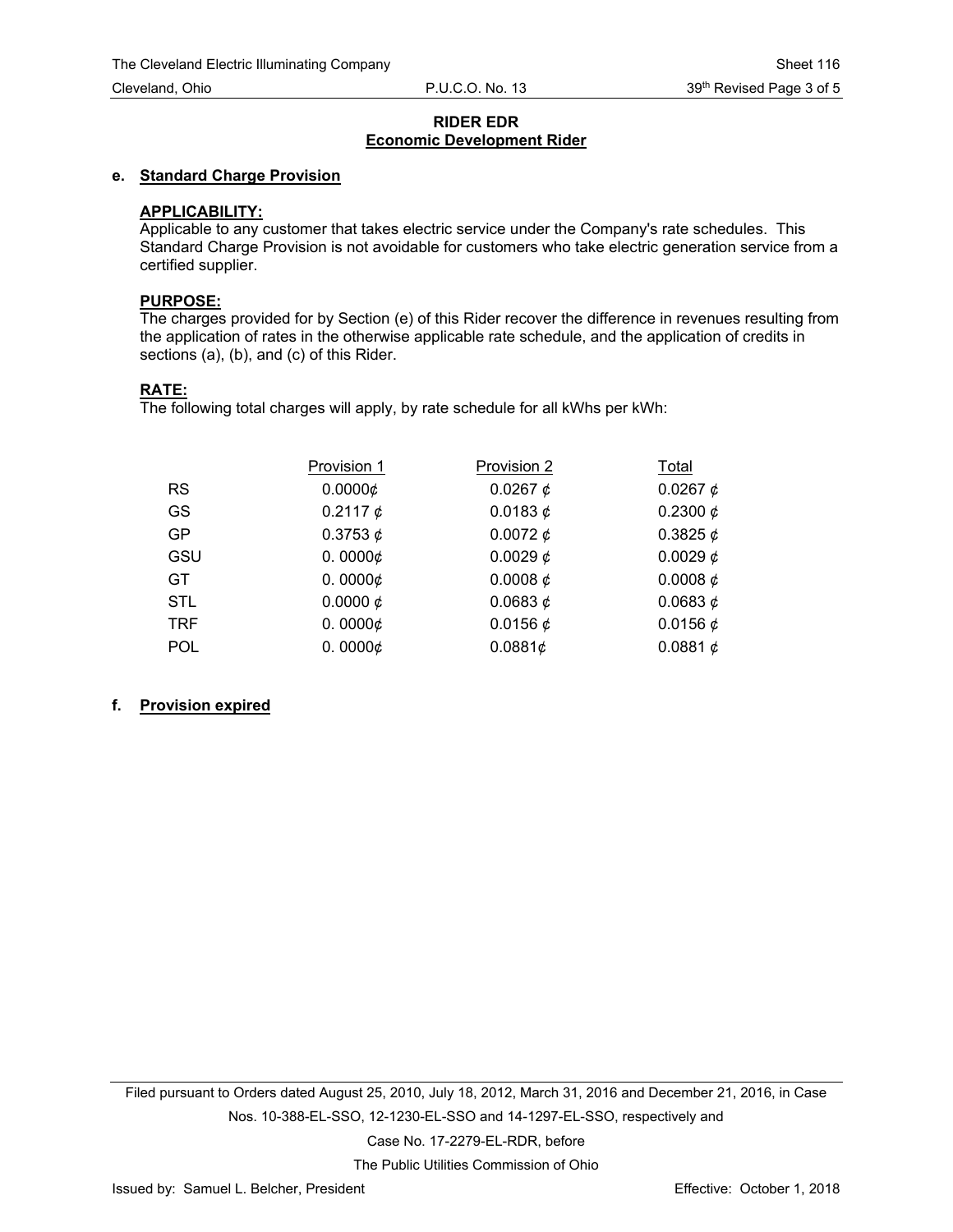## RIDER EDR
## Economic Development Rider

**e. Standard Charge Provision**

**APPLICABILITY:**
Applicable to any customer that takes electric service under the Company's rate schedules. This Standard Charge Provision is not avoidable for customers who take electric generation service from a certified supplier.

**PURPOSE:**
The charges provided for by Section (e) of this Rider recover the difference in revenues resulting from the application of rates in the otherwise applicable rate schedule, and the application of credits in sections (a), (b), and (c) of this Rider.

**RATE:**
The following total charges will apply, by rate schedule for all kWhs per kWh:

| | Provision 1 | Provision 2 | Total |
|---|---|---|---|
| RS | 0.0000¢ | 0.0267 ¢ | 0.0267 ¢ |
| GS | 0.2117 ¢ | 0.0183 ¢ | 0.2300 ¢ |
| GP | 0.3753 ¢ | 0.0072 ¢ | 0.3825 ¢ |
| GSU | 0. 0000¢ | 0.0029 ¢ | 0.0029 ¢ |
| GT | 0. 0000¢ | 0.0008 ¢ | 0.0008 ¢ |
| STL | 0.0000 ¢ | 0.0683 ¢ | 0.0683 ¢ |
| TRF | 0. 0000¢ | 0.0156 ¢ | 0.0156 ¢ |
| POL | 0. 0000¢ | 0.0881¢ | 0.0881 ¢ |

**f. Provision expired**

Filed pursuant to Orders dated August 25, 2010, July 18, 2012, March 31, 2016 and December 21, 2016, in Case Nos. 10-388-EL-SSO, 12-1230-EL-SSO and 14-1297-EL-SSO, respectively and Case No. 17-2279-EL-RDR, before The Public Utilities Commission of Ohio

Issued by: Samuel L. Belcher, President Effective: October 1, 2018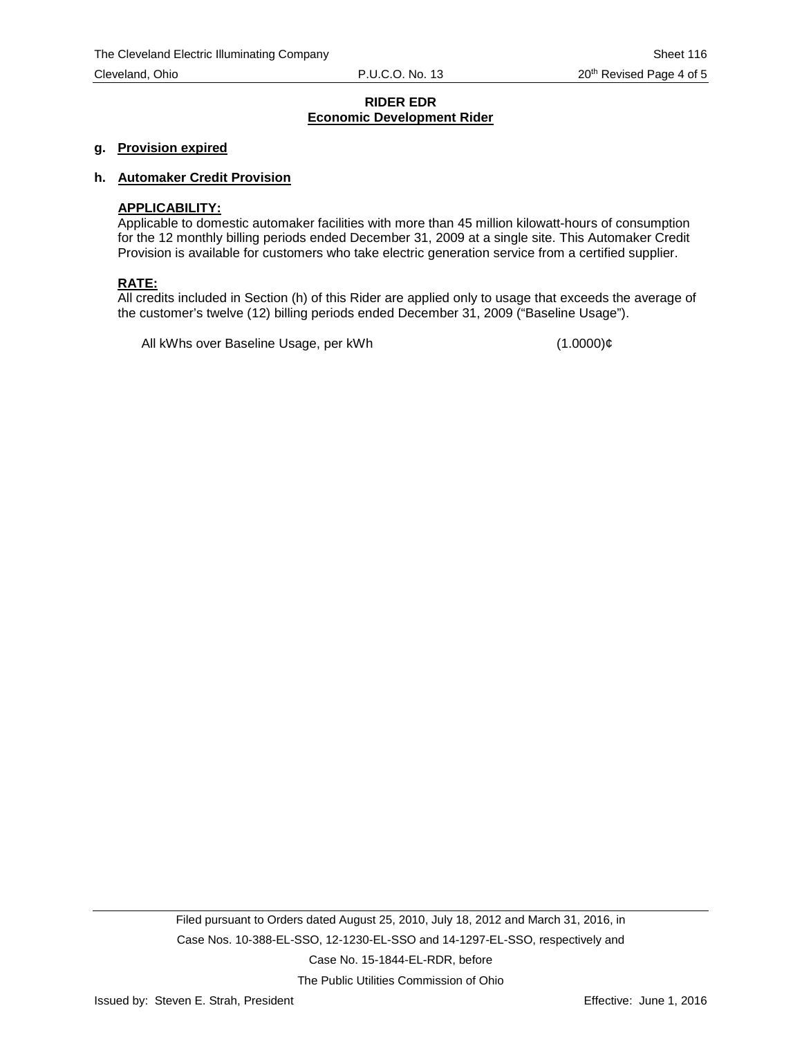**RIDER EDR**
**Economic Development Rider**

**g. Provision expired**

**h. Automaker Credit Provision**

**APPLICABILITY:**
Applicable to domestic automaker facilities with more than 45 million kilowatt-hours of consumption for the 12 monthly billing periods ended December 31, 2009 at a single site. This Automaker Credit Provision is available for customers who take electric generation service from a certified supplier.

**RATE:**
All credits included in Section (h) of this Rider are applied only to usage that exceeds the average of the customer's twelve (12) billing periods ended December 31, 2009 ("Baseline Usage").

| | |
|---|---|
| All kWhs over Baseline Usage, per kWh | (1.0000)¢ |

Filed pursuant to Orders dated August 25, 2010, July 18, 2012 and March 31, 2016, in Case Nos. 10-388-EL-SSO, 12-1230-EL-SSO and 14-1297-EL-SSO, respectively and Case No. 15-1844-EL-RDR, before The Public Utilities Commission of Ohio

Issued by: Steven E. Strah, President

Effective: June 1, 2016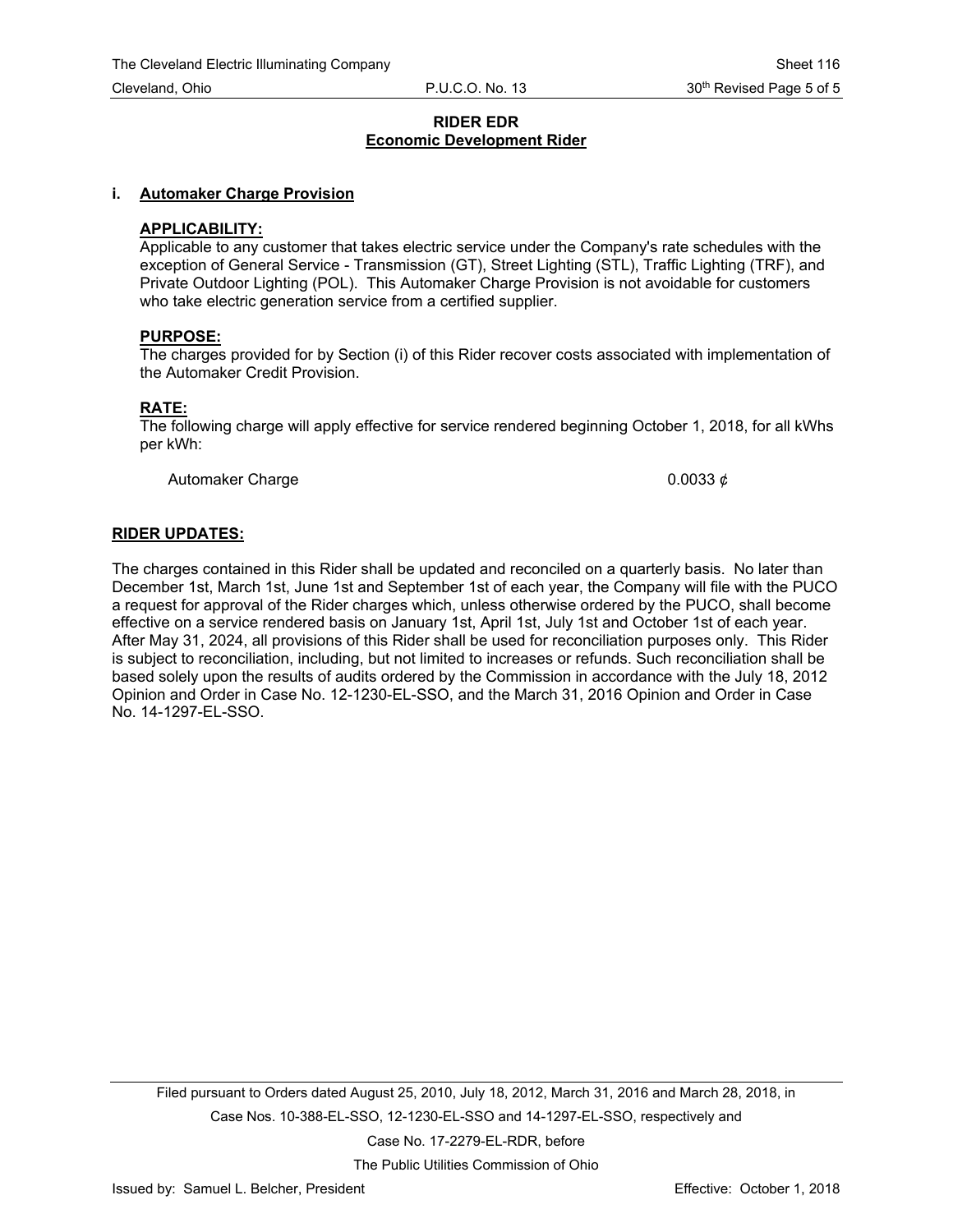## RIDER EDR
## Economic Development Rider

### i. Automaker Charge Provision

**APPLICABILITY:**

Applicable to any customer that takes electric service under the Company's rate schedules with the exception of General Service - Transmission (GT), Street Lighting (STL), Traffic Lighting (TRF), and Private Outdoor Lighting (POL). This Automaker Charge Provision is not avoidable for customers who take electric generation service from a certified supplier.

**PURPOSE:**

The charges provided for by Section (i) of this Rider recover costs associated with implementation of the Automaker Credit Provision.

**RATE:**

The following charge will apply effective for service rendered beginning October 1, 2018, for all kWhs per kWh:

| | |
|---|---|
| Automaker Charge | 0.0033 ¢ |

**RIDER UPDATES:**

The charges contained in this Rider shall be updated and reconciled on a quarterly basis. No later than December 1st, March 1st, June 1st and September 1st of each year, the Company will file with the PUCO a request for approval of the Rider charges which, unless otherwise ordered by the PUCO, shall become effective on a service rendered basis on January 1st, April 1st, July 1st and October 1st of each year. After May 31, 2024, all provisions of this Rider shall be used for reconciliation purposes only. This Rider is subject to reconciliation, including, but not limited to increases or refunds. Such reconciliation shall be based solely upon the results of audits ordered by the Commission in accordance with the July 18, 2012 Opinion and Order in Case No. 12-1230-EL-SSO, and the March 31, 2016 Opinion and Order in Case No. 14-1297-EL-SSO.

Filed pursuant to Orders dated August 25, 2010, July 18, 2012, March 31, 2016 and March 28, 2018, in Case Nos. 10-388-EL-SSO, 12-1230-EL-SSO and 14-1297-EL-SSO, respectively and Case No. 17-2279-EL-RDR, before The Public Utilities Commission of Ohio

Issued by: Samuel L. Belcher, President — Effective: October 1, 2018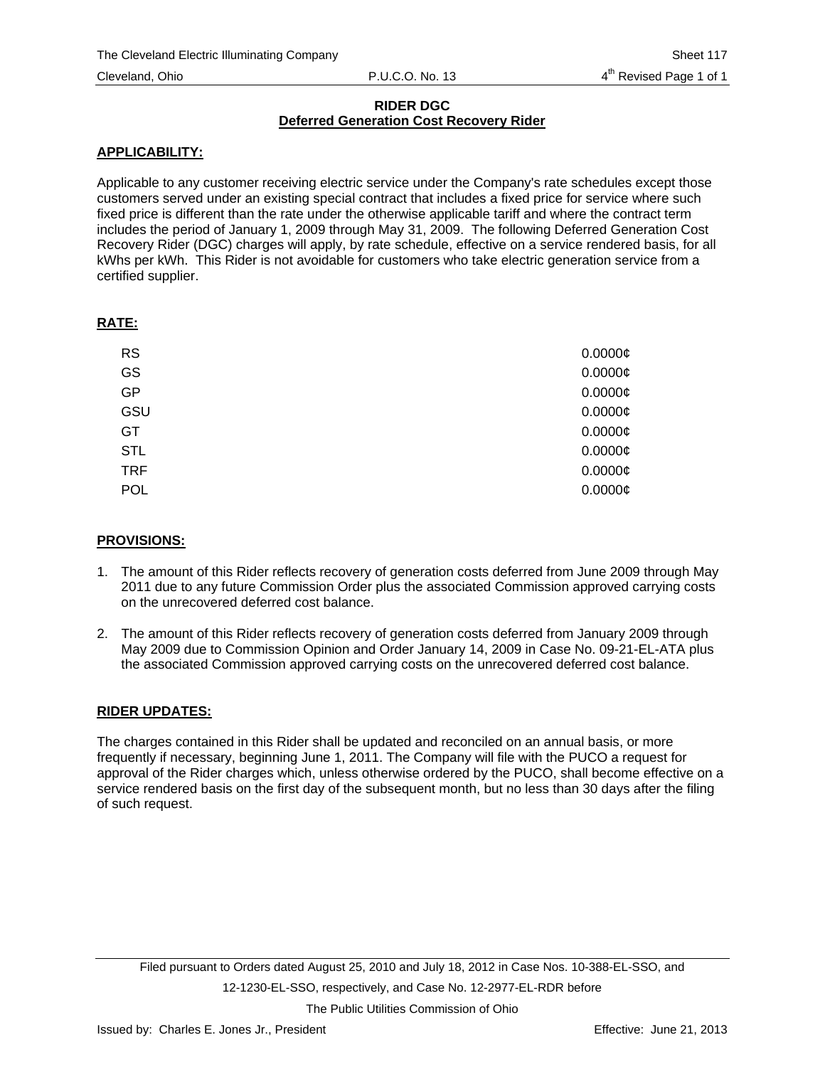# RIDER DGC

## Deferred Generation Cost Recovery Rider

**APPLICABILITY:**

Applicable to any customer receiving electric service under the Company's rate schedules except those customers served under an existing special contract that includes a fixed price for service where such fixed price is different than the rate under the otherwise applicable tariff and where the contract term includes the period of January 1, 2009 through May 31, 2009. The following Deferred Generation Cost Recovery Rider (DGC) charges will apply, by rate schedule, effective on a service rendered basis, for all kWhs per kWh. This Rider is not avoidable for customers who take electric generation service from a certified supplier.

**RATE:**

| | |
|---|---|
| RS | 0.0000¢ |
| GS | 0.0000¢ |
| GP | 0.0000¢ |
| GSU | 0.0000¢ |
| GT | 0.0000¢ |
| STL | 0.0000¢ |
| TRF | 0.0000¢ |
| POL | 0.0000¢ |

**PROVISIONS:**

1. The amount of this Rider reflects recovery of generation costs deferred from June 2009 through May 2011 due to any future Commission Order plus the associated Commission approved carrying costs on the unrecovered deferred cost balance.

2. The amount of this Rider reflects recovery of generation costs deferred from January 2009 through May 2009 due to Commission Opinion and Order January 14, 2009 in Case No. 09-21-EL-ATA plus the associated Commission approved carrying costs on the unrecovered deferred cost balance.

**RIDER UPDATES:**

The charges contained in this Rider shall be updated and reconciled on an annual basis, or more frequently if necessary, beginning June 1, 2011. The Company will file with the PUCO a request for approval of the Rider charges which, unless otherwise ordered by the PUCO, shall become effective on a service rendered basis on the first day of the subsequent month, but no less than 30 days after the filing of such request.

Filed pursuant to Orders dated August 25, 2010 and July 18, 2012 in Case Nos. 10-388-EL-SSO, and 12-1230-EL-SSO, respectively, and Case No. 12-2977-EL-RDR before The Public Utilities Commission of Ohio

Issued by: Charles E. Jones Jr., President — Effective: June 21, 2013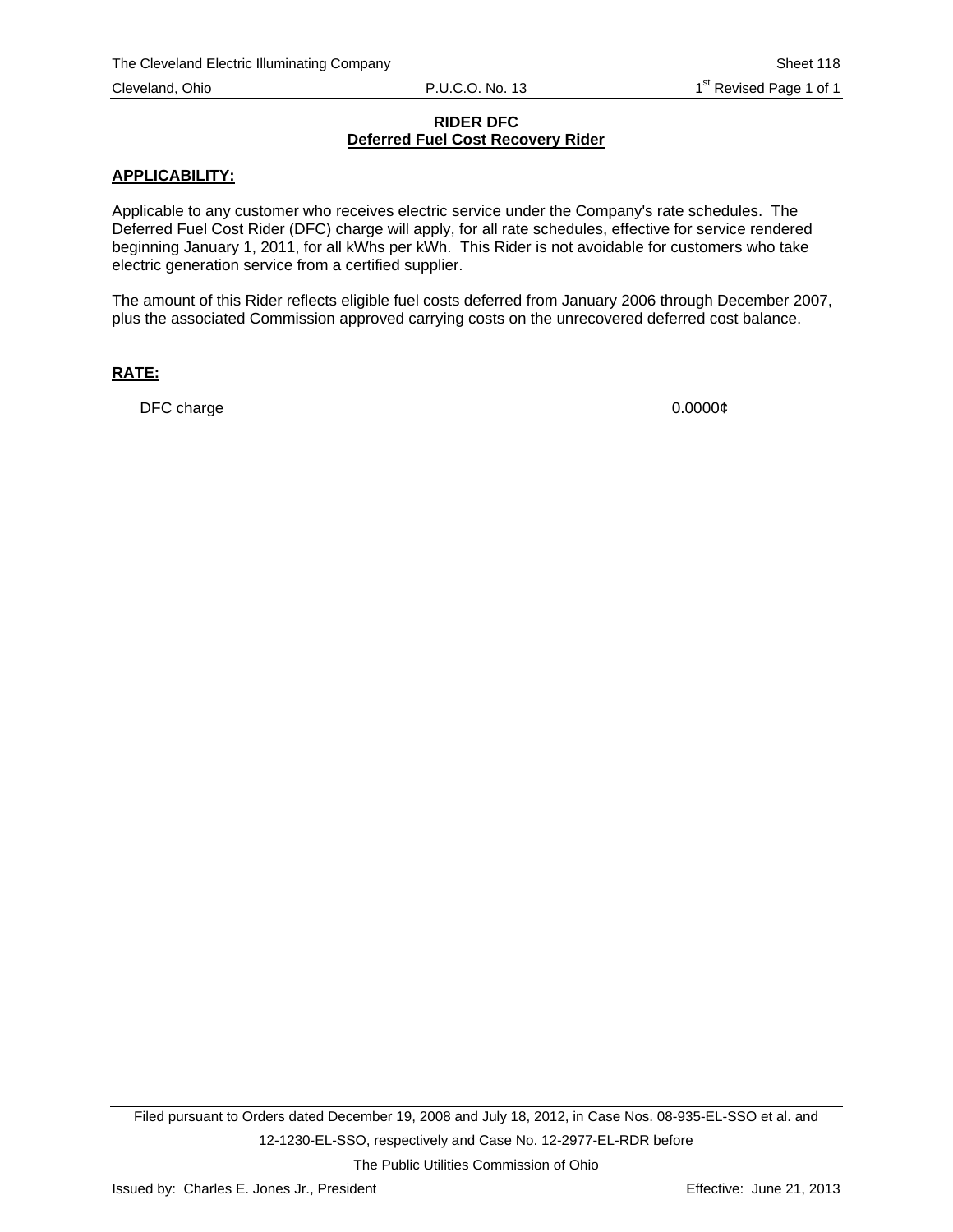# RIDER DFC
## Deferred Fuel Cost Recovery Rider

**APPLICABILITY:**

Applicable to any customer who receives electric service under the Company's rate schedules. The Deferred Fuel Cost Rider (DFC) charge will apply, for all rate schedules, effective for service rendered beginning January 1, 2011, for all kWhs per kWh. This Rider is not avoidable for customers who take electric generation service from a certified supplier.

The amount of this Rider reflects eligible fuel costs deferred from January 2006 through December 2007, plus the associated Commission approved carrying costs on the unrecovered deferred cost balance.

**RATE:**

| | |
|---|---|
| DFC charge | 0.0000¢ |

Filed pursuant to Orders dated December 19, 2008 and July 18, 2012, in Case Nos. 08-935-EL-SSO et al. and 12-1230-EL-SSO, respectively and Case No. 12-2977-EL-RDR before The Public Utilities Commission of Ohio

Issued by: Charles E. Jones Jr., President

Effective: June 21, 2013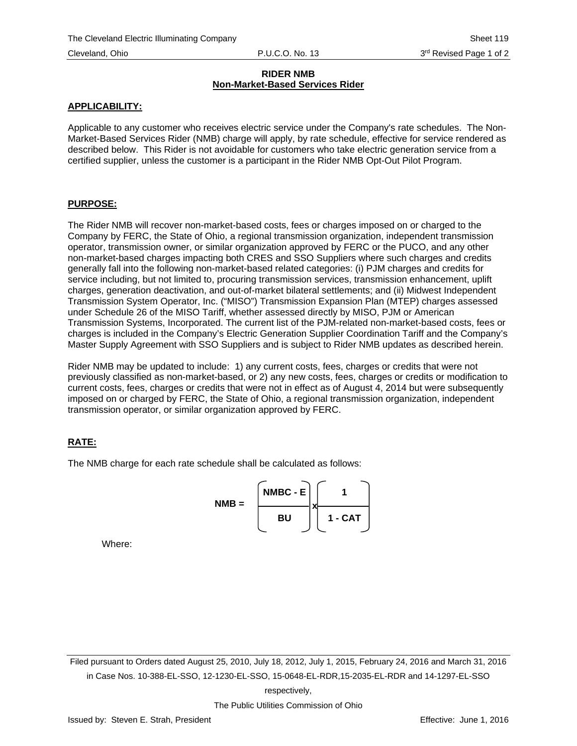## RIDER NMB
## Non-Market-Based Services Rider

**APPLICABILITY:**

Applicable to any customer who receives electric service under the Company's rate schedules. The Non-Market-Based Services Rider (NMB) charge will apply, by rate schedule, effective for service rendered as described below. This Rider is not avoidable for customers who take electric generation service from a certified supplier, unless the customer is a participant in the Rider NMB Opt-Out Pilot Program.

**PURPOSE:**

The Rider NMB will recover non-market-based costs, fees or charges imposed on or charged to the Company by FERC, the State of Ohio, a regional transmission organization, independent transmission operator, transmission owner, or similar organization approved by FERC or the PUCO, and any other non-market-based charges impacting both CRES and SSO Suppliers where such charges and credits generally fall into the following non-market-based related categories: (i) PJM charges and credits for service including, but not limited to, procuring transmission services, transmission enhancement, uplift charges, generation deactivation, and out-of-market bilateral settlements; and (ii) Midwest Independent Transmission System Operator, Inc. ("MISO") Transmission Expansion Plan (MTEP) charges assessed under Schedule 26 of the MISO Tariff, whether assessed directly by MISO, PJM or American Transmission Systems, Incorporated. The current list of the PJM-related non-market-based costs, fees or charges is included in the Company's Electric Generation Supplier Coordination Tariff and the Company's Master Supply Agreement with SSO Suppliers and is subject to Rider NMB updates as described herein.

Rider NMB may be updated to include: 1) any current costs, fees, charges or credits that were not previously classified as non-market-based, or 2) any new costs, fees, charges or credits or modification to current costs, fees, charges or credits that were not in effect as of August 4, 2014 but were subsequently imposed on or charged by FERC, the State of Ohio, a regional transmission organization, independent transmission operator, or similar organization approved by FERC.

**RATE:**

The NMB charge for each rate schedule shall be calculated as follows:

$$\textbf{NMB} = \left(\frac{\textbf{NMBC - E}}{\textbf{BU}}\right) \times \left(\frac{\textbf{1}}{\textbf{1 - CAT}}\right)$$

Where:

Filed pursuant to Orders dated August 25, 2010, July 18, 2012, July 1, 2015, February 24, 2016 and March 31, 2016 in Case Nos. 10-388-EL-SSO, 12-1230-EL-SSO, 15-0648-EL-RDR,15-2035-EL-RDR and 14-1297-EL-SSO respectively,

The Public Utilities Commission of Ohio

Issued by: Steven E. Strah, President

Effective: June 1, 2016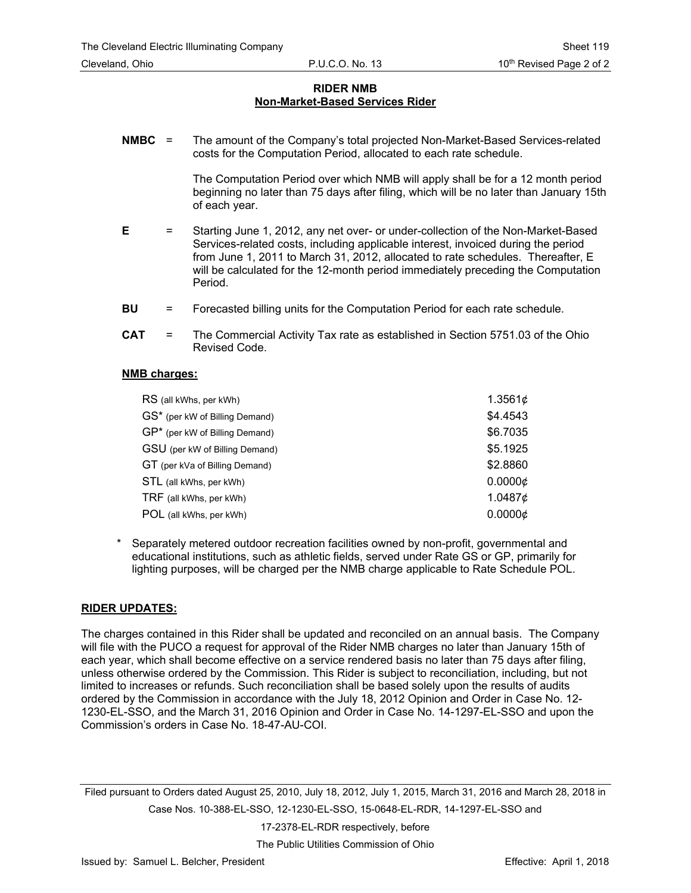**RIDER NMB**
**Non-Market-Based Services Rider**

**NMBC** = The amount of the Company's total projected Non-Market-Based Services-related costs for the Computation Period, allocated to each rate schedule.

The Computation Period over which NMB will apply shall be for a 12 month period beginning no later than 75 days after filing, which will be no later than January 15th of each year.

**E** = Starting June 1, 2012, any net over- or under-collection of the Non-Market-Based Services-related costs, including applicable interest, invoiced during the period from June 1, 2011 to March 31, 2012, allocated to rate schedules. Thereafter, E will be calculated for the 12-month period immediately preceding the Computation Period.

**BU** = Forecasted billing units for the Computation Period for each rate schedule.

**CAT** = The Commercial Activity Tax rate as established in Section 5751.03 of the Ohio Revised Code.

**NMB charges:**

| | |
|---|---|
| RS (all kWhs, per kWh) | 1.3561¢ |
| GS* (per kW of Billing Demand) | $4.4543 |
| GP* (per kW of Billing Demand) | $6.7035 |
| GSU (per kW of Billing Demand) | $5.1925 |
| GT (per kVa of Billing Demand) | $2.8860 |
| STL (all kWhs, per kWh) | 0.0000¢ |
| TRF (all kWhs, per kWh) | 1.0487¢ |
| POL (all kWhs, per kWh) | 0.0000¢ |

\* Separately metered outdoor recreation facilities owned by non-profit, governmental and educational institutions, such as athletic fields, served under Rate GS or GP, primarily for lighting purposes, will be charged per the NMB charge applicable to Rate Schedule POL.

**RIDER UPDATES:**

The charges contained in this Rider shall be updated and reconciled on an annual basis. The Company will file with the PUCO a request for approval of the Rider NMB charges no later than January 15th of each year, which shall become effective on a service rendered basis no later than 75 days after filing, unless otherwise ordered by the Commission. This Rider is subject to reconciliation, including, but not limited to increases or refunds. Such reconciliation shall be based solely upon the results of audits ordered by the Commission in accordance with the July 18, 2012 Opinion and Order in Case No. 12-1230-EL-SSO, and the March 31, 2016 Opinion and Order in Case No. 14-1297-EL-SSO and upon the Commission's orders in Case No. 18-47-AU-COI.

Filed pursuant to Orders dated August 25, 2010, July 18, 2012, July 1, 2015, March 31, 2016 and March 28, 2018 in Case Nos. 10-388-EL-SSO, 12-1230-EL-SSO, 15-0648-EL-RDR, 14-1297-EL-SSO and 17-2378-EL-RDR respectively, before The Public Utilities Commission of Ohio

Issued by: Samuel L. Belcher, President — Effective: April 1, 2018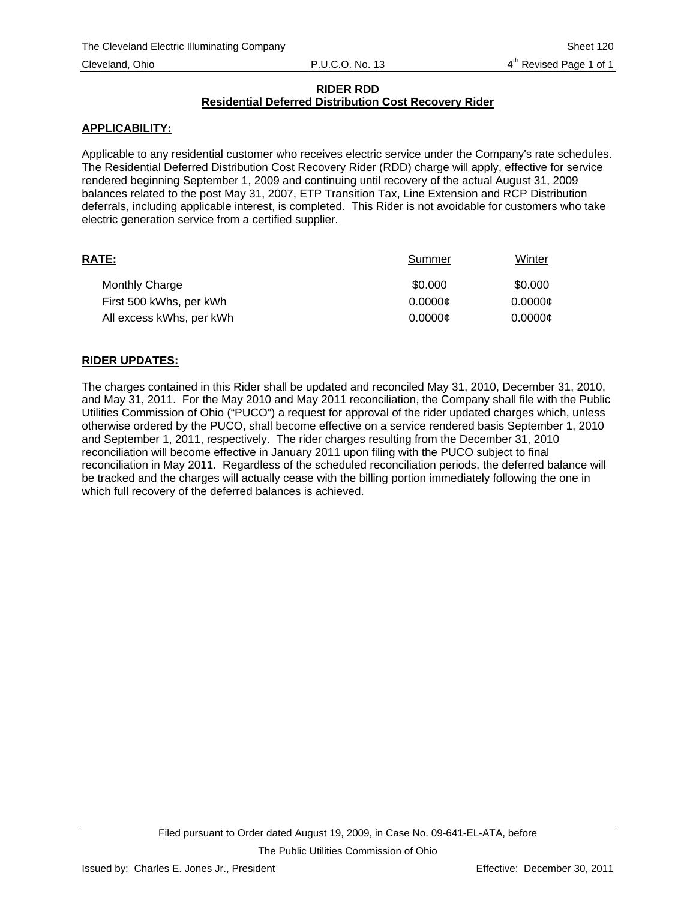## RIDER RDD
## Residential Deferred Distribution Cost Recovery Rider

**APPLICABILITY:**

Applicable to any residential customer who receives electric service under the Company's rate schedules. The Residential Deferred Distribution Cost Recovery Rider (RDD) charge will apply, effective for service rendered beginning September 1, 2009 and continuing until recovery of the actual August 31, 2009 balances related to the post May 31, 2007, ETP Transition Tax, Line Extension and RCP Distribution deferrals, including applicable interest, is completed. This Rider is not avoidable for customers who take electric generation service from a certified supplier.

| **RATE:** | Summer | Winter |
|---|---|---|
| Monthly Charge | $0.000 | $0.000 |
| First 500 kWhs, per kWh | 0.0000¢ | 0.0000¢ |
| All excess kWhs, per kWh | 0.0000¢ | 0.0000¢ |

**RIDER UPDATES:**

The charges contained in this Rider shall be updated and reconciled May 31, 2010, December 31, 2010, and May 31, 2011. For the May 2010 and May 2011 reconciliation, the Company shall file with the Public Utilities Commission of Ohio ("PUCO") a request for approval of the rider updated charges which, unless otherwise ordered by the PUCO, shall become effective on a service rendered basis September 1, 2010 and September 1, 2011, respectively. The rider charges resulting from the December 31, 2010 reconciliation will become effective in January 2011 upon filing with the PUCO subject to final reconciliation in May 2011. Regardless of the scheduled reconciliation periods, the deferred balance will be tracked and the charges will actually cease with the billing portion immediately following the one in which full recovery of the deferred balances is achieved.

Filed pursuant to Order dated August 19, 2009, in Case No. 09-641-EL-ATA, before The Public Utilities Commission of Ohio

Issued by: Charles E. Jones Jr., President

Effective: December 30, 2011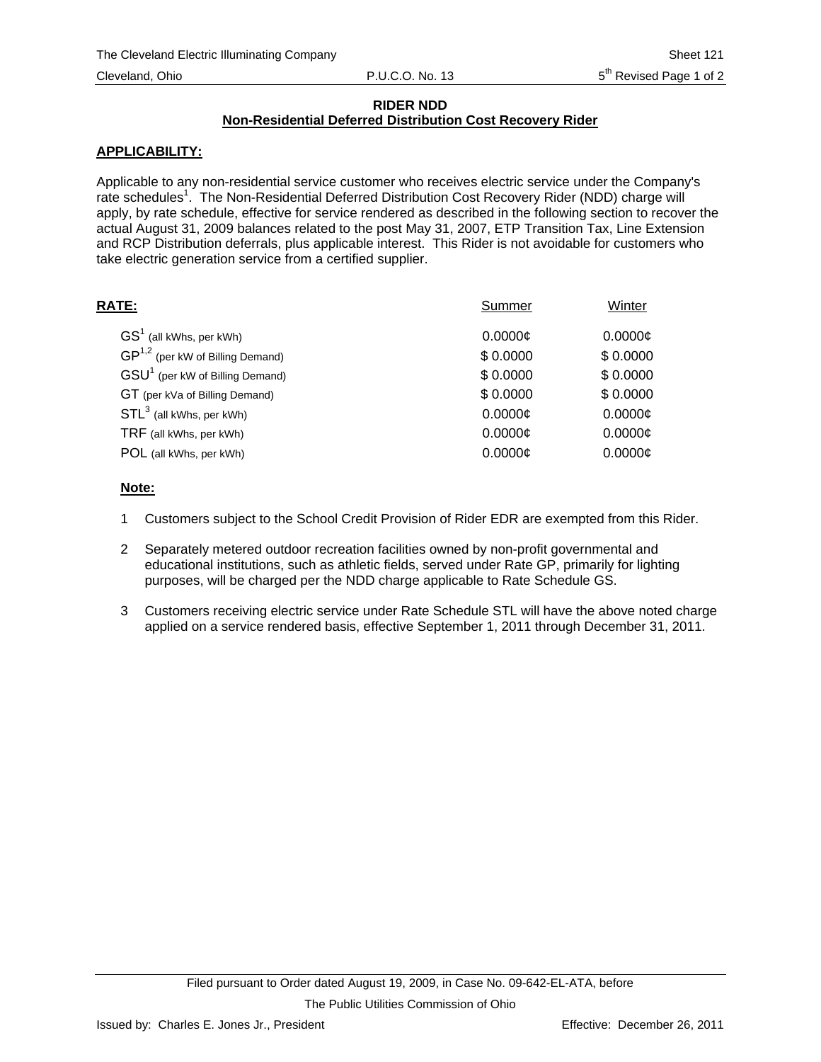## RIDER NDD

### Non-Residential Deferred Distribution Cost Recovery Rider

**APPLICABILITY:**

Applicable to any non-residential service customer who receives electric service under the Company's rate schedules[1]. The Non-Residential Deferred Distribution Cost Recovery Rider (NDD) charge will apply, by rate schedule, effective for service rendered as described in the following section to recover the actual August 31, 2009 balances related to the post May 31, 2007, ETP Transition Tax, Line Extension and RCP Distribution deferrals, plus applicable interest. This Rider is not avoidable for customers who take electric generation service from a certified supplier.

| **RATE:** | Summer | Winter |
|---|---|---|
| GS[1] (all kWhs, per kWh) | 0.0000¢ | 0.0000¢ |
| GP[1,2] (per kW of Billing Demand) | $ 0.0000 | $ 0.0000 |
| GSU[1] (per kW of Billing Demand) | $ 0.0000 | $ 0.0000 |
| GT (per kVa of Billing Demand) | $ 0.0000 | $ 0.0000 |
| STL[3] (all kWhs, per kWh) | 0.0000¢ | 0.0000¢ |
| TRF (all kWhs, per kWh) | 0.0000¢ | 0.0000¢ |
| POL (all kWhs, per kWh) | 0.0000¢ | 0.0000¢ |

**Note:**

1. Customers subject to the School Credit Provision of Rider EDR are exempted from this Rider.
2. Separately metered outdoor recreation facilities owned by non-profit governmental and educational institutions, such as athletic fields, served under Rate GP, primarily for lighting purposes, will be charged per the NDD charge applicable to Rate Schedule GS.
3. Customers receiving electric service under Rate Schedule STL will have the above noted charge applied on a service rendered basis, effective September 1, 2011 through December 31, 2011.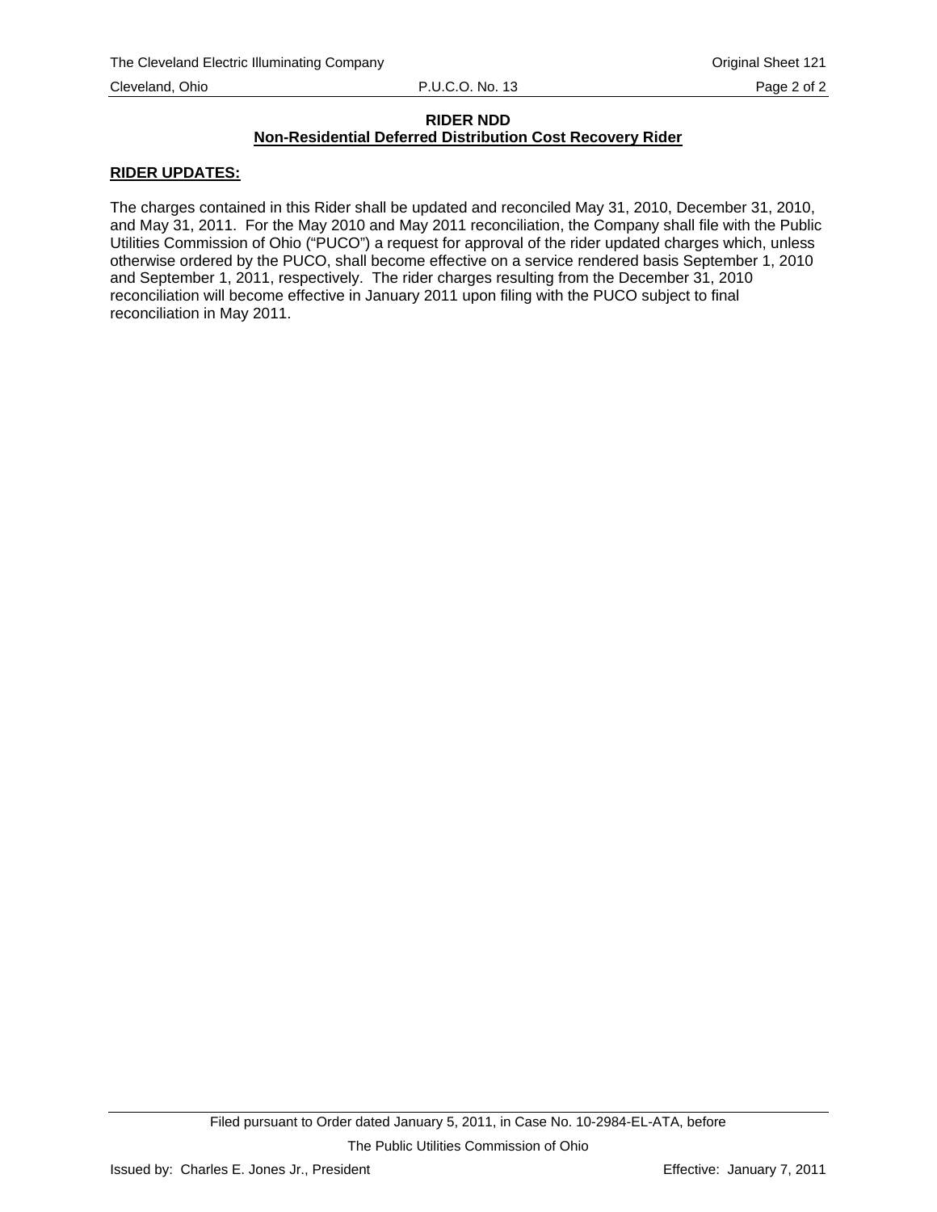**RIDER NDD**
**Non-Residential Deferred Distribution Cost Recovery Rider**

**RIDER UPDATES:**

The charges contained in this Rider shall be updated and reconciled May 31, 2010, December 31, 2010, and May 31, 2011. For the May 2010 and May 2011 reconciliation, the Company shall file with the Public Utilities Commission of Ohio ("PUCO") a request for approval of the rider updated charges which, unless otherwise ordered by the PUCO, shall become effective on a service rendered basis September 1, 2010 and September 1, 2011, respectively. The rider charges resulting from the December 31, 2010 reconciliation will become effective in January 2011 upon filing with the PUCO subject to final reconciliation in May 2011.

Filed pursuant to Order dated January 5, 2011, in Case No. 10-2984-EL-ATA, before

The Public Utilities Commission of Ohio

Issued by: Charles E. Jones Jr., President

Effective: January 7, 2011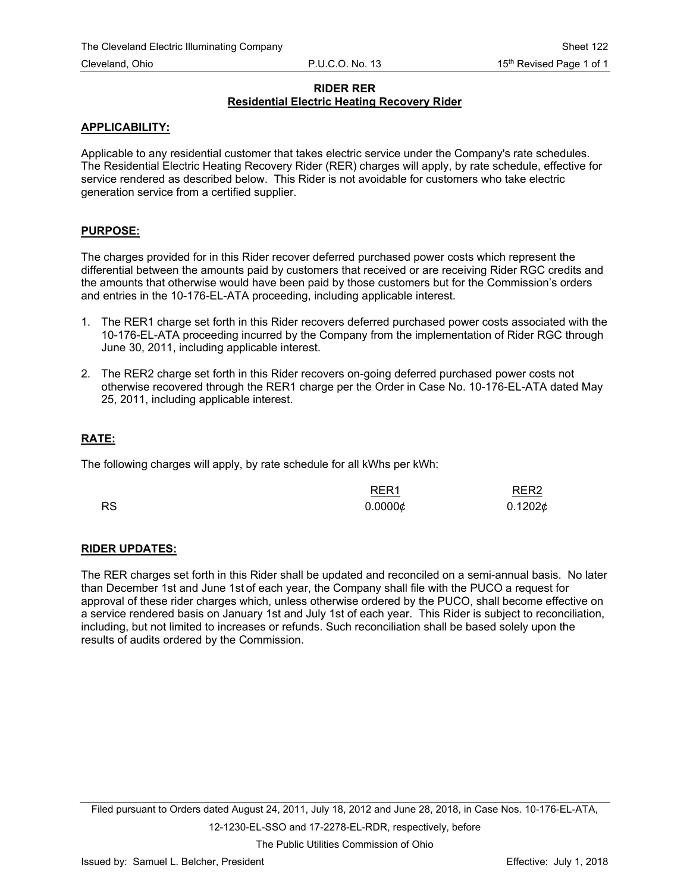# RIDER RER

## Residential Electric Heating Recovery Rider

### APPLICABILITY:

Applicable to any residential customer that takes electric service under the Company's rate schedules. The Residential Electric Heating Recovery Rider (RER) charges will apply, by rate schedule, effective for service rendered as described below. This Rider is not avoidable for customers who take electric generation service from a certified supplier.

### PURPOSE:

The charges provided for in this Rider recover deferred purchased power costs which represent the differential between the amounts paid by customers that received or are receiving Rider RGC credits and the amounts that otherwise would have been paid by those customers but for the Commission's orders and entries in the 10-176-EL-ATA proceeding, including applicable interest.

1. The RER1 charge set forth in this Rider recovers deferred purchased power costs associated with the 10-176-EL-ATA proceeding incurred by the Company from the implementation of Rider RGC through June 30, 2011, including applicable interest.
2. The RER2 charge set forth in this Rider recovers on-going deferred purchased power costs not otherwise recovered through the RER1 charge per the Order in Case No. 10-176-EL-ATA dated May 25, 2011, including applicable interest.

### RATE:

The following charges will apply, by rate schedule for all kWhs per kWh:

| | RER1 | RER2 |
|---|---|---|
| RS | 0.0000¢ | 0.1202¢ |

### RIDER UPDATES:

The RER charges set forth in this Rider shall be updated and reconciled on a semi-annual basis. No later than December 1st and June 1st of each year, the Company shall file with the PUCO a request for approval of these rider charges which, unless otherwise ordered by the PUCO, shall become effective on a service rendered basis on January 1st and July 1st of each year. This Rider is subject to reconciliation, including, but not limited to increases or refunds. Such reconciliation shall be based solely upon the results of audits ordered by the Commission.

Filed pursuant to Orders dated August 24, 2011, July 18, 2012 and June 28, 2018, in Case Nos. 10-176-EL-ATA, 12-1230-EL-SSO and 17-2278-EL-RDR, respectively, before The Public Utilities Commission of Ohio

Issued by: Samuel L. Belcher, President — Effective: July 1, 2018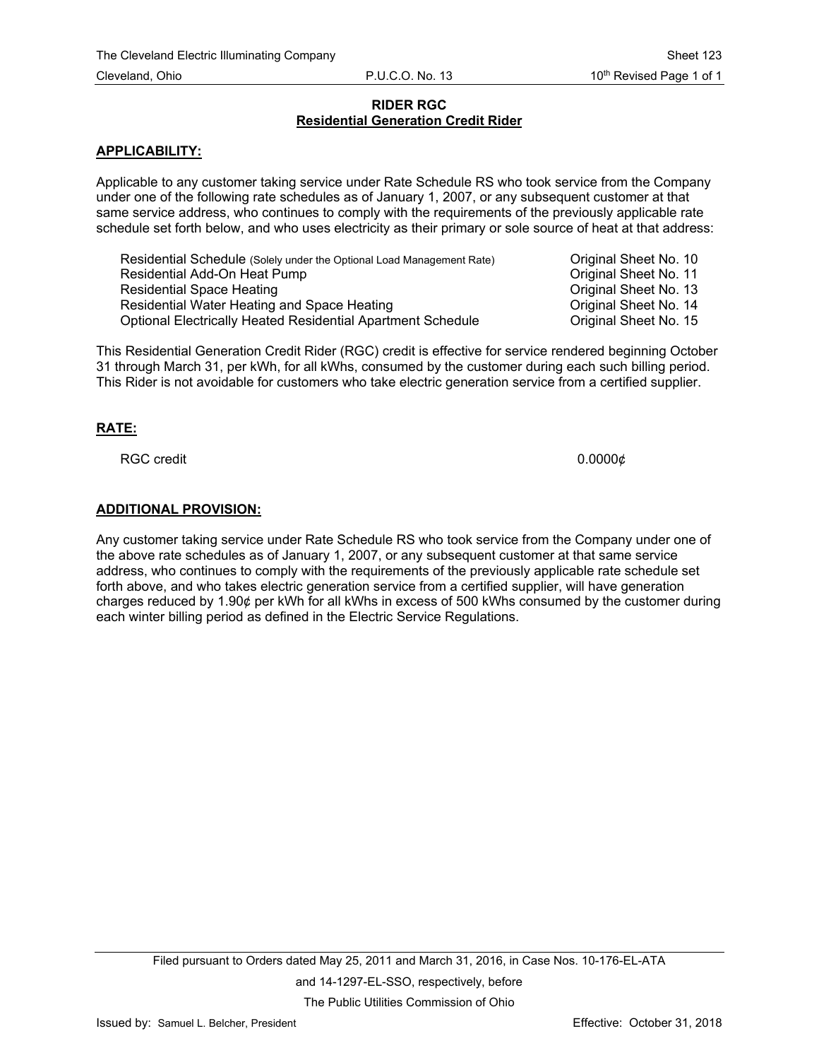## RIDER RGC
## Residential Generation Credit Rider

### APPLICABILITY:

Applicable to any customer taking service under Rate Schedule RS who took service from the Company under one of the following rate schedules as of January 1, 2007, or any subsequent customer at that same service address, who continues to comply with the requirements of the previously applicable rate schedule set forth below, and who uses electricity as their primary or sole source of heat at that address:

| | |
|---|---|
| Residential Schedule (Solely under the Optional Load Management Rate) | Original Sheet No. 10 |
| Residential Add-On Heat Pump | Original Sheet No. 11 |
| Residential Space Heating | Original Sheet No. 13 |
| Residential Water Heating and Space Heating | Original Sheet No. 14 |
| Optional Electrically Heated Residential Apartment Schedule | Original Sheet No. 15 |

This Residential Generation Credit Rider (RGC) credit is effective for service rendered beginning October 31 through March 31, per kWh, for all kWhs, consumed by the customer during each such billing period. This Rider is not avoidable for customers who take electric generation service from a certified supplier.

### RATE:

| | |
|---|---|
| RGC credit | 0.0000¢ |

### ADDITIONAL PROVISION:

Any customer taking service under Rate Schedule RS who took service from the Company under one of the above rate schedules as of January 1, 2007, or any subsequent customer at that same service address, who continues to comply with the requirements of the previously applicable rate schedule set forth above, and who takes electric generation service from a certified supplier, will have generation charges reduced by 1.90¢ per kWh for all kWhs in excess of 500 kWhs consumed by the customer during each winter billing period as defined in the Electric Service Regulations.

Filed pursuant to Orders dated May 25, 2011 and March 31, 2016, in Case Nos. 10-176-EL-ATA and 14-1297-EL-SSO, respectively, before The Public Utilities Commission of Ohio

Issued by: Samuel L. Belcher, President — Effective: October 31, 2018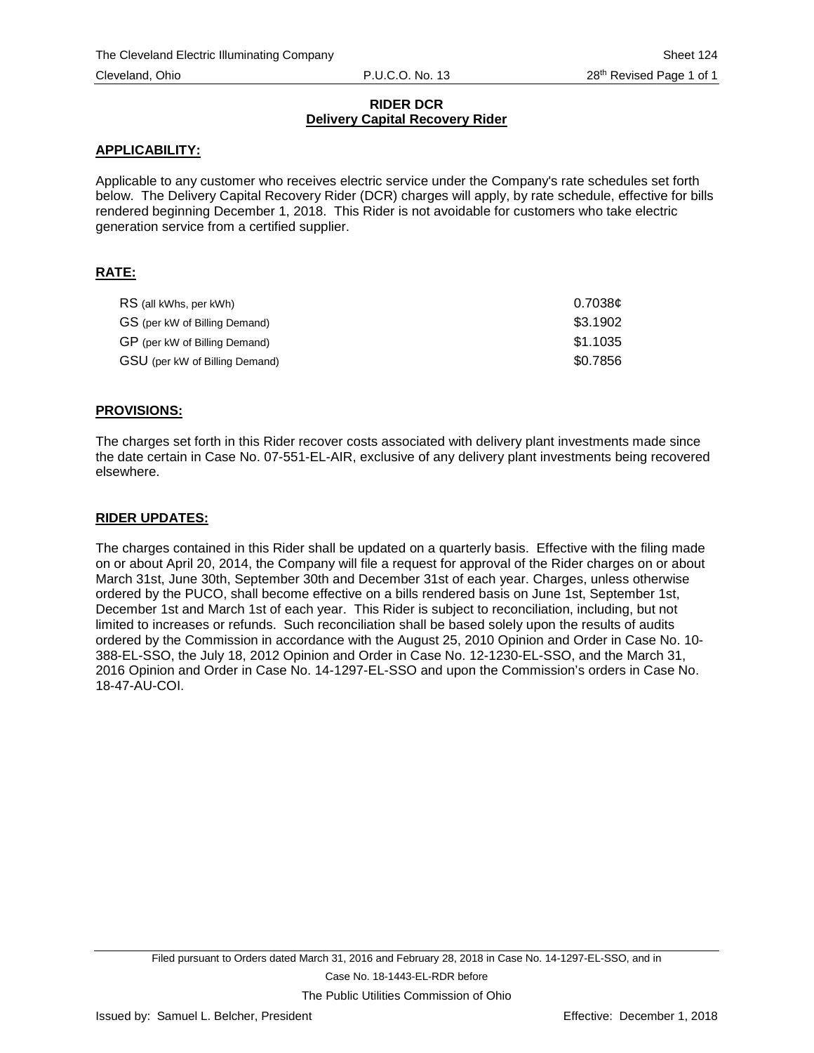The Cleveland Electric Illuminating Company — Sheet 124
Cleveland, Ohio — P.U.C.O. No. 13 — 28th Revised Page 1 of 1

# RIDER DCR
## Delivery Capital Recovery Rider

**APPLICABILITY:**

Applicable to any customer who receives electric service under the Company's rate schedules set forth below. The Delivery Capital Recovery Rider (DCR) charges will apply, by rate schedule, effective for bills rendered beginning December 1, 2018. This Rider is not avoidable for customers who take electric generation service from a certified supplier.

**RATE:**

| | |
|---|---|
| RS (all kWhs, per kWh) | 0.7038¢ |
| GS (per kW of Billing Demand) | $3.1902 |
| GP (per kW of Billing Demand) | $1.1035 |
| GSU (per kW of Billing Demand) | $0.7856 |

**PROVISIONS:**

The charges set forth in this Rider recover costs associated with delivery plant investments made since the date certain in Case No. 07-551-EL-AIR, exclusive of any delivery plant investments being recovered elsewhere.

**RIDER UPDATES:**

The charges contained in this Rider shall be updated on a quarterly basis. Effective with the filing made on or about April 20, 2014, the Company will file a request for approval of the Rider charges on or about March 31st, June 30th, September 30th and December 31st of each year. Charges, unless otherwise ordered by the PUCO, shall become effective on a bills rendered basis on June 1st, September 1st, December 1st and March 1st of each year. This Rider is subject to reconciliation, including, but not limited to increases or refunds. Such reconciliation shall be based solely upon the results of audits ordered by the Commission in accordance with the August 25, 2010 Opinion and Order in Case No. 10-388-EL-SSO, the July 18, 2012 Opinion and Order in Case No. 12-1230-EL-SSO, and the March 31, 2016 Opinion and Order in Case No. 14-1297-EL-SSO and upon the Commission's orders in Case No. 18-47-AU-COI.

Filed pursuant to Orders dated March 31, 2016 and February 28, 2018 in Case No. 14-1297-EL-SSO, and in Case No. 18-1443-EL-RDR before

The Public Utilities Commission of Ohio

Issued by: Samuel L. Belcher, President — Effective: December 1, 2018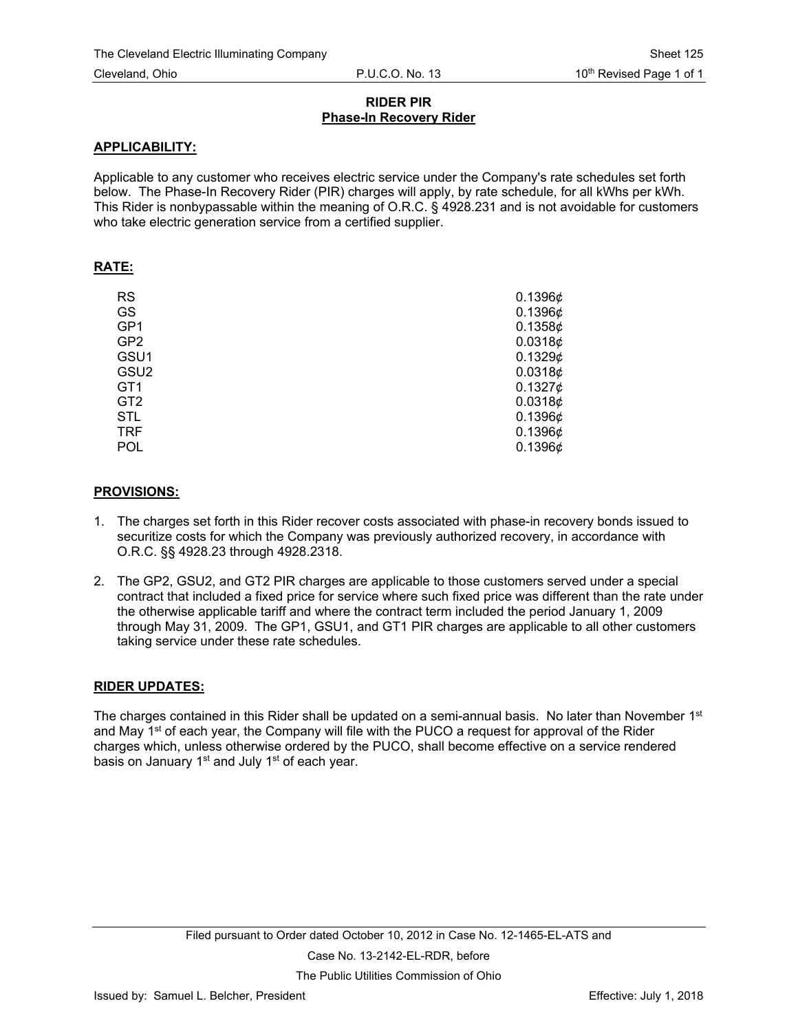# RIDER PIR
## Phase-In Recovery Rider

**APPLICABILITY:**

Applicable to any customer who receives electric service under the Company's rate schedules set forth below. The Phase-In Recovery Rider (PIR) charges will apply, by rate schedule, for all kWhs per kWh. This Rider is nonbypassable within the meaning of O.R.C. § 4928.231 and is not avoidable for customers who take electric generation service from a certified supplier.

**RATE:**

| Rate Schedule | Charge |
|---|---|
| RS | 0.1396¢ |
| GS | 0.1396¢ |
| GP1 | 0.1358¢ |
| GP2 | 0.0318¢ |
| GSU1 | 0.1329¢ |
| GSU2 | 0.0318¢ |
| GT1 | 0.1327¢ |
| GT2 | 0.0318¢ |
| STL | 0.1396¢ |
| TRF | 0.1396¢ |
| POL | 0.1396¢ |

**PROVISIONS:**

1. The charges set forth in this Rider recover costs associated with phase-in recovery bonds issued to securitize costs for which the Company was previously authorized recovery, in accordance with O.R.C. §§ 4928.23 through 4928.2318.
2. The GP2, GSU2, and GT2 PIR charges are applicable to those customers served under a special contract that included a fixed price for service where such fixed price was different than the rate under the otherwise applicable tariff and where the contract term included the period January 1, 2009 through May 31, 2009. The GP1, GSU1, and GT1 PIR charges are applicable to all other customers taking service under these rate schedules.

**RIDER UPDATES:**

The charges contained in this Rider shall be updated on a semi-annual basis. No later than November 1st and May 1st of each year, the Company will file with the PUCO a request for approval of the Rider charges which, unless otherwise ordered by the PUCO, shall become effective on a service rendered basis on January 1st and July 1st of each year.

Filed pursuant to Order dated October 10, 2012 in Case No. 12-1465-EL-ATS and Case No. 13-2142-EL-RDR, before The Public Utilities Commission of Ohio

Issued by: Samuel L. Belcher, President

Effective: July 1, 2018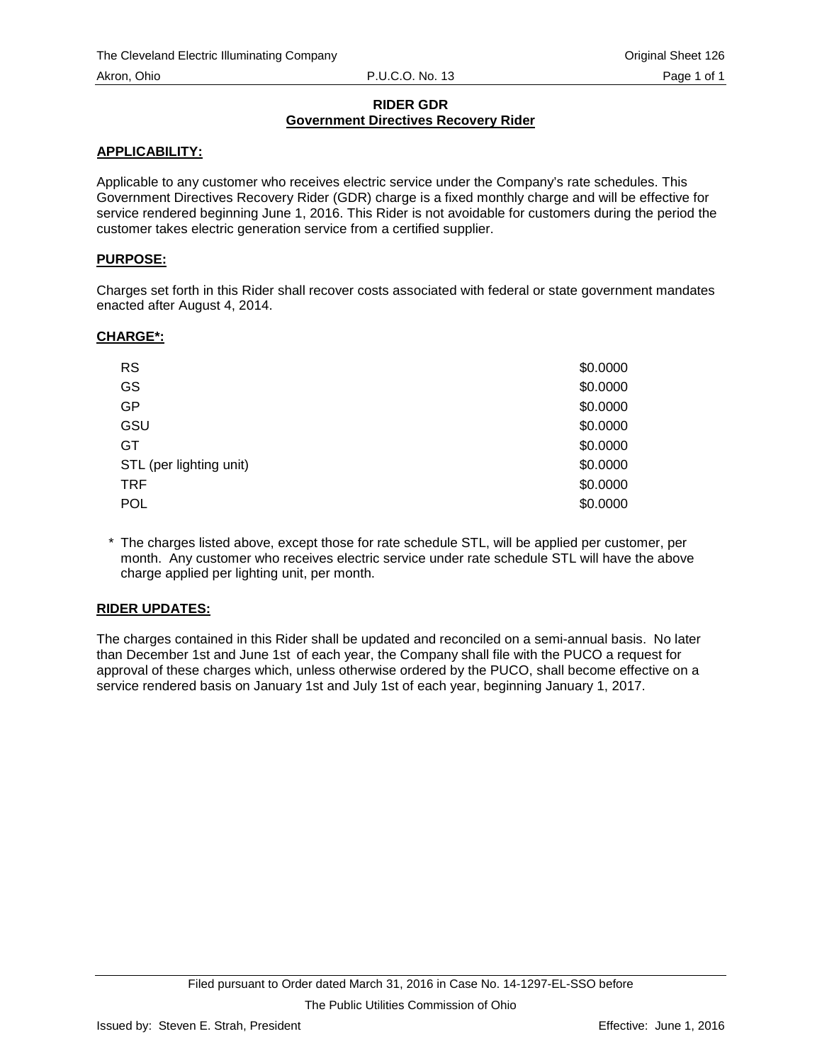# RIDER GDR
## Government Directives Recovery Rider

**APPLICABILITY:**

Applicable to any customer who receives electric service under the Company's rate schedules. This Government Directives Recovery Rider (GDR) charge is a fixed monthly charge and will be effective for service rendered beginning June 1, 2016. This Rider is not avoidable for customers during the period the customer takes electric generation service from a certified supplier.

**PURPOSE:**

Charges set forth in this Rider shall recover costs associated with federal or state government mandates enacted after August 4, 2014.

**CHARGE*:**

| | |
|---|---|
| RS | $0.0000 |
| GS | $0.0000 |
| GP | $0.0000 |
| GSU | $0.0000 |
| GT | $0.0000 |
| STL (per lighting unit) | $0.0000 |
| TRF | $0.0000 |
| POL | $0.0000 |

\* The charges listed above, except those for rate schedule STL, will be applied per customer, per month. Any customer who receives electric service under rate schedule STL will have the above charge applied per lighting unit, per month.

**RIDER UPDATES:**

The charges contained in this Rider shall be updated and reconciled on a semi-annual basis. No later than December 1st and June 1st of each year, the Company shall file with the PUCO a request for approval of these charges which, unless otherwise ordered by the PUCO, shall become effective on a service rendered basis on January 1st and July 1st of each year, beginning January 1, 2017.

Filed pursuant to Order dated March 31, 2016 in Case No. 14-1297-EL-SSO before The Public Utilities Commission of Ohio

Issued by: Steven E. Strah, President | Effective: June 1, 2016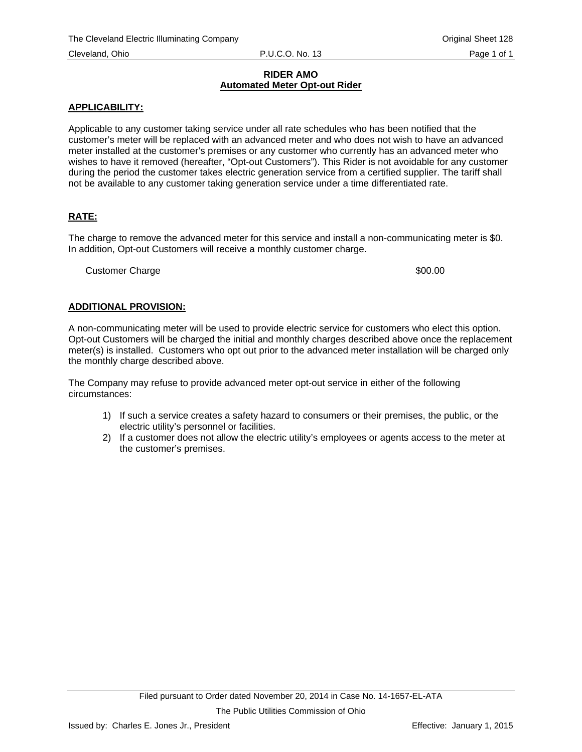**RIDER AMO**
**Automated Meter Opt-out Rider**

**APPLICABILITY:**

Applicable to any customer taking service under all rate schedules who has been notified that the customer's meter will be replaced with an advanced meter and who does not wish to have an advanced meter installed at the customer's premises or any customer who currently has an advanced meter who wishes to have it removed (hereafter, "Opt-out Customers"). This Rider is not avoidable for any customer during the period the customer takes electric generation service from a certified supplier. The tariff shall not be available to any customer taking generation service under a time differentiated rate.

**RATE:**

The charge to remove the advanced meter for this service and install a non-communicating meter is $0. In addition, Opt-out Customers will receive a monthly customer charge.

| | |
|---|---|
| Customer Charge | $00.00 |

**ADDITIONAL PROVISION:**

A non-communicating meter will be used to provide electric service for customers who elect this option. Opt-out Customers will be charged the initial and monthly charges described above once the replacement meter(s) is installed. Customers who opt out prior to the advanced meter installation will be charged only the monthly charge described above.

The Company may refuse to provide advanced meter opt-out service in either of the following circumstances:

1) If such a service creates a safety hazard to consumers or their premises, the public, or the electric utility's personnel or facilities.
2) If a customer does not allow the electric utility's employees or agents access to the meter at the customer's premises.

Filed pursuant to Order dated November 20, 2014 in Case No. 14-1657-EL-ATA
The Public Utilities Commission of Ohio

Issued by: Charles E. Jones Jr., President — Effective: January 1, 2015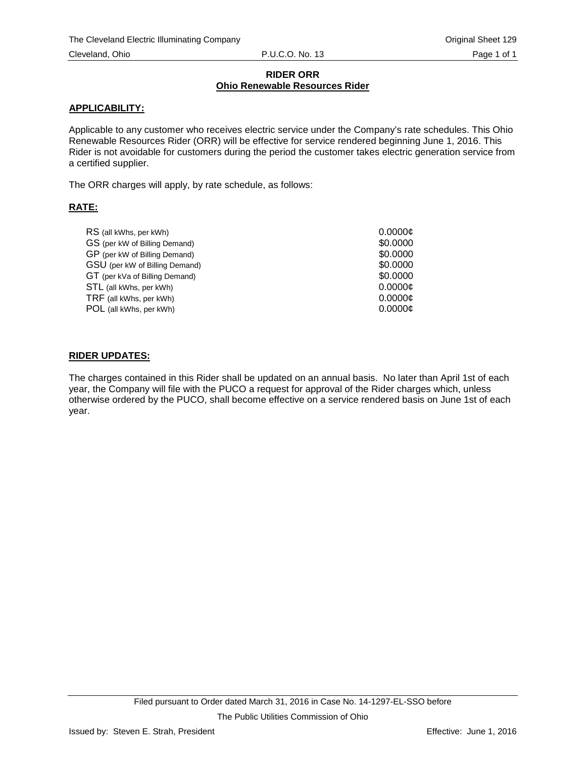**RIDER ORR**
**Ohio Renewable Resources Rider**

**APPLICABILITY:**

Applicable to any customer who receives electric service under the Company's rate schedules. This Ohio Renewable Resources Rider (ORR) will be effective for service rendered beginning June 1, 2016. This Rider is not avoidable for customers during the period the customer takes electric generation service from a certified supplier.

The ORR charges will apply, by rate schedule, as follows:

**RATE:**

| | |
|---|---|
| RS (all kWhs, per kWh) | 0.0000¢ |
| GS (per kW of Billing Demand) | $0.0000 |
| GP (per kW of Billing Demand) | $0.0000 |
| GSU (per kW of Billing Demand) | $0.0000 |
| GT (per kVa of Billing Demand) | $0.0000 |
| STL (all kWhs, per kWh) | 0.0000¢ |
| TRF (all kWhs, per kWh) | 0.0000¢ |
| POL (all kWhs, per kWh) | 0.0000¢ |

**RIDER UPDATES:**

The charges contained in this Rider shall be updated on an annual basis. No later than April 1st of each year, the Company will file with the PUCO a request for approval of the Rider charges which, unless otherwise ordered by the PUCO, shall become effective on a service rendered basis on June 1st of each year.

Filed pursuant to Order dated March 31, 2016 in Case No. 14-1297-EL-SSO before

The Public Utilities Commission of Ohio

Issued by: Steven E. Strah, President

Effective: June 1, 2016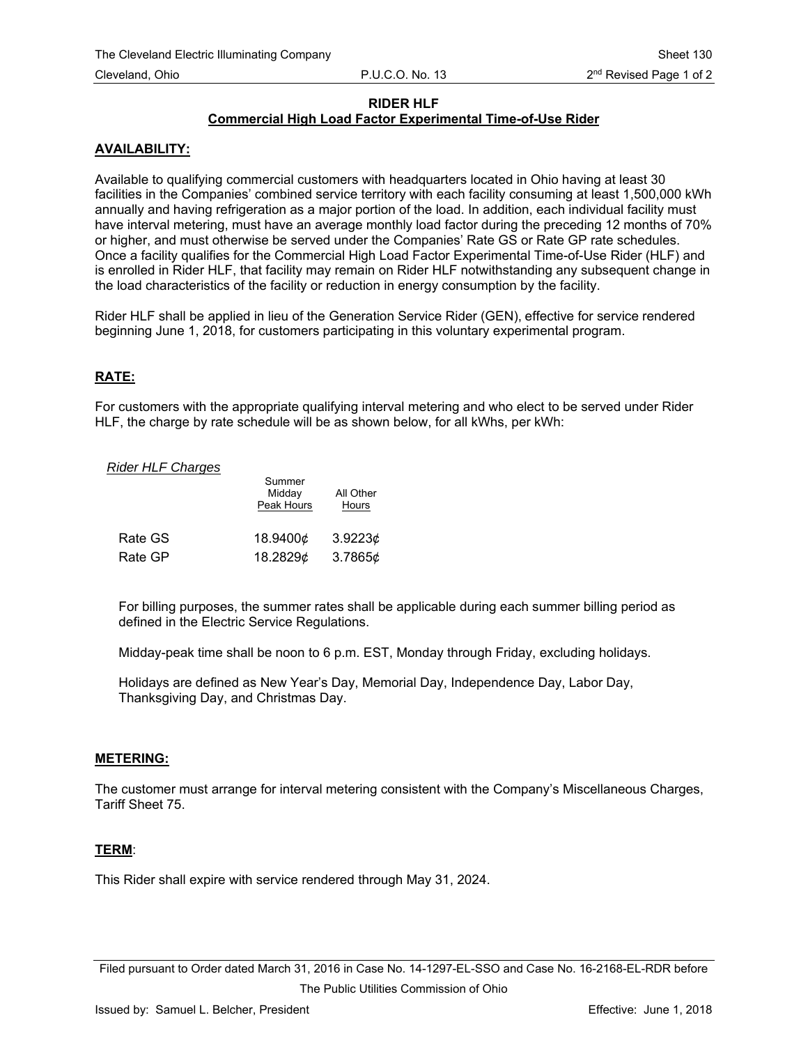# RIDER HLF

## Commercial High Load Factor Experimental Time-of-Use Rider

**AVAILABILITY:**

Available to qualifying commercial customers with headquarters located in Ohio having at least 30 facilities in the Companies' combined service territory with each facility consuming at least 1,500,000 kWh annually and having refrigeration as a major portion of the load. In addition, each individual facility must have interval metering, must have an average monthly load factor during the preceding 12 months of 70% or higher, and must otherwise be served under the Companies' Rate GS or Rate GP rate schedules. Once a facility qualifies for the Commercial High Load Factor Experimental Time-of-Use Rider (HLF) and is enrolled in Rider HLF, that facility may remain on Rider HLF notwithstanding any subsequent change in the load characteristics of the facility or reduction in energy consumption by the facility.

Rider HLF shall be applied in lieu of the Generation Service Rider (GEN), effective for service rendered beginning June 1, 2018, for customers participating in this voluntary experimental program.

**RATE:**

For customers with the appropriate qualifying interval metering and who elect to be served under Rider HLF, the charge by rate schedule will be as shown below, for all kWhs, per kWh:

*Rider HLF Charges*

| | Summer Midday Peak Hours | All Other Hours |
|---|---|---|
| Rate GS | 18.9400¢ | 3.9223¢ |
| Rate GP | 18.2829¢ | 3.7865¢ |

For billing purposes, the summer rates shall be applicable during each summer billing period as defined in the Electric Service Regulations.

Midday-peak time shall be noon to 6 p.m. EST, Monday through Friday, excluding holidays.

Holidays are defined as New Year's Day, Memorial Day, Independence Day, Labor Day, Thanksgiving Day, and Christmas Day.

**METERING:**

The customer must arrange for interval metering consistent with the Company's Miscellaneous Charges, Tariff Sheet 75.

**TERM**:

This Rider shall expire with service rendered through May 31, 2024.

Filed pursuant to Order dated March 31, 2016 in Case No. 14-1297-EL-SSO and Case No. 16-2168-EL-RDR before The Public Utilities Commission of Ohio

Issued by: Samuel L. Belcher, President — Effective: June 1, 2018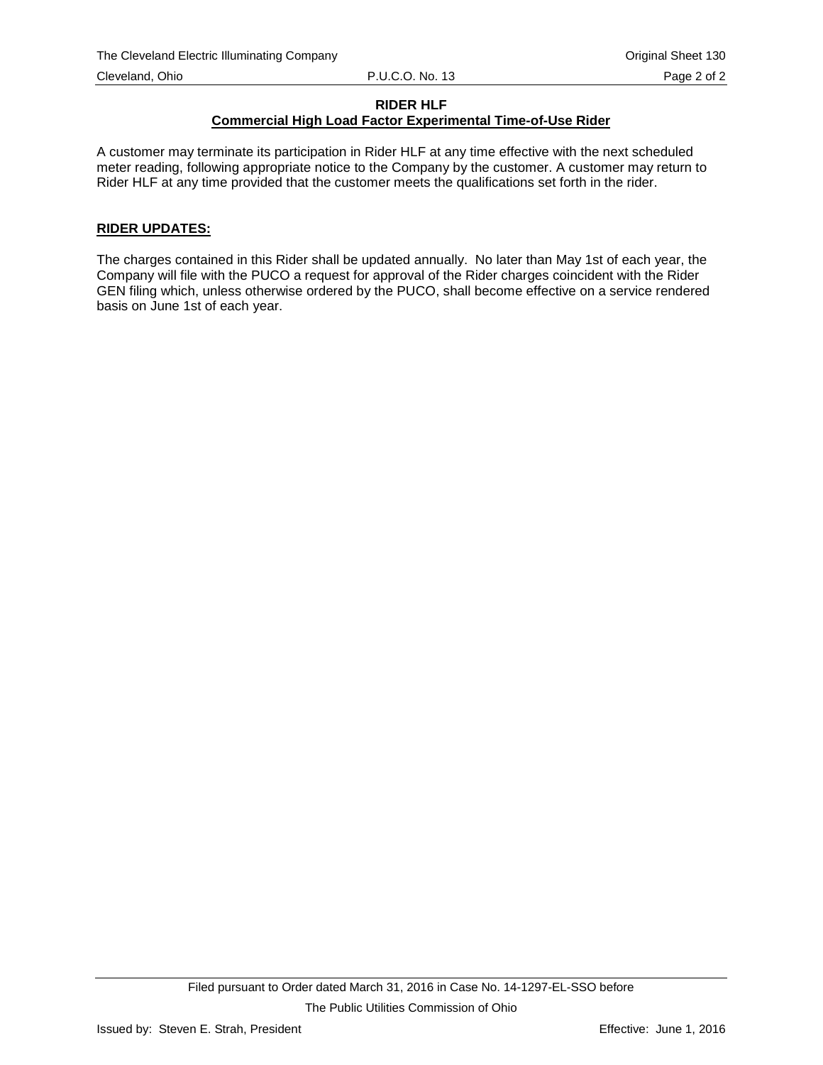**RIDER HLF**

**Commercial High Load Factor Experimental Time-of-Use Rider**

A customer may terminate its participation in Rider HLF at any time effective with the next scheduled meter reading, following appropriate notice to the Company by the customer. A customer may return to Rider HLF at any time provided that the customer meets the qualifications set forth in the rider.

**RIDER UPDATES:**

The charges contained in this Rider shall be updated annually. No later than May 1st of each year, the Company will file with the PUCO a request for approval of the Rider charges coincident with the Rider GEN filing which, unless otherwise ordered by the PUCO, shall become effective on a service rendered basis on June 1st of each year.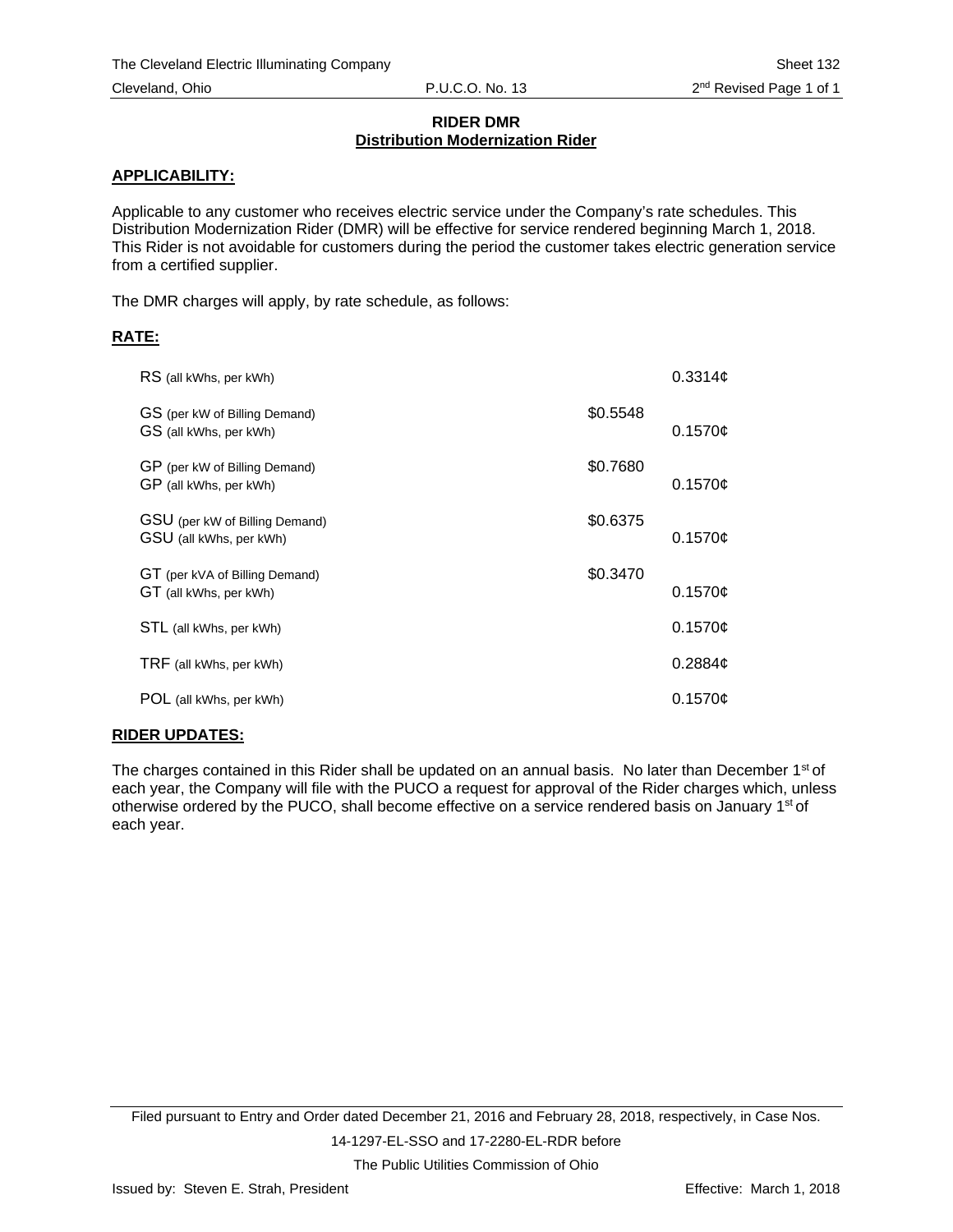## RIDER DMR

### Distribution Modernization Rider

**APPLICABILITY:**

Applicable to any customer who receives electric service under the Company's rate schedules. This Distribution Modernization Rider (DMR) will be effective for service rendered beginning March 1, 2018. This Rider is not avoidable for customers during the period the customer takes electric generation service from a certified supplier.

The DMR charges will apply, by rate schedule, as follows:

**RATE:**

| | | |
|---|---|---|
| RS (all kWhs, per kWh) | | 0.3314¢ |
| GS (per kW of Billing Demand) | $0.5548 | |
| GS (all kWhs, per kWh) | | 0.1570¢ |
| GP (per kW of Billing Demand) | $0.7680 | |
| GP (all kWhs, per kWh) | | 0.1570¢ |
| GSU (per kW of Billing Demand) | $0.6375 | |
| GSU (all kWhs, per kWh) | | 0.1570¢ |
| GT (per kVA of Billing Demand) | $0.3470 | |
| GT (all kWhs, per kWh) | | 0.1570¢ |
| STL (all kWhs, per kWh) | | 0.1570¢ |
| TRF (all kWhs, per kWh) | | 0.2884¢ |
| POL (all kWhs, per kWh) | | 0.1570¢ |

**RIDER UPDATES:**

The charges contained in this Rider shall be updated on an annual basis. No later than December 1st of each year, the Company will file with the PUCO a request for approval of the Rider charges which, unless otherwise ordered by the PUCO, shall become effective on a service rendered basis on January 1st of each year.

Filed pursuant to Entry and Order dated December 21, 2016 and February 28, 2018, respectively, in Case Nos. 14-1297-EL-SSO and 17-2280-EL-RDR before The Public Utilities Commission of Ohio

Issued by: Steven E. Strah, President

Effective: March 1, 2018